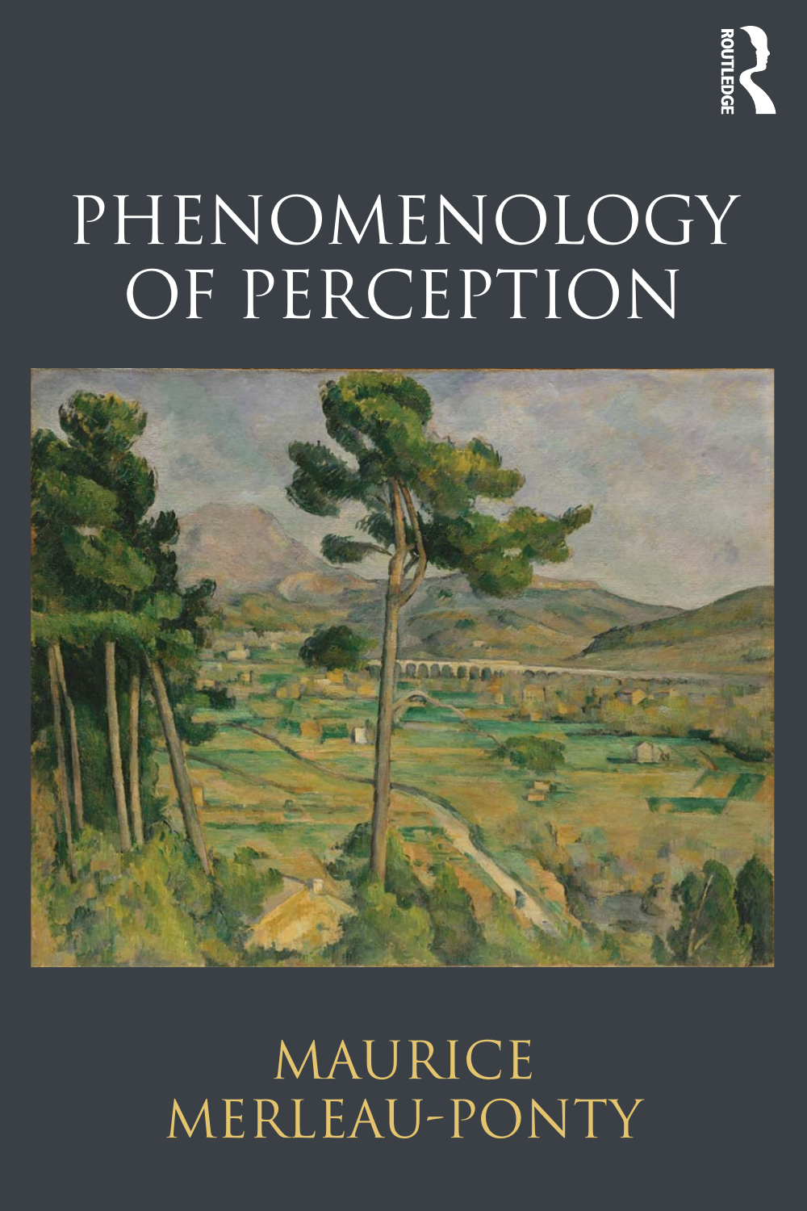ROUTLEDGE

# PHENOMENOLOGY OF PERCEPTION

MAURICE MERLEAU-PONTY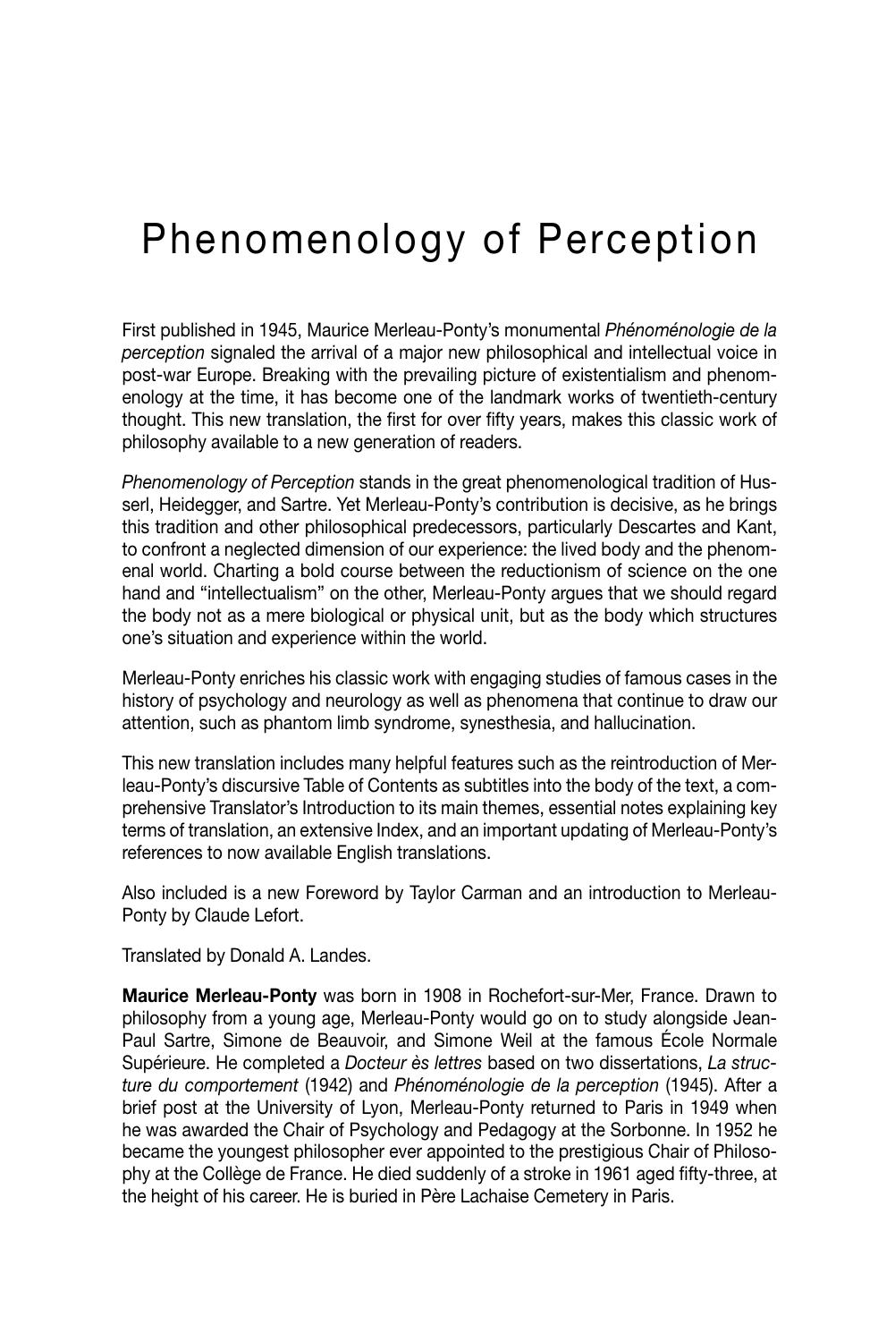# Phenomenology of Perception

First published in 1945, Maurice Merleau-Ponty's monumental *Phénoménologie de la perception* signaled the arrival of a major new philosophical and intellectual voice in post-war Europe. Breaking with the prevailing picture of existentialism and phenomenology at the time, it has become one of the landmark works of twentieth-century thought. This new translation, the first for over fifty years, makes this classic work of philosophy available to a new generation of readers.

*Phenomenology of Perception* stands in the great phenomenological tradition of Husserl, Heidegger, and Sartre. Yet Merleau-Ponty's contribution is decisive, as he brings this tradition and other philosophical predecessors, particularly Descartes and Kant, to confront a neglected dimension of our experience: the lived body and the phenomenal world. Charting a bold course between the reductionism of science on the one hand and "intellectualism" on the other, Merleau-Ponty argues that we should regard the body not as a mere biological or physical unit, but as the body which structures one's situation and experience within the world.

Merleau-Ponty enriches his classic work with engaging studies of famous cases in the history of psychology and neurology as well as phenomena that continue to draw our attention, such as phantom limb syndrome, synesthesia, and hallucination.

This new translation includes many helpful features such as the reintroduction of Merleau-Ponty's discursive Table of Contents as subtitles into the body of the text, a comprehensive Translator's Introduction to its main themes, essential notes explaining key terms of translation, an extensive Index, and an important updating of Merleau-Ponty's references to now available English translations.

Also included is a new Foreword by Taylor Carman and an introduction to Merleau-Ponty by Claude Lefort.

Translated by Donald A. Landes.

**Maurice Merleau-Ponty** was born in 1908 in Rochefort-sur-Mer, France. Drawn to philosophy from a young age, Merleau-Ponty would go on to study alongside Jean-Paul Sartre, Simone de Beauvoir, and Simone Weil at the famous École Normale Supérieure. He completed a *Docteur ès lettres* based on two dissertations, *La structure du comportement* (1942) and *Phénoménologie de la perception* (1945). After a brief post at the University of Lyon, Merleau-Ponty returned to Paris in 1949 when he was awarded the Chair of Psychology and Pedagogy at the Sorbonne. In 1952 he became the youngest philosopher ever appointed to the prestigious Chair of Philosophy at the Collège de France. He died suddenly of a stroke in 1961 aged fifty-three, at the height of his career. He is buried in Père Lachaise Cemetery in Paris.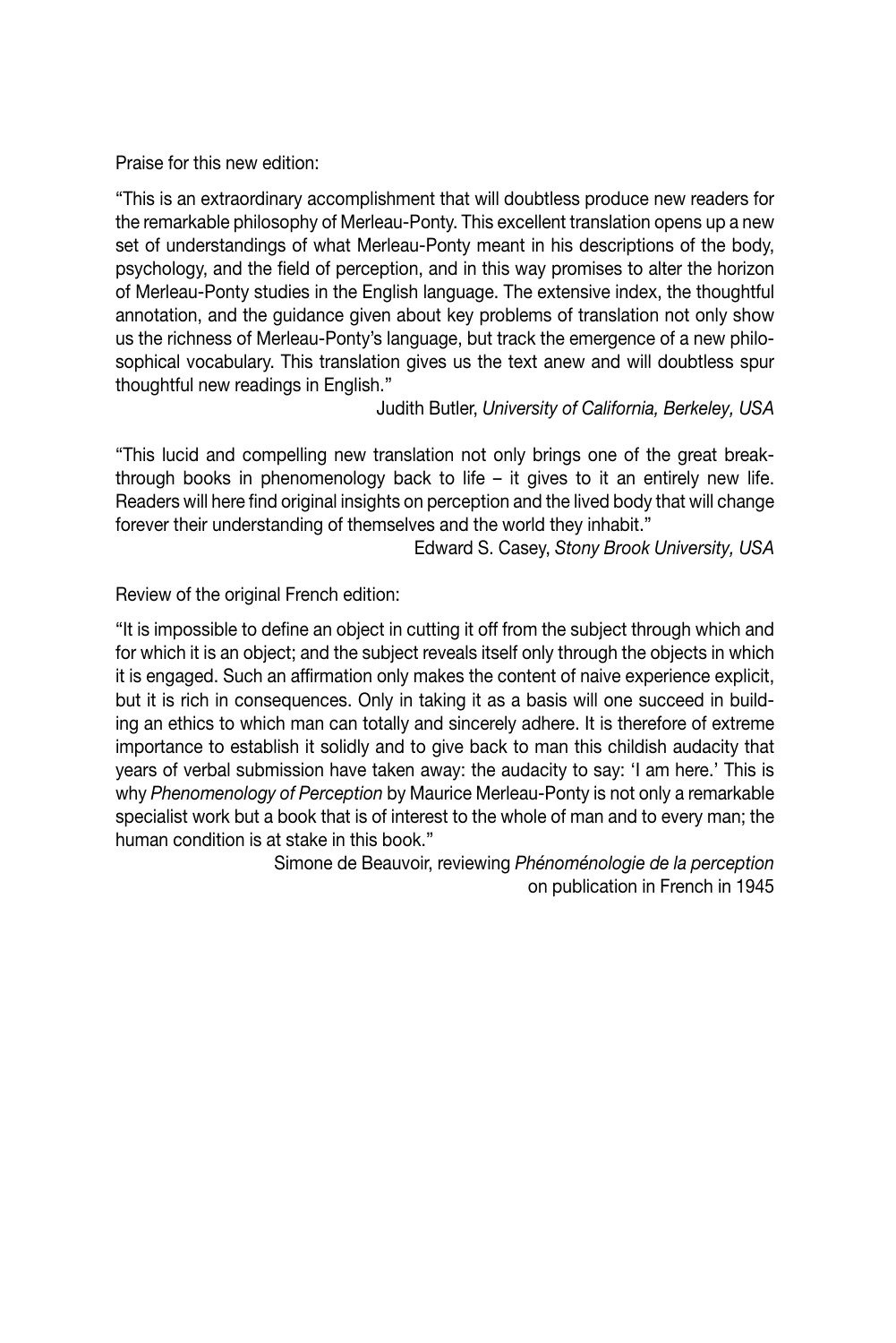Praise for this new edition:

"This is an extraordinary accomplishment that will doubtless produce new readers for the remarkable philosophy of Merleau-Ponty. This excellent translation opens up a new set of understandings of what Merleau-Ponty meant in his descriptions of the body, psychology, and the field of perception, and in this way promises to alter the horizon of Merleau-Ponty studies in the English language. The extensive index, the thoughtful annotation, and the guidance given about key problems of translation not only show us the richness of Merleau-Ponty's language, but track the emergence of a new philosophical vocabulary. This translation gives us the text anew and will doubtless spur thoughtful new readings in English."

Judith Butler, *University of California, Berkeley, USA*

"This lucid and compelling new translation not only brings one of the great breakthrough books in phenomenology back to life – it gives to it an entirely new life. Readers will here find original insights on perception and the lived body that will change forever their understanding of themselves and the world they inhabit."

Edward S. Casey, *Stony Brook University, USA*

Review of the original French edition:

"It is impossible to define an object in cutting it off from the subject through which and for which it is an object; and the subject reveals itself only through the objects in which it is engaged. Such an affirmation only makes the content of naive experience explicit, but it is rich in consequences. Only in taking it as a basis will one succeed in building an ethics to which man can totally and sincerely adhere. It is therefore of extreme importance to establish it solidly and to give back to man this childish audacity that years of verbal submission have taken away: the audacity to say: 'I am here.' This is why *Phenomenology of Perception* by Maurice Merleau-Ponty is not only a remarkable specialist work but a book that is of interest to the whole of man and to every man; the human condition is at stake in this book."

Simone de Beauvoir, reviewing *Phénoménologie de la perception* on publication in French in 1945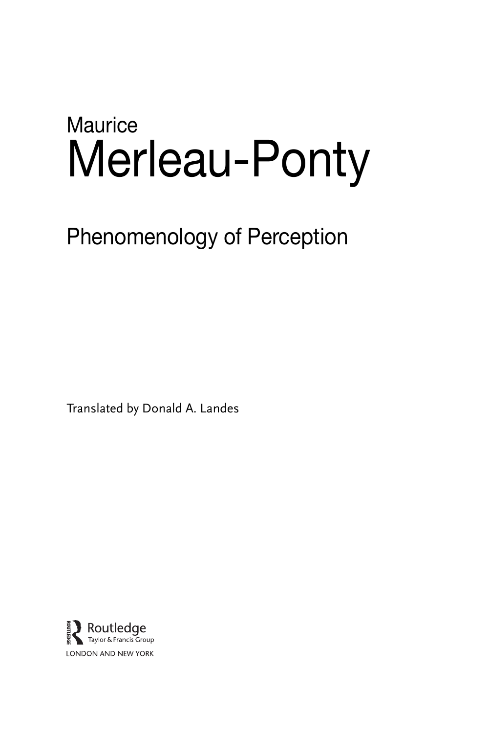Maurice

# Merleau-Ponty

## Phenomenology of Perception

Translated by Donald A. Landes

Routledge
Taylor & Francis Group
LONDON AND NEW YORK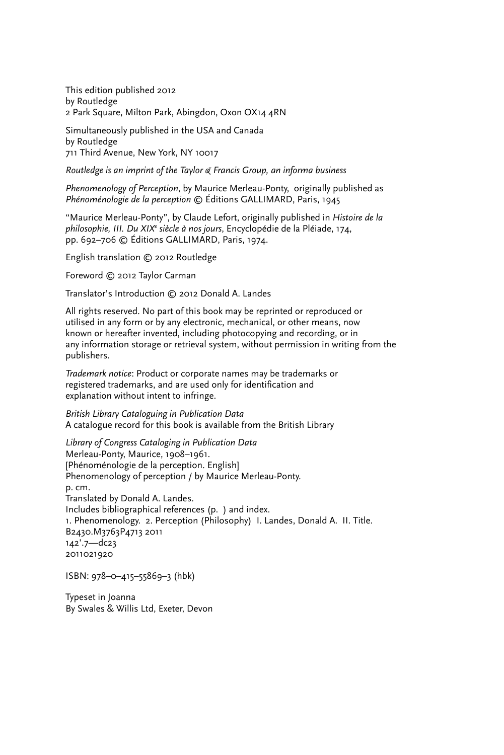This edition published 2012
by Routledge
2 Park Square, Milton Park, Abingdon, Oxon OX14 4RN

Simultaneously published in the USA and Canada
by Routledge
711 Third Avenue, New York, NY 10017

*Routledge is an imprint of the Taylor & Francis Group, an informa business*

*Phenomenology of Perception*, by Maurice Merleau-Ponty, originally published as *Phénoménologie de la perception* © Éditions GALLIMARD, Paris, 1945

"Maurice Merleau-Ponty", by Claude Lefort, originally published in *Histoire de la philosophie, III. Du XIX[e] siècle à nos jours*, Encyclopédie de la Pléiade, 174, pp. 692–706 © Éditions GALLIMARD, Paris, 1974.

English translation © 2012 Routledge

Foreword © 2012 Taylor Carman

Translator's Introduction © 2012 Donald A. Landes

All rights reserved. No part of this book may be reprinted or reproduced or utilised in any form or by any electronic, mechanical, or other means, now known or hereafter invented, including photocopying and recording, or in any information storage or retrieval system, without permission in writing from the publishers.

*Trademark notice*: Product or corporate names may be trademarks or registered trademarks, and are used only for identification and explanation without intent to infringe.

*British Library Cataloguing in Publication Data*
A catalogue record for this book is available from the British Library

*Library of Congress Cataloging in Publication Data*
Merleau-Ponty, Maurice, 1908–1961.
[Phénoménologie de la perception. English]
Phenomenology of perception / by Maurice Merleau-Ponty.
p. cm.
Translated by Donald A. Landes.
Includes bibliographical references (p. ) and index.
1. Phenomenology. 2. Perception (Philosophy) I. Landes, Donald A. II. Title.
B2430.M3763P4713 2011
142'.7—dc23
2011021920

ISBN: 978–0–415–55869–3 (hbk)

Typeset in Joanna
By Swales & Willis Ltd, Exeter, Devon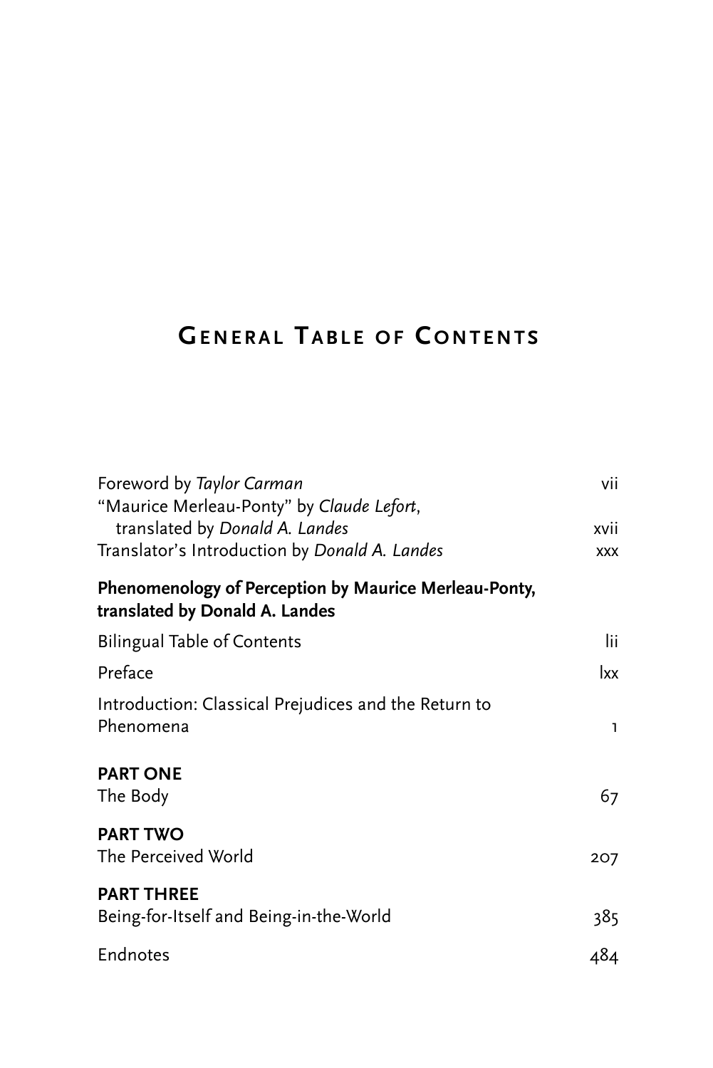# General Table of Contents

| | |
|---|---|
| Foreword by *Taylor Carman* | vii |
| "Maurice Merleau-Ponty" by *Claude Lefort*, translated by *Donald A. Landes* | xvii |
| Translator's Introduction by *Donald A. Landes* | xxx |

**Phenomenology of Perception by Maurice Merleau-Ponty, translated by Donald A. Landes**

| | |
|---|---|
| Bilingual Table of Contents | lii |
| Preface | lxx |
| Introduction: Classical Prejudices and the Return to Phenomena | 1 |
| **PART ONE** The Body | 67 |
| **PART TWO** The Perceived World | 207 |
| **PART THREE** Being-for-Itself and Being-in-the-World | 385 |
| Endnotes | 484 |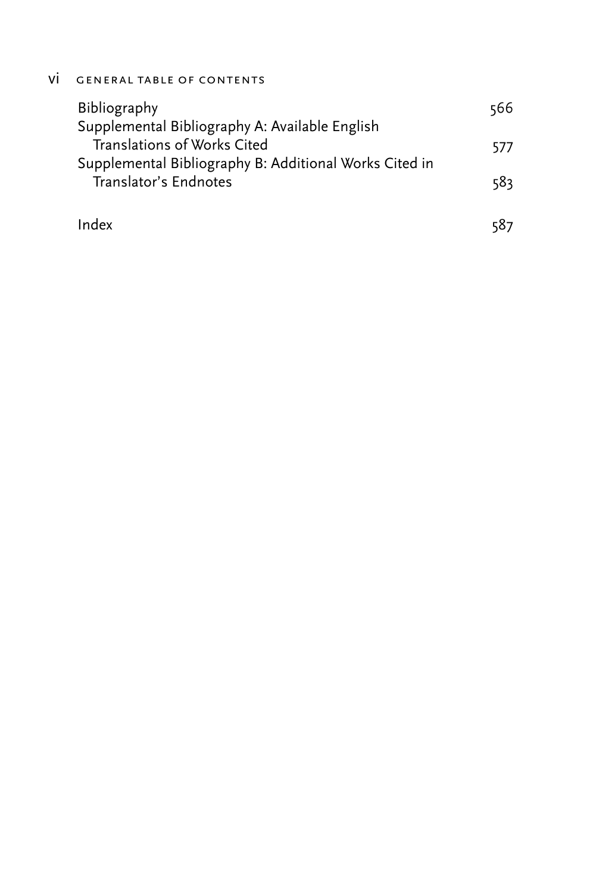| | |
|---|---|
| Bibliography | 566 |
| Supplemental Bibliography A: Available English Translations of Works Cited | 577 |
| Supplemental Bibliography B: Additional Works Cited in Translator's Endnotes | 583 |
| Index | 587 |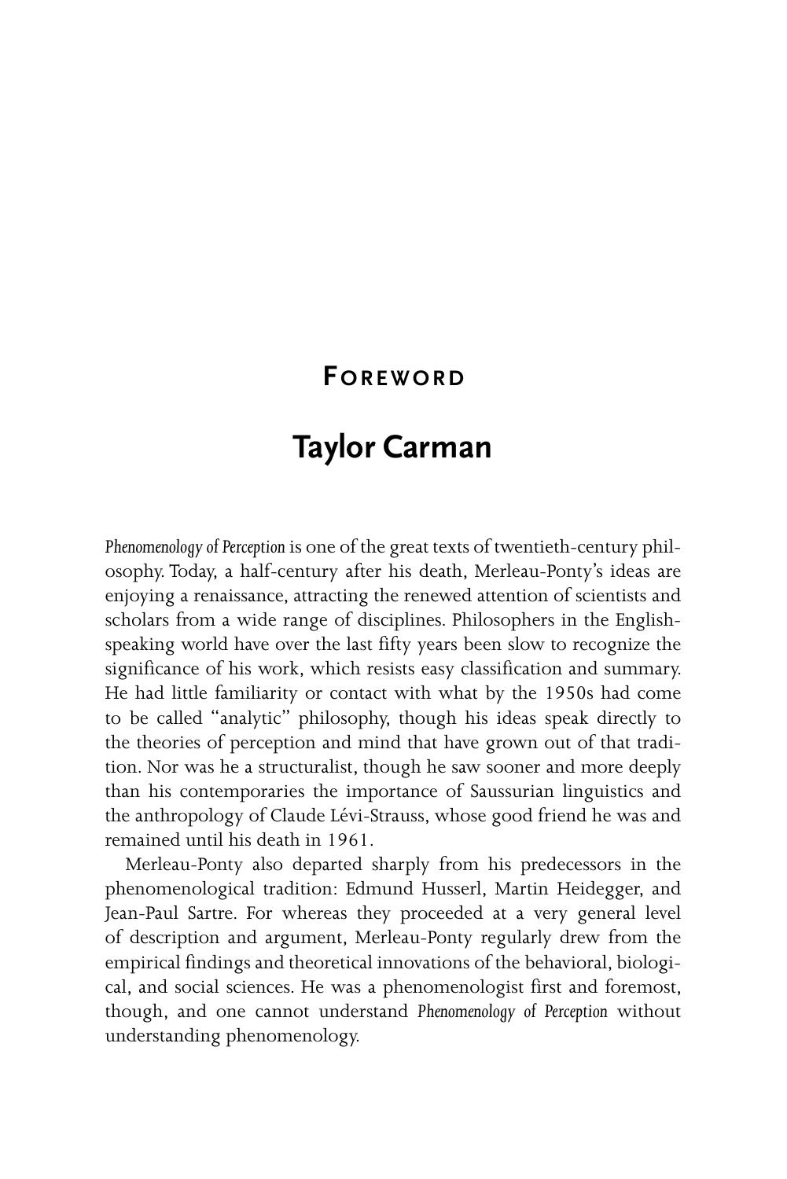# Foreword

## Taylor Carman

*Phenomenology of Perception* is one of the great texts of twentieth-century philosophy. Today, a half-century after his death, Merleau-Ponty's ideas are enjoying a renaissance, attracting the renewed attention of scientists and scholars from a wide range of disciplines. Philosophers in the English-speaking world have over the last fifty years been slow to recognize the significance of his work, which resists easy classification and summary. He had little familiarity or contact with what by the 1950s had come to be called "analytic" philosophy, though his ideas speak directly to the theories of perception and mind that have grown out of that tradition. Nor was he a structuralist, though he saw sooner and more deeply than his contemporaries the importance of Saussurian linguistics and the anthropology of Claude Lévi-Strauss, whose good friend he was and remained until his death in 1961.

Merleau-Ponty also departed sharply from his predecessors in the phenomenological tradition: Edmund Husserl, Martin Heidegger, and Jean-Paul Sartre. For whereas they proceeded at a very general level of description and argument, Merleau-Ponty regularly drew from the empirical findings and theoretical innovations of the behavioral, biological, and social sciences. He was a phenomenologist first and foremost, though, and one cannot understand *Phenomenology of Perception* without understanding phenomenology.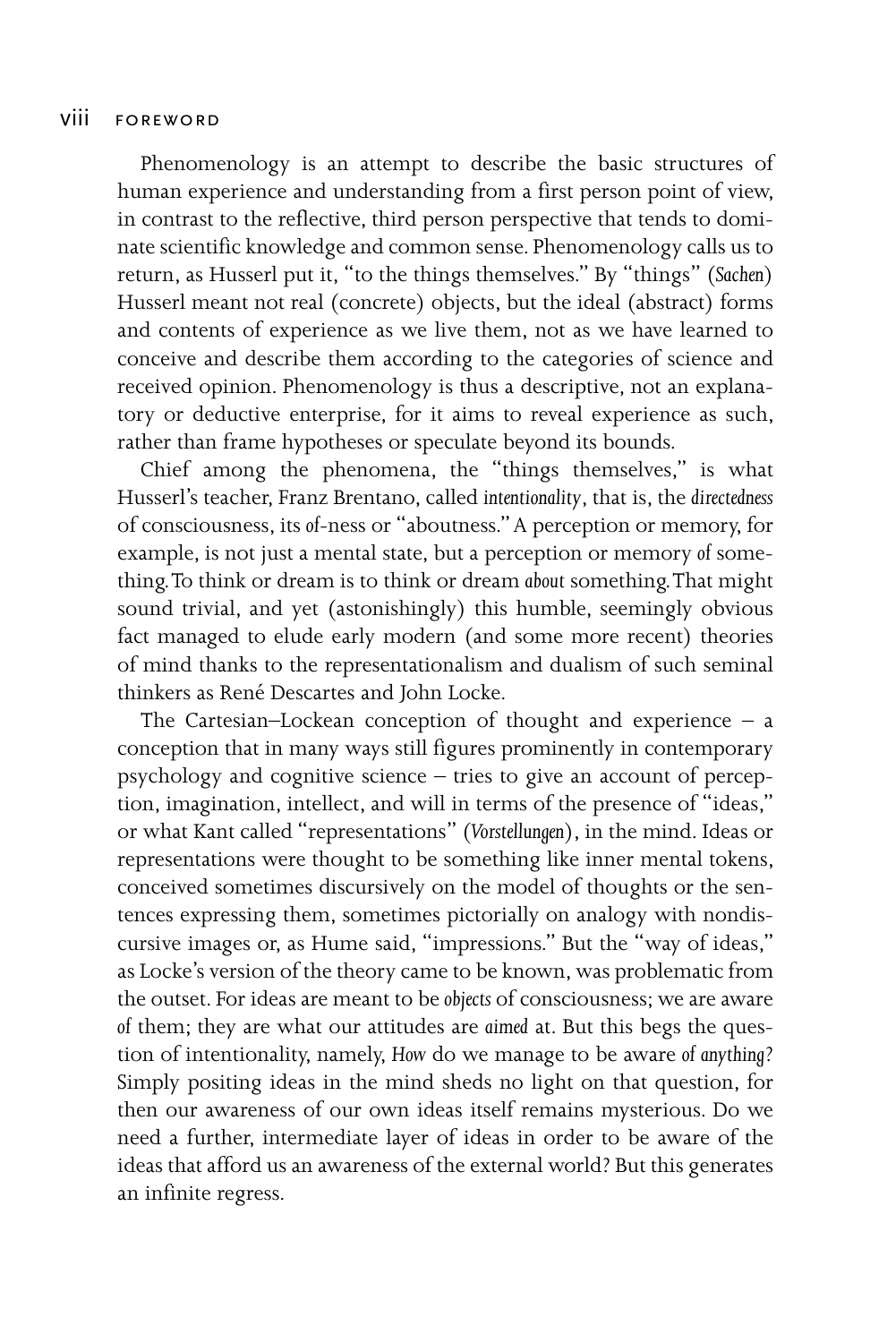Phenomenology is an attempt to describe the basic structures of human experience and understanding from a first person point of view, in contrast to the reflective, third person perspective that tends to dominate scientific knowledge and common sense. Phenomenology calls us to return, as Husserl put it, "to the things themselves." By "things" (*Sachen*) Husserl meant not real (concrete) objects, but the ideal (abstract) forms and contents of experience as we live them, not as we have learned to conceive and describe them according to the categories of science and received opinion. Phenomenology is thus a descriptive, not an explanatory or deductive enterprise, for it aims to reveal experience as such, rather than frame hypotheses or speculate beyond its bounds.

Chief among the phenomena, the "things themselves," is what Husserl's teacher, Franz Brentano, called *intentionality*, that is, the *directedness* of consciousness, its *of*-ness or "aboutness." A perception or memory, for example, is not just a mental state, but a perception or memory *of* something. To think or dream is to think or dream *about* something. That might sound trivial, and yet (astonishingly) this humble, seemingly obvious fact managed to elude early modern (and some more recent) theories of mind thanks to the representationalism and dualism of such seminal thinkers as René Descartes and John Locke.

The Cartesian–Lockean conception of thought and experience – a conception that in many ways still figures prominently in contemporary psychology and cognitive science – tries to give an account of perception, imagination, intellect, and will in terms of the presence of "ideas," or what Kant called "representations" (*Vorstellungen*), in the mind. Ideas or representations were thought to be something like inner mental tokens, conceived sometimes discursively on the model of thoughts or the sentences expressing them, sometimes pictorially on analogy with nondiscursive images or, as Hume said, "impressions." But the "way of ideas," as Locke's version of the theory came to be known, was problematic from the outset. For ideas are meant to be *objects* of consciousness; we are aware *of* them; they are what our attitudes are *aimed* at. But this begs the question of intentionality, namely, *How* do we manage to be aware *of anything*? Simply positing ideas in the mind sheds no light on that question, for then our awareness of our own ideas itself remains mysterious. Do we need a further, intermediate layer of ideas in order to be aware of the ideas that afford us an awareness of the external world? But this generates an infinite regress.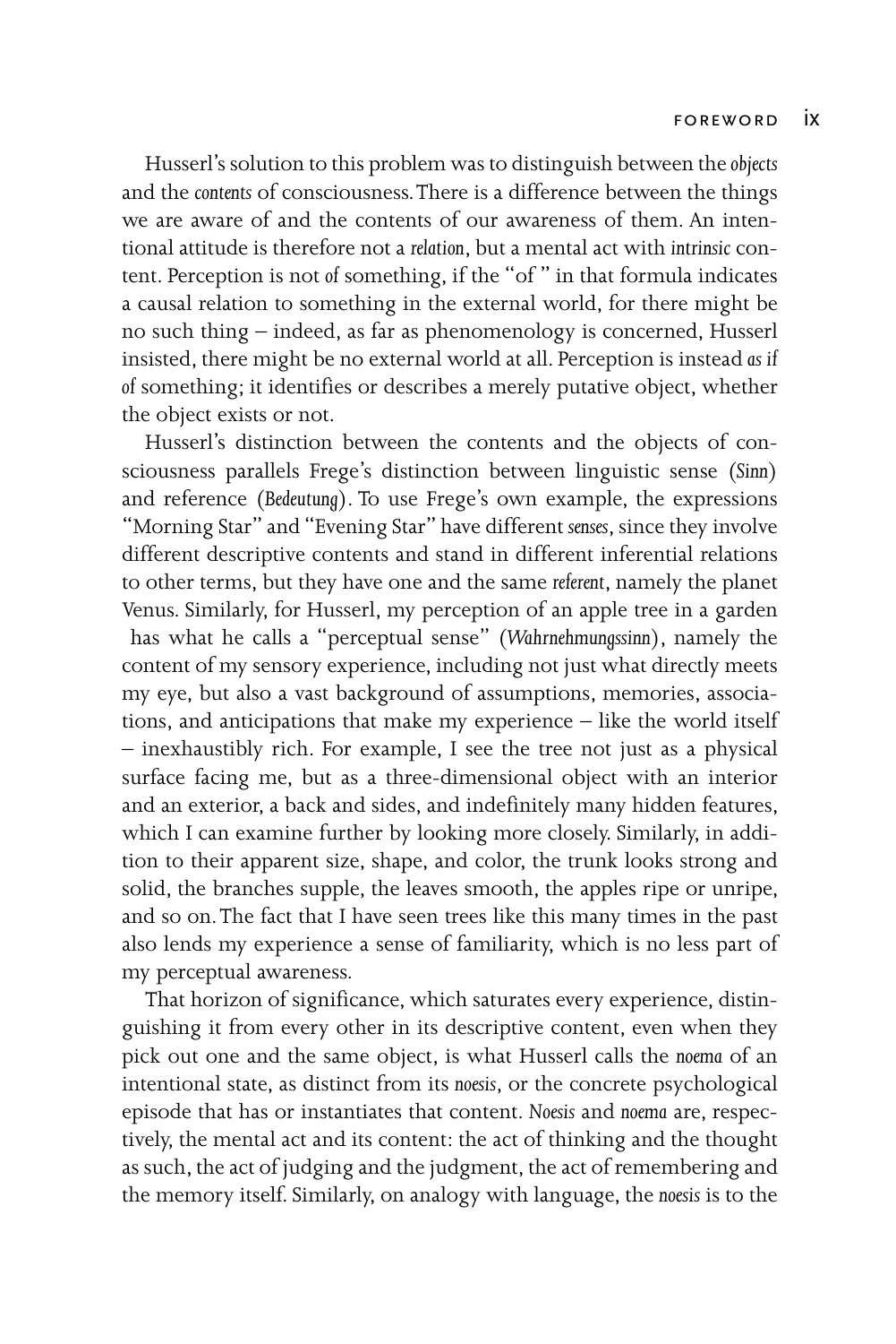Husserl's solution to this problem was to distinguish between the *objects* and the *contents* of consciousness. There is a difference between the things we are aware of and the contents of our awareness of them. An intentional attitude is therefore not a *relation*, but a mental act with *intrinsic* content. Perception is not *of* something, if the "of" in that formula indicates a causal relation to something in the external world, for there might be no such thing – indeed, as far as phenomenology is concerned, Husserl insisted, there might be no external world at all. Perception is instead *as if of* something; it identifies or describes a merely putative object, whether the object exists or not.

Husserl's distinction between the contents and the objects of consciousness parallels Frege's distinction between linguistic sense (*Sinn*) and reference (*Bedeutung*). To use Frege's own example, the expressions "Morning Star" and "Evening Star" have different *senses*, since they involve different descriptive contents and stand in different inferential relations to other terms, but they have one and the same *referent*, namely the planet Venus. Similarly, for Husserl, my perception of an apple tree in a garden has what he calls a "perceptual sense" (*Wahrnehmungssinn*), namely the content of my sensory experience, including not just what directly meets my eye, but also a vast background of assumptions, memories, associations, and anticipations that make my experience – like the world itself – inexhaustibly rich. For example, I see the tree not just as a physical surface facing me, but as a three-dimensional object with an interior and an exterior, a back and sides, and indefinitely many hidden features, which I can examine further by looking more closely. Similarly, in addition to their apparent size, shape, and color, the trunk looks strong and solid, the branches supple, the leaves smooth, the apples ripe or unripe, and so on. The fact that I have seen trees like this many times in the past also lends my experience a sense of familiarity, which is no less part of my perceptual awareness.

That horizon of significance, which saturates every experience, distinguishing it from every other in its descriptive content, even when they pick out one and the same object, is what Husserl calls the *noema* of an intentional state, as distinct from its *noesis*, or the concrete psychological episode that has or instantiates that content. *Noesis* and *noema* are, respectively, the mental act and its content: the act of thinking and the thought as such, the act of judging and the judgment, the act of remembering and the memory itself. Similarly, on analogy with language, the *noesis* is to the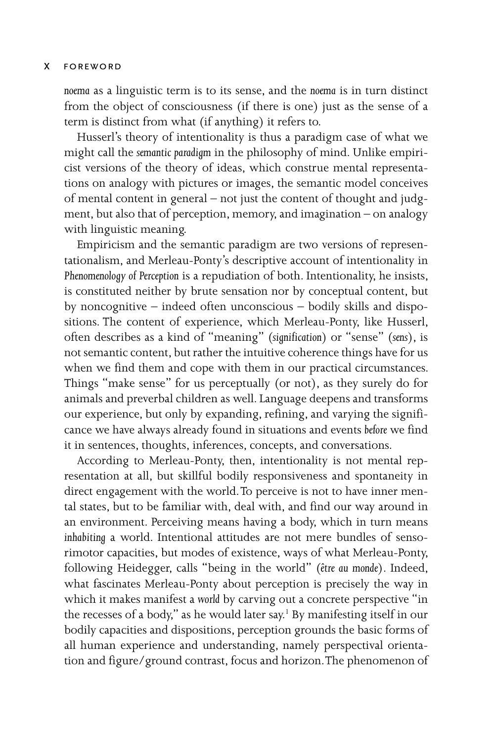*noema* as a linguistic term is to its sense, and the *noema* is in turn distinct from the object of consciousness (if there is one) just as the sense of a term is distinct from what (if anything) it refers to.

Husserl's theory of intentionality is thus a paradigm case of what we might call the *semantic paradigm* in the philosophy of mind. Unlike empiricist versions of the theory of ideas, which construe mental representations on analogy with pictures or images, the semantic model conceives of mental content in general – not just the content of thought and judgment, but also that of perception, memory, and imagination – on analogy with linguistic meaning.

Empiricism and the semantic paradigm are two versions of representationalism, and Merleau-Ponty's descriptive account of intentionality in *Phenomenology of Perception* is a repudiation of both. Intentionality, he insists, is constituted neither by brute sensation nor by conceptual content, but by noncognitive – indeed often unconscious – bodily skills and dispositions. The content of experience, which Merleau-Ponty, like Husserl, often describes as a kind of "meaning" (*signification*) or "sense" (*sens*), is not semantic content, but rather the intuitive coherence things have for us when we find them and cope with them in our practical circumstances. Things "make sense" for us perceptually (or not), as they surely do for animals and preverbal children as well. Language deepens and transforms our experience, but only by expanding, refining, and varying the significance we have always already found in situations and events *before* we find it in sentences, thoughts, inferences, concepts, and conversations.

According to Merleau-Ponty, then, intentionality is not mental representation at all, but skillful bodily responsiveness and spontaneity in direct engagement with the world. To perceive is not to have inner mental states, but to be familiar with, deal with, and find our way around in an environment. Perceiving means having a body, which in turn means *inhabiting* a world. Intentional attitudes are not mere bundles of sensorimotor capacities, but modes of existence, ways of what Merleau-Ponty, following Heidegger, calls "being in the world" (*être au monde*). Indeed, what fascinates Merleau-Ponty about perception is precisely the way in which it makes manifest a *world* by carving out a concrete perspective "in the recesses of a body," as he would later say.[1] By manifesting itself in our bodily capacities and dispositions, perception grounds the basic forms of all human experience and understanding, namely perspectival orientation and figure/ground contrast, focus and horizon. The phenomenon of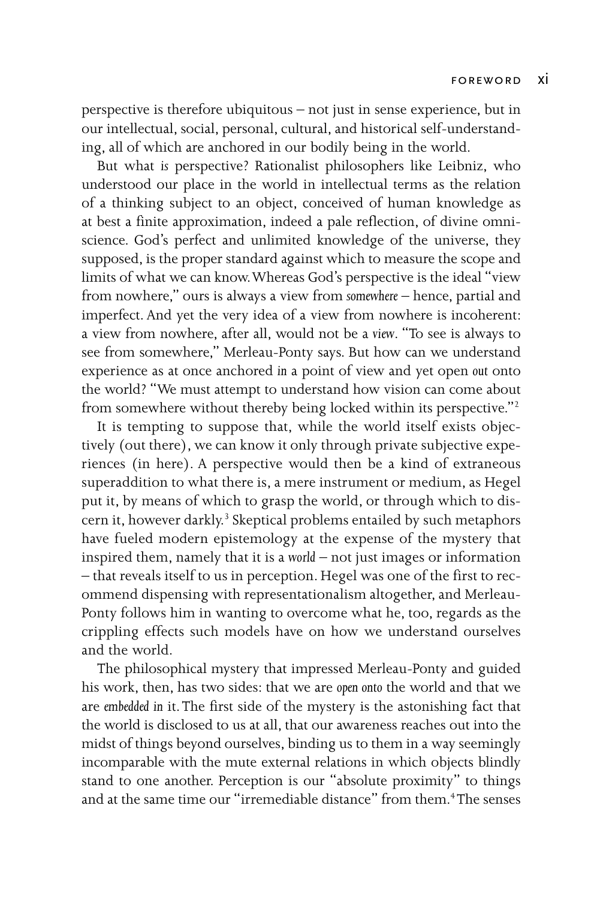perspective is therefore ubiquitous – not just in sense experience, but in our intellectual, social, personal, cultural, and historical self-understanding, all of which are anchored in our bodily being in the world.

But what *is* perspective? Rationalist philosophers like Leibniz, who understood our place in the world in intellectual terms as the relation of a thinking subject to an object, conceived of human knowledge as at best a finite approximation, indeed a pale reflection, of divine omniscience. God's perfect and unlimited knowledge of the universe, they supposed, is the proper standard against which to measure the scope and limits of what we can know. Whereas God's perspective is the ideal "view from nowhere," ours is always a view from *somewhere* – hence, partial and imperfect. And yet the very idea of a view from nowhere is incoherent: a view from nowhere, after all, would not be a *view*. "To see is always to see from somewhere," Merleau-Ponty says. But how can we understand experience as at once anchored *in* a point of view and yet open *out* onto the world? "We must attempt to understand how vision can come about from somewhere without thereby being locked within its perspective."[2]

It is tempting to suppose that, while the world itself exists objectively (out there), we can know it only through private subjective experiences (in here). A perspective would then be a kind of extraneous superaddition to what there is, a mere instrument or medium, as Hegel put it, by means of which to grasp the world, or through which to discern it, however darkly.[3] Skeptical problems entailed by such metaphors have fueled modern epistemology at the expense of the mystery that inspired them, namely that it is a *world* – not just images or information – that reveals itself to us in perception. Hegel was one of the first to recommend dispensing with representationalism altogether, and Merleau-Ponty follows him in wanting to overcome what he, too, regards as the crippling effects such models have on how we understand ourselves and the world.

The philosophical mystery that impressed Merleau-Ponty and guided his work, then, has two sides: that we are *open onto* the world and that we are *embedded in* it. The first side of the mystery is the astonishing fact that the world is disclosed to us at all, that our awareness reaches out into the midst of things beyond ourselves, binding us to them in a way seemingly incomparable with the mute external relations in which objects blindly stand to one another. Perception is our "absolute proximity" to things and at the same time our "irremediable distance" from them.[4] The senses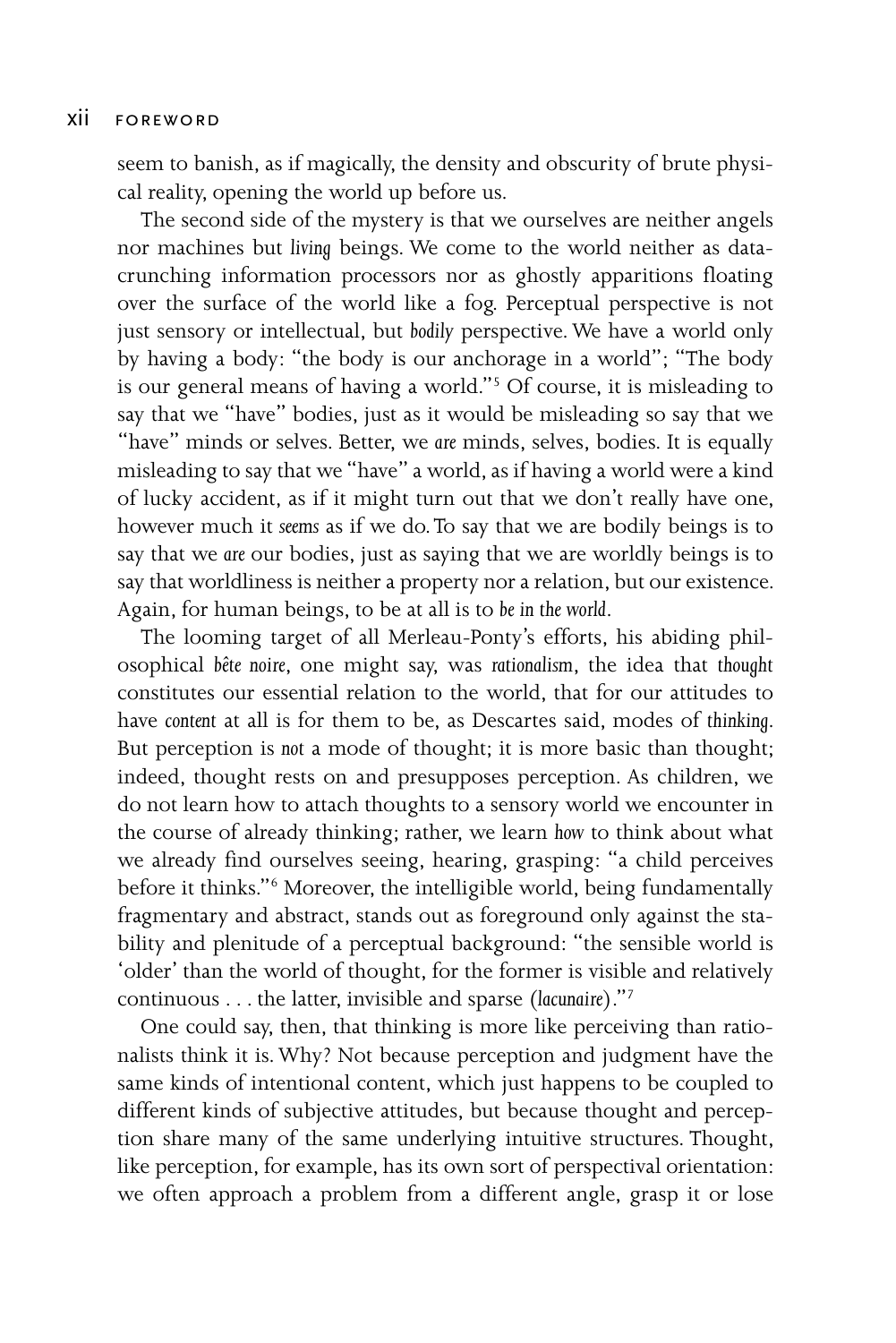seem to banish, as if magically, the density and obscurity of brute physical reality, opening the world up before us.

The second side of the mystery is that we ourselves are neither angels nor machines but *living* beings. We come to the world neither as data-crunching information processors nor as ghostly apparitions floating over the surface of the world like a fog. Perceptual perspective is not just sensory or intellectual, but *bodily* perspective. We have a world only by having a body: "the body is our anchorage in a world"; "The body is our general means of having a world."[5] Of course, it is misleading to say that we "have" bodies, just as it would be misleading so say that we "have" minds or selves. Better, we *are* minds, selves, bodies. It is equally misleading to say that we "have" a world, as if having a world were a kind of lucky accident, as if it might turn out that we don't really have one, however much it *seems* as if we do. To say that we are bodily beings is to say that we *are* our bodies, just as saying that we are worldly beings is to say that worldliness is neither a property nor a relation, but our existence. Again, for human beings, to be at all is to *be in the world*.

The looming target of all Merleau-Ponty's efforts, his abiding philosophical *bête noire*, one might say, was *rationalism*, the idea that *thought* constitutes our essential relation to the world, that for our attitudes to have *content* at all is for them to be, as Descartes said, modes of *thinking*. But perception is *not* a mode of thought; it is more basic than thought; indeed, thought rests on and presupposes perception. As children, we do not learn how to attach thoughts to a sensory world we encounter in the course of already thinking; rather, we learn *how* to think about what we already find ourselves seeing, hearing, grasping: "a child perceives before it thinks."[6] Moreover, the intelligible world, being fundamentally fragmentary and abstract, stands out as foreground only against the stability and plenitude of a perceptual background: "the sensible world is 'older' than the world of thought, for the former is visible and relatively continuous . . . the latter, invisible and sparse (*lacunaire*)."[7]

One could say, then, that thinking is more like perceiving than rationalists think it is. Why? Not because perception and judgment have the same kinds of intentional content, which just happens to be coupled to different kinds of subjective attitudes, but because thought and perception share many of the same underlying intuitive structures. Thought, like perception, for example, has its own sort of perspectival orientation: we often approach a problem from a different angle, grasp it or lose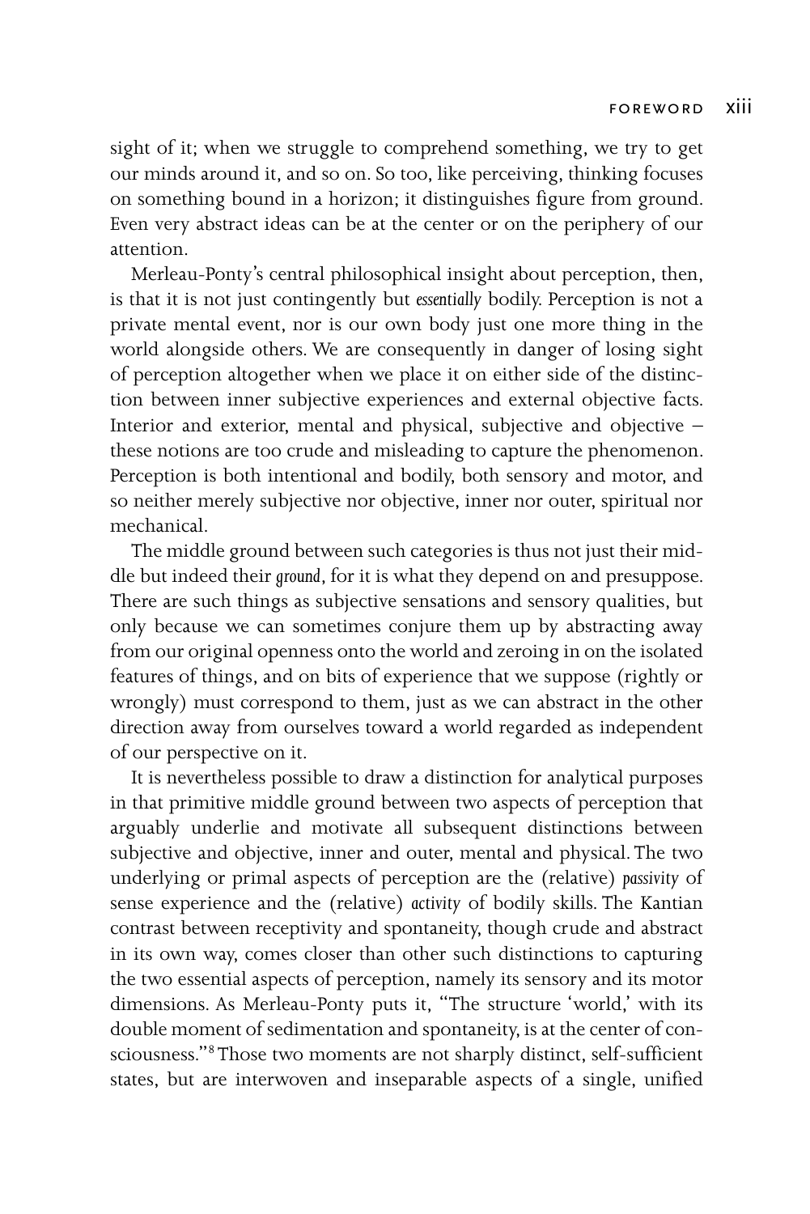sight of it; when we struggle to comprehend something, we try to get our minds around it, and so on. So too, like perceiving, thinking focuses on something bound in a horizon; it distinguishes figure from ground. Even very abstract ideas can be at the center or on the periphery of our attention.

Merleau-Ponty's central philosophical insight about perception, then, is that it is not just contingently but *essentially* bodily. Perception is not a private mental event, nor is our own body just one more thing in the world alongside others. We are consequently in danger of losing sight of perception altogether when we place it on either side of the distinction between inner subjective experiences and external objective facts. Interior and exterior, mental and physical, subjective and objective – these notions are too crude and misleading to capture the phenomenon. Perception is both intentional and bodily, both sensory and motor, and so neither merely subjective nor objective, inner nor outer, spiritual nor mechanical.

The middle ground between such categories is thus not just their middle but indeed their *ground*, for it is what they depend on and presuppose. There are such things as subjective sensations and sensory qualities, but only because we can sometimes conjure them up by abstracting away from our original openness onto the world and zeroing in on the isolated features of things, and on bits of experience that we suppose (rightly or wrongly) must correspond to them, just as we can abstract in the other direction away from ourselves toward a world regarded as independent of our perspective on it.

It is nevertheless possible to draw a distinction for analytical purposes in that primitive middle ground between two aspects of perception that arguably underlie and motivate all subsequent distinctions between subjective and objective, inner and outer, mental and physical. The two underlying or primal aspects of perception are the (relative) *passivity* of sense experience and the (relative) *activity* of bodily skills. The Kantian contrast between receptivity and spontaneity, though crude and abstract in its own way, comes closer than other such distinctions to capturing the two essential aspects of perception, namely its sensory and its motor dimensions. As Merleau-Ponty puts it, "The structure 'world,' with its double moment of sedimentation and spontaneity, is at the center of consciousness."[8] Those two moments are not sharply distinct, self-sufficient states, but are interwoven and inseparable aspects of a single, unified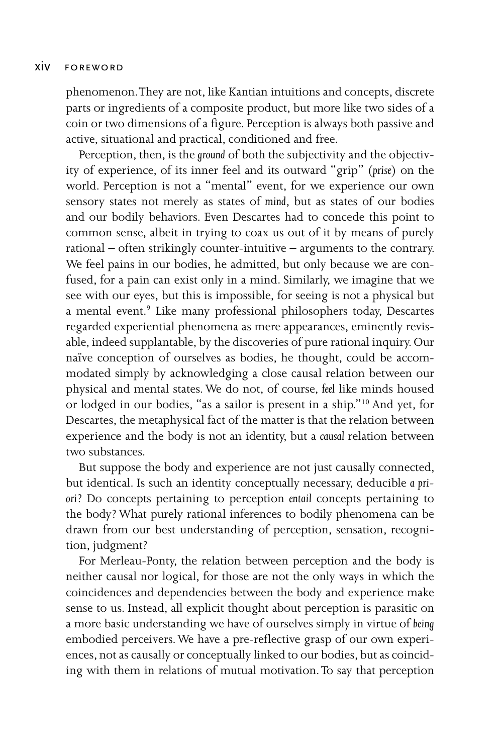phenomenon. They are not, like Kantian intuitions and concepts, discrete parts or ingredients of a composite product, but more like two sides of a coin or two dimensions of a figure. Perception is always both passive and active, situational and practical, conditioned and free.

Perception, then, is the *ground* of both the subjectivity and the objectivity of experience, of its inner feel and its outward "grip" (*prise*) on the world. Perception is not a "mental" event, for we experience our own sensory states not merely as states of *mind*, but as states of our bodies and our bodily behaviors. Even Descartes had to concede this point to common sense, albeit in trying to coax us out of it by means of purely rational – often strikingly counter-intuitive – arguments to the contrary. We feel pains in our bodies, he admitted, but only because we are confused, for a pain can exist only in a mind. Similarly, we imagine that we see with our eyes, but this is impossible, for seeing is not a physical but a mental event.[9] Like many professional philosophers today, Descartes regarded experiential phenomena as mere appearances, eminently revisable, indeed supplantable, by the discoveries of pure rational inquiry. Our naïve conception of ourselves as bodies, he thought, could be accommodated simply by acknowledging a close causal relation between our physical and mental states. We do not, of course, *feel* like minds housed or lodged in our bodies, "as a sailor is present in a ship."[10] And yet, for Descartes, the metaphysical fact of the matter is that the relation between experience and the body is not an identity, but a *causal* relation between two substances.

But suppose the body and experience are not just causally connected, but identical. Is such an identity conceptually necessary, deducible *a priori*? Do concepts pertaining to perception *entail* concepts pertaining to the body? What purely rational inferences to bodily phenomena can be drawn from our best understanding of perception, sensation, recognition, judgment?

For Merleau-Ponty, the relation between perception and the body is neither causal nor logical, for those are not the only ways in which the coincidences and dependencies between the body and experience make sense to us. Instead, all explicit thought about perception is parasitic on a more basic understanding we have of ourselves simply in virtue of *being* embodied perceivers. We have a pre-reflective grasp of our own experiences, not as causally or conceptually linked to our bodies, but as coinciding with them in relations of mutual motivation. To say that perception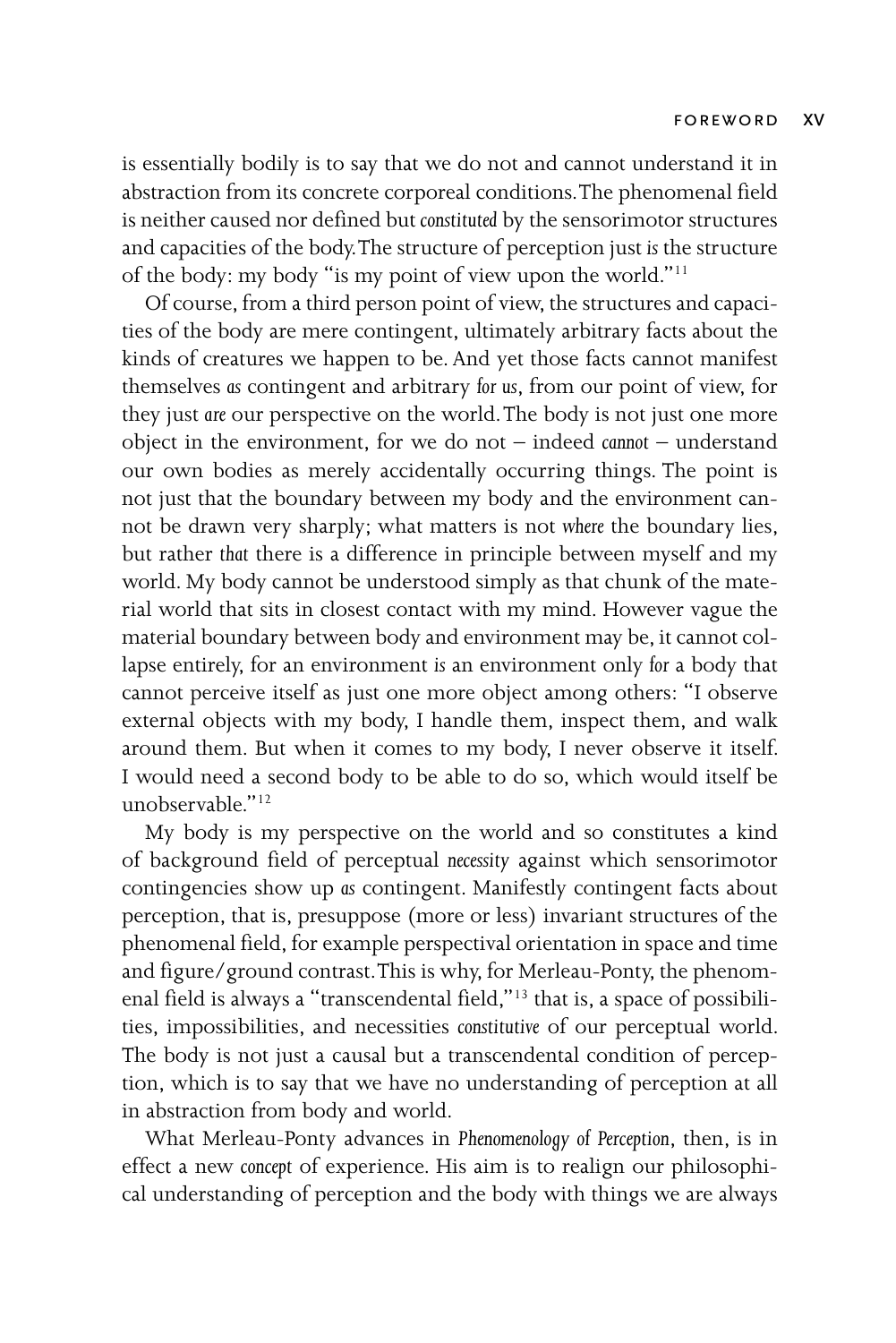is essentially bodily is to say that we do not and cannot understand it in abstraction from its concrete corporeal conditions. The phenomenal field is neither caused nor defined but *constituted* by the sensorimotor structures and capacities of the body. The structure of perception just *is* the structure of the body: my body "is my point of view upon the world."[11]

Of course, from a third person point of view, the structures and capacities of the body are mere contingent, ultimately arbitrary facts about the kinds of creatures we happen to be. And yet those facts cannot manifest themselves *as* contingent and arbitrary *for us*, from our point of view, for they just *are* our perspective on the world. The body is not just one more object in the environment, for we do not – indeed *cannot* – understand our own bodies as merely accidentally occurring things. The point is not just that the boundary between my body and the environment cannot be drawn very sharply; what matters is not *where* the boundary lies, but rather *that* there is a difference in principle between myself and my world. My body cannot be understood simply as that chunk of the material world that sits in closest contact with my mind. However vague the material boundary between body and environment may be, it cannot collapse entirely, for an environment *is* an environment only *for* a body that cannot perceive itself as just one more object among others: "I observe external objects with my body, I handle them, inspect them, and walk around them. But when it comes to my body, I never observe it itself. I would need a second body to be able to do so, which would itself be unobservable."[12]

My body is my perspective on the world and so constitutes a kind of background field of perceptual *necessity* against which sensorimotor contingencies show up *as* contingent. Manifestly contingent facts about perception, that is, presuppose (more or less) invariant structures of the phenomenal field, for example perspectival orientation in space and time and figure/ground contrast. This is why, for Merleau-Ponty, the phenomenal field is always a "transcendental field,"[13] that is, a space of possibilities, impossibilities, and necessities *constitutive* of our perceptual world. The body is not just a causal but a transcendental condition of perception, which is to say that we have no understanding of perception at all in abstraction from body and world.

What Merleau-Ponty advances in *Phenomenology of Perception*, then, is in effect a new *concept* of experience. His aim is to realign our philosophical understanding of perception and the body with things we are always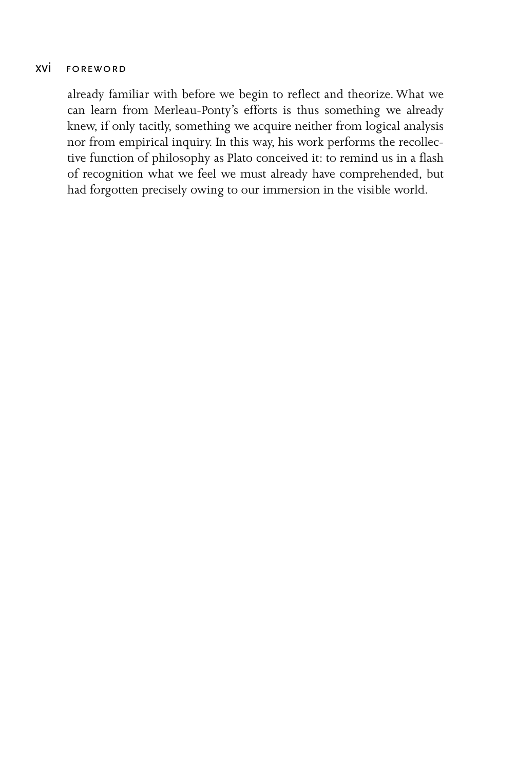already familiar with before we begin to reflect and theorize. What we can learn from Merleau-Ponty's efforts is thus something we already knew, if only tacitly, something we acquire neither from logical analysis nor from empirical inquiry. In this way, his work performs the recollective function of philosophy as Plato conceived it: to remind us in a flash of recognition what we feel we must already have comprehended, but had forgotten precisely owing to our immersion in the visible world.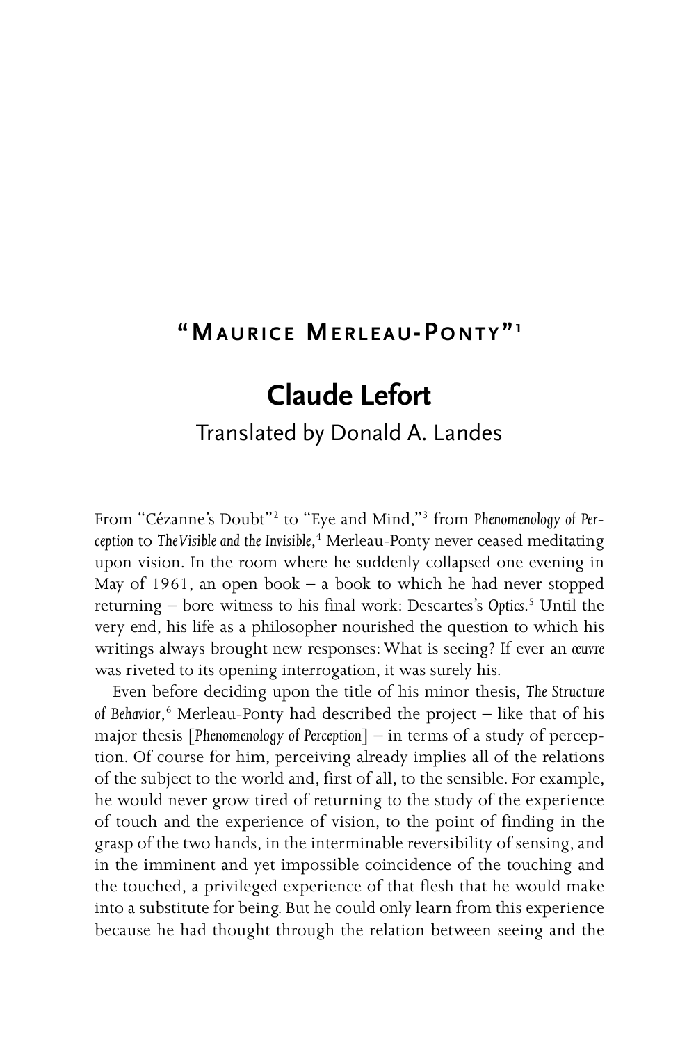# "Maurice Merleau-Ponty"[1]

## Claude Lefort

Translated by Donald A. Landes

From "Cézanne's Doubt"[2] to "Eye and Mind,"[3] from *Phenomenology of Perception* to *The Visible and the Invisible*,[4] Merleau-Ponty never ceased meditating upon vision. In the room where he suddenly collapsed one evening in May of 1961, an open book – a book to which he had never stopped returning – bore witness to his final work: Descartes's *Optics*.[5] Until the very end, his life as a philosopher nourished the question to which his writings always brought new responses: What is seeing? If ever an *œuvre* was riveted to its opening interrogation, it was surely his.

Even before deciding upon the title of his minor thesis, *The Structure of Behavior*,[6] Merleau-Ponty had described the project – like that of his major thesis [*Phenomenology of Perception*] – in terms of a study of perception. Of course for him, perceiving already implies all of the relations of the subject to the world and, first of all, to the sensible. For example, he would never grow tired of returning to the study of the experience of touch and the experience of vision, to the point of finding in the grasp of the two hands, in the interminable reversibility of sensing, and in the imminent and yet impossible coincidence of the touching and the touched, a privileged experience of that flesh that he would make into a substitute for being. But he could only learn from this experience because he had thought through the relation between seeing and the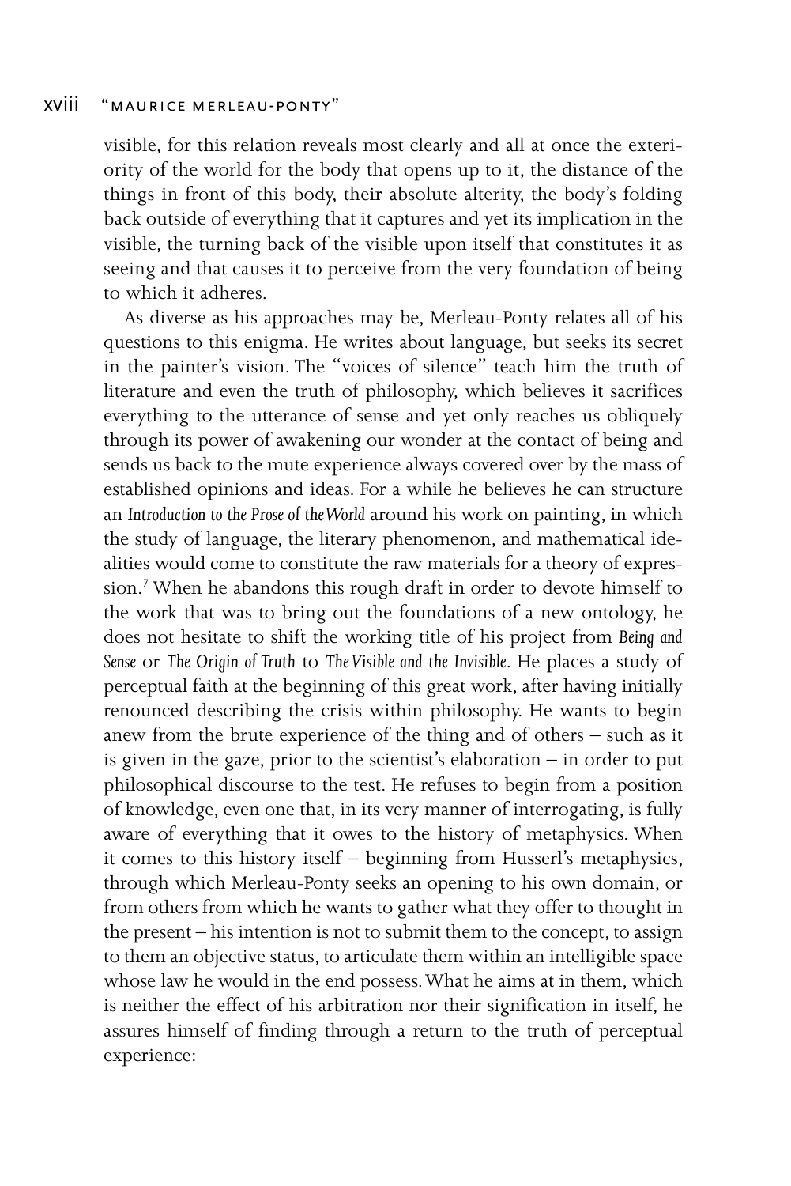visible, for this relation reveals most clearly and all at once the exteriority of the world for the body that opens up to it, the distance of the things in front of this body, their absolute alterity, the body's folding back outside of everything that it captures and yet its implication in the visible, the turning back of the visible upon itself that constitutes it as seeing and that causes it to perceive from the very foundation of being to which it adheres.

As diverse as his approaches may be, Merleau-Ponty relates all of his questions to this enigma. He writes about language, but seeks its secret in the painter's vision. The "voices of silence" teach him the truth of literature and even the truth of philosophy, which believes it sacrifices everything to the utterance of sense and yet only reaches us obliquely through its power of awakening our wonder at the contact of being and sends us back to the mute experience always covered over by the mass of established opinions and ideas. For a while he believes he can structure an *Introduction to the Prose of the World* around his work on painting, in which the study of language, the literary phenomenon, and mathematical idealities would come to constitute the raw materials for a theory of expression.[7] When he abandons this rough draft in order to devote himself to the work that was to bring out the foundations of a new ontology, he does not hesitate to shift the working title of his project from *Being and Sense* or *The Origin of Truth* to *The Visible and the Invisible*. He places a study of perceptual faith at the beginning of this great work, after having initially renounced describing the crisis within philosophy. He wants to begin anew from the brute experience of the thing and of others – such as it is given in the gaze, prior to the scientist's elaboration – in order to put philosophical discourse to the test. He refuses to begin from a position of knowledge, even one that, in its very manner of interrogating, is fully aware of everything that it owes to the history of metaphysics. When it comes to this history itself – beginning from Husserl's metaphysics, through which Merleau-Ponty seeks an opening to his own domain, or from others from which he wants to gather what they offer to thought in the present – his intention is not to submit them to the concept, to assign to them an objective status, to articulate them within an intelligible space whose law he would in the end possess. What he aims at in them, which is neither the effect of his arbitration nor their signification in itself, he assures himself of finding through a return to the truth of perceptual experience: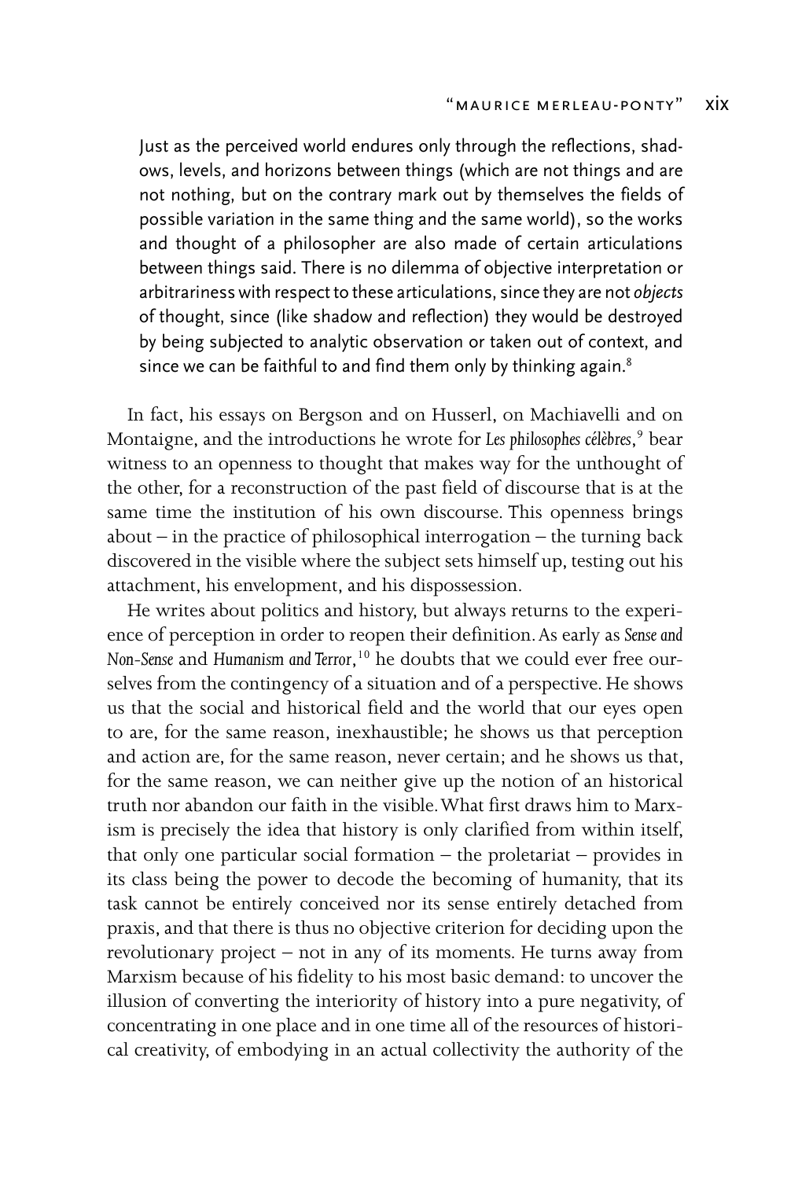> Just as the perceived world endures only through the reflections, shadows, levels, and horizons between things (which are not things and are not nothing, but on the contrary mark out by themselves the fields of possible variation in the same thing and the same world), so the works and thought of a philosopher are also made of certain articulations between things said. There is no dilemma of objective interpretation or arbitrariness with respect to these articulations, since they are not *objects* of thought, since (like shadow and reflection) they would be destroyed by being subjected to analytic observation or taken out of context, and since we can be faithful to and find them only by thinking again.[8]

In fact, his essays on Bergson and on Husserl, on Machiavelli and on Montaigne, and the introductions he wrote for *Les philosophes célèbres*,[9] bear witness to an openness to thought that makes way for the unthought of the other, for a reconstruction of the past field of discourse that is at the same time the institution of his own discourse. This openness brings about – in the practice of philosophical interrogation – the turning back discovered in the visible where the subject sets himself up, testing out his attachment, his envelopment, and his dispossession.

He writes about politics and history, but always returns to the experience of perception in order to reopen their definition. As early as *Sense and Non-Sense* and *Humanism and Terror*,[10] he doubts that we could ever free ourselves from the contingency of a situation and of a perspective. He shows us that the social and historical field and the world that our eyes open to are, for the same reason, inexhaustible; he shows us that perception and action are, for the same reason, never certain; and he shows us that, for the same reason, we can neither give up the notion of an historical truth nor abandon our faith in the visible. What first draws him to Marxism is precisely the idea that history is only clarified from within itself, that only one particular social formation – the proletariat – provides in its class being the power to decode the becoming of humanity, that its task cannot be entirely conceived nor its sense entirely detached from praxis, and that there is thus no objective criterion for deciding upon the revolutionary project – not in any of its moments. He turns away from Marxism because of his fidelity to his most basic demand: to uncover the illusion of converting the interiority of history into a pure negativity, of concentrating in one place and in one time all of the resources of historical creativity, of embodying in an actual collectivity the authority of the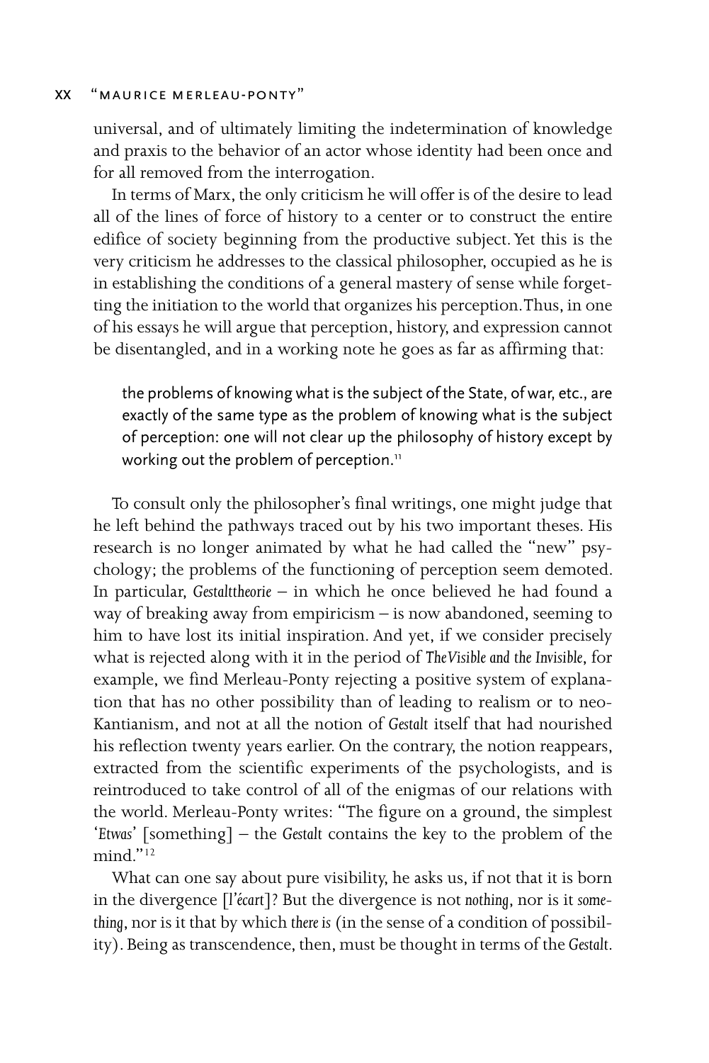universal, and of ultimately limiting the indetermination of knowledge and praxis to the behavior of an actor whose identity had been once and for all removed from the interrogation.

In terms of Marx, the only criticism he will offer is of the desire to lead all of the lines of force of history to a center or to construct the entire edifice of society beginning from the productive subject. Yet this is the very criticism he addresses to the classical philosopher, occupied as he is in establishing the conditions of a general mastery of sense while forgetting the initiation to the world that organizes his perception. Thus, in one of his essays he will argue that perception, history, and expression cannot be disentangled, and in a working note he goes as far as affirming that:

> the problems of knowing what is the subject of the State, of war, etc., are exactly of the same type as the problem of knowing what is the subject of perception: one will not clear up the philosophy of history except by working out the problem of perception.[11]

To consult only the philosopher's final writings, one might judge that he left behind the pathways traced out by his two important theses. His research is no longer animated by what he had called the "new" psychology; the problems of the functioning of perception seem demoted. In particular, *Gestalttheorie* – in which he once believed he had found a way of breaking away from empiricism – is now abandoned, seeming to him to have lost its initial inspiration. And yet, if we consider precisely what is rejected along with it in the period of *The Visible and the Invisible*, for example, we find Merleau-Ponty rejecting a positive system of explanation that has no other possibility than of leading to realism or to neo-Kantianism, and not at all the notion of *Gestalt* itself that had nourished his reflection twenty years earlier. On the contrary, the notion reappears, extracted from the scientific experiments of the psychologists, and is reintroduced to take control of all of the enigmas of our relations with the world. Merleau-Ponty writes: "The figure on a ground, the simplest '*Etwas*' [something] – the *Gestalt* contains the key to the problem of the mind."[12]

What can one say about pure visibility, he asks us, if not that it is born in the divergence [*l'écart*]? But the divergence is not *nothing*, nor is it *something*, nor is it that by which *there is* (in the sense of a condition of possibility). Being as transcendence, then, must be thought in terms of the *Gestalt*.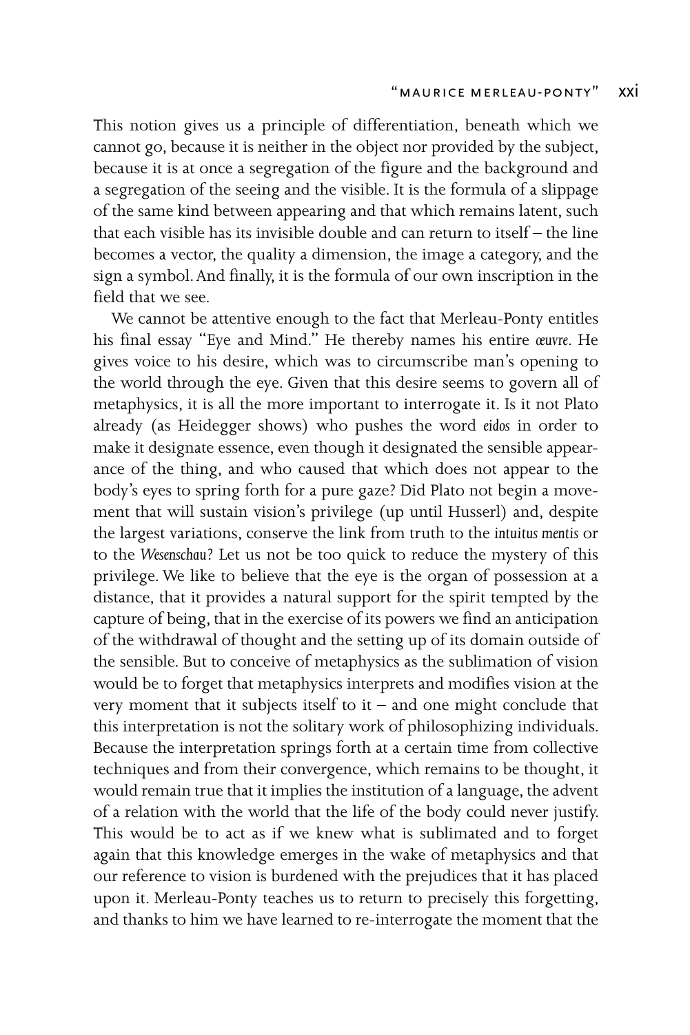This notion gives us a principle of differentiation, beneath which we cannot go, because it is neither in the object nor provided by the subject, because it is at once a segregation of the figure and the background and a segregation of the seeing and the visible. It is the formula of a slippage of the same kind between appearing and that which remains latent, such that each visible has its invisible double and can return to itself – the line becomes a vector, the quality a dimension, the image a category, and the sign a symbol. And finally, it is the formula of our own inscription in the field that we see.

We cannot be attentive enough to the fact that Merleau-Ponty entitles his final essay "Eye and Mind." He thereby names his entire *œuvre*. He gives voice to his desire, which was to circumscribe man's opening to the world through the eye. Given that this desire seems to govern all of metaphysics, it is all the more important to interrogate it. Is it not Plato already (as Heidegger shows) who pushes the word *eidos* in order to make it designate essence, even though it designated the sensible appearance of the thing, and who caused that which does not appear to the body's eyes to spring forth for a pure gaze? Did Plato not begin a movement that will sustain vision's privilege (up until Husserl) and, despite the largest variations, conserve the link from truth to the *intuitus mentis* or to the *Wesenschau*? Let us not be too quick to reduce the mystery of this privilege. We like to believe that the eye is the organ of possession at a distance, that it provides a natural support for the spirit tempted by the capture of being, that in the exercise of its powers we find an anticipation of the withdrawal of thought and the setting up of its domain outside of the sensible. But to conceive of metaphysics as the sublimation of vision would be to forget that metaphysics interprets and modifies vision at the very moment that it subjects itself to it – and one might conclude that this interpretation is not the solitary work of philosophizing individuals. Because the interpretation springs forth at a certain time from collective techniques and from their convergence, which remains to be thought, it would remain true that it implies the institution of a language, the advent of a relation with the world that the life of the body could never justify. This would be to act as if we knew what is sublimated and to forget again that this knowledge emerges in the wake of metaphysics and that our reference to vision is burdened with the prejudices that it has placed upon it. Merleau-Ponty teaches us to return to precisely this forgetting, and thanks to him we have learned to re-interrogate the moment that the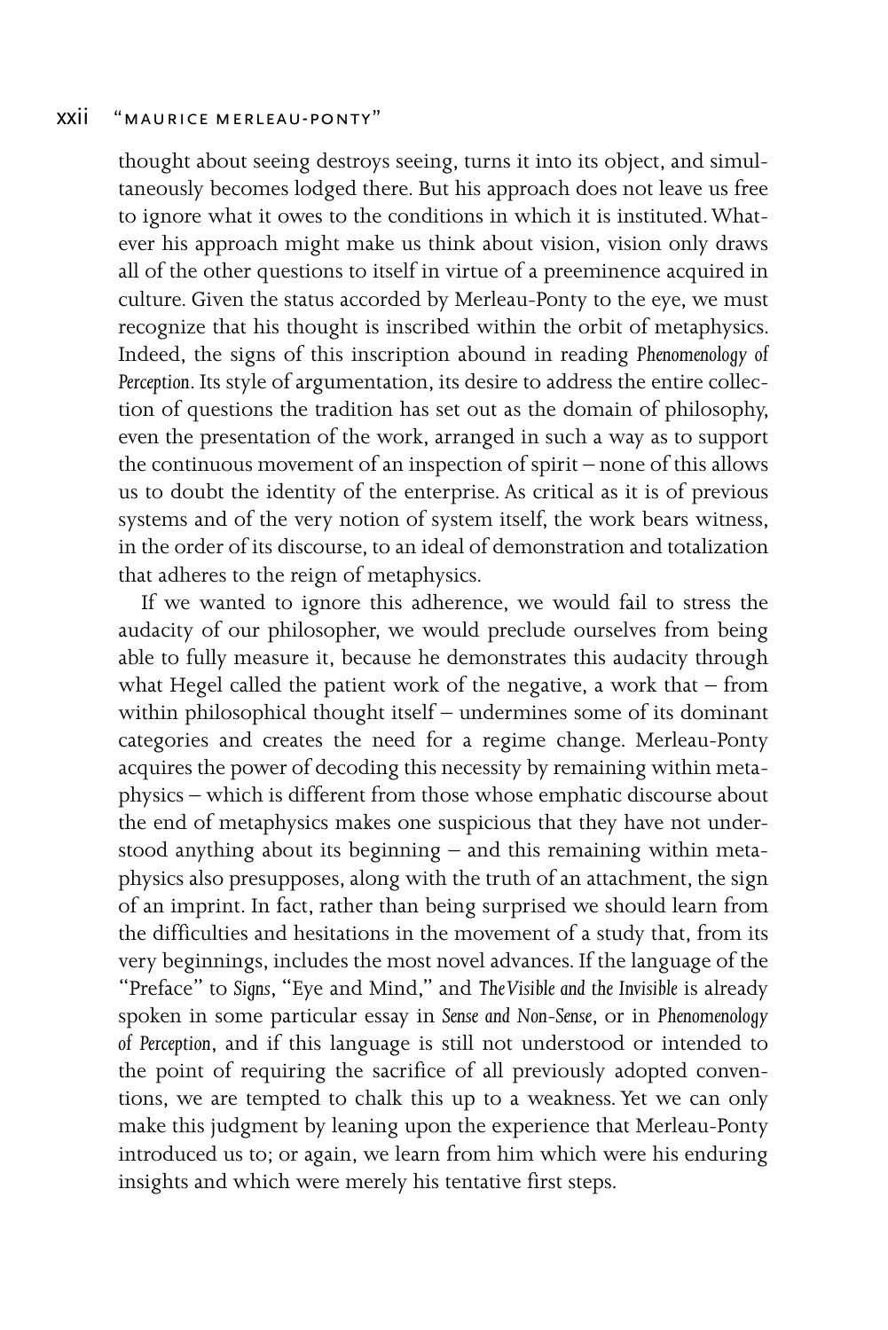thought about seeing destroys seeing, turns it into its object, and simultaneously becomes lodged there. But his approach does not leave us free to ignore what it owes to the conditions in which it is instituted. Whatever his approach might make us think about vision, vision only draws all of the other questions to itself in virtue of a preeminence acquired in culture. Given the status accorded by Merleau-Ponty to the eye, we must recognize that his thought is inscribed within the orbit of metaphysics. Indeed, the signs of this inscription abound in reading *Phenomenology of Perception*. Its style of argumentation, its desire to address the entire collection of questions the tradition has set out as the domain of philosophy, even the presentation of the work, arranged in such a way as to support the continuous movement of an inspection of spirit – none of this allows us to doubt the identity of the enterprise. As critical as it is of previous systems and of the very notion of system itself, the work bears witness, in the order of its discourse, to an ideal of demonstration and totalization that adheres to the reign of metaphysics.

If we wanted to ignore this adherence, we would fail to stress the audacity of our philosopher, we would preclude ourselves from being able to fully measure it, because he demonstrates this audacity through what Hegel called the patient work of the negative, a work that – from within philosophical thought itself – undermines some of its dominant categories and creates the need for a regime change. Merleau-Ponty acquires the power of decoding this necessity by remaining within metaphysics – which is different from those whose emphatic discourse about the end of metaphysics makes one suspicious that they have not understood anything about its beginning – and this remaining within metaphysics also presupposes, along with the truth of an attachment, the sign of an imprint. In fact, rather than being surprised we should learn from the difficulties and hesitations in the movement of a study that, from its very beginnings, includes the most novel advances. If the language of the "Preface" to *Signs*, "Eye and Mind," and *The Visible and the Invisible* is already spoken in some particular essay in *Sense and Non-Sense*, or in *Phenomenology of Perception*, and if this language is still not understood or intended to the point of requiring the sacrifice of all previously adopted conventions, we are tempted to chalk this up to a weakness. Yet we can only make this judgment by leaning upon the experience that Merleau-Ponty introduced us to; or again, we learn from him which were his enduring insights and which were merely his tentative first steps.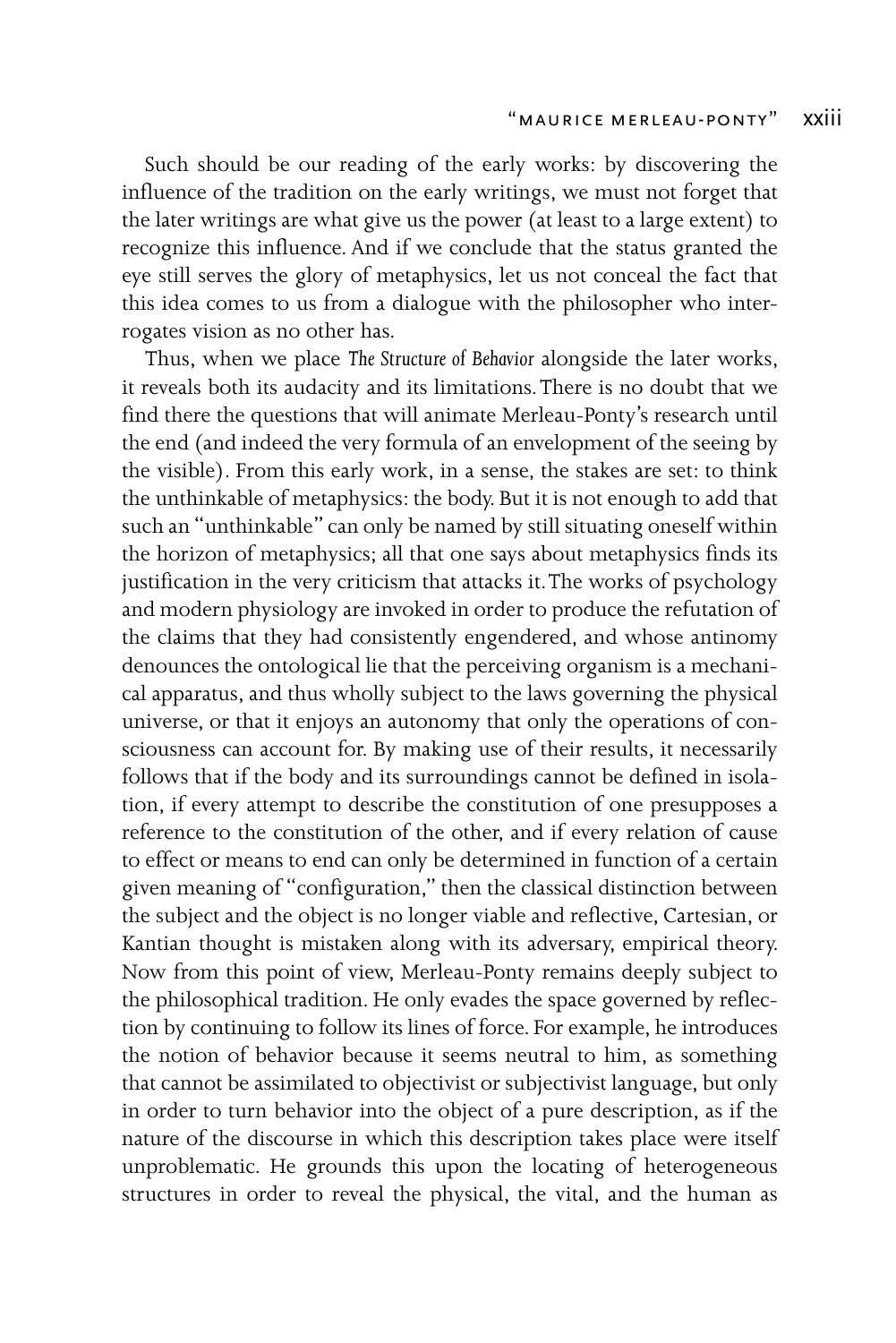Such should be our reading of the early works: by discovering the influence of the tradition on the early writings, we must not forget that the later writings are what give us the power (at least to a large extent) to recognize this influence. And if we conclude that the status granted the eye still serves the glory of metaphysics, let us not conceal the fact that this idea comes to us from a dialogue with the philosopher who interrogates vision as no other has.

Thus, when we place *The Structure of Behavior* alongside the later works, it reveals both its audacity and its limitations. There is no doubt that we find there the questions that will animate Merleau-Ponty's research until the end (and indeed the very formula of an envelopment of the seeing by the visible). From this early work, in a sense, the stakes are set: to think the unthinkable of metaphysics: the body. But it is not enough to add that such an "unthinkable" can only be named by still situating oneself within the horizon of metaphysics; all that one says about metaphysics finds its justification in the very criticism that attacks it. The works of psychology and modern physiology are invoked in order to produce the refutation of the claims that they had consistently engendered, and whose antinomy denounces the ontological lie that the perceiving organism is a mechanical apparatus, and thus wholly subject to the laws governing the physical universe, or that it enjoys an autonomy that only the operations of consciousness can account for. By making use of their results, it necessarily follows that if the body and its surroundings cannot be defined in isolation, if every attempt to describe the constitution of one presupposes a reference to the constitution of the other, and if every relation of cause to effect or means to end can only be determined in function of a certain given meaning of "configuration," then the classical distinction between the subject and the object is no longer viable and reflective, Cartesian, or Kantian thought is mistaken along with its adversary, empirical theory. Now from this point of view, Merleau-Ponty remains deeply subject to the philosophical tradition. He only evades the space governed by reflection by continuing to follow its lines of force. For example, he introduces the notion of behavior because it seems neutral to him, as something that cannot be assimilated to objectivist or subjectivist language, but only in order to turn behavior into the object of a pure description, as if the nature of the discourse in which this description takes place were itself unproblematic. He grounds this upon the locating of heterogeneous structures in order to reveal the physical, the vital, and the human as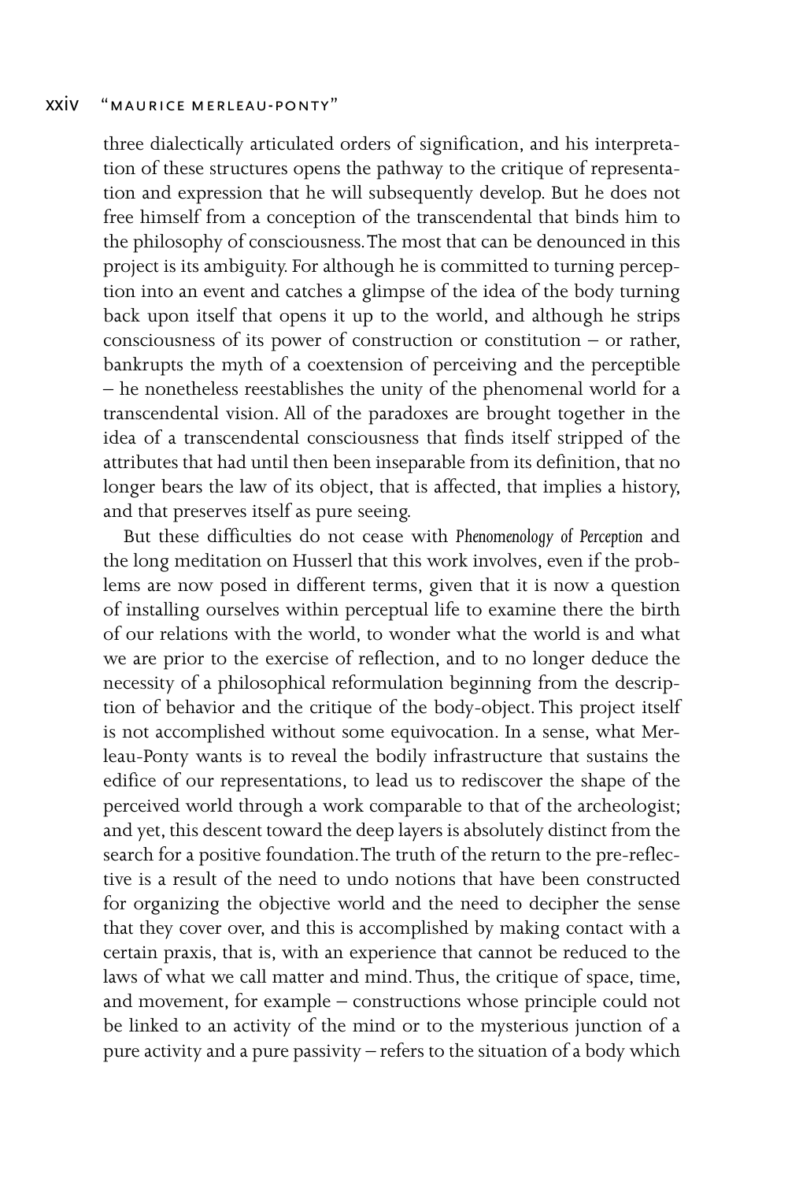three dialectically articulated orders of signification, and his interpretation of these structures opens the pathway to the critique of representation and expression that he will subsequently develop. But he does not free himself from a conception of the transcendental that binds him to the philosophy of consciousness. The most that can be denounced in this project is its ambiguity. For although he is committed to turning perception into an event and catches a glimpse of the idea of the body turning back upon itself that opens it up to the world, and although he strips consciousness of its power of construction or constitution – or rather, bankrupts the myth of a coextension of perceiving and the perceptible – he nonetheless reestablishes the unity of the phenomenal world for a transcendental vision. All of the paradoxes are brought together in the idea of a transcendental consciousness that finds itself stripped of the attributes that had until then been inseparable from its definition, that no longer bears the law of its object, that is affected, that implies a history, and that preserves itself as pure seeing.

But these difficulties do not cease with *Phenomenology of Perception* and the long meditation on Husserl that this work involves, even if the problems are now posed in different terms, given that it is now a question of installing ourselves within perceptual life to examine there the birth of our relations with the world, to wonder what the world is and what we are prior to the exercise of reflection, and to no longer deduce the necessity of a philosophical reformulation beginning from the description of behavior and the critique of the body-object. This project itself is not accomplished without some equivocation. In a sense, what Merleau-Ponty wants is to reveal the bodily infrastructure that sustains the edifice of our representations, to lead us to rediscover the shape of the perceived world through a work comparable to that of the archeologist; and yet, this descent toward the deep layers is absolutely distinct from the search for a positive foundation. The truth of the return to the pre-reflective is a result of the need to undo notions that have been constructed for organizing the objective world and the need to decipher the sense that they cover over, and this is accomplished by making contact with a certain praxis, that is, with an experience that cannot be reduced to the laws of what we call matter and mind. Thus, the critique of space, time, and movement, for example – constructions whose principle could not be linked to an activity of the mind or to the mysterious junction of a pure activity and a pure passivity – refers to the situation of a body which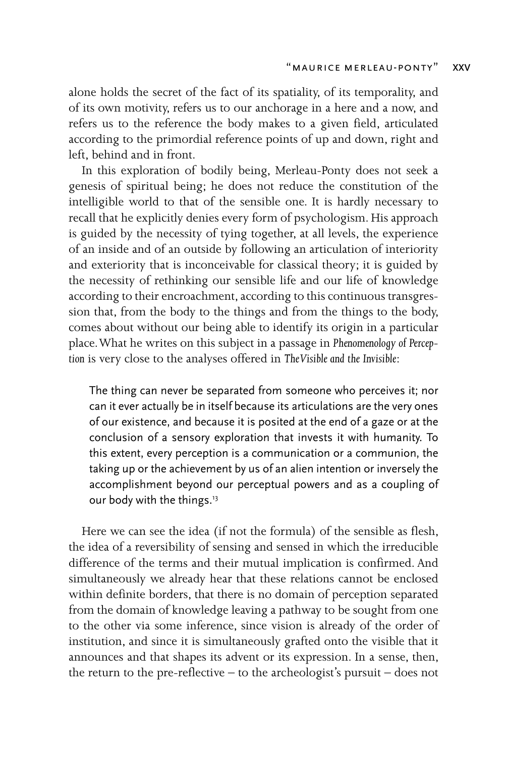alone holds the secret of the fact of its spatiality, of its temporality, and of its own motivity, refers us to our anchorage in a here and a now, and refers us to the reference the body makes to a given field, articulated according to the primordial reference points of up and down, right and left, behind and in front.

In this exploration of bodily being, Merleau-Ponty does not seek a genesis of spiritual being; he does not reduce the constitution of the intelligible world to that of the sensible one. It is hardly necessary to recall that he explicitly denies every form of psychologism. His approach is guided by the necessity of tying together, at all levels, the experience of an inside and of an outside by following an articulation of interiority and exteriority that is inconceivable for classical theory; it is guided by the necessity of rethinking our sensible life and our life of knowledge according to their encroachment, according to this continuous transgression that, from the body to the things and from the things to the body, comes about without our being able to identify its origin in a particular place. What he writes on this subject in a passage in *Phenomenology of Perception* is very close to the analyses offered in *The Visible and the Invisible*:

> The thing can never be separated from someone who perceives it; nor can it ever actually be in itself because its articulations are the very ones of our existence, and because it is posited at the end of a gaze or at the conclusion of a sensory exploration that invests it with humanity. To this extent, every perception is a communication or a communion, the taking up or the achievement by us of an alien intention or inversely the accomplishment beyond our perceptual powers and as a coupling of our body with the things.[13]

Here we can see the idea (if not the formula) of the sensible as flesh, the idea of a reversibility of sensing and sensed in which the irreducible difference of the terms and their mutual implication is confirmed. And simultaneously we already hear that these relations cannot be enclosed within definite borders, that there is no domain of perception separated from the domain of knowledge leaving a pathway to be sought from one to the other via some inference, since vision is already of the order of institution, and since it is simultaneously grafted onto the visible that it announces and that shapes its advent or its expression. In a sense, then, the return to the pre-reflective – to the archeologist's pursuit – does not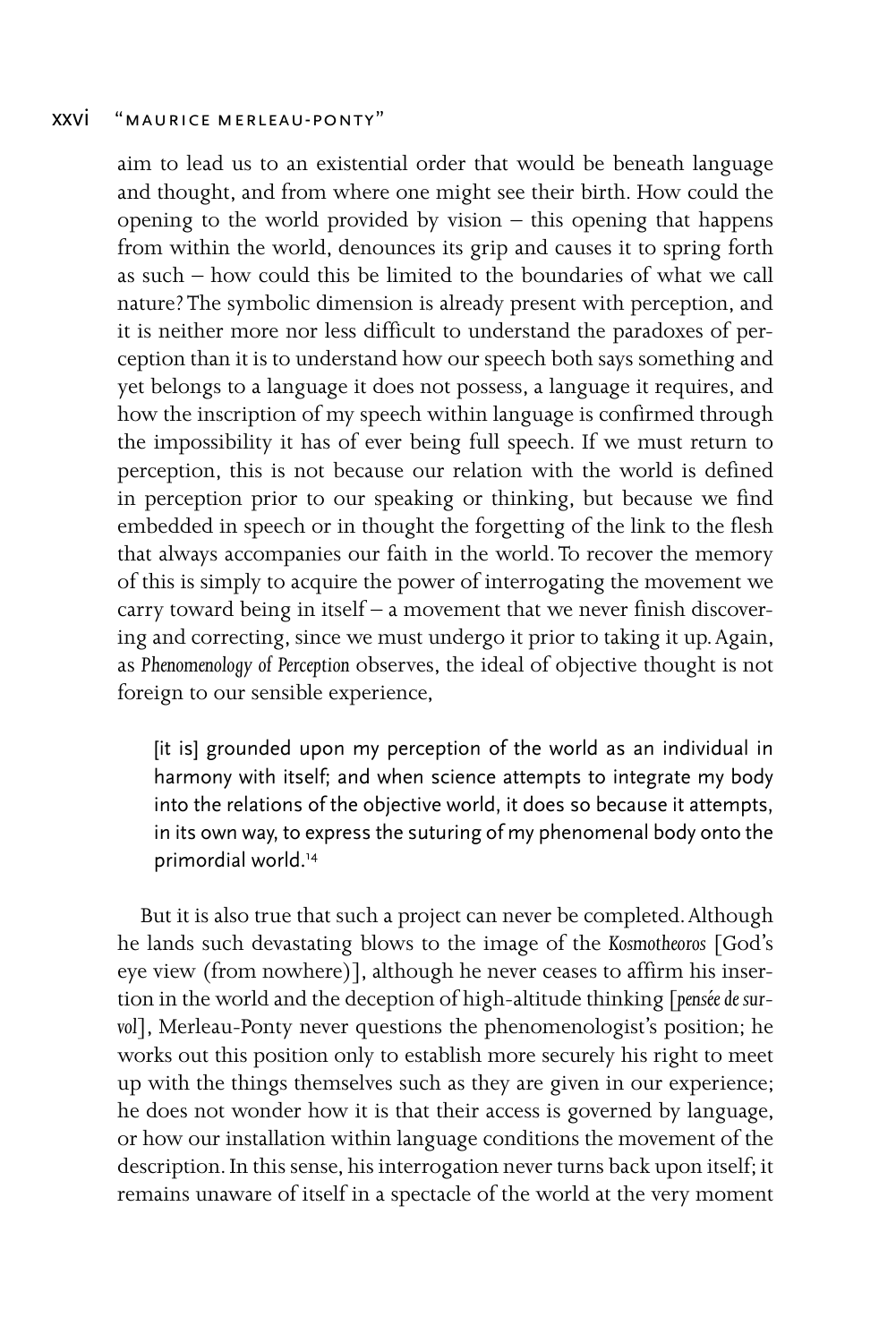aim to lead us to an existential order that would be beneath language and thought, and from where one might see their birth. How could the opening to the world provided by vision – this opening that happens from within the world, denounces its grip and causes it to spring forth as such – how could this be limited to the boundaries of what we call nature? The symbolic dimension is already present with perception, and it is neither more nor less difficult to understand the paradoxes of perception than it is to understand how our speech both says something and yet belongs to a language it does not possess, a language it requires, and how the inscription of my speech within language is confirmed through the impossibility it has of ever being full speech. If we must return to perception, this is not because our relation with the world is defined in perception prior to our speaking or thinking, but because we find embedded in speech or in thought the forgetting of the link to the flesh that always accompanies our faith in the world. To recover the memory of this is simply to acquire the power of interrogating the movement we carry toward being in itself – a movement that we never finish discovering and correcting, since we must undergo it prior to taking it up. Again, as *Phenomenology of Perception* observes, the ideal of objective thought is not foreign to our sensible experience,

> [it is] grounded upon my perception of the world as an individual in harmony with itself; and when science attempts to integrate my body into the relations of the objective world, it does so because it attempts, in its own way, to express the suturing of my phenomenal body onto the primordial world.[14]

But it is also true that such a project can never be completed. Although he lands such devastating blows to the image of the *Kosmotheoros* [God's eye view (from nowhere)], although he never ceases to affirm his insertion in the world and the deception of high-altitude thinking [*pensée de survol*], Merleau-Ponty never questions the phenomenologist's position; he works out this position only to establish more securely his right to meet up with the things themselves such as they are given in our experience; he does not wonder how it is that their access is governed by language, or how our installation within language conditions the movement of the description. In this sense, his interrogation never turns back upon itself; it remains unaware of itself in a spectacle of the world at the very moment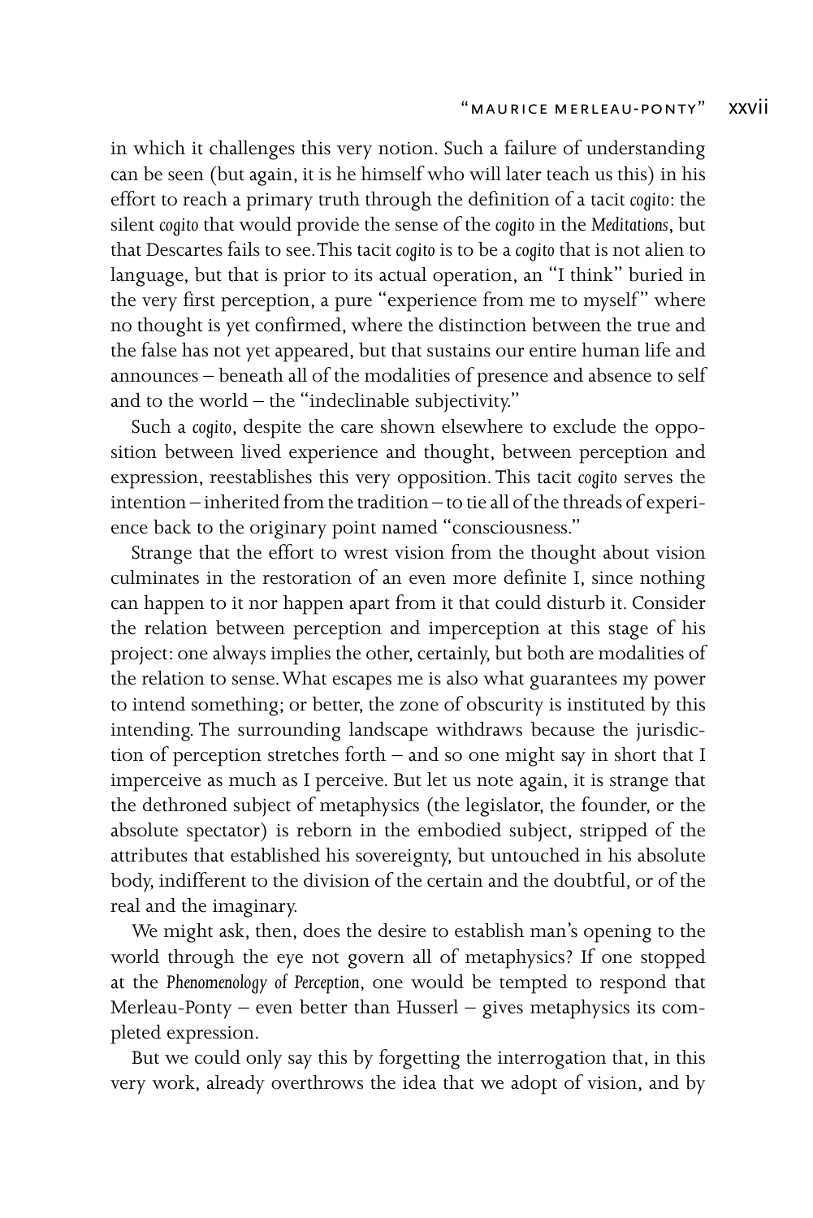in which it challenges this very notion. Such a failure of understanding can be seen (but again, it is he himself who will later teach us this) in his effort to reach a primary truth through the definition of a tacit *cogito*: the silent *cogito* that would provide the sense of the *cogito* in the *Meditations*, but that Descartes fails to see. This tacit *cogito* is to be a *cogito* that is not alien to language, but that is prior to its actual operation, an "I think" buried in the very first perception, a pure "experience from me to myself" where no thought is yet confirmed, where the distinction between the true and the false has not yet appeared, but that sustains our entire human life and announces – beneath all of the modalities of presence and absence to self and to the world – the "indeclinable subjectivity."

Such a *cogito*, despite the care shown elsewhere to exclude the opposition between lived experience and thought, between perception and expression, reestablishes this very opposition. This tacit *cogito* serves the intention – inherited from the tradition – to tie all of the threads of experience back to the originary point named "consciousness."

Strange that the effort to wrest vision from the thought about vision culminates in the restoration of an even more definite I, since nothing can happen to it nor happen apart from it that could disturb it. Consider the relation between perception and imperception at this stage of his project: one always implies the other, certainly, but both are modalities of the relation to sense. What escapes me is also what guarantees my power to intend something; or better, the zone of obscurity is instituted by this intending. The surrounding landscape withdraws because the jurisdiction of perception stretches forth – and so one might say in short that I imperceive as much as I perceive. But let us note again, it is strange that the dethroned subject of metaphysics (the legislator, the founder, or the absolute spectator) is reborn in the embodied subject, stripped of the attributes that established his sovereignty, but untouched in his absolute body, indifferent to the division of the certain and the doubtful, or of the real and the imaginary.

We might ask, then, does the desire to establish man's opening to the world through the eye not govern all of metaphysics? If one stopped at the *Phenomenology of Perception*, one would be tempted to respond that Merleau-Ponty – even better than Husserl – gives metaphysics its completed expression.

But we could only say this by forgetting the interrogation that, in this very work, already overthrows the idea that we adopt of vision, and by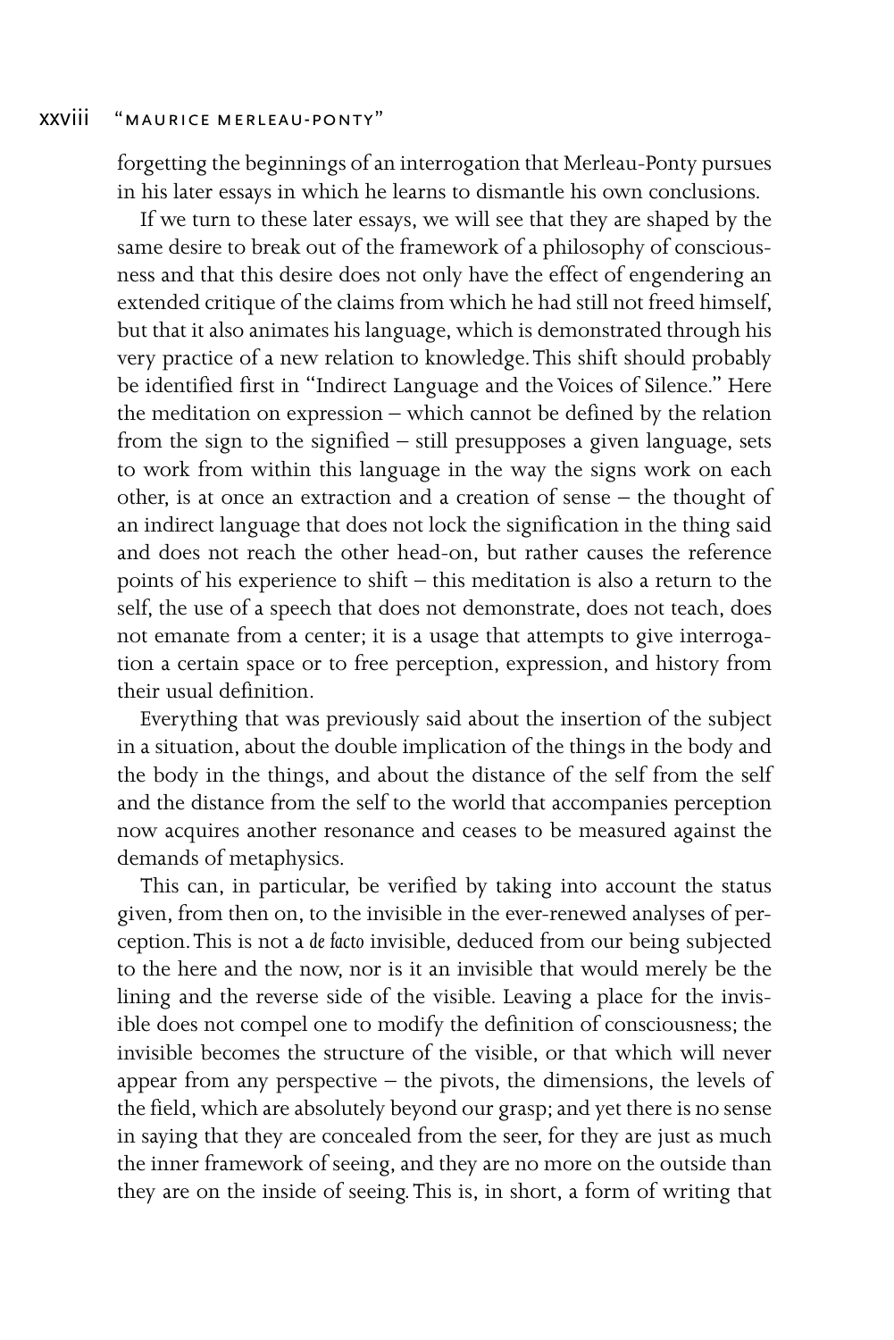forgetting the beginnings of an interrogation that Merleau-Ponty pursues in his later essays in which he learns to dismantle his own conclusions.

If we turn to these later essays, we will see that they are shaped by the same desire to break out of the framework of a philosophy of consciousness and that this desire does not only have the effect of engendering an extended critique of the claims from which he had still not freed himself, but that it also animates his language, which is demonstrated through his very practice of a new relation to knowledge. This shift should probably be identified first in "Indirect Language and the Voices of Silence." Here the meditation on expression – which cannot be defined by the relation from the sign to the signified – still presupposes a given language, sets to work from within this language in the way the signs work on each other, is at once an extraction and a creation of sense – the thought of an indirect language that does not lock the signification in the thing said and does not reach the other head-on, but rather causes the reference points of his experience to shift – this meditation is also a return to the self, the use of a speech that does not demonstrate, does not teach, does not emanate from a center; it is a usage that attempts to give interrogation a certain space or to free perception, expression, and history from their usual definition.

Everything that was previously said about the insertion of the subject in a situation, about the double implication of the things in the body and the body in the things, and about the distance of the self from the self and the distance from the self to the world that accompanies perception now acquires another resonance and ceases to be measured against the demands of metaphysics.

This can, in particular, be verified by taking into account the status given, from then on, to the invisible in the ever-renewed analyses of perception. This is not a *de facto* invisible, deduced from our being subjected to the here and the now, nor is it an invisible that would merely be the lining and the reverse side of the visible. Leaving a place for the invisible does not compel one to modify the definition of consciousness; the invisible becomes the structure of the visible, or that which will never appear from any perspective – the pivots, the dimensions, the levels of the field, which are absolutely beyond our grasp; and yet there is no sense in saying that they are concealed from the seer, for they are just as much the inner framework of seeing, and they are no more on the outside than they are on the inside of seeing. This is, in short, a form of writing that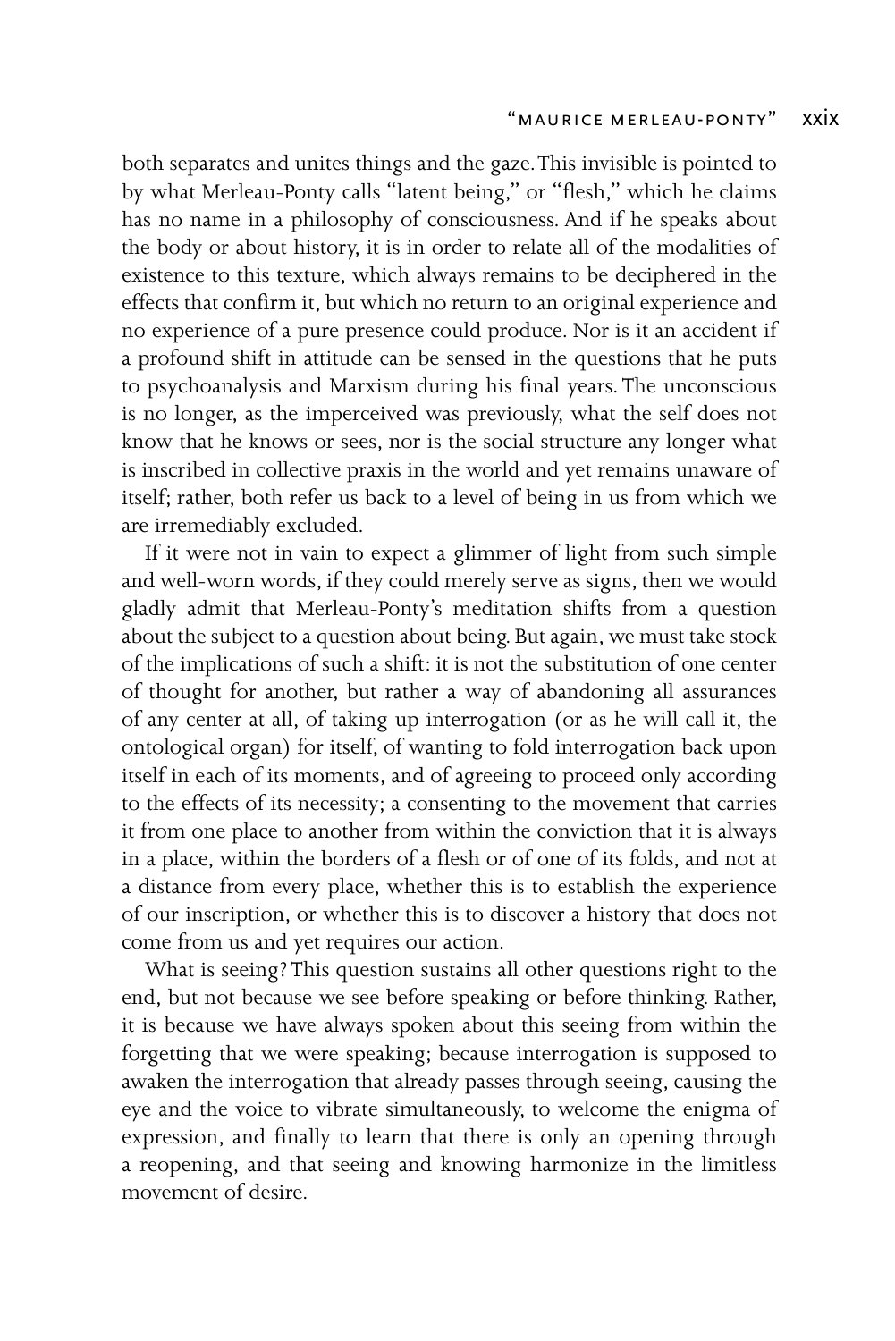both separates and unites things and the gaze. This invisible is pointed to by what Merleau-Ponty calls "latent being," or "flesh," which he claims has no name in a philosophy of consciousness. And if he speaks about the body or about history, it is in order to relate all of the modalities of existence to this texture, which always remains to be deciphered in the effects that confirm it, but which no return to an original experience and no experience of a pure presence could produce. Nor is it an accident if a profound shift in attitude can be sensed in the questions that he puts to psychoanalysis and Marxism during his final years. The unconscious is no longer, as the imperceived was previously, what the self does not know that he knows or sees, nor is the social structure any longer what is inscribed in collective praxis in the world and yet remains unaware of itself; rather, both refer us back to a level of being in us from which we are irremediably excluded.

If it were not in vain to expect a glimmer of light from such simple and well-worn words, if they could merely serve as signs, then we would gladly admit that Merleau-Ponty's meditation shifts from a question about the subject to a question about being. But again, we must take stock of the implications of such a shift: it is not the substitution of one center of thought for another, but rather a way of abandoning all assurances of any center at all, of taking up interrogation (or as he will call it, the ontological organ) for itself, of wanting to fold interrogation back upon itself in each of its moments, and of agreeing to proceed only according to the effects of its necessity; a consenting to the movement that carries it from one place to another from within the conviction that it is always in a place, within the borders of a flesh or of one of its folds, and not at a distance from every place, whether this is to establish the experience of our inscription, or whether this is to discover a history that does not come from us and yet requires our action.

What is seeing? This question sustains all other questions right to the end, but not because we see before speaking or before thinking. Rather, it is because we have always spoken about this seeing from within the forgetting that we were speaking; because interrogation is supposed to awaken the interrogation that already passes through seeing, causing the eye and the voice to vibrate simultaneously, to welcome the enigma of expression, and finally to learn that there is only an opening through a reopening, and that seeing and knowing harmonize in the limitless movement of desire.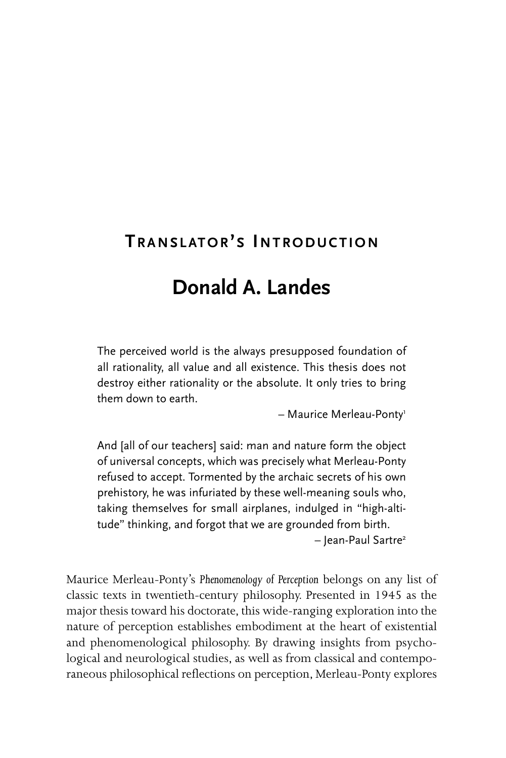## Translator's Introduction

# Donald A. Landes

> The perceived world is the always presupposed foundation of all rationality, all value and all existence. This thesis does not destroy either rationality or the absolute. It only tries to bring them down to earth.
>
> – Maurice Merleau-Ponty[1]

> And [all of our teachers] said: man and nature form the object of universal concepts, which was precisely what Merleau-Ponty refused to accept. Tormented by the archaic secrets of his own prehistory, he was infuriated by these well-meaning souls who, taking themselves for small airplanes, indulged in "high-altitude" thinking, and forgot that we are grounded from birth.
>
> – Jean-Paul Sartre[2]

Maurice Merleau-Ponty's *Phenomenology of Perception* belongs on any list of classic texts in twentieth-century philosophy. Presented in 1945 as the major thesis toward his doctorate, this wide-ranging exploration into the nature of perception establishes embodiment at the heart of existential and phenomenological philosophy. By drawing insights from psychological and neurological studies, as well as from classical and contemporaneous philosophical reflections on perception, Merleau-Ponty explores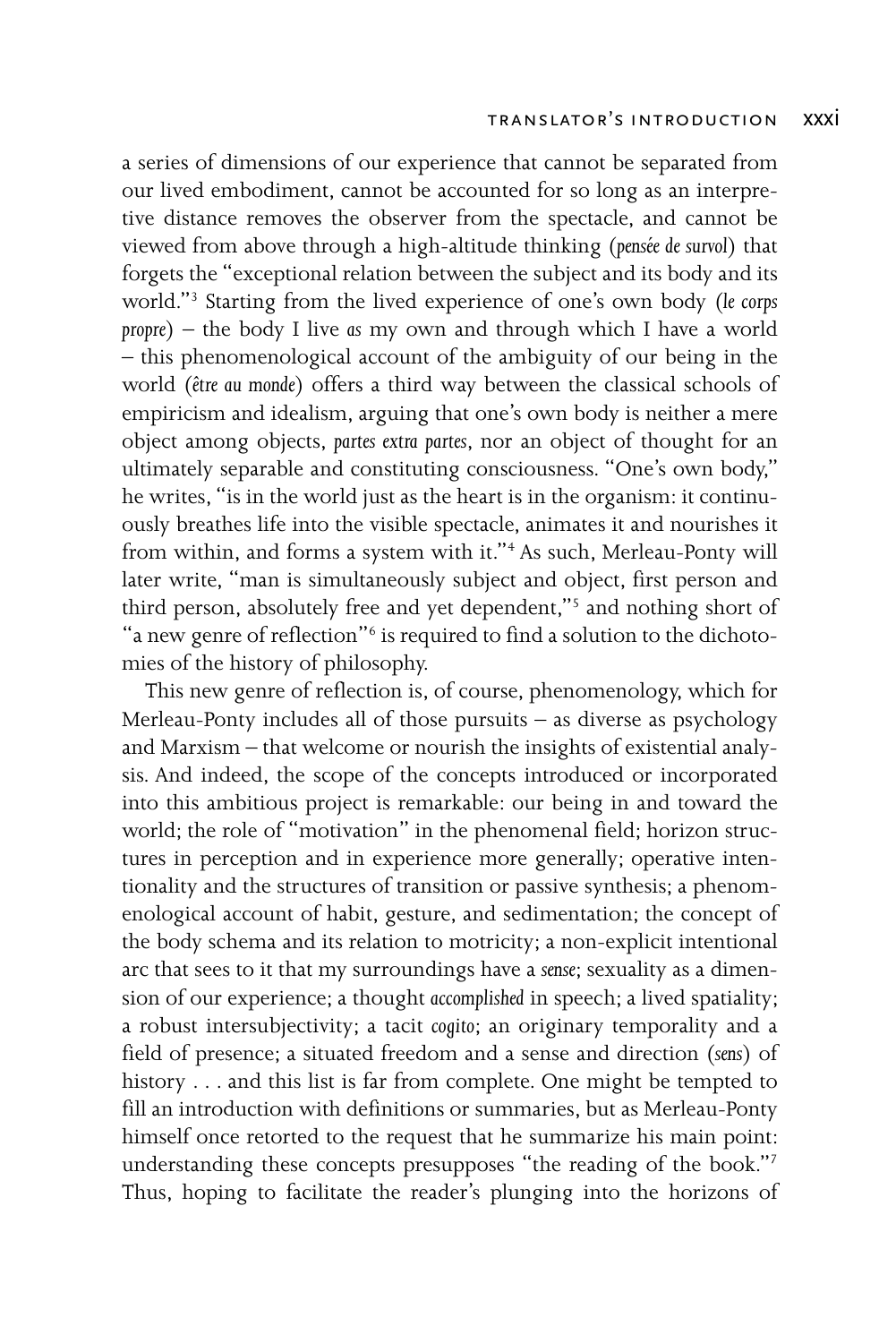a series of dimensions of our experience that cannot be separated from our lived embodiment, cannot be accounted for so long as an interpretive distance removes the observer from the spectacle, and cannot be viewed from above through a high-altitude thinking (*pensée de survol*) that forgets the "exceptional relation between the subject and its body and its world."[3] Starting from the lived experience of one's own body (*le corps propre*) – the body I live *as* my own and through which I have a world – this phenomenological account of the ambiguity of our being in the world (*être au monde*) offers a third way between the classical schools of empiricism and idealism, arguing that one's own body is neither a mere object among objects, *partes extra partes*, nor an object of thought for an ultimately separable and constituting consciousness. "One's own body," he writes, "is in the world just as the heart is in the organism: it continuously breathes life into the visible spectacle, animates it and nourishes it from within, and forms a system with it."[4] As such, Merleau-Ponty will later write, "man is simultaneously subject and object, first person and third person, absolutely free and yet dependent,"[5] and nothing short of "a new genre of reflection"[6] is required to find a solution to the dichotomies of the history of philosophy.

This new genre of reflection is, of course, phenomenology, which for Merleau-Ponty includes all of those pursuits – as diverse as psychology and Marxism – that welcome or nourish the insights of existential analysis. And indeed, the scope of the concepts introduced or incorporated into this ambitious project is remarkable: our being in and toward the world; the role of "motivation" in the phenomenal field; horizon structures in perception and in experience more generally; operative intentionality and the structures of transition or passive synthesis; a phenomenological account of habit, gesture, and sedimentation; the concept of the body schema and its relation to motricity; a non-explicit intentional arc that sees to it that my surroundings have a *sense*; sexuality as a dimension of our experience; a thought *accomplished* in speech; a lived spatiality; a robust intersubjectivity; a tacit *cogito*; an originary temporality and a field of presence; a situated freedom and a sense and direction (*sens*) of history . . . and this list is far from complete. One might be tempted to fill an introduction with definitions or summaries, but as Merleau-Ponty himself once retorted to the request that he summarize his main point: understanding these concepts presupposes "the reading of the book."[7] Thus, hoping to facilitate the reader's plunging into the horizons of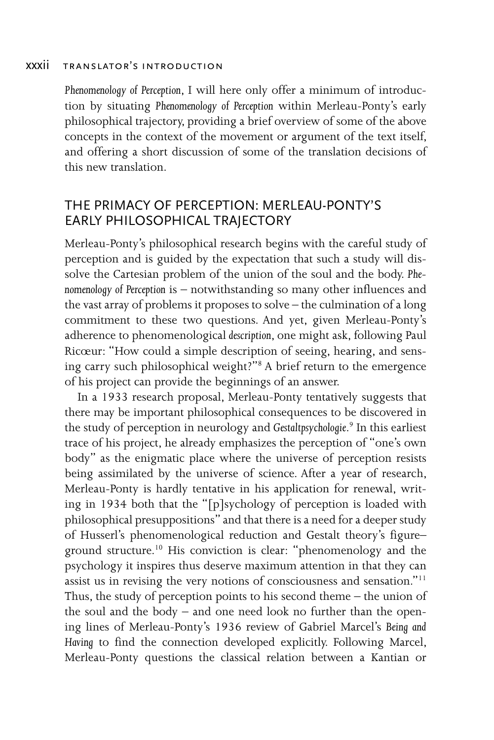*Phenomenology of Perception*, I will here only offer a minimum of introduction by situating *Phenomenology of Perception* within Merleau-Ponty's early philosophical trajectory, providing a brief overview of some of the above concepts in the context of the movement or argument of the text itself, and offering a short discussion of some of the translation decisions of this new translation.

## THE PRIMACY OF PERCEPTION: MERLEAU-PONTY'S EARLY PHILOSOPHICAL TRAJECTORY

Merleau-Ponty's philosophical research begins with the careful study of perception and is guided by the expectation that such a study will dissolve the Cartesian problem of the union of the soul and the body. *Phenomenology of Perception* is – notwithstanding so many other influences and the vast array of problems it proposes to solve – the culmination of a long commitment to these two questions. And yet, given Merleau-Ponty's adherence to phenomenological *description*, one might ask, following Paul Ricœur: "How could a simple description of seeing, hearing, and sensing carry such philosophical weight?"[8] A brief return to the emergence of his project can provide the beginnings of an answer.

In a 1933 research proposal, Merleau-Ponty tentatively suggests that there may be important philosophical consequences to be discovered in the study of perception in neurology and *Gestaltpsychologie*.[9] In this earliest trace of his project, he already emphasizes the perception of "one's own body" as the enigmatic place where the universe of perception resists being assimilated by the universe of science. After a year of research, Merleau-Ponty is hardly tentative in his application for renewal, writing in 1934 both that the "[p]sychology of perception is loaded with philosophical presuppositions" and that there is a need for a deeper study of Husserl's phenomenological reduction and Gestalt theory's figure–ground structure.[10] His conviction is clear: "phenomenology and the psychology it inspires thus deserve maximum attention in that they can assist us in revising the very notions of consciousness and sensation."[11] Thus, the study of perception points to his second theme – the union of the soul and the body – and one need look no further than the opening lines of Merleau-Ponty's 1936 review of Gabriel Marcel's *Being and Having* to find the connection developed explicitly. Following Marcel, Merleau-Ponty questions the classical relation between a Kantian or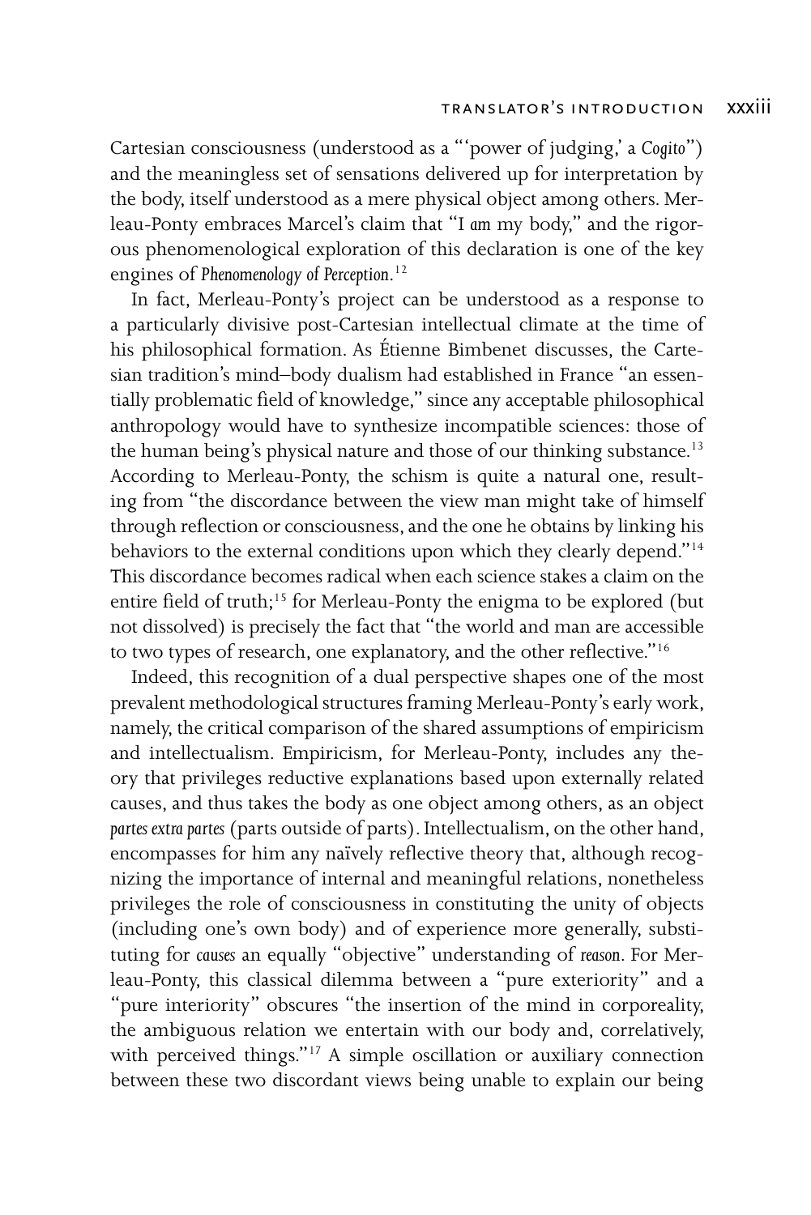Cartesian consciousness (understood as a "'power of judging,' a *Cogito*") and the meaningless set of sensations delivered up for interpretation by the body, itself understood as a mere physical object among others. Merleau-Ponty embraces Marcel's claim that "I *am* my body," and the rigorous phenomenological exploration of this declaration is one of the key engines of *Phenomenology of Perception*.[12]

In fact, Merleau-Ponty's project can be understood as a response to a particularly divisive post-Cartesian intellectual climate at the time of his philosophical formation. As Étienne Bimbenet discusses, the Cartesian tradition's mind–body dualism had established in France "an essentially problematic field of knowledge," since any acceptable philosophical anthropology would have to synthesize incompatible sciences: those of the human being's physical nature and those of our thinking substance.[13] According to Merleau-Ponty, the schism is quite a natural one, resulting from "the discordance between the view man might take of himself through reflection or consciousness, and the one he obtains by linking his behaviors to the external conditions upon which they clearly depend."[14] This discordance becomes radical when each science stakes a claim on the entire field of truth;[15] for Merleau-Ponty the enigma to be explored (but not dissolved) is precisely the fact that "the world and man are accessible to two types of research, one explanatory, and the other reflective."[16]

Indeed, this recognition of a dual perspective shapes one of the most prevalent methodological structures framing Merleau-Ponty's early work, namely, the critical comparison of the shared assumptions of empiricism and intellectualism. Empiricism, for Merleau-Ponty, includes any theory that privileges reductive explanations based upon externally related causes, and thus takes the body as one object among others, as an object *partes extra partes* (parts outside of parts). Intellectualism, on the other hand, encompasses for him any naïvely reflective theory that, although recognizing the importance of internal and meaningful relations, nonetheless privileges the role of consciousness in constituting the unity of objects (including one's own body) and of experience more generally, substituting for *causes* an equally "objective" understanding of *reason*. For Merleau-Ponty, this classical dilemma between a "pure exteriority" and a "pure interiority" obscures "the insertion of the mind in corporeality, the ambiguous relation we entertain with our body and, correlatively, with perceived things."[17] A simple oscillation or auxiliary connection between these two discordant views being unable to explain our being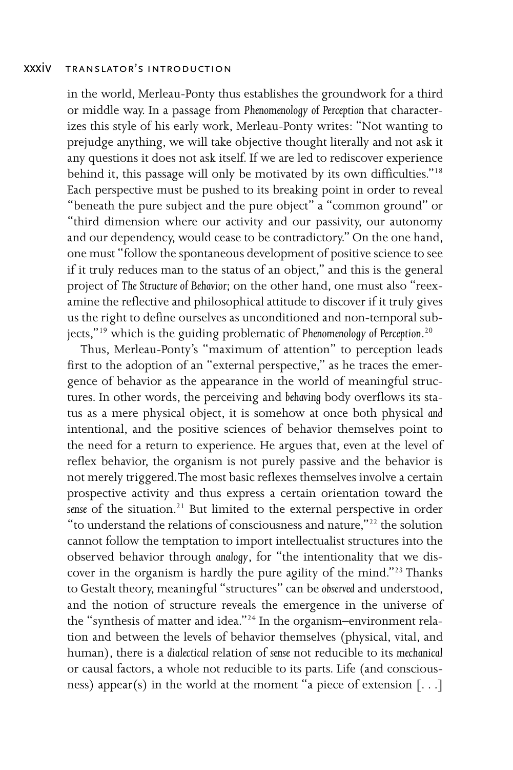in the world, Merleau-Ponty thus establishes the groundwork for a third or middle way. In a passage from *Phenomenology of Perception* that characterizes this style of his early work, Merleau-Ponty writes: "Not wanting to prejudge anything, we will take objective thought literally and not ask it any questions it does not ask itself. If we are led to rediscover experience behind it, this passage will only be motivated by its own difficulties."[18] Each perspective must be pushed to its breaking point in order to reveal "beneath the pure subject and the pure object" a "common ground" or "third dimension where our activity and our passivity, our autonomy and our dependency, would cease to be contradictory." On the one hand, one must "follow the spontaneous development of positive science to see if it truly reduces man to the status of an object," and this is the general project of *The Structure of Behavior*; on the other hand, one must also "reexamine the reflective and philosophical attitude to discover if it truly gives us the right to define ourselves as unconditioned and non-temporal subjects,"[19] which is the guiding problematic of *Phenomenology of Perception*.[20]

Thus, Merleau-Ponty's "maximum of attention" to perception leads first to the adoption of an "external perspective," as he traces the emergence of behavior as the appearance in the world of meaningful structures. In other words, the perceiving and *behaving* body overflows its status as a mere physical object, it is somehow at once both physical *and* intentional, and the positive sciences of behavior themselves point to the need for a return to experience. He argues that, even at the level of reflex behavior, the organism is not purely passive and the behavior is not merely triggered. The most basic reflexes themselves involve a certain prospective activity and thus express a certain orientation toward the *sense* of the situation.[21] But limited to the external perspective in order "to understand the relations of consciousness and nature,"[22] the solution cannot follow the temptation to import intellectualist structures into the observed behavior through *analogy*, for "the intentionality that we discover in the organism is hardly the pure agility of the mind."[23] Thanks to Gestalt theory, meaningful "structures" can be *observed* and understood, and the notion of structure reveals the emergence in the universe of the "synthesis of matter and idea."[24] In the organism–environment relation and between the levels of behavior themselves (physical, vital, and human), there is a *dialectical* relation of *sense* not reducible to its *mechanical* or causal factors, a whole not reducible to its parts. Life (and consciousness) appear(s) in the world at the moment "a piece of extension [. . .]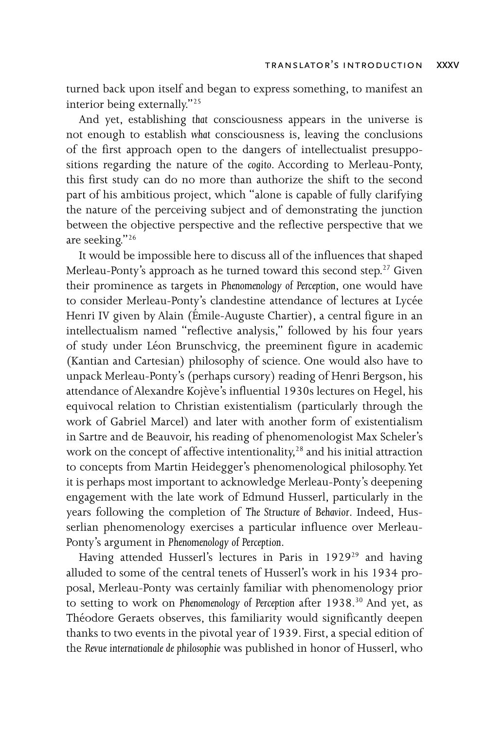turned back upon itself and began to express something, to manifest an interior being externally."[25]

And yet, establishing *that* consciousness appears in the universe is not enough to establish *what* consciousness is, leaving the conclusions of the first approach open to the dangers of intellectualist presuppositions regarding the nature of the *cogito*. According to Merleau-Ponty, this first study can do no more than authorize the shift to the second part of his ambitious project, which "alone is capable of fully clarifying the nature of the perceiving subject and of demonstrating the junction between the objective perspective and the reflective perspective that we are seeking."[26]

It would be impossible here to discuss all of the influences that shaped Merleau-Ponty's approach as he turned toward this second step.[27] Given their prominence as targets in *Phenomenology of Perception*, one would have to consider Merleau-Ponty's clandestine attendance of lectures at Lycée Henri IV given by Alain (Émile-Auguste Chartier), a central figure in an intellectualism named "reflective analysis," followed by his four years of study under Léon Brunschvicg, the preeminent figure in academic (Kantian and Cartesian) philosophy of science. One would also have to unpack Merleau-Ponty's (perhaps cursory) reading of Henri Bergson, his attendance of Alexandre Kojève's influential 1930s lectures on Hegel, his equivocal relation to Christian existentialism (particularly through the work of Gabriel Marcel) and later with another form of existentialism in Sartre and de Beauvoir, his reading of phenomenologist Max Scheler's work on the concept of affective intentionality,[28] and his initial attraction to concepts from Martin Heidegger's phenomenological philosophy. Yet it is perhaps most important to acknowledge Merleau-Ponty's deepening engagement with the late work of Edmund Husserl, particularly in the years following the completion of *The Structure of Behavior*. Indeed, Husserlian phenomenology exercises a particular influence over Merleau-Ponty's argument in *Phenomenology of Perception*.

Having attended Husserl's lectures in Paris in 1929[29] and having alluded to some of the central tenets of Husserl's work in his 1934 proposal, Merleau-Ponty was certainly familiar with phenomenology prior to setting to work on *Phenomenology of Perception* after 1938.[30] And yet, as Théodore Geraets observes, this familiarity would significantly deepen thanks to two events in the pivotal year of 1939. First, a special edition of the *Revue internationale de philosophie* was published in honor of Husserl, who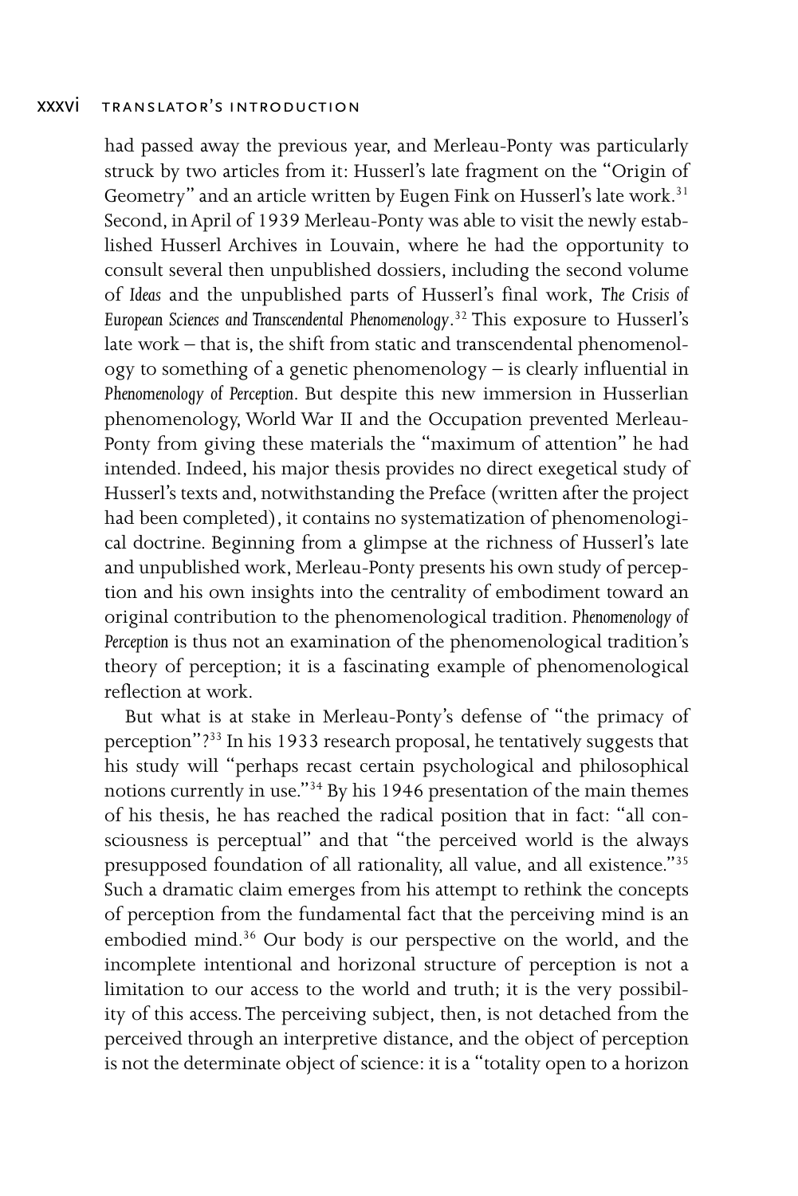had passed away the previous year, and Merleau-Ponty was particularly struck by two articles from it: Husserl's late fragment on the "Origin of Geometry" and an article written by Eugen Fink on Husserl's late work.[31] Second, in April of 1939 Merleau-Ponty was able to visit the newly established Husserl Archives in Louvain, where he had the opportunity to consult several then unpublished dossiers, including the second volume of *Ideas* and the unpublished parts of Husserl's final work, *The Crisis of European Sciences and Transcendental Phenomenology*.[32] This exposure to Husserl's late work – that is, the shift from static and transcendental phenomenology to something of a genetic phenomenology – is clearly influential in *Phenomenology of Perception*. But despite this new immersion in Husserlian phenomenology, World War II and the Occupation prevented Merleau-Ponty from giving these materials the "maximum of attention" he had intended. Indeed, his major thesis provides no direct exegetical study of Husserl's texts and, notwithstanding the Preface (written after the project had been completed), it contains no systematization of phenomenological doctrine. Beginning from a glimpse at the richness of Husserl's late and unpublished work, Merleau-Ponty presents his own study of perception and his own insights into the centrality of embodiment toward an original contribution to the phenomenological tradition. *Phenomenology of Perception* is thus not an examination of the phenomenological tradition's theory of perception; it is a fascinating example of phenomenological reflection at work.

But what is at stake in Merleau-Ponty's defense of "the primacy of perception"?[33] In his 1933 research proposal, he tentatively suggests that his study will "perhaps recast certain psychological and philosophical notions currently in use."[34] By his 1946 presentation of the main themes of his thesis, he has reached the radical position that in fact: "all consciousness is perceptual" and that "the perceived world is the always presupposed foundation of all rationality, all value, and all existence."[35] Such a dramatic claim emerges from his attempt to rethink the concepts of perception from the fundamental fact that the perceiving mind is an embodied mind.[36] Our body *is* our perspective on the world, and the incomplete intentional and horizonal structure of perception is not a limitation to our access to the world and truth; it is the very possibility of this access. The perceiving subject, then, is not detached from the perceived through an interpretive distance, and the object of perception is not the determinate object of science: it is a "totality open to a horizon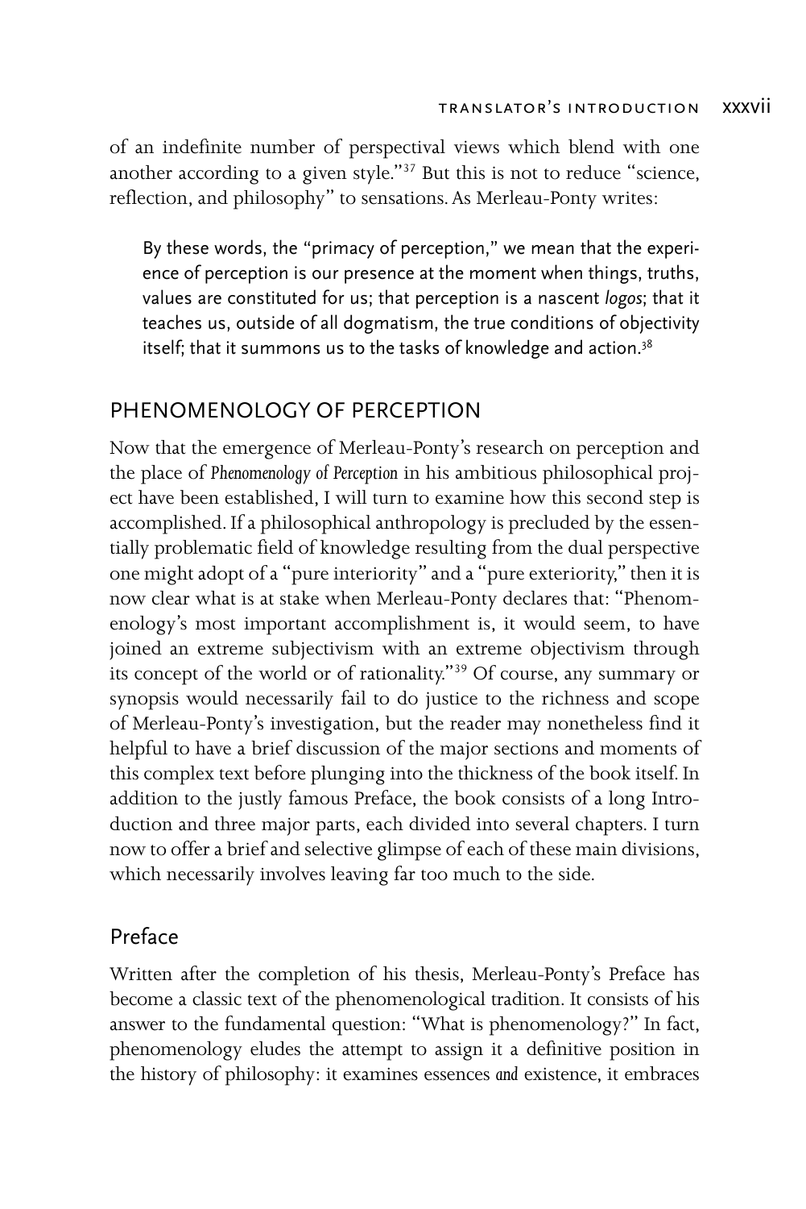of an indefinite number of perspectival views which blend with one another according to a given style."[37] But this is not to reduce "science, reflection, and philosophy" to sensations. As Merleau-Ponty writes:

> By these words, the "primacy of perception," we mean that the experience of perception is our presence at the moment when things, truths, values are constituted for us; that perception is a nascent *logos*; that it teaches us, outside of all dogmatism, the true conditions of objectivity itself; that it summons us to the tasks of knowledge and action.[38]

## PHENOMENOLOGY OF PERCEPTION

Now that the emergence of Merleau-Ponty's research on perception and the place of *Phenomenology of Perception* in his ambitious philosophical project have been established, I will turn to examine how this second step is accomplished. If a philosophical anthropology is precluded by the essentially problematic field of knowledge resulting from the dual perspective one might adopt of a "pure interiority" and a "pure exteriority," then it is now clear what is at stake when Merleau-Ponty declares that: "Phenomenology's most important accomplishment is, it would seem, to have joined an extreme subjectivism with an extreme objectivism through its concept of the world or of rationality."[39] Of course, any summary or synopsis would necessarily fail to do justice to the richness and scope of Merleau-Ponty's investigation, but the reader may nonetheless find it helpful to have a brief discussion of the major sections and moments of this complex text before plunging into the thickness of the book itself. In addition to the justly famous Preface, the book consists of a long Introduction and three major parts, each divided into several chapters. I turn now to offer a brief and selective glimpse of each of these main divisions, which necessarily involves leaving far too much to the side.

### Preface

Written after the completion of his thesis, Merleau-Ponty's Preface has become a classic text of the phenomenological tradition. It consists of his answer to the fundamental question: "What is phenomenology?" In fact, phenomenology eludes the attempt to assign it a definitive position in the history of philosophy: it examines essences *and* existence, it embraces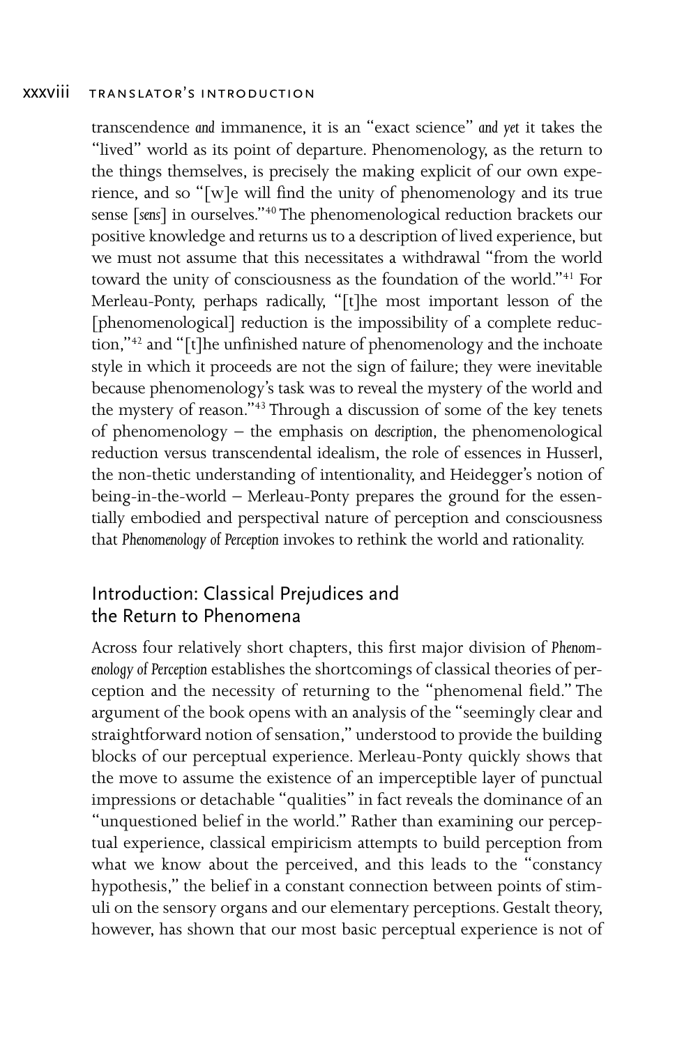transcendence *and* immanence, it is an "exact science" *and yet* it takes the "lived" world as its point of departure. Phenomenology, as the return to the things themselves, is precisely the making explicit of our own experience, and so "[w]e will find the unity of phenomenology and its true sense [*sens*] in ourselves."[40] The phenomenological reduction brackets our positive knowledge and returns us to a description of lived experience, but we must not assume that this necessitates a withdrawal "from the world toward the unity of consciousness as the foundation of the world."[41] For Merleau-Ponty, perhaps radically, "[t]he most important lesson of the [phenomenological] reduction is the impossibility of a complete reduction,"[42] and "[t]he unfinished nature of phenomenology and the inchoate style in which it proceeds are not the sign of failure; they were inevitable because phenomenology's task was to reveal the mystery of the world and the mystery of reason."[43] Through a discussion of some of the key tenets of phenomenology – the emphasis on *description*, the phenomenological reduction versus transcendental idealism, the role of essences in Husserl, the non-thetic understanding of intentionality, and Heidegger's notion of being-in-the-world – Merleau-Ponty prepares the ground for the essentially embodied and perspectival nature of perception and consciousness that *Phenomenology of Perception* invokes to rethink the world and rationality.

## Introduction: Classical Prejudices and the Return to Phenomena

Across four relatively short chapters, this first major division of *Phenomenology of Perception* establishes the shortcomings of classical theories of perception and the necessity of returning to the "phenomenal field." The argument of the book opens with an analysis of the "seemingly clear and straightforward notion of sensation," understood to provide the building blocks of our perceptual experience. Merleau-Ponty quickly shows that the move to assume the existence of an imperceptible layer of punctual impressions or detachable "qualities" in fact reveals the dominance of an "unquestioned belief in the world." Rather than examining our perceptual experience, classical empiricism attempts to build perception from what we know about the perceived, and this leads to the "constancy hypothesis," the belief in a constant connection between points of stimuli on the sensory organs and our elementary perceptions. Gestalt theory, however, has shown that our most basic perceptual experience is not of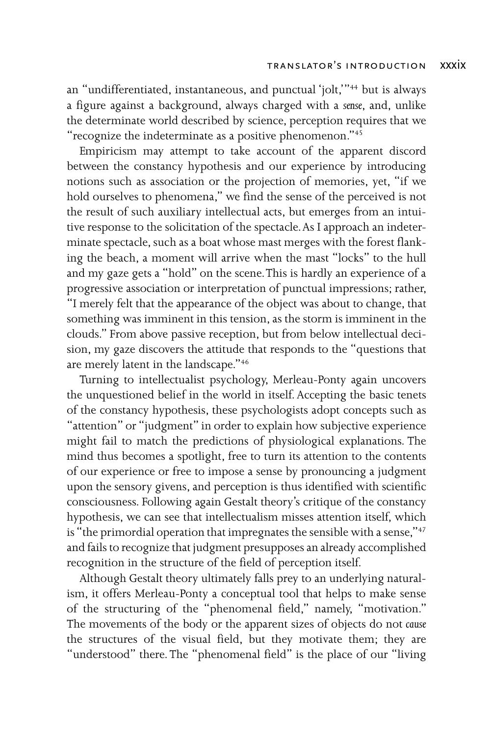an "undifferentiated, instantaneous, and punctual 'jolt,'"[44] but is always a figure against a background, always charged with a *sense*, and, unlike the determinate world described by science, perception requires that we "recognize the indeterminate as a positive phenomenon."[45]

Empiricism may attempt to take account of the apparent discord between the constancy hypothesis and our experience by introducing notions such as association or the projection of memories, yet, "if we hold ourselves to phenomena," we find the sense of the perceived is not the result of such auxiliary intellectual acts, but emerges from an intuitive response to the solicitation of the spectacle. As I approach an indeterminate spectacle, such as a boat whose mast merges with the forest flanking the beach, a moment will arrive when the mast "locks" to the hull and my gaze gets a "hold" on the scene. This is hardly an experience of a progressive association or interpretation of punctual impressions; rather, "I merely felt that the appearance of the object was about to change, that something was imminent in this tension, as the storm is imminent in the clouds." From above passive reception, but from below intellectual decision, my gaze discovers the attitude that responds to the "questions that are merely latent in the landscape."[46]

Turning to intellectualist psychology, Merleau-Ponty again uncovers the unquestioned belief in the world in itself. Accepting the basic tenets of the constancy hypothesis, these psychologists adopt concepts such as "attention" or "judgment" in order to explain how subjective experience might fail to match the predictions of physiological explanations. The mind thus becomes a spotlight, free to turn its attention to the contents of our experience or free to impose a sense by pronouncing a judgment upon the sensory givens, and perception is thus identified with scientific consciousness. Following again Gestalt theory's critique of the constancy hypothesis, we can see that intellectualism misses attention itself, which is "the primordial operation that impregnates the sensible with a sense,"[47] and fails to recognize that judgment presupposes an already accomplished recognition in the structure of the field of perception itself.

Although Gestalt theory ultimately falls prey to an underlying naturalism, it offers Merleau-Ponty a conceptual tool that helps to make sense of the structuring of the "phenomenal field," namely, "motivation." The movements of the body or the apparent sizes of objects do not *cause* the structures of the visual field, but they motivate them; they are "understood" there. The "phenomenal field" is the place of our "living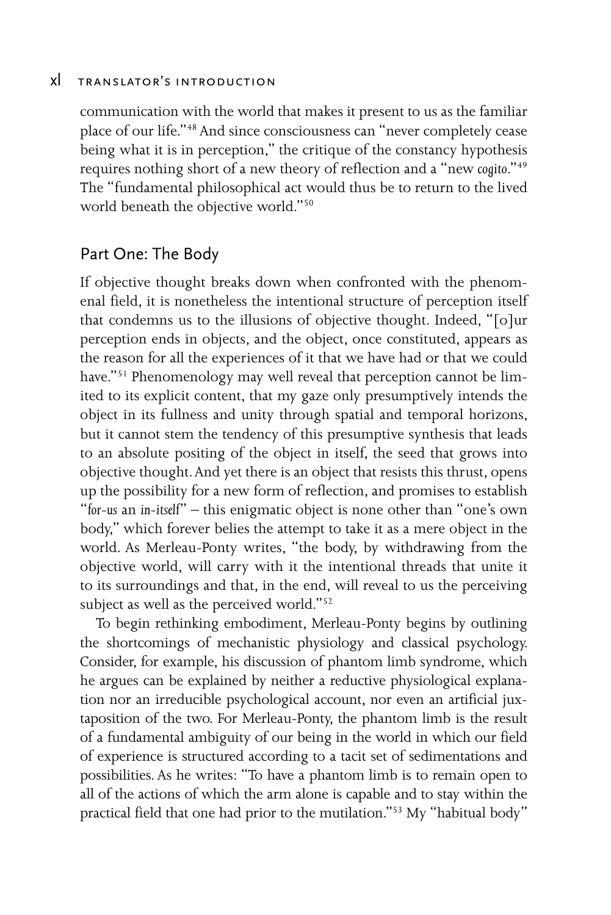communication with the world that makes it present to us as the familiar place of our life."[48] And since consciousness can "never completely cease being what it is in perception," the critique of the constancy hypothesis requires nothing short of a new theory of reflection and a "new *cogito*."[49] The "fundamental philosophical act would thus be to return to the lived world beneath the objective world."[50]

## Part One: The Body

If objective thought breaks down when confronted with the phenomenal field, it is nonetheless the intentional structure of perception itself that condemns us to the illusions of objective thought. Indeed, "[o]ur perception ends in objects, and the object, once constituted, appears as the reason for all the experiences of it that we have had or that we could have."[51] Phenomenology may well reveal that perception cannot be limited to its explicit content, that my gaze only presumptively intends the object in its fullness and unity through spatial and temporal horizons, but it cannot stem the tendency of this presumptive synthesis that leads to an absolute positing of the object in itself, the seed that grows into objective thought. And yet there is an object that resists this thrust, opens up the possibility for a new form of reflection, and promises to establish "*for-us* an *in-itself*" – this enigmatic object is none other than "one's own body," which forever belies the attempt to take it as a mere object in the world. As Merleau-Ponty writes, "the body, by withdrawing from the objective world, will carry with it the intentional threads that unite it to its surroundings and that, in the end, will reveal to us the perceiving subject as well as the perceived world."[52]

To begin rethinking embodiment, Merleau-Ponty begins by outlining the shortcomings of mechanistic physiology and classical psychology. Consider, for example, his discussion of phantom limb syndrome, which he argues can be explained by neither a reductive physiological explanation nor an irreducible psychological account, nor even an artificial juxtaposition of the two. For Merleau-Ponty, the phantom limb is the result of a fundamental ambiguity of our being in the world in which our field of experience is structured according to a tacit set of sedimentations and possibilities. As he writes: "To have a phantom limb is to remain open to all of the actions of which the arm alone is capable and to stay within the practical field that one had prior to the mutilation."[53] My "habitual body"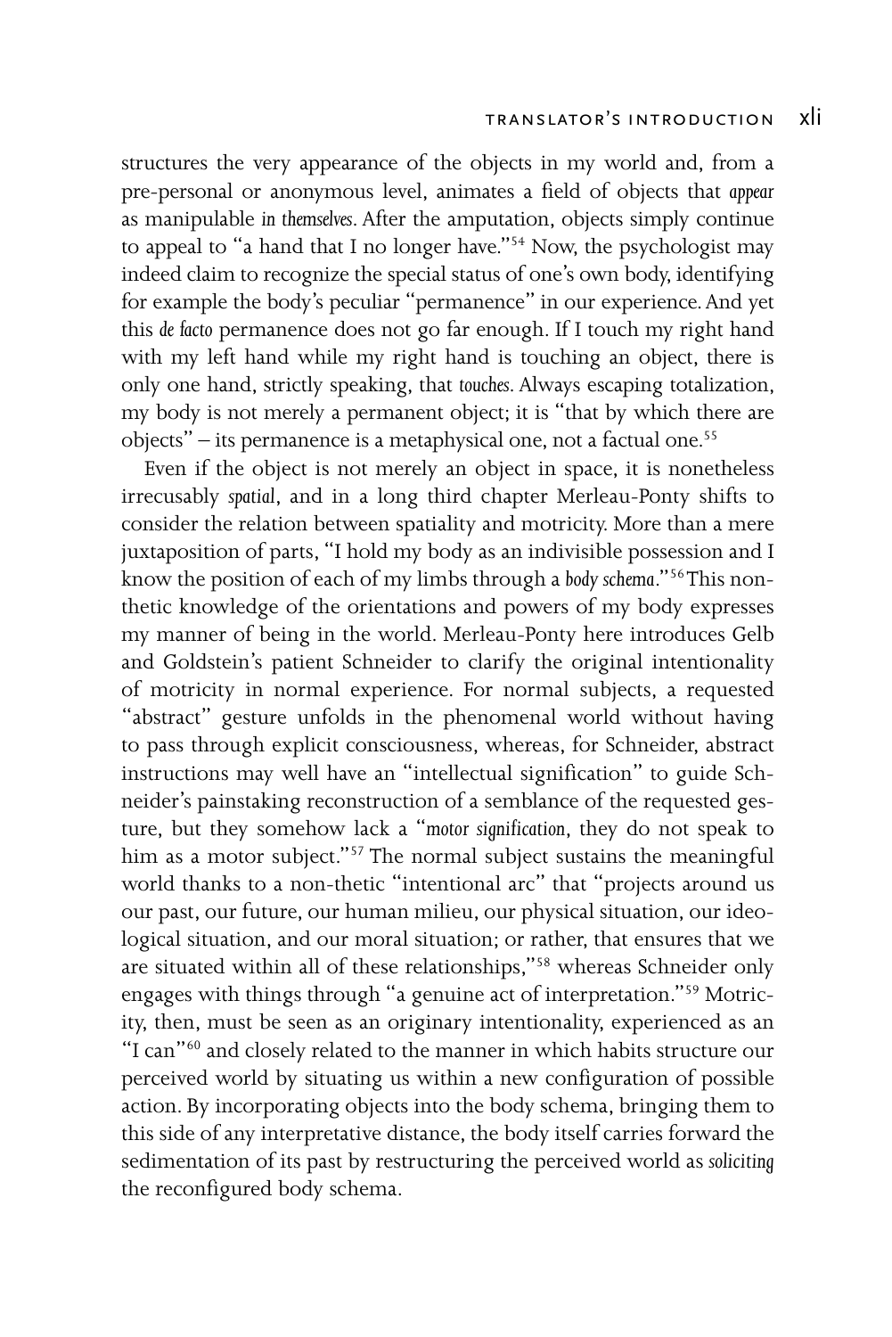structures the very appearance of the objects in my world and, from a pre-personal or anonymous level, animates a field of objects that *appear* as manipulable *in themselves*. After the amputation, objects simply continue to appeal to "a hand that I no longer have."[54] Now, the psychologist may indeed claim to recognize the special status of one's own body, identifying for example the body's peculiar "permanence" in our experience. And yet this *de facto* permanence does not go far enough. If I touch my right hand with my left hand while my right hand is touching an object, there is only one hand, strictly speaking, that *touches*. Always escaping totalization, my body is not merely a permanent object; it is "that by which there are objects" – its permanence is a metaphysical one, not a factual one.[55]

Even if the object is not merely an object in space, it is nonetheless irrecusably *spatial*, and in a long third chapter Merleau-Ponty shifts to consider the relation between spatiality and motricity. More than a mere juxtaposition of parts, "I hold my body as an indivisible possession and I know the position of each of my limbs through a *body schema*."[56] This non-thetic knowledge of the orientations and powers of my body expresses my manner of being in the world. Merleau-Ponty here introduces Gelb and Goldstein's patient Schneider to clarify the original intentionality of motricity in normal experience. For normal subjects, a requested "abstract" gesture unfolds in the phenomenal world without having to pass through explicit consciousness, whereas, for Schneider, abstract instructions may well have an "intellectual signification" to guide Schneider's painstaking reconstruction of a semblance of the requested gesture, but they somehow lack a "*motor signification*, they do not speak to him as a motor subject."[57] The normal subject sustains the meaningful world thanks to a non-thetic "intentional arc" that "projects around us our past, our future, our human milieu, our physical situation, our ideological situation, and our moral situation; or rather, that ensures that we are situated within all of these relationships,"[58] whereas Schneider only engages with things through "a genuine act of interpretation."[59] Motricity, then, must be seen as an originary intentionality, experienced as an "I can"[60] and closely related to the manner in which habits structure our perceived world by situating us within a new configuration of possible action. By incorporating objects into the body schema, bringing them to this side of any interpretative distance, the body itself carries forward the sedimentation of its past by restructuring the perceived world as *soliciting* the reconfigured body schema.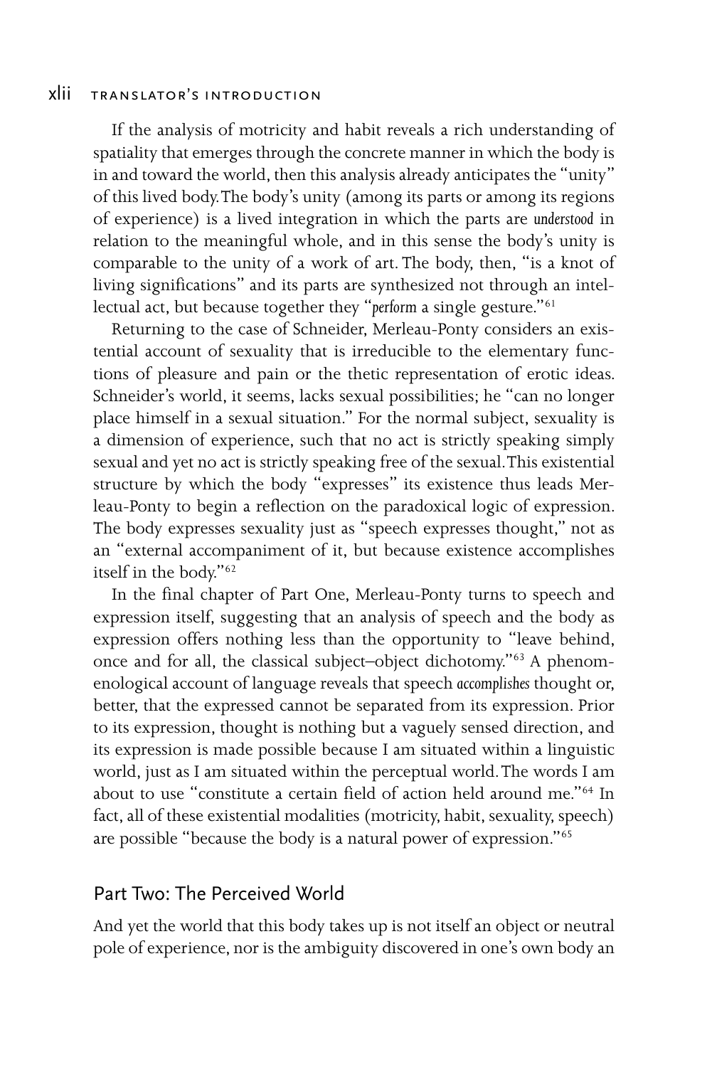If the analysis of motricity and habit reveals a rich understanding of spatiality that emerges through the concrete manner in which the body is in and toward the world, then this analysis already anticipates the "unity" of this lived body. The body's unity (among its parts or among its regions of experience) is a lived integration in which the parts are *understood* in relation to the meaningful whole, and in this sense the body's unity is comparable to the unity of a work of art. The body, then, "is a knot of living significations" and its parts are synthesized not through an intellectual act, but because together they "*perform* a single gesture."[61]

Returning to the case of Schneider, Merleau-Ponty considers an existential account of sexuality that is irreducible to the elementary functions of pleasure and pain or the thetic representation of erotic ideas. Schneider's world, it seems, lacks sexual possibilities; he "can no longer place himself in a sexual situation." For the normal subject, sexuality is a dimension of experience, such that no act is strictly speaking simply sexual and yet no act is strictly speaking free of the sexual. This existential structure by which the body "expresses" its existence thus leads Merleau-Ponty to begin a reflection on the paradoxical logic of expression. The body expresses sexuality just as "speech expresses thought," not as an "external accompaniment of it, but because existence accomplishes itself in the body."[62]

In the final chapter of Part One, Merleau-Ponty turns to speech and expression itself, suggesting that an analysis of speech and the body as expression offers nothing less than the opportunity to "leave behind, once and for all, the classical subject–object dichotomy."[63] A phenomenological account of language reveals that speech *accomplishes* thought or, better, that the expressed cannot be separated from its expression. Prior to its expression, thought is nothing but a vaguely sensed direction, and its expression is made possible because I am situated within a linguistic world, just as I am situated within the perceptual world. The words I am about to use "constitute a certain field of action held around me."[64] In fact, all of these existential modalities (motricity, habit, sexuality, speech) are possible "because the body is a natural power of expression."[65]

## Part Two: The Perceived World

And yet the world that this body takes up is not itself an object or neutral pole of experience, nor is the ambiguity discovered in one's own body an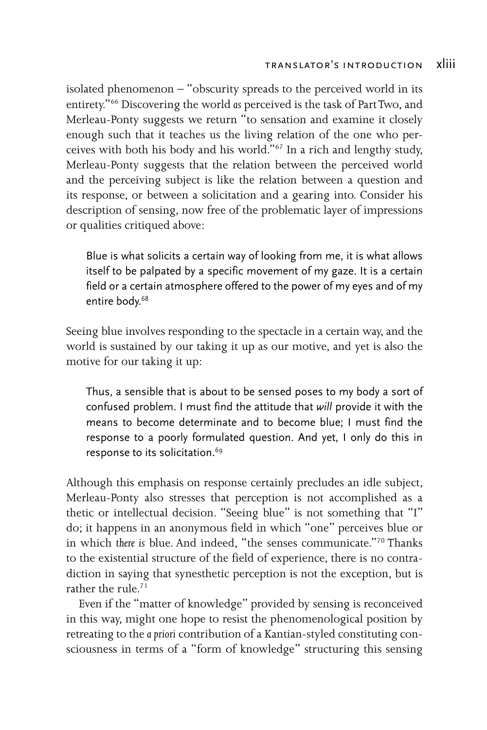isolated phenomenon – "obscurity spreads to the perceived world in its entirety."[66] Discovering the world *as* perceived is the task of Part Two, and Merleau-Ponty suggests we return "to sensation and examine it closely enough such that it teaches us the living relation of the one who perceives with both his body and his world."[67] In a rich and lengthy study, Merleau-Ponty suggests that the relation between the perceived world and the perceiving subject is like the relation between a question and its response, or between a solicitation and a gearing into. Consider his description of sensing, now free of the problematic layer of impressions or qualities critiqued above:

> Blue is what solicits a certain way of looking from me, it is what allows itself to be palpated by a specific movement of my gaze. It is a certain field or a certain atmosphere offered to the power of my eyes and of my entire body.[68]

Seeing blue involves responding to the spectacle in a certain way, and the world is sustained by our taking it up as our motive, and yet is also the motive for our taking it up:

> Thus, a sensible that is about to be sensed poses to my body a sort of confused problem. I must find the attitude that *will* provide it with the means to become determinate and to become blue; I must find the response to a poorly formulated question. And yet, I only do this in response to its solicitation.[69]

Although this emphasis on response certainly precludes an idle subject, Merleau-Ponty also stresses that perception is not accomplished as a thetic or intellectual decision. "Seeing blue" is not something that "I" do; it happens in an anonymous field in which "one" perceives blue or in which *there is* blue. And indeed, "the senses communicate."[70] Thanks to the existential structure of the field of experience, there is no contradiction in saying that synesthetic perception is not the exception, but is rather the rule.[71]

Even if the "matter of knowledge" provided by sensing is reconceived in this way, might one hope to resist the phenomenological position by retreating to the *a priori* contribution of a Kantian-styled constituting consciousness in terms of a "form of knowledge" structuring this sensing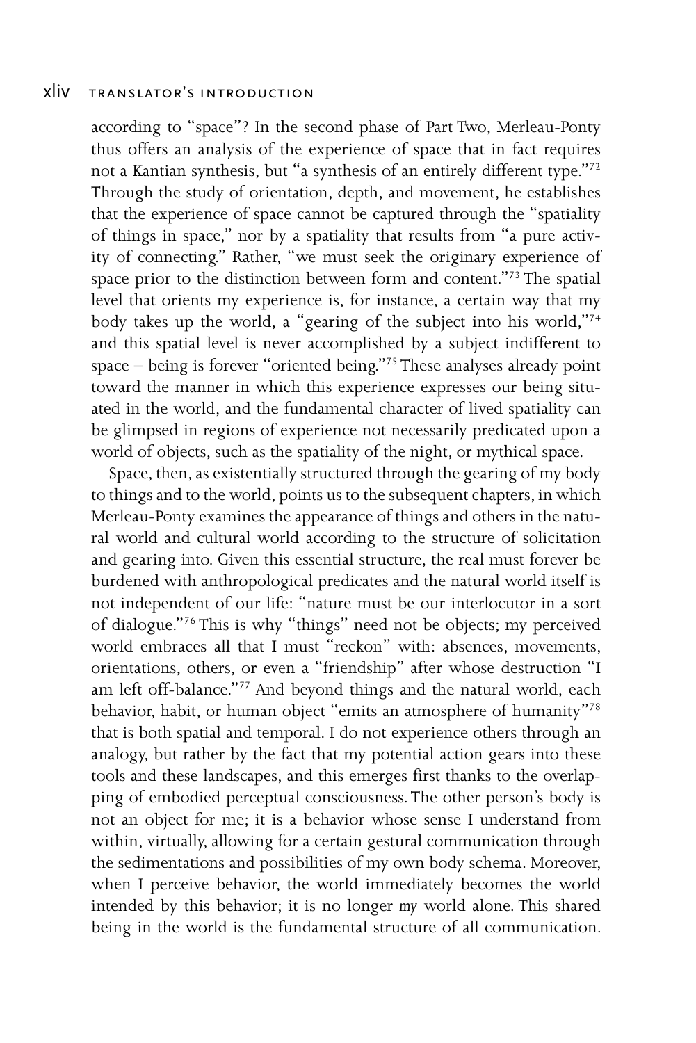according to "space"? In the second phase of Part Two, Merleau-Ponty thus offers an analysis of the experience of space that in fact requires not a Kantian synthesis, but "a synthesis of an entirely different type."[72] Through the study of orientation, depth, and movement, he establishes that the experience of space cannot be captured through the "spatiality of things in space," nor by a spatiality that results from "a pure activity of connecting." Rather, "we must seek the originary experience of space prior to the distinction between form and content."[73] The spatial level that orients my experience is, for instance, a certain way that my body takes up the world, a "gearing of the subject into his world,"[74] and this spatial level is never accomplished by a subject indifferent to space – being is forever "oriented being."[75] These analyses already point toward the manner in which this experience expresses our being situated in the world, and the fundamental character of lived spatiality can be glimpsed in regions of experience not necessarily predicated upon a world of objects, such as the spatiality of the night, or mythical space.

Space, then, as existentially structured through the gearing of my body to things and to the world, points us to the subsequent chapters, in which Merleau-Ponty examines the appearance of things and others in the natural world and cultural world according to the structure of solicitation and gearing into. Given this essential structure, the real must forever be burdened with anthropological predicates and the natural world itself is not independent of our life: "nature must be our interlocutor in a sort of dialogue."[76] This is why "things" need not be objects; my perceived world embraces all that I must "reckon" with: absences, movements, orientations, others, or even a "friendship" after whose destruction "I am left off-balance."[77] And beyond things and the natural world, each behavior, habit, or human object "emits an atmosphere of humanity"[78] that is both spatial and temporal. I do not experience others through an analogy, but rather by the fact that my potential action gears into these tools and these landscapes, and this emerges first thanks to the overlapping of embodied perceptual consciousness. The other person's body is not an object for me; it is a behavior whose sense I understand from within, virtually, allowing for a certain gestural communication through the sedimentations and possibilities of my own body schema. Moreover, when I perceive behavior, the world immediately becomes the world intended by this behavior; it is no longer *my* world alone. This shared being in the world is the fundamental structure of all communication.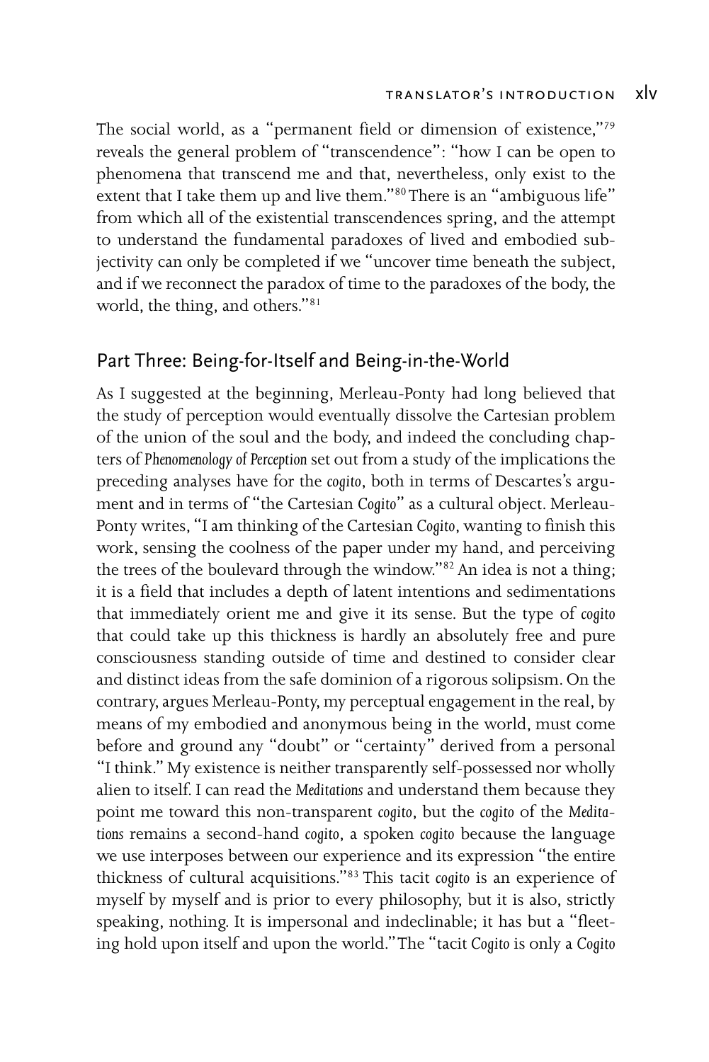The social world, as a "permanent field or dimension of existence,"[79] reveals the general problem of "transcendence": "how I can be open to phenomena that transcend me and that, nevertheless, only exist to the extent that I take them up and live them."[80] There is an "ambiguous life" from which all of the existential transcendences spring, and the attempt to understand the fundamental paradoxes of lived and embodied subjectivity can only be completed if we "uncover time beneath the subject, and if we reconnect the paradox of time to the paradoxes of the body, the world, the thing, and others."[81]

## Part Three: Being-for-Itself and Being-in-the-World

As I suggested at the beginning, Merleau-Ponty had long believed that the study of perception would eventually dissolve the Cartesian problem of the union of the soul and the body, and indeed the concluding chapters of *Phenomenology of Perception* set out from a study of the implications the preceding analyses have for the *cogito*, both in terms of Descartes's argument and in terms of "the Cartesian *Cogito*" as a cultural object. Merleau-Ponty writes, "I am thinking of the Cartesian *Cogito*, wanting to finish this work, sensing the coolness of the paper under my hand, and perceiving the trees of the boulevard through the window."[82] An idea is not a thing; it is a field that includes a depth of latent intentions and sedimentations that immediately orient me and give it its sense. But the type of *cogito* that could take up this thickness is hardly an absolutely free and pure consciousness standing outside of time and destined to consider clear and distinct ideas from the safe dominion of a rigorous solipsism. On the contrary, argues Merleau-Ponty, my perceptual engagement in the real, by means of my embodied and anonymous being in the world, must come before and ground any "doubt" or "certainty" derived from a personal "I think." My existence is neither transparently self-possessed nor wholly alien to itself. I can read the *Meditations* and understand them because they point me toward this non-transparent *cogito*, but the *cogito* of the *Meditations* remains a second-hand *cogito*, a spoken *cogito* because the language we use interposes between our experience and its expression "the entire thickness of cultural acquisitions."[83] This tacit *cogito* is an experience of myself by myself and is prior to every philosophy, but it is also, strictly speaking, nothing. It is impersonal and indeclinable; it has but a "fleeting hold upon itself and upon the world." The "tacit *Cogito* is only a *Cogito*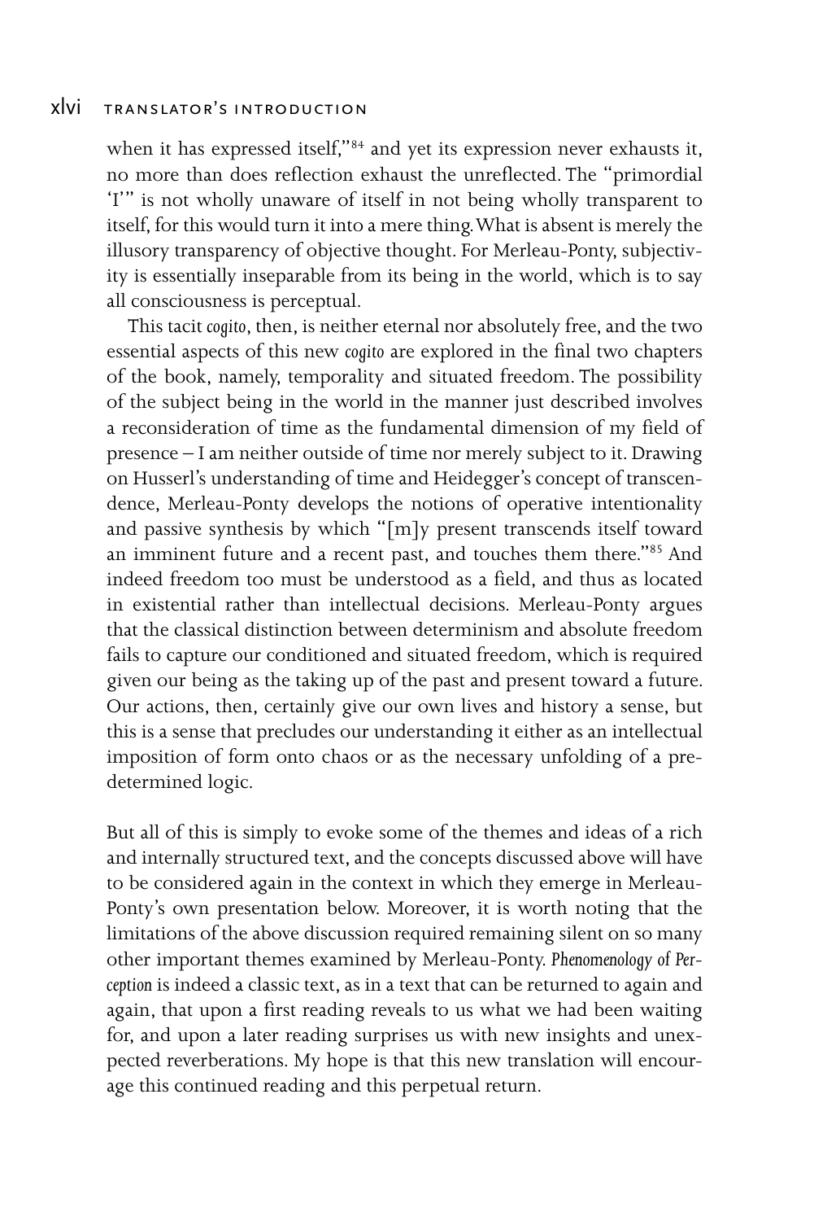when it has expressed itself,"[84] and yet its expression never exhausts it, no more than does reflection exhaust the unreflected. The "primordial 'I'" is not wholly unaware of itself in not being wholly transparent to itself, for this would turn it into a mere thing. What is absent is merely the illusory transparency of objective thought. For Merleau-Ponty, subjectivity is essentially inseparable from its being in the world, which is to say all consciousness is perceptual.

This tacit *cogito*, then, is neither eternal nor absolutely free, and the two essential aspects of this new *cogito* are explored in the final two chapters of the book, namely, temporality and situated freedom. The possibility of the subject being in the world in the manner just described involves a reconsideration of time as the fundamental dimension of my field of presence – I am neither outside of time nor merely subject to it. Drawing on Husserl's understanding of time and Heidegger's concept of transcendence, Merleau-Ponty develops the notions of operative intentionality and passive synthesis by which "[m]y present transcends itself toward an imminent future and a recent past, and touches them there."[85] And indeed freedom too must be understood as a field, and thus as located in existential rather than intellectual decisions. Merleau-Ponty argues that the classical distinction between determinism and absolute freedom fails to capture our conditioned and situated freedom, which is required given our being as the taking up of the past and present toward a future. Our actions, then, certainly give our own lives and history a sense, but this is a sense that precludes our understanding it either as an intellectual imposition of form onto chaos or as the necessary unfolding of a predetermined logic.

But all of this is simply to evoke some of the themes and ideas of a rich and internally structured text, and the concepts discussed above will have to be considered again in the context in which they emerge in Merleau-Ponty's own presentation below. Moreover, it is worth noting that the limitations of the above discussion required remaining silent on so many other important themes examined by Merleau-Ponty. *Phenomenology of Perception* is indeed a classic text, as in a text that can be returned to again and again, that upon a first reading reveals to us what we had been waiting for, and upon a later reading surprises us with new insights and unexpected reverberations. My hope is that this new translation will encourage this continued reading and this perpetual return.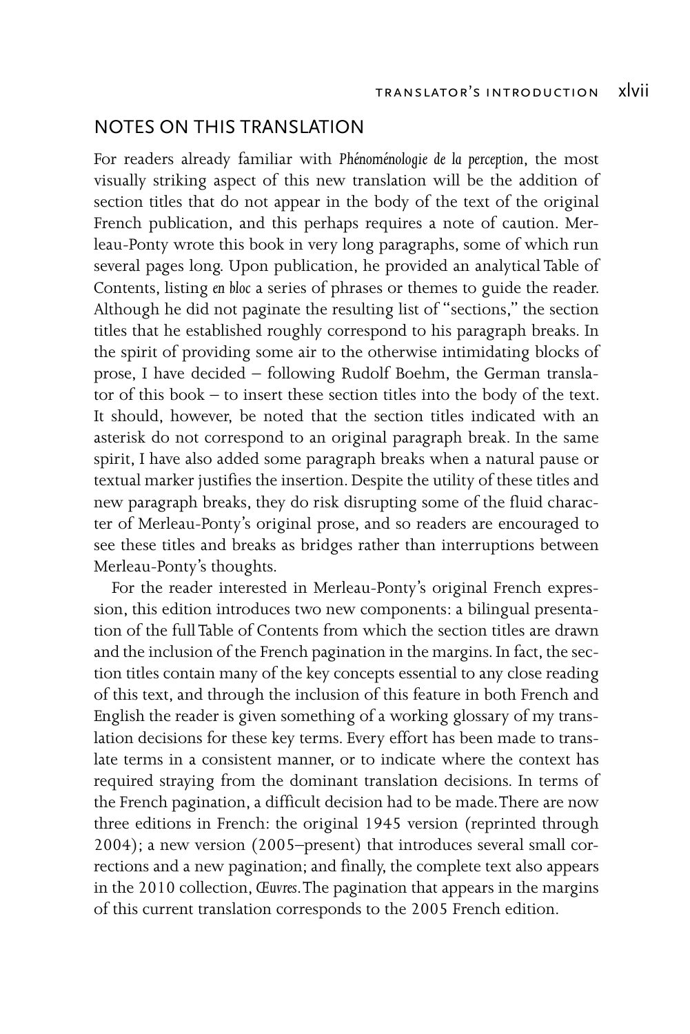## NOTES ON THIS TRANSLATION

For readers already familiar with *Phénoménologie de la perception*, the most visually striking aspect of this new translation will be the addition of section titles that do not appear in the body of the text of the original French publication, and this perhaps requires a note of caution. Merleau-Ponty wrote this book in very long paragraphs, some of which run several pages long. Upon publication, he provided an analytical Table of Contents, listing *en bloc* a series of phrases or themes to guide the reader. Although he did not paginate the resulting list of "sections," the section titles that he established roughly correspond to his paragraph breaks. In the spirit of providing some air to the otherwise intimidating blocks of prose, I have decided – following Rudolf Boehm, the German translator of this book – to insert these section titles into the body of the text. It should, however, be noted that the section titles indicated with an asterisk do not correspond to an original paragraph break. In the same spirit, I have also added some paragraph breaks when a natural pause or textual marker justifies the insertion. Despite the utility of these titles and new paragraph breaks, they do risk disrupting some of the fluid character of Merleau-Ponty's original prose, and so readers are encouraged to see these titles and breaks as bridges rather than interruptions between Merleau-Ponty's thoughts.

For the reader interested in Merleau-Ponty's original French expression, this edition introduces two new components: a bilingual presentation of the full Table of Contents from which the section titles are drawn and the inclusion of the French pagination in the margins. In fact, the section titles contain many of the key concepts essential to any close reading of this text, and through the inclusion of this feature in both French and English the reader is given something of a working glossary of my translation decisions for these key terms. Every effort has been made to translate terms in a consistent manner, or to indicate where the context has required straying from the dominant translation decisions. In terms of the French pagination, a difficult decision had to be made. There are now three editions in French: the original 1945 version (reprinted through 2004); a new version (2005–present) that introduces several small corrections and a new pagination; and finally, the complete text also appears in the 2010 collection, *Œuvres*. The pagination that appears in the margins of this current translation corresponds to the 2005 French edition.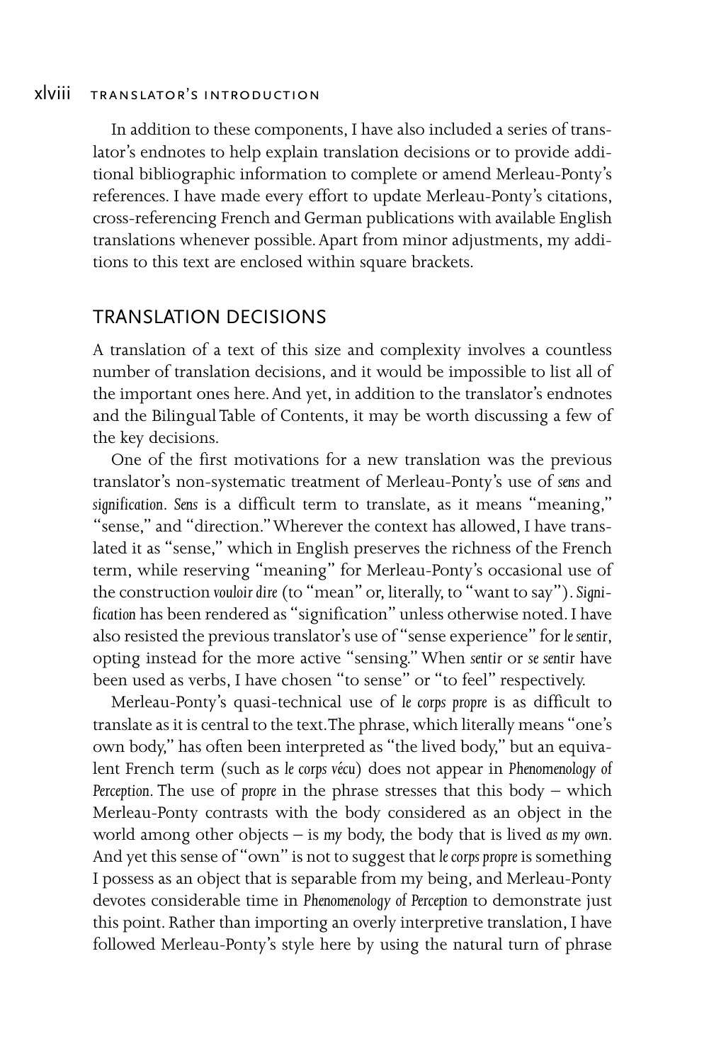In addition to these components, I have also included a series of translator's endnotes to help explain translation decisions or to provide additional bibliographic information to complete or amend Merleau-Ponty's references. I have made every effort to update Merleau-Ponty's citations, cross-referencing French and German publications with available English translations whenever possible. Apart from minor adjustments, my additions to this text are enclosed within square brackets.

## TRANSLATION DECISIONS

A translation of a text of this size and complexity involves a countless number of translation decisions, and it would be impossible to list all of the important ones here. And yet, in addition to the translator's endnotes and the Bilingual Table of Contents, it may be worth discussing a few of the key decisions.

One of the first motivations for a new translation was the previous translator's non-systematic treatment of Merleau-Ponty's use of *sens* and *signification*. *Sens* is a difficult term to translate, as it means "meaning," "sense," and "direction." Wherever the context has allowed, I have translated it as "sense," which in English preserves the richness of the French term, while reserving "meaning" for Merleau-Ponty's occasional use of the construction *vouloir dire* (to "mean" or, literally, to "want to say"). *Signification* has been rendered as "signification" unless otherwise noted. I have also resisted the previous translator's use of "sense experience" for *le sentir*, opting instead for the more active "sensing." When *sentir* or *se sentir* have been used as verbs, I have chosen "to sense" or "to feel" respectively.

Merleau-Ponty's quasi-technical use of *le corps propre* is as difficult to translate as it is central to the text. The phrase, which literally means "one's own body," has often been interpreted as "the lived body," but an equivalent French term (such as *le corps vécu*) does not appear in *Phenomenology of Perception*. The use of *propre* in the phrase stresses that this body – which Merleau-Ponty contrasts with the body considered as an object in the world among other objects – is *my* body, the body that is lived *as my own*. And yet this sense of "own" is not to suggest that *le corps propre* is something I possess as an object that is separable from my being, and Merleau-Ponty devotes considerable time in *Phenomenology of Perception* to demonstrate just this point. Rather than importing an overly interpretive translation, I have followed Merleau-Ponty's style here by using the natural turn of phrase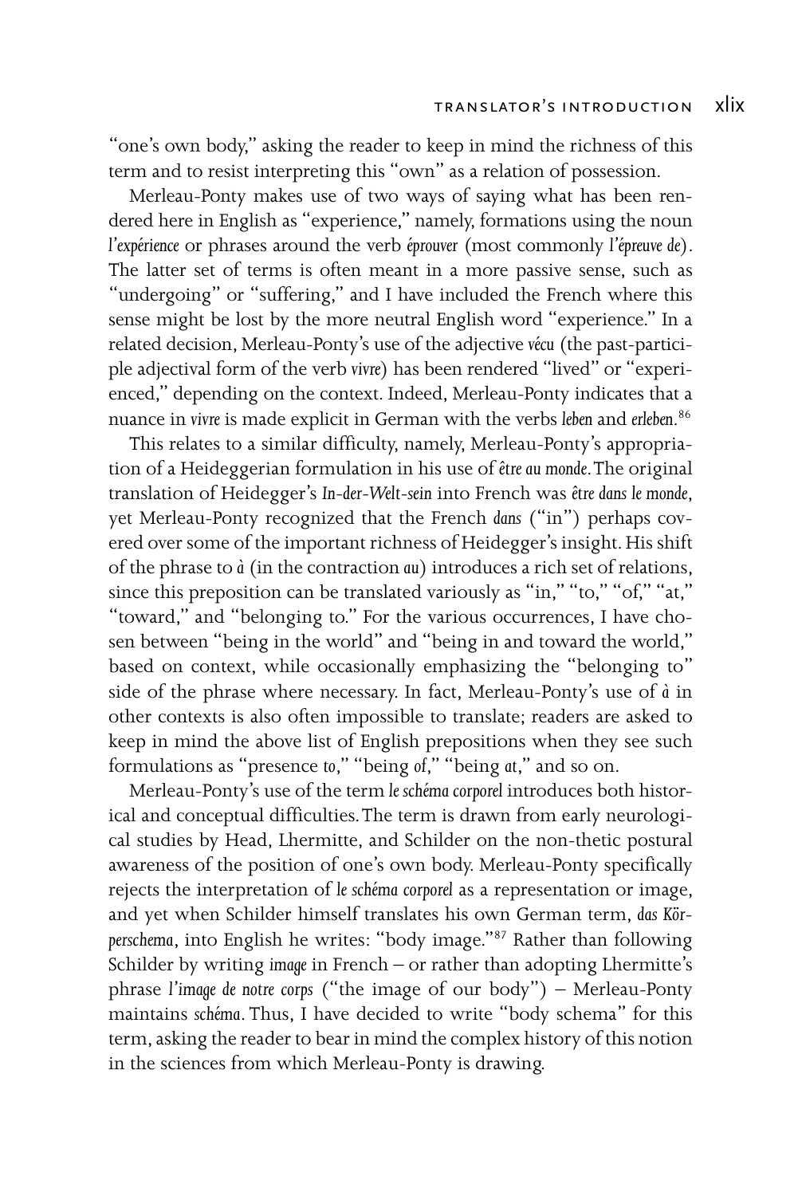"one's own body," asking the reader to keep in mind the richness of this term and to resist interpreting this "own" as a relation of possession.

Merleau-Ponty makes use of two ways of saying what has been rendered here in English as "experience," namely, formations using the noun *l'expérience* or phrases around the verb *éprouver* (most commonly *l'épreuve de*). The latter set of terms is often meant in a more passive sense, such as "undergoing" or "suffering," and I have included the French where this sense might be lost by the more neutral English word "experience." In a related decision, Merleau-Ponty's use of the adjective *vécu* (the past-participle adjectival form of the verb *vivre*) has been rendered "lived" or "experienced," depending on the context. Indeed, Merleau-Ponty indicates that a nuance in *vivre* is made explicit in German with the verbs *leben* and *erleben*.[86]

This relates to a similar difficulty, namely, Merleau-Ponty's appropriation of a Heideggerian formulation in his use of *être au monde*. The original translation of Heidegger's *In-der-Welt-sein* into French was *être dans le monde*, yet Merleau-Ponty recognized that the French *dans* ("in") perhaps covered over some of the important richness of Heidegger's insight. His shift of the phrase to *à* (in the contraction *au*) introduces a rich set of relations, since this preposition can be translated variously as "in," "to," "of," "at," "toward," and "belonging to." For the various occurrences, I have chosen between "being in the world" and "being in and toward the world," based on context, while occasionally emphasizing the "belonging to" side of the phrase where necessary. In fact, Merleau-Ponty's use of *à* in other contexts is also often impossible to translate; readers are asked to keep in mind the above list of English prepositions when they see such formulations as "presence *to*," "being *of*," "being *at*," and so on.

Merleau-Ponty's use of the term *le schéma corporel* introduces both historical and conceptual difficulties. The term is drawn from early neurological studies by Head, Lhermitte, and Schilder on the non-thetic postural awareness of the position of one's own body. Merleau-Ponty specifically rejects the interpretation of *le schéma corporel* as a representation or image, and yet when Schilder himself translates his own German term, *das Körperschema*, into English he writes: "body image."[87] Rather than following Schilder by writing *image* in French – or rather than adopting Lhermitte's phrase *l'image de notre corps* ("the image of our body") – Merleau-Ponty maintains *schéma*. Thus, I have decided to write "body schema" for this term, asking the reader to bear in mind the complex history of this notion in the sciences from which Merleau-Ponty is drawing.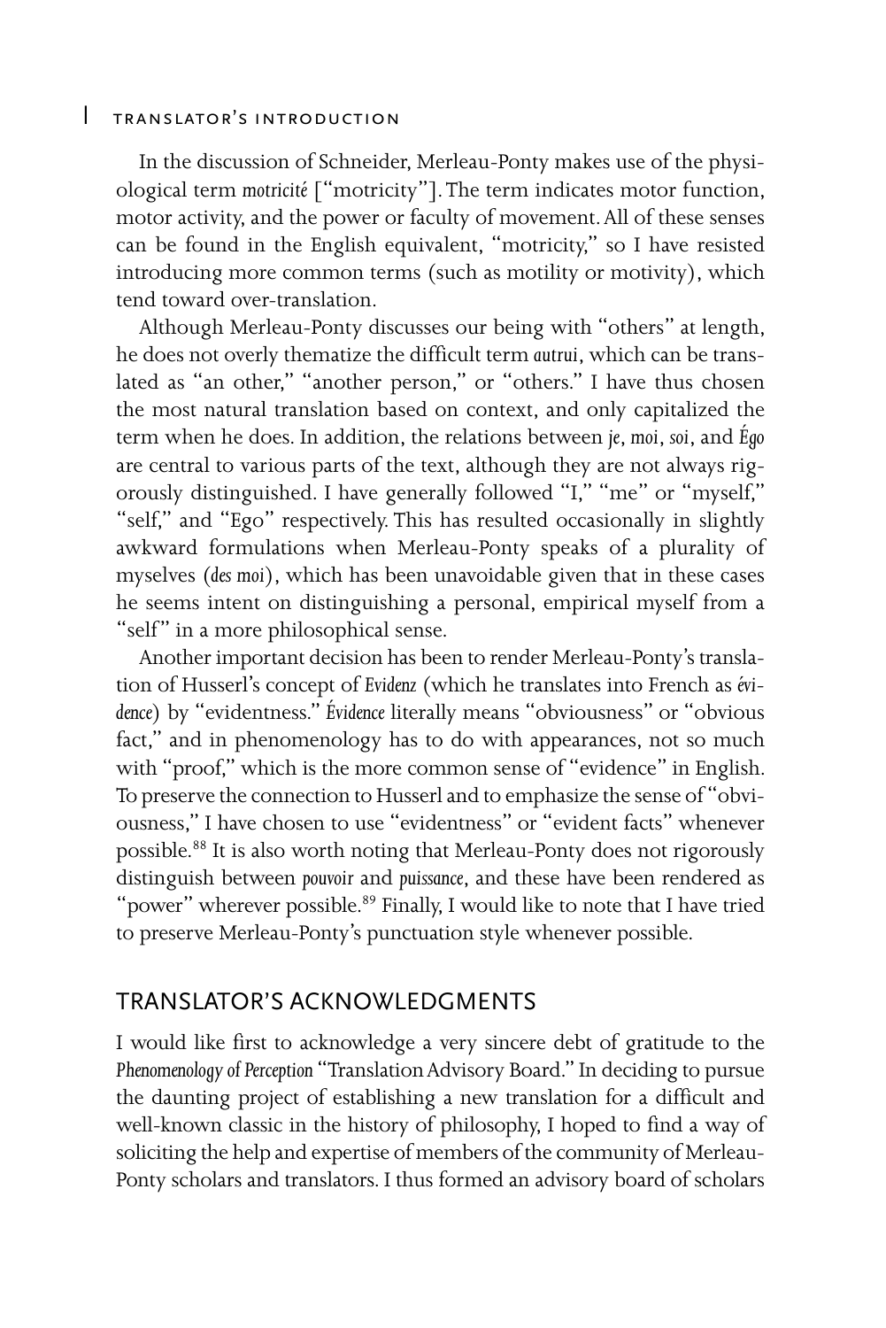In the discussion of Schneider, Merleau-Ponty makes use of the physiological term *motricité* ["motricity"]. The term indicates motor function, motor activity, and the power or faculty of movement. All of these senses can be found in the English equivalent, "motricity," so I have resisted introducing more common terms (such as motility or motivity), which tend toward over-translation.

Although Merleau-Ponty discusses our being with "others" at length, he does not overly thematize the difficult term *autrui*, which can be translated as "an other," "another person," or "others." I have thus chosen the most natural translation based on context, and only capitalized the term when he does. In addition, the relations between *je*, *moi*, *soi*, and *Égo* are central to various parts of the text, although they are not always rigorously distinguished. I have generally followed "I," "me" or "myself," "self," and "Ego" respectively. This has resulted occasionally in slightly awkward formulations when Merleau-Ponty speaks of a plurality of myselves (*des moi*), which has been unavoidable given that in these cases he seems intent on distinguishing a personal, empirical myself from a "self" in a more philosophical sense.

Another important decision has been to render Merleau-Ponty's translation of Husserl's concept of *Evidenz* (which he translates into French as *évidence*) by "evidentness." *Évidence* literally means "obviousness" or "obvious fact," and in phenomenology has to do with appearances, not so much with "proof," which is the more common sense of "evidence" in English. To preserve the connection to Husserl and to emphasize the sense of "obviousness," I have chosen to use "evidentness" or "evident facts" whenever possible.[88] It is also worth noting that Merleau-Ponty does not rigorously distinguish between *pouvoir* and *puissance*, and these have been rendered as "power" wherever possible.[89] Finally, I would like to note that I have tried to preserve Merleau-Ponty's punctuation style whenever possible.

## TRANSLATOR'S ACKNOWLEDGMENTS

I would like first to acknowledge a very sincere debt of gratitude to the *Phenomenology of Perception* "Translation Advisory Board." In deciding to pursue the daunting project of establishing a new translation for a difficult and well-known classic in the history of philosophy, I hoped to find a way of soliciting the help and expertise of members of the community of Merleau-Ponty scholars and translators. I thus formed an advisory board of scholars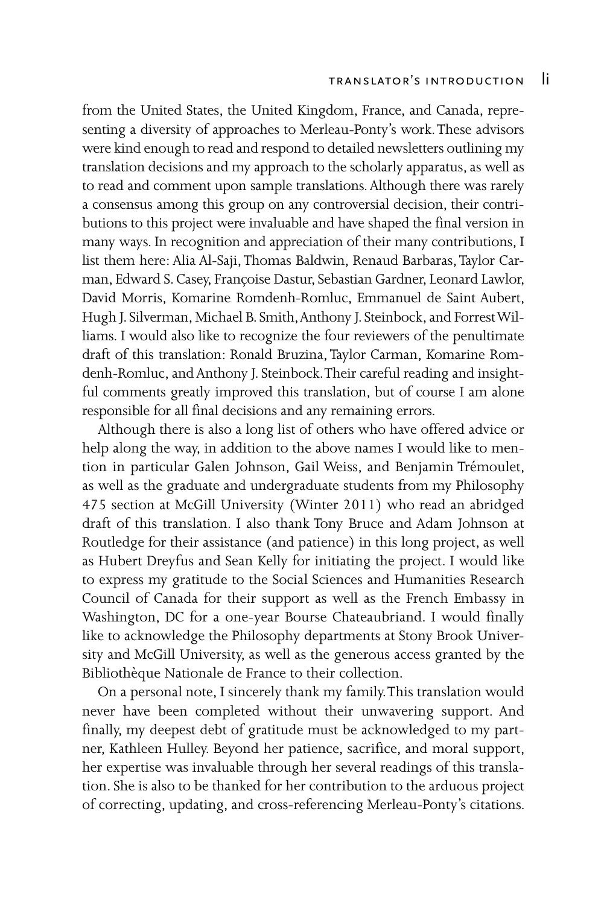from the United States, the United Kingdom, France, and Canada, representing a diversity of approaches to Merleau-Ponty's work. These advisors were kind enough to read and respond to detailed newsletters outlining my translation decisions and my approach to the scholarly apparatus, as well as to read and comment upon sample translations. Although there was rarely a consensus among this group on any controversial decision, their contributions to this project were invaluable and have shaped the final version in many ways. In recognition and appreciation of their many contributions, I list them here: Alia Al-Saji, Thomas Baldwin, Renaud Barbaras, Taylor Carman, Edward S. Casey, Françoise Dastur, Sebastian Gardner, Leonard Lawlor, David Morris, Komarine Romdenh-Romluc, Emmanuel de Saint Aubert, Hugh J. Silverman, Michael B. Smith, Anthony J. Steinbock, and Forrest Williams. I would also like to recognize the four reviewers of the penultimate draft of this translation: Ronald Bruzina, Taylor Carman, Komarine Romdenh-Romluc, and Anthony J. Steinbock. Their careful reading and insightful comments greatly improved this translation, but of course I am alone responsible for all final decisions and any remaining errors.

Although there is also a long list of others who have offered advice or help along the way, in addition to the above names I would like to mention in particular Galen Johnson, Gail Weiss, and Benjamin Trémoulet, as well as the graduate and undergraduate students from my Philosophy 475 section at McGill University (Winter 2011) who read an abridged draft of this translation. I also thank Tony Bruce and Adam Johnson at Routledge for their assistance (and patience) in this long project, as well as Hubert Dreyfus and Sean Kelly for initiating the project. I would like to express my gratitude to the Social Sciences and Humanities Research Council of Canada for their support as well as the French Embassy in Washington, DC for a one-year Bourse Chateaubriand. I would finally like to acknowledge the Philosophy departments at Stony Brook University and McGill University, as well as the generous access granted by the Bibliothèque Nationale de France to their collection.

On a personal note, I sincerely thank my family. This translation would never have been completed without their unwavering support. And finally, my deepest debt of gratitude must be acknowledged to my partner, Kathleen Hulley. Beyond her patience, sacrifice, and moral support, her expertise was invaluable through her several readings of this translation. She is also to be thanked for her contribution to the arduous project of correcting, updating, and cross-referencing Merleau-Ponty's citations.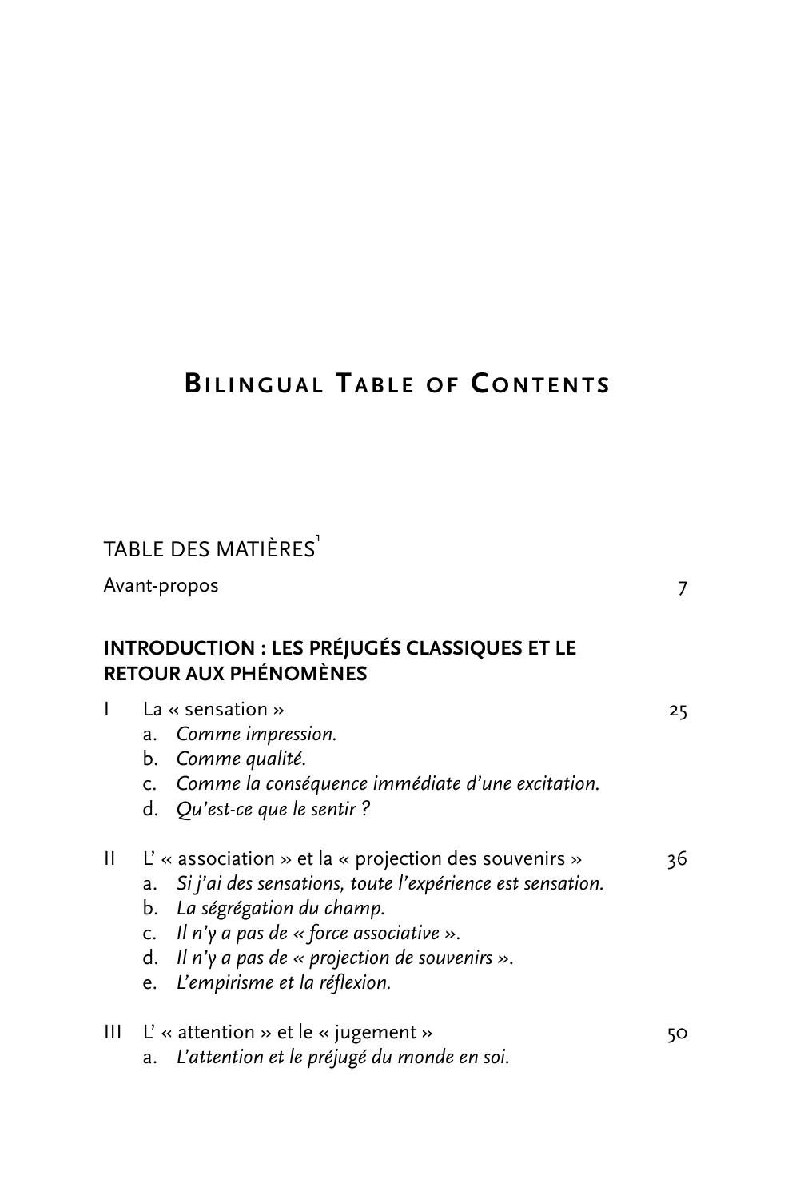# Bilingual Table of Contents

## TABLE DES MATIÈRES[1]

Avant-propos 7

**INTRODUCTION : LES PRÉJUGÉS CLASSIQUES ET LE RETOUR AUX PHÉNOMÈNES**

I La « sensation » 25

a. *Comme impression.*
b. *Comme qualité.*
c. *Comme la conséquence immédiate d'une excitation.*
d. *Qu'est-ce que le sentir ?*

II L' « association » et la « projection des souvenirs » 36

a. *Si j'ai des sensations, toute l'expérience est sensation.*
b. *La ségrégation du champ.*
c. *Il n'y a pas de « force associative ».*
d. *Il n'y a pas de « projection de souvenirs ».*
e. *L'empirisme et la réflexion.*

III L' « attention » et le « jugement » 50

a. *L'attention et le préjugé du monde en soi.*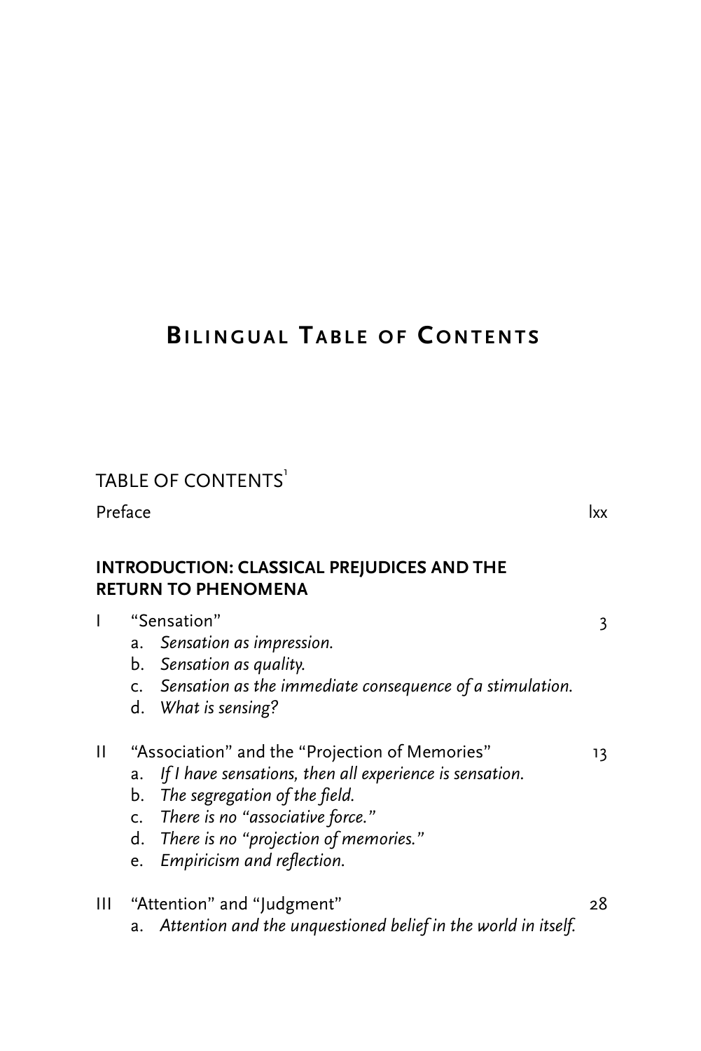# Bilingual Table of Contents

## TABLE OF CONTENTS[1]

Preface lxx

### INTRODUCTION: CLASSICAL PREJUDICES AND THE RETURN TO PHENOMENA

I "Sensation" 3

a. *Sensation as impression.*
b. *Sensation as quality.*
c. *Sensation as the immediate consequence of a stimulation.*
d. *What is sensing?*

II "Association" and the "Projection of Memories" 13

a. *If I have sensations, then all experience is sensation.*
b. *The segregation of the field.*
c. *There is no "associative force."*
d. *There is no "projection of memories."*
e. *Empiricism and reflection.*

III "Attention" and "Judgment" 28

a. *Attention and the unquestioned belief in the world in itself.*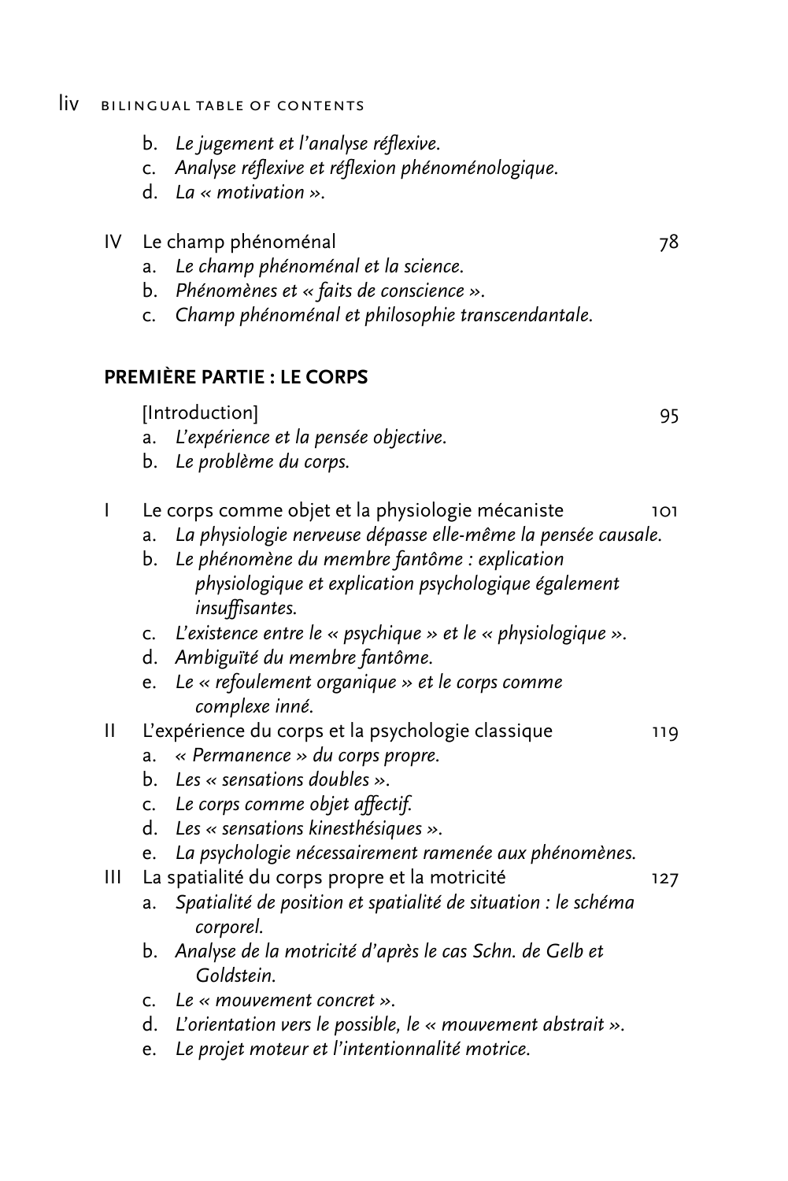b. *Le jugement et l'analyse réflexive.*
c. *Analyse réflexive et réflexion phénoménologique.*
d. *La « motivation ».*

IV Le champ phénoménal 78

a. *Le champ phénoménal et la science.*
b. *Phénomènes et « faits de conscience ».*
c. *Champ phénoménal et philosophie transcendantale.*

## PREMIÈRE PARTIE : LE CORPS

[Introduction] 95

a. *L'expérience et la pensée objective.*
b. *Le problème du corps.*

I Le corps comme objet et la physiologie mécaniste 101

a. *La physiologie nerveuse dépasse elle-même la pensée causale.*
b. *Le phénomène du membre fantôme : explication physiologique et explication psychologique également insuffisantes.*
c. *L'existence entre le « psychique » et le « physiologique ».*
d. *Ambiguïté du membre fantôme.*
e. *Le « refoulement organique » et le corps comme complexe inné.*

II L'expérience du corps et la psychologie classique 119

a. *« Permanence » du corps propre.*
b. *Les « sensations doubles ».*
c. *Le corps comme objet affectif.*
d. *Les « sensations kinesthésiques ».*
e. *La psychologie nécessairement ramenée aux phénomènes.*

III La spatialité du corps propre et la motricité 127

a. *Spatialité de position et spatialité de situation : le schéma corporel.*
b. *Analyse de la motricité d'après le cas Schn. de Gelb et Goldstein.*
c. *Le « mouvement concret ».*
d. *L'orientation vers le possible, le « mouvement abstrait ».*
e. *Le projet moteur et l'intentionnalité motrice.*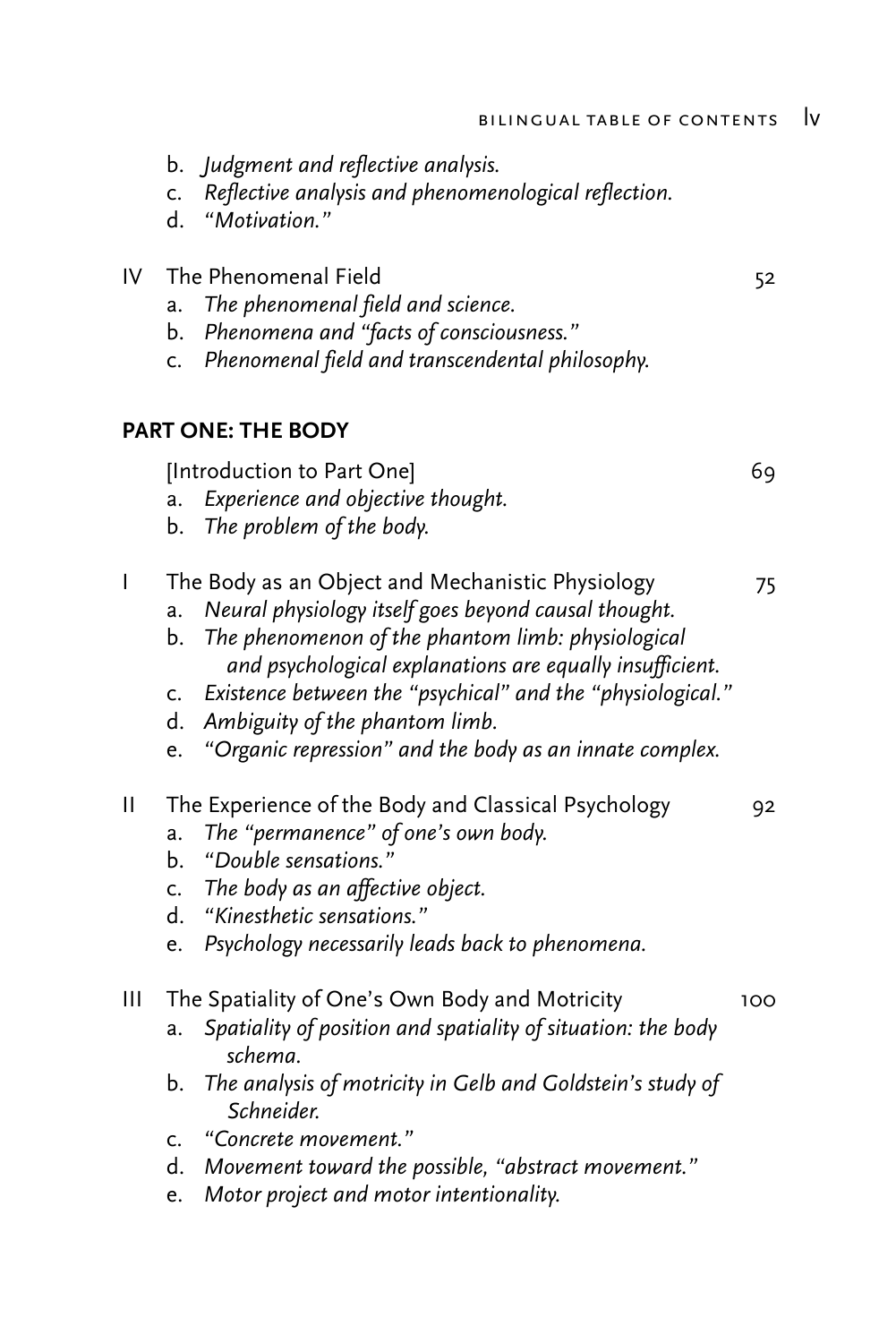b. *Judgment and reflective analysis.*
c. *Reflective analysis and phenomenological reflection.*
d. *"Motivation."*

IV The Phenomenal Field 52

a. *The phenomenal field and science.*
b. *Phenomena and "facts of consciousness."*
c. *Phenomenal field and transcendental philosophy.*

**PART ONE: THE BODY**

[Introduction to Part One] 69

a. *Experience and objective thought.*
b. *The problem of the body.*

I The Body as an Object and Mechanistic Physiology 75

a. *Neural physiology itself goes beyond causal thought.*
b. *The phenomenon of the phantom limb: physiological and psychological explanations are equally insufficient.*
c. *Existence between the "psychical" and the "physiological."*
d. *Ambiguity of the phantom limb.*
e. *"Organic repression" and the body as an innate complex.*

II The Experience of the Body and Classical Psychology 92

a. *The "permanence" of one's own body.*
b. *"Double sensations."*
c. *The body as an affective object.*
d. *"Kinesthetic sensations."*
e. *Psychology necessarily leads back to phenomena.*

III The Spatiality of One's Own Body and Motricity 100

a. *Spatiality of position and spatiality of situation: the body schema.*
b. *The analysis of motricity in Gelb and Goldstein's study of Schneider.*
c. *"Concrete movement."*
d. *Movement toward the possible, "abstract movement."*
e. *Motor project and motor intentionality.*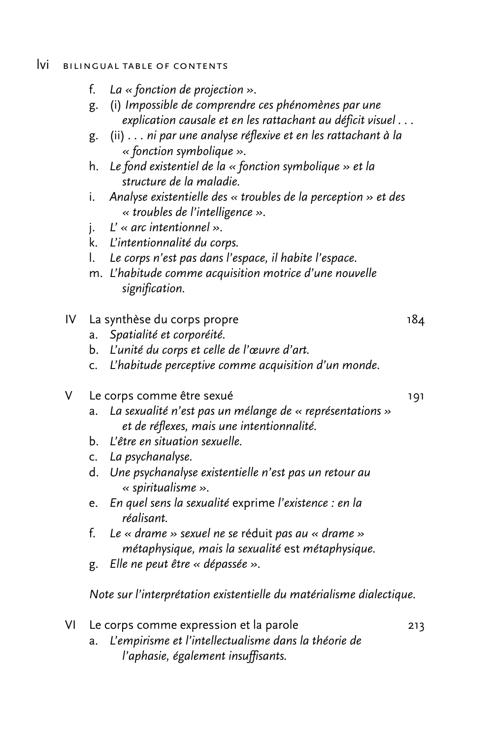- f. *La « fonction de projection ».*
- g. (i) *Impossible de comprendre ces phénomènes par une explication causale et en les rattachant au déficit visuel . . .*
- g. (ii) *. . . ni par une analyse réflexive et en les rattachant à la « fonction symbolique ».*
- h. *Le fond existentiel de la « fonction symbolique » et la structure de la maladie.*
- i. *Analyse existentielle des « troubles de la perception » et des « troubles de l'intelligence ».*
- j. *L' « arc intentionnel ».*
- k. *L'intentionnalité du corps.*
- l. *Le corps n'est pas dans l'espace, il habite l'espace.*
- m. *L'habitude comme acquisition motrice d'une nouvelle signification.*

IV La synthèse du corps propre 184

- a. *Spatialité et corporéité.*
- b. *L'unité du corps et celle de l'œuvre d'art.*
- c. *L'habitude perceptive comme acquisition d'un monde.*

V Le corps comme être sexué 191

- a. *La sexualité n'est pas un mélange de « représentations » et de réflexes, mais une intentionnalité.*
- b. *L'être en situation sexuelle.*
- c. *La psychanalyse.*
- d. *Une psychanalyse existentielle n'est pas un retour au « spiritualisme ».*
- e. *En quel sens la sexualité* exprime *l'existence : en la réalisant.*
- f. *Le « drame » sexuel ne se* réduit *pas au « drame » métaphysique, mais la sexualité* est *métaphysique.*
- g. *Elle ne peut être « dépassée ».*

*Note sur l'interprétation existentielle du matérialisme dialectique.*

VI Le corps comme expression et la parole 213

- a. *L'empirisme et l'intellectualisme dans la théorie de l'aphasie, également insuffisants.*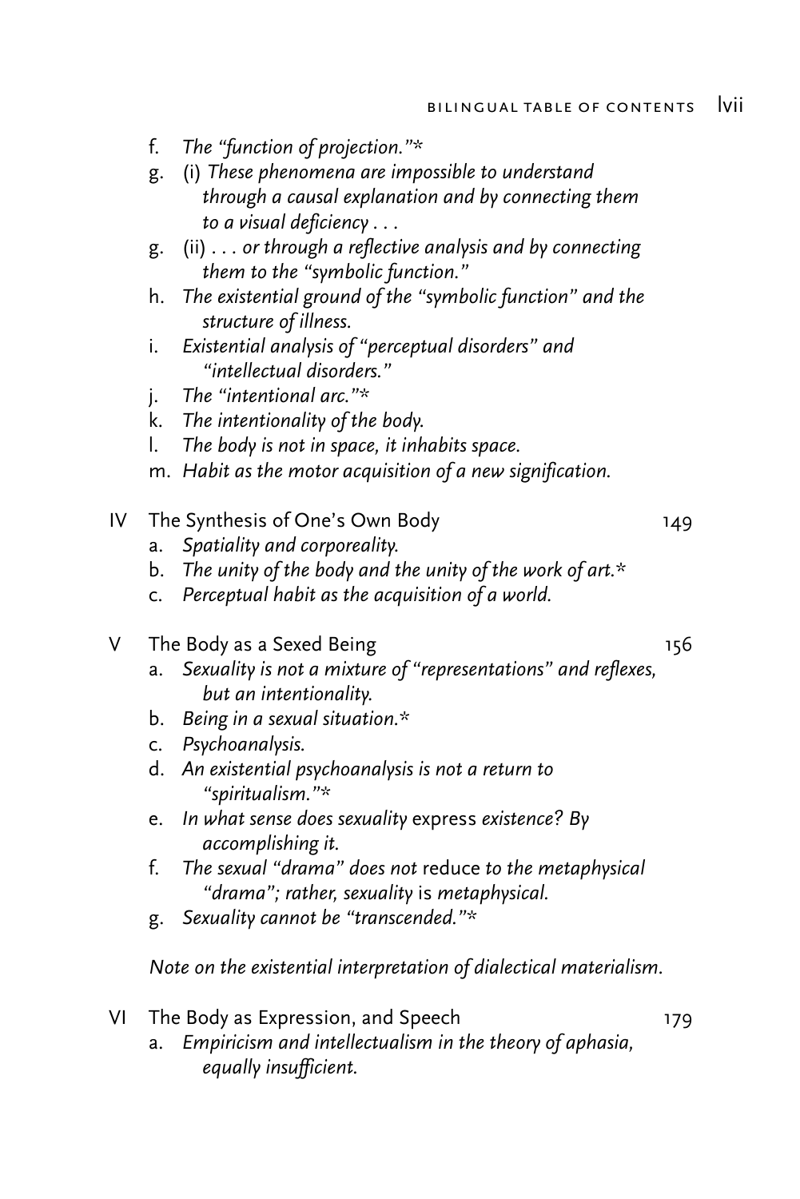f. *The "function of projection."**

g. (i) *These phenomena are impossible to understand through a causal explanation and by connecting them to a visual deficiency . . .*

g. (ii) *. . . or through a reflective analysis and by connecting them to the "symbolic function."*

h. *The existential ground of the "symbolic function" and the structure of illness.*

i. *Existential analysis of "perceptual disorders" and "intellectual disorders."*

j. *The "intentional arc."**

k. *The intentionality of the body.*

l. *The body is not in space, it inhabits space.*

m. *Habit as the motor acquisition of a new signification.*

IV The Synthesis of One's Own Body — 149

a. *Spatiality and corporeality.*

b. *The unity of the body and the unity of the work of art.**

c. *Perceptual habit as the acquisition of a world.*

V The Body as a Sexed Being — 156

a. *Sexuality is not a mixture of "representations" and reflexes, but an intentionality.*

b. *Being in a sexual situation.**

c. *Psychoanalysis.*

d. *An existential psychoanalysis is not a return to "spiritualism."**

e. *In what sense does sexuality* express *existence? By accomplishing it.*

f. *The sexual "drama" does not* reduce *to the metaphysical "drama"; rather, sexuality* is *metaphysical.*

g. *Sexuality cannot be "transcended."**

*Note on the existential interpretation of dialectical materialism.*

VI The Body as Expression, and Speech — 179

a. *Empiricism and intellectualism in the theory of aphasia, equally insufficient.*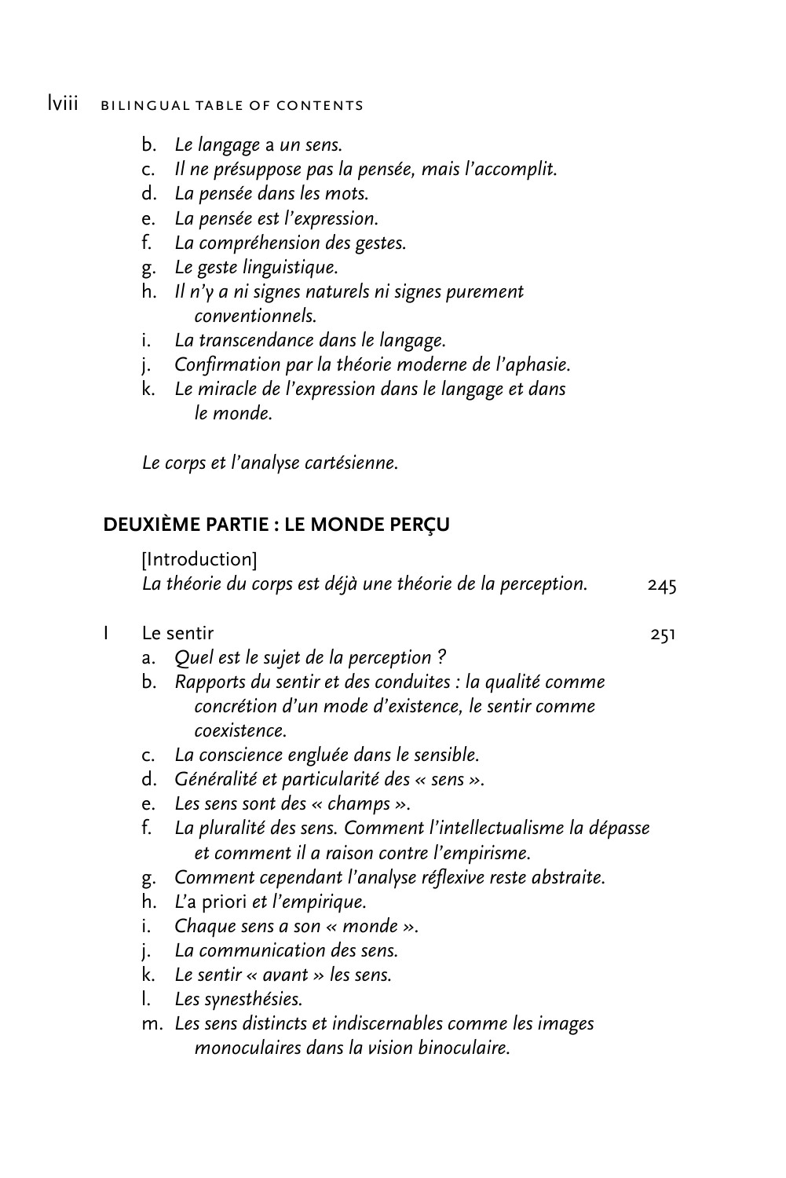b. *Le langage* a *un sens.*
c. *Il ne présuppose pas la pensée, mais l'accomplit.*
d. *La pensée dans les mots.*
e. *La pensée est l'expression.*
f. *La compréhension des gestes.*
g. *Le geste linguistique.*
h. *Il n'y a ni signes naturels ni signes purement conventionnels.*
i. *La transcendance dans le langage.*
j. *Confirmation par la théorie moderne de l'aphasie.*
k. *Le miracle de l'expression dans le langage et dans le monde.*

*Le corps et l'analyse cartésienne.*

## DEUXIÈME PARTIE : LE MONDE PERÇU

[Introduction]
*La théorie du corps est déjà une théorie de la perception.* 245

I Le sentir 251

a. *Quel est le sujet de la perception ?*
b. *Rapports du sentir et des conduites : la qualité comme concrétion d'un mode d'existence, le sentir comme coexistence.*
c. *La conscience engluée dans le sensible.*
d. *Généralité et particularité des « sens ».*
e. *Les sens sont des « champs ».*
f. *La pluralité des sens. Comment l'intellectualisme la dépasse et comment il a raison contre l'empirisme.*
g. *Comment cependant l'analyse réflexive reste abstraite.*
h. *L'*a priori *et l'empirique.*
i. *Chaque sens a son « monde ».*
j. *La communication des sens.*
k. *Le sentir « avant » les sens.*
l. *Les synesthésies.*
m. *Les sens distincts et indiscernables comme les images monoculaires dans la vision binoculaire.*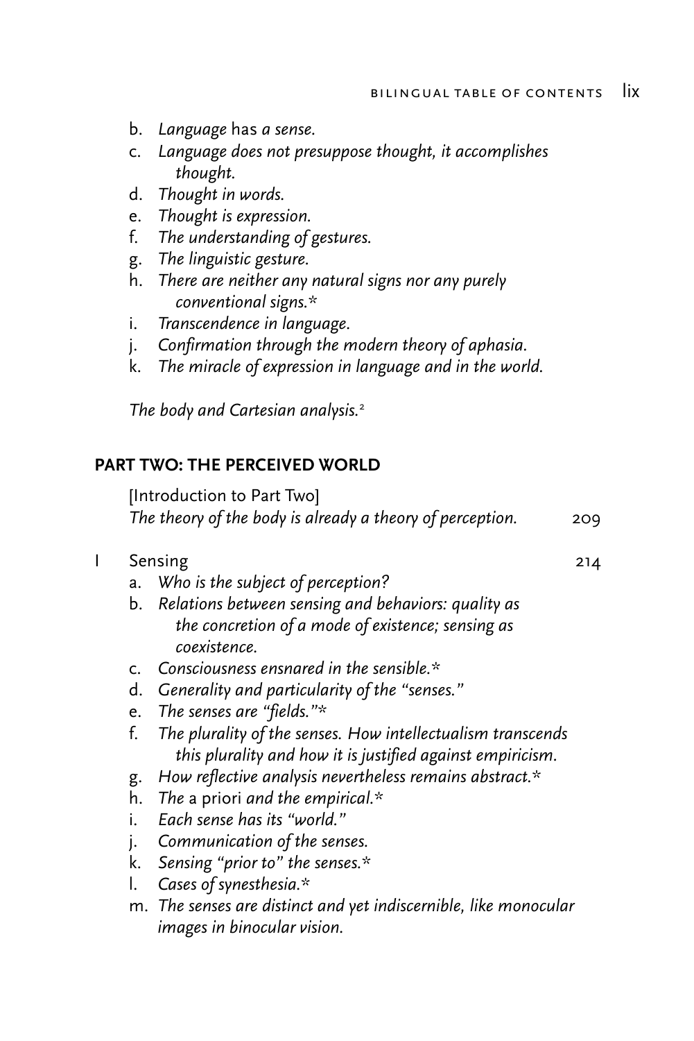b. *Language* has *a sense.*
c. *Language does not presuppose thought, it accomplishes thought.*
d. *Thought in words.*
e. *Thought is expression.*
f. *The understanding of gestures.*
g. *The linguistic gesture.*
h. *There are neither any natural signs nor any purely conventional signs.**
i. *Transcendence in language.*
j. *Confirmation through the modern theory of aphasia.*
k. *The miracle of expression in language and in the world.*

*The body and Cartesian analysis.*[2]

## PART TWO: THE PERCEIVED WORLD

[Introduction to Part Two]
*The theory of the body is already a theory of perception.* 209

I Sensing 214

a. *Who is the subject of perception?*
b. *Relations between sensing and behaviors: quality as the concretion of a mode of existence; sensing as coexistence.*
c. *Consciousness ensnared in the sensible.**
d. *Generality and particularity of the "senses."*
e. *The senses are "fields."**
f. *The plurality of the senses. How intellectualism transcends this plurality and how it is justified against empiricism.*
g. *How reflective analysis nevertheless remains abstract.**
h. *The* a priori *and the empirical.**
i. *Each sense has its "world."*
j. *Communication of the senses.*
k. *Sensing "prior to" the senses.**
l. *Cases of synesthesia.**
m. *The senses are distinct and yet indiscernible, like monocular images in binocular vision.*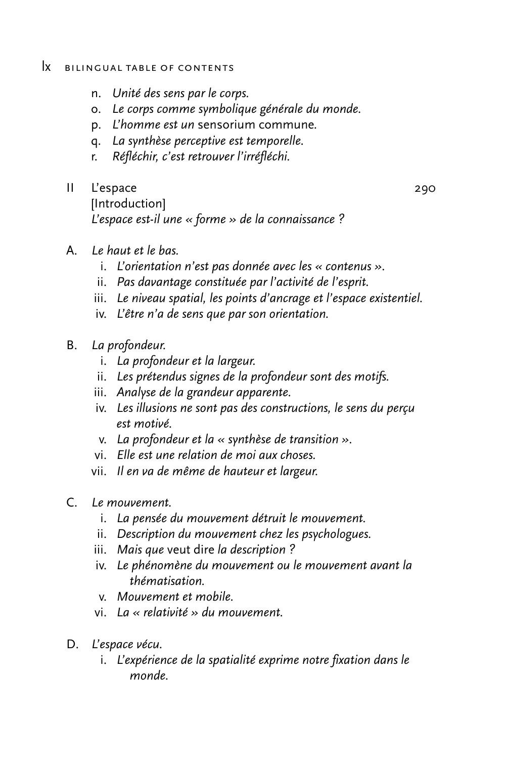n. *Unité des sens par le corps.*
o. *Le corps comme symbolique générale du monde.*
p. *L'homme est un* sensorium commune.
q. *La synthèse perceptive est temporelle.*
r. *Réfléchir, c'est retrouver l'irréfléchi.*

II L'espace 290
[Introduction]
*L'espace est-il une « forme » de la connaissance ?*

A. *Le haut et le bas.*
  i. *L'orientation n'est pas donnée avec les « contenus ».*
  ii. *Pas davantage constituée par l'activité de l'esprit.*
  iii. *Le niveau spatial, les points d'ancrage et l'espace existentiel.*
  iv. *L'être n'a de sens que par son orientation.*

B. *La profondeur.*
  i. *La profondeur et la largeur.*
  ii. *Les prétendus signes de la profondeur sont des motifs.*
  iii. *Analyse de la grandeur apparente.*
  iv. *Les illusions ne sont pas des constructions, le sens du perçu est motivé.*
  v. *La profondeur et la « synthèse de transition ».*
  vi. *Elle est une relation de moi aux choses.*
  vii. *Il en va de même de hauteur et largeur.*

C. *Le mouvement.*
  i. *La pensée du mouvement détruit le mouvement.*
  ii. *Description du mouvement chez les psychologues.*
  iii. *Mais que* veut dire *la description ?*
  iv. *Le phénomène du mouvement ou le mouvement avant la thématisation.*
  v. *Mouvement et mobile.*
  vi. *La « relativité » du mouvement.*

D. *L'espace vécu.*
  i. *L'expérience de la spatialité exprime notre fixation dans le monde.*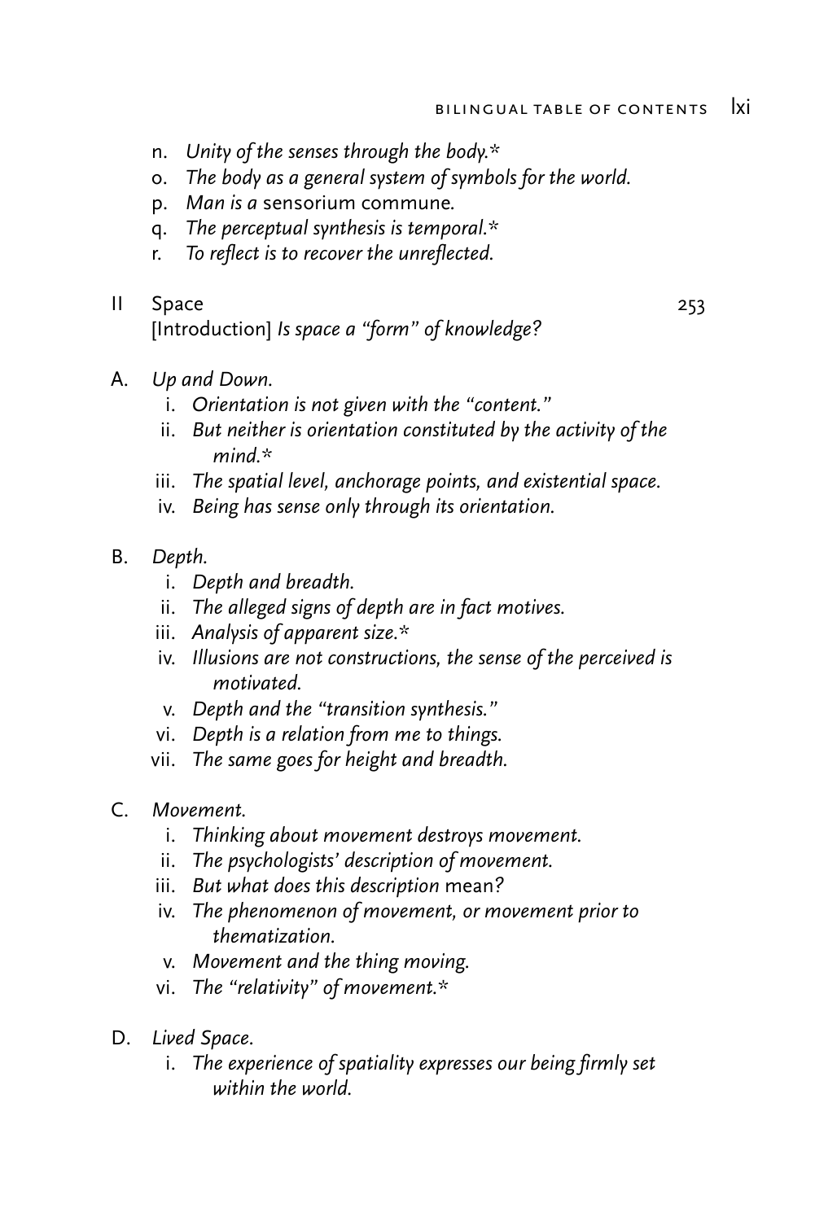n. *Unity of the senses through the body.**
o. *The body as a general system of symbols for the world.*
p. *Man is a* sensorium commune.
q. *The perceptual synthesis is temporal.**
r. *To reflect is to recover the unreflected.*

II Space 253
[Introduction] *Is space a "form" of knowledge?*

A. *Up and Down.*
   i. *Orientation is not given with the "content."*
   ii. *But neither is orientation constituted by the activity of the mind.**
   iii. *The spatial level, anchorage points, and existential space.*
   iv. *Being has sense only through its orientation.*

B. *Depth.*
   i. *Depth and breadth.*
   ii. *The alleged signs of depth are in fact motives.*
   iii. *Analysis of apparent size.**
   iv. *Illusions are not constructions, the sense of the perceived is motivated.*
   v. *Depth and the "transition synthesis."*
   vi. *Depth is a relation from me to things.*
   vii. *The same goes for height and breadth.*

C. *Movement.*
   i. *Thinking about movement destroys movement.*
   ii. *The psychologists' description of movement.*
   iii. *But what does this description* mean?
   iv. *The phenomenon of movement, or movement prior to thematization.*
   v. *Movement and the thing moving.*
   vi. *The "relativity" of movement.**

D. *Lived Space.*
   i. *The experience of spatiality expresses our being firmly set within the world.*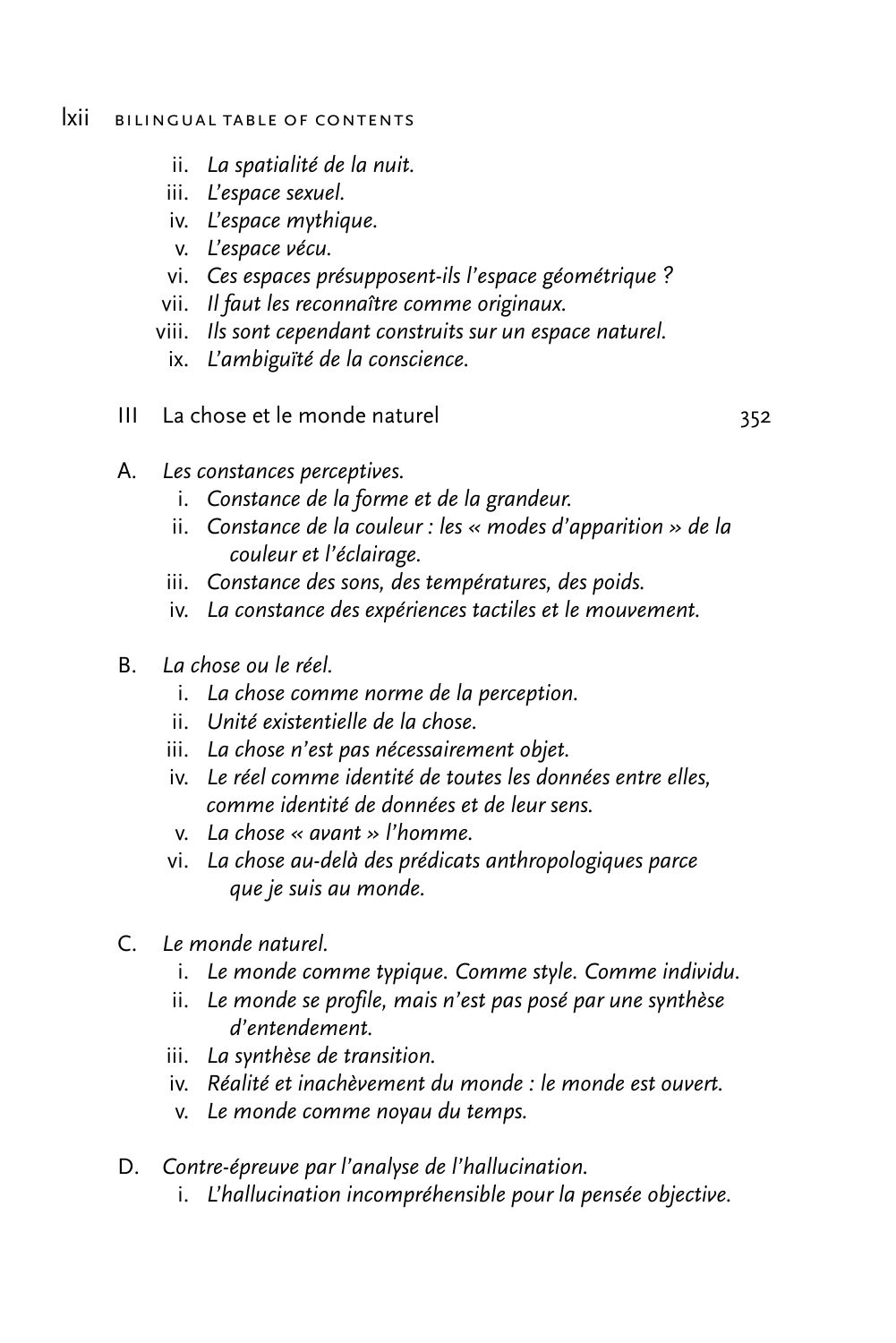- ii. *La spatialité de la nuit.*
- iii. *L'espace sexuel.*
- iv. *L'espace mythique.*
- v. *L'espace vécu.*
- vi. *Ces espaces présupposent-ils l'espace géométrique ?*
- vii. *Il faut les reconnaître comme originaux.*
- viii. *Ils sont cependant construits sur un espace naturel.*
- ix. *L'ambiguïté de la conscience.*

III La chose et le monde naturel 352

A. *Les constances perceptives.*
- i. *Constance de la forme et de la grandeur.*
- ii. *Constance de la couleur : les « modes d'apparition » de la couleur et l'éclairage.*
- iii. *Constance des sons, des températures, des poids.*
- iv. *La constance des expériences tactiles et le mouvement.*

B. *La chose ou le réel.*
- i. *La chose comme norme de la perception.*
- ii. *Unité existentielle de la chose.*
- iii. *La chose n'est pas nécessairement objet.*
- iv. *Le réel comme identité de toutes les données entre elles, comme identité de données et de leur sens.*
- v. *La chose « avant » l'homme.*
- vi. *La chose au-delà des prédicats anthropologiques parce que je suis au monde.*

C. *Le monde naturel.*
- i. *Le monde comme typique. Comme style. Comme individu.*
- ii. *Le monde se profile, mais n'est pas posé par une synthèse d'entendement.*
- iii. *La synthèse de transition.*
- iv. *Réalité et inachèvement du monde : le monde est ouvert.*
- v. *Le monde comme noyau du temps.*

D. *Contre-épreuve par l'analyse de l'hallucination.*
- i. *L'hallucination incompréhensible pour la pensée objective.*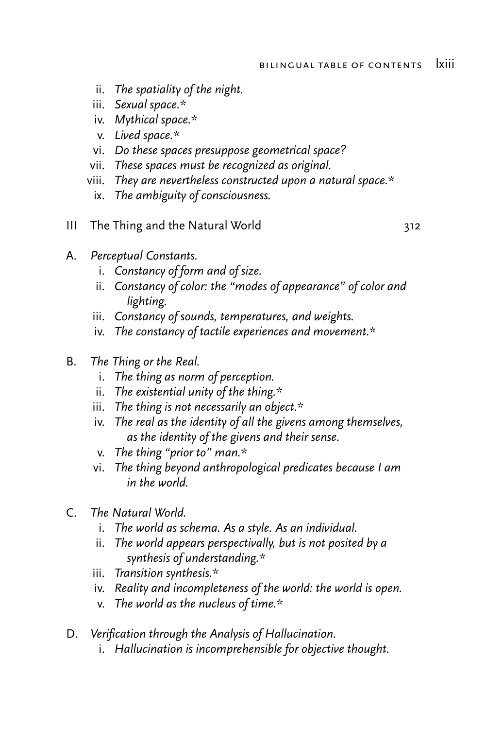ii. *The spatiality of the night.*  
iii. *Sexual space.**  
iv. *Mythical space.**  
v. *Lived space.**  
vi. *Do these spaces presuppose geometrical space?*  
vii. *These spaces must be recognized as original.*  
viii. *They are nevertheless constructed upon a natural space.**  
ix. *The ambiguity of consciousness.*

III The Thing and the Natural World 312

A. *Perceptual Constants.*  
i. *Constancy of form and of size.*  
ii. *Constancy of color: the "modes of appearance" of color and lighting.*  
iii. *Constancy of sounds, temperatures, and weights.*  
iv. *The constancy of tactile experiences and movement.**

B. *The Thing or the Real.*  
i. *The thing as norm of perception.*  
ii. *The existential unity of the thing.**  
iii. *The thing is not necessarily an object.**  
iv. *The real as the identity of all the givens among themselves, as the identity of the givens and their sense.*  
v. *The thing "prior to" man.**  
vi. *The thing beyond anthropological predicates because I am in the world.*

C. *The Natural World.*  
i. *The world as schema. As a style. As an individual.*  
ii. *The world appears perspectivally, but is not posited by a synthesis of understanding.**  
iii. *Transition synthesis.**  
iv. *Reality and incompleteness of the world: the world is open.*  
v. *The world as the nucleus of time.**

D. *Verification through the Analysis of Hallucination.*  
i. *Hallucination is incomprehensible for objective thought.*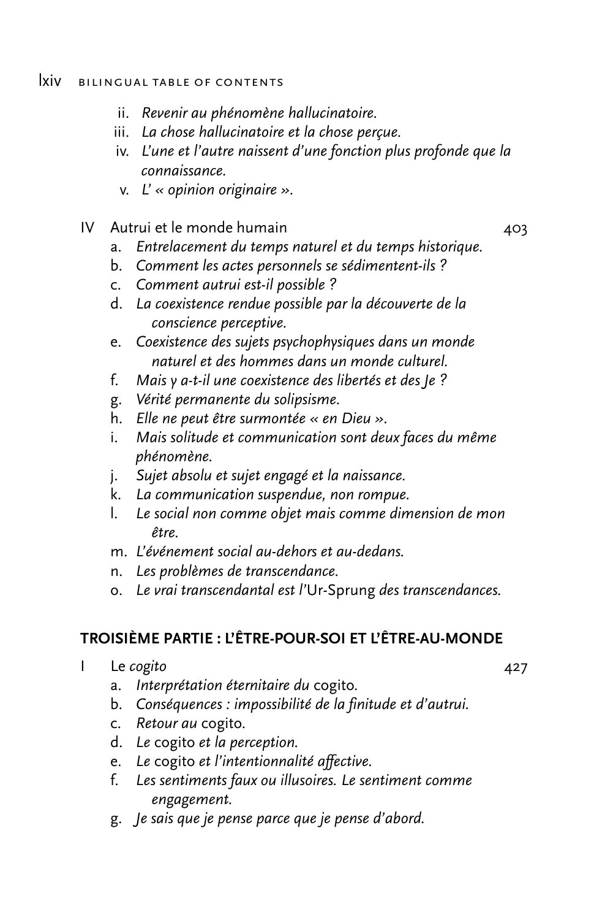ii. *Revenir au phénomène hallucinatoire.*
iii. *La chose hallucinatoire et la chose perçue.*
iv. *L'une et l'autre naissent d'une fonction plus profonde que la connaissance.*
v. *L' « opinion originaire ».*

IV Autrui et le monde humain 403

a. *Entrelacement du temps naturel et du temps historique.*
b. *Comment les actes personnels se sédimentent-ils ?*
c. *Comment autrui est-il possible ?*
d. *La coexistence rendue possible par la découverte de la conscience perceptive.*
e. *Coexistence des sujets psychophysiques dans un monde naturel et des hommes dans un monde culturel.*
f. *Mais y a-t-il une coexistence des libertés et des Je ?*
g. *Vérité permanente du solipsisme.*
h. *Elle ne peut être surmontée « en Dieu ».*
i. *Mais solitude et communication sont deux faces du même phénomène.*
j. *Sujet absolu et sujet engagé et la naissance.*
k. *La communication suspendue, non rompue.*
l. *Le social non comme objet mais comme dimension de mon être.*
m. *L'événement social au-dehors et au-dedans.*
n. *Les problèmes de transcendance.*
o. *Le vrai transcendantal est l'*Ur-Sprung *des transcendances.*

## TROISIÈME PARTIE : L'ÊTRE-POUR-SOI ET L'ÊTRE-AU-MONDE

I Le *cogito* 427

a. *Interprétation éternitaire du* cogito.
b. *Conséquences : impossibilité de la finitude et d'autrui.*
c. *Retour au* cogito.
d. *Le* cogito *et la perception.*
e. *Le* cogito *et l'intentionnalité affective.*
f. *Les sentiments faux ou illusoires. Le sentiment comme engagement.*
g. *Je sais que je pense parce que je pense d'abord.*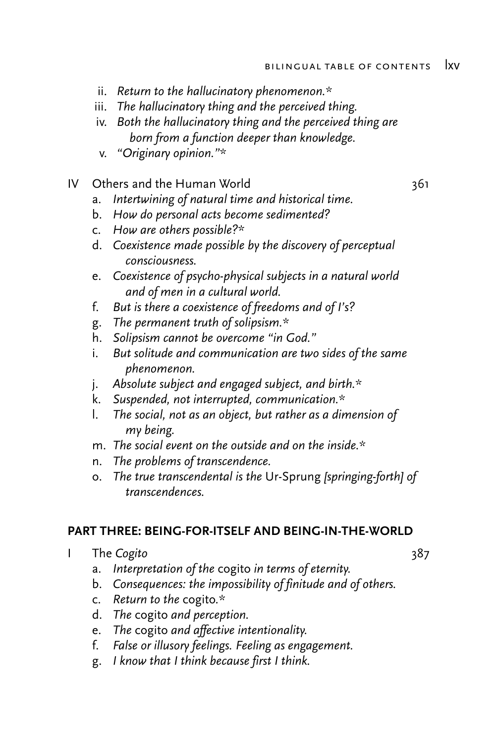- ii. *Return to the hallucinatory phenomenon.**
- iii. *The hallucinatory thing and the perceived thing.*
- iv. *Both the hallucinatory thing and the perceived thing are born from a function deeper than knowledge.*
- v. *"Originary opinion."**

IV Others and the Human World 361

- a. *Intertwining of natural time and historical time.*
- b. *How do personal acts become sedimented?*
- c. *How are others possible?**
- d. *Coexistence made possible by the discovery of perceptual consciousness.*
- e. *Coexistence of psycho-physical subjects in a natural world and of men in a cultural world.*
- f. *But is there a coexistence of freedoms and of I's?*
- g. *The permanent truth of solipsism.**
- h. *Solipsism cannot be overcome "in God."*
- i. *But solitude and communication are two sides of the same phenomenon.*
- j. *Absolute subject and engaged subject, and birth.**
- k. *Suspended, not interrupted, communication.**
- l. *The social, not as an object, but rather as a dimension of my being.*
- m. *The social event on the outside and on the inside.**
- n. *The problems of transcendence.*
- o. *The true transcendental is the* Ur-Sprung *[springing-forth] of transcendences.*

## PART THREE: BEING-FOR-ITSELF AND BEING-IN-THE-WORLD

I The *Cogito* 387

- a. *Interpretation of the* cogito *in terms of eternity.*
- b. *Consequences: the impossibility of finitude and of others.*
- c. *Return to the* cogito.*
- d. *The* cogito *and perception.*
- e. *The* cogito *and affective intentionality.*
- f. *False or illusory feelings. Feeling as engagement.*
- g. *I know that I think because first I think.*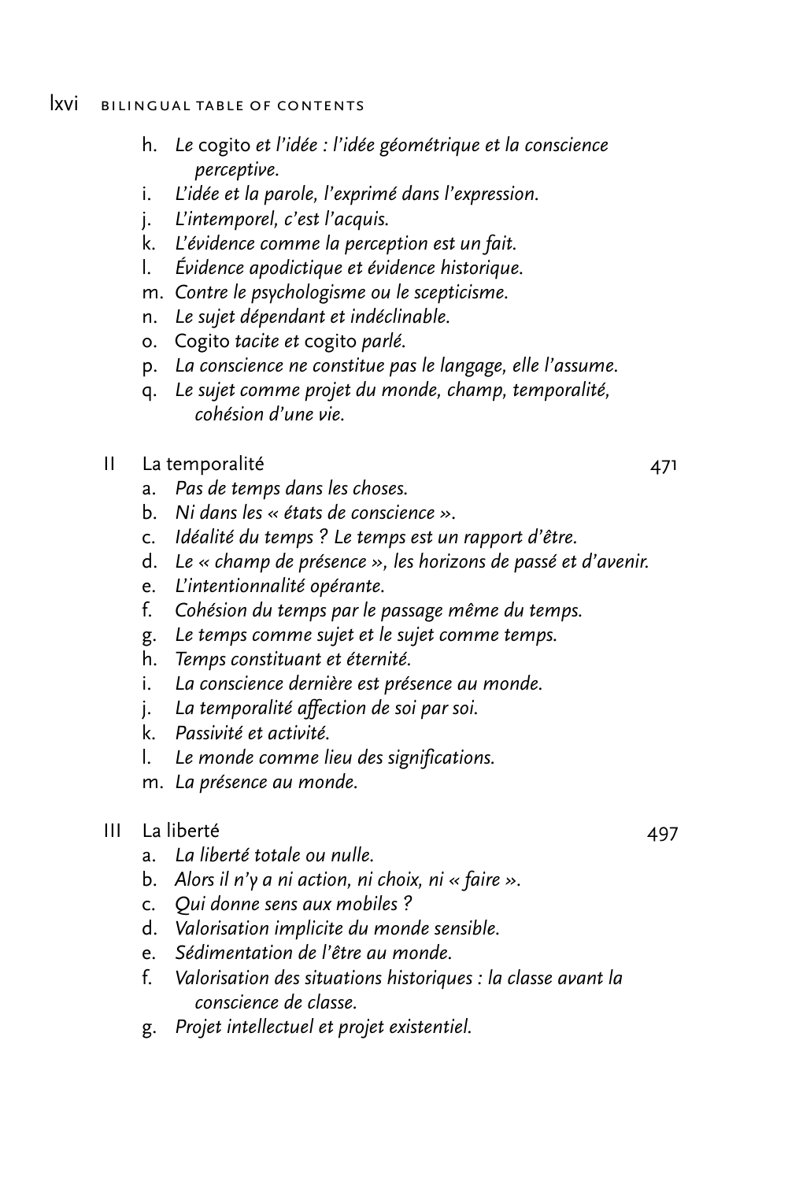h. *Le* cogito *et l'idée : l'idée géométrique et la conscience perceptive.*
i. *L'idée et la parole, l'exprimé dans l'expression.*
j. *L'intemporel, c'est l'acquis.*
k. *L'évidence comme la perception est un fait.*
l. *Évidence apodictique et évidence historique.*
m. *Contre le psychologisme ou le scepticisme.*
n. *Le sujet dépendant et indéclinable.*
o. Cogito *tacite et* cogito *parlé.*
p. *La conscience ne constitue pas le langage, elle l'assume.*
q. *Le sujet comme projet du monde, champ, temporalité, cohésion d'une vie.*

II La temporalité 471

a. *Pas de temps dans les choses.*
b. *Ni dans les « états de conscience ».*
c. *Idéalité du temps ? Le temps est un rapport d'être.*
d. *Le « champ de présence », les horizons de passé et d'avenir.*
e. *L'intentionnalité opérante.*
f. *Cohésion du temps par le passage même du temps.*
g. *Le temps comme sujet et le sujet comme temps.*
h. *Temps constituant et éternité.*
i. *La conscience dernière est présence au monde.*
j. *La temporalité affection de soi par soi.*
k. *Passivité et activité.*
l. *Le monde comme lieu des significations.*
m. *La présence au monde.*

III La liberté 497

a. *La liberté totale ou nulle.*
b. *Alors il n'y a ni action, ni choix, ni « faire ».*
c. *Qui donne sens aux mobiles ?*
d. *Valorisation implicite du monde sensible.*
e. *Sédimentation de l'être au monde.*
f. *Valorisation des situations historiques : la classe avant la conscience de classe.*
g. *Projet intellectuel et projet existentiel.*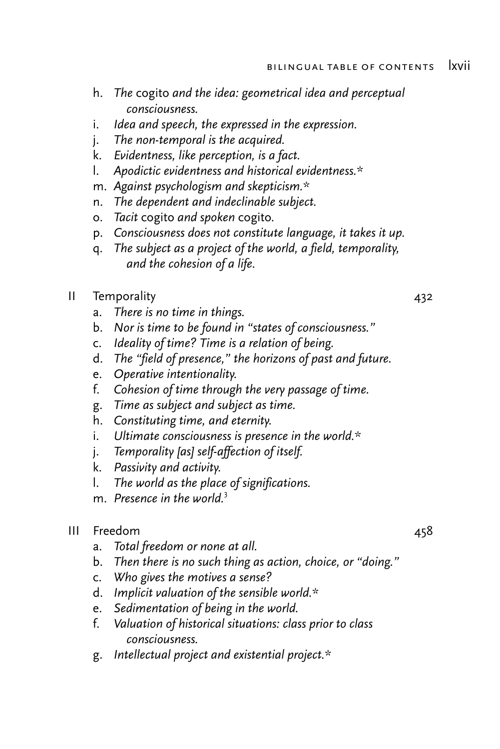h. *The* cogito *and the idea: geometrical idea and perceptual consciousness.*
i. *Idea and speech, the expressed in the expression.*
j. *The non-temporal is the acquired.*
k. *Evidentness, like perception, is a fact.*
l. *Apodictic evidentness and historical evidentness.**
m. *Against psychologism and skepticism.**
n. *The dependent and indeclinable subject.*
o. *Tacit* cogito *and spoken* cogito.
p. *Consciousness does not constitute language, it takes it up.*
q. *The subject as a project of the world, a field, temporality, and the cohesion of a life.*

II Temporality 432

a. *There is no time in things.*
b. *Nor is time to be found in "states of consciousness."*
c. *Ideality of time? Time is a relation of being.*
d. *The "field of presence," the horizons of past and future.*
e. *Operative intentionality.*
f. *Cohesion of time through the very passage of time.*
g. *Time as subject and subject as time.*
h. *Constituting time, and eternity.*
i. *Ultimate consciousness is presence in the world.**
j. *Temporality [as] self-affection of itself.*
k. *Passivity and activity.*
l. *The world as the place of significations.*
m. *Presence in the world.*[3]

III Freedom 458

a. *Total freedom or none at all.*
b. *Then there is no such thing action, choice, or "doing."*
c. *Who gives the motives a sense?*
d. *Implicit valuation of the sensible world.**
e. *Sedimentation of being in the world.*
f. *Valuation of historical situations: class prior to class consciousness.*
g. *Intellectual project and existential project.**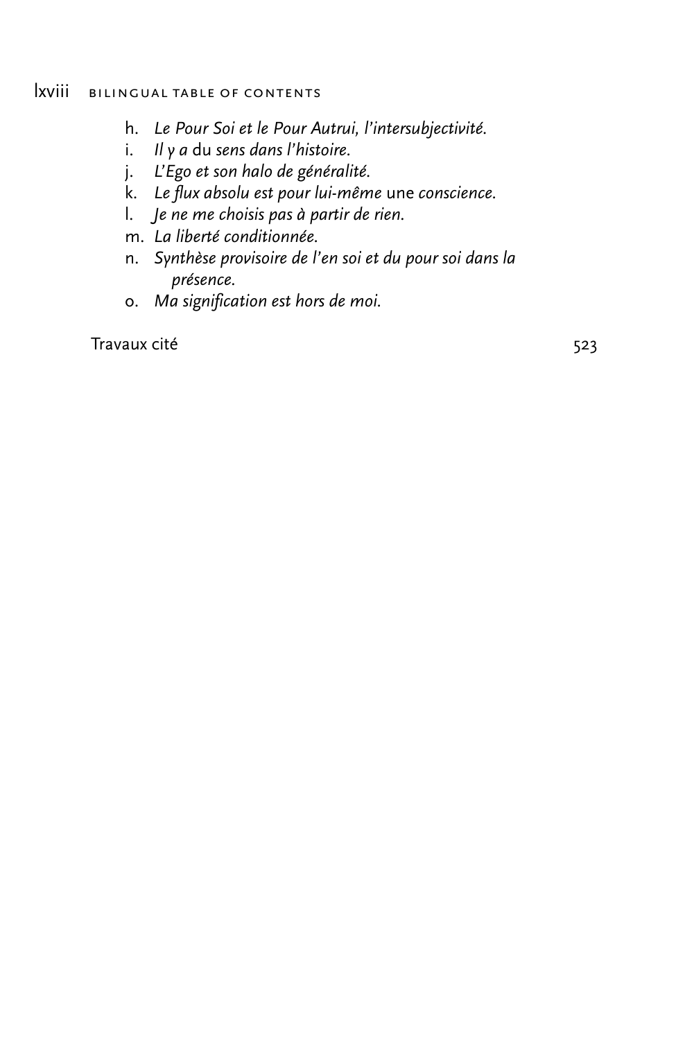h. *Le Pour Soi et le Pour Autrui, l'intersubjectivité.*
i. *Il y a* du *sens dans l'histoire.*
j. *L'Ego et son halo de généralité.*
k. *Le flux absolu est pour lui-même* une *conscience.*
l. *Je ne me choisis pas à partir de rien.*
m. *La liberté conditionnée.*
n. *Synthèse provisoire de l'en soi et du pour soi dans la présence.*
o. *Ma signification est hors de moi.*

Travaux cité 523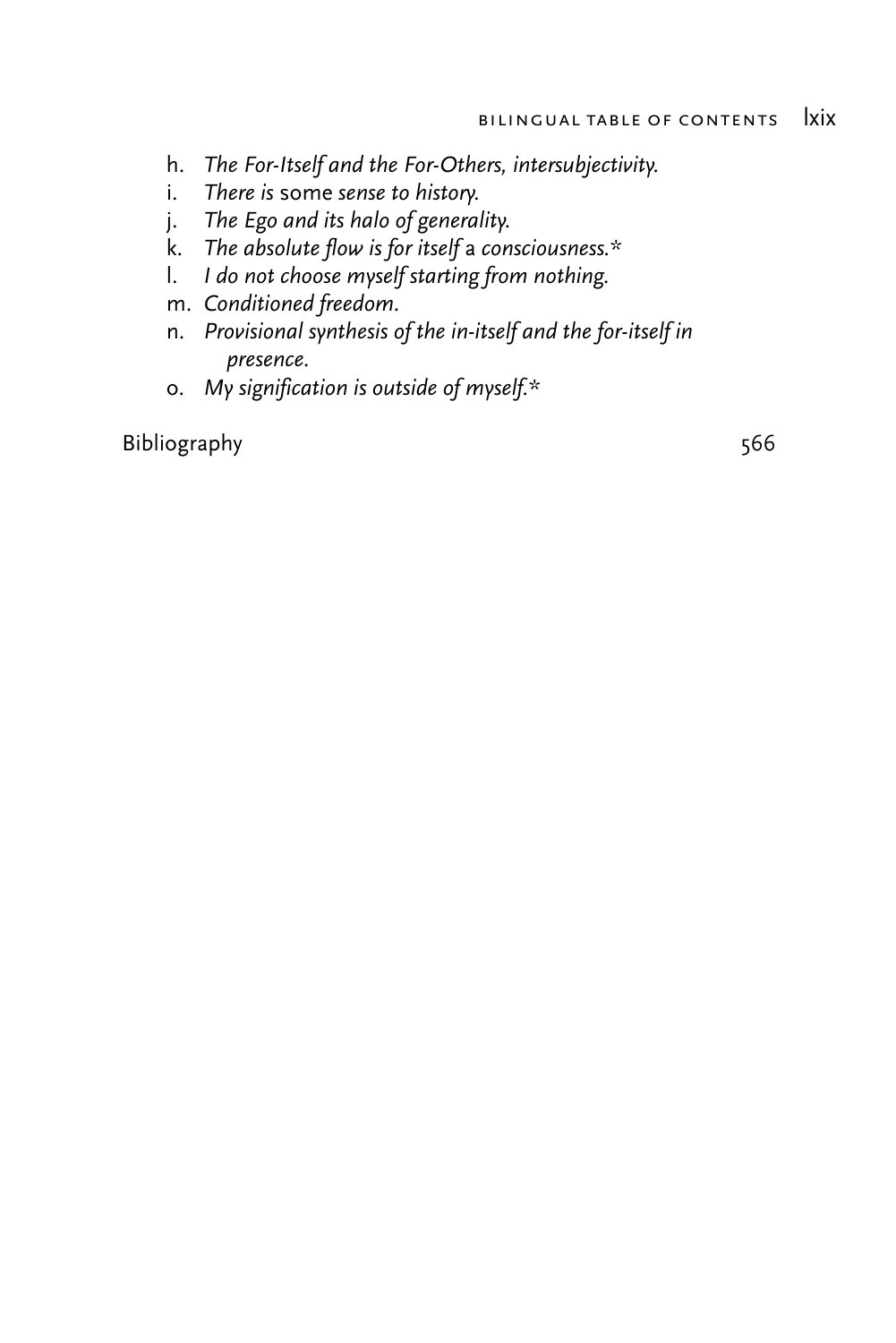h. *The For-Itself and the For-Others, intersubjectivity.*
i. *There is* some *sense to history.*
j. *The Ego and its halo of generality.*
k. *The absolute flow is for itself* a *consciousness.**
l. *I do not choose myself starting from nothing.*
m. *Conditioned freedom.*
n. *Provisional synthesis of the in-itself and the for-itself in presence.*
o. *My signification is outside of myself.**

Bibliography 566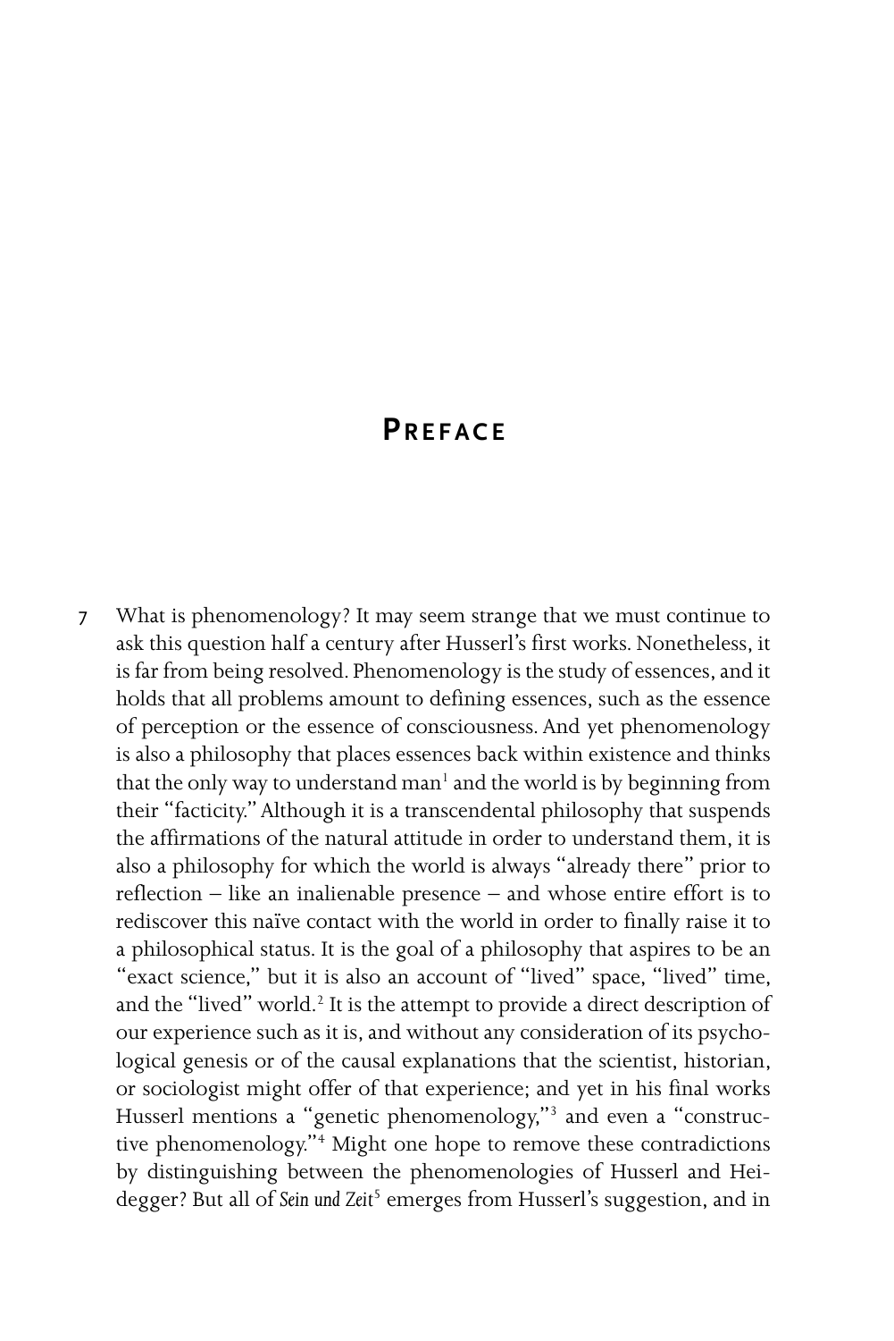# Preface

7 What is phenomenology? It may seem strange that we must continue to ask this question half a century after Husserl's first works. Nonetheless, it is far from being resolved. Phenomenology is the study of essences, and it holds that all problems amount to defining essences, such as the essence of perception or the essence of consciousness. And yet phenomenology is also a philosophy that places essences back within existence and thinks that the only way to understand man[1] and the world is by beginning from their "facticity." Although it is a transcendental philosophy that suspends the affirmations of the natural attitude in order to understand them, it is also a philosophy for which the world is always "already there" prior to reflection – like an inalienable presence – and whose entire effort is to rediscover this naïve contact with the world in order to finally raise it to a philosophical status. It is the goal of a philosophy that aspires to be an "exact science," but it is also an account of "lived" space, "lived" time, and the "lived" world.[2] It is the attempt to provide a direct description of our experience such as it is, and without any consideration of its psychological genesis or of the causal explanations that the scientist, historian, or sociologist might offer of that experience; and yet in his final works Husserl mentions a "genetic phenomenology,"[3] and even a "constructive phenomenology."[4] Might one hope to remove these contradictions by distinguishing between the phenomenologies of Husserl and Heidegger? But all of *Sein und Zeit*[5] emerges from Husserl's suggestion, and in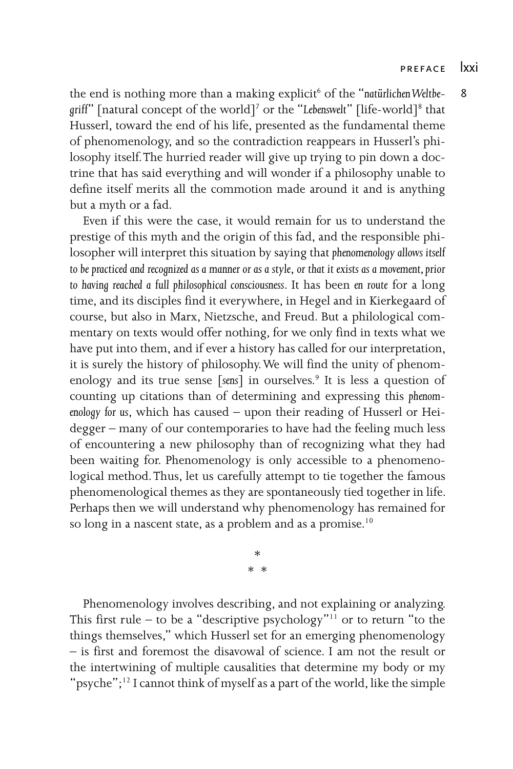the end is nothing more than a making explicit[6] of the "*natürlichen Weltbegriff*" [natural concept of the world][7] or the "*Lebenswelt*" [life-world][8] that Husserl, toward the end of his life, presented as the fundamental theme of phenomenology, and so the contradiction reappears in Husserl's philosophy itself. The hurried reader will give up trying to pin down a doctrine that has said everything and will wonder if a philosophy unable to define itself merits all the commotion made around it and is anything but a myth or a fad.

Even if this were the case, it would remain for us to understand the prestige of this myth and the origin of this fad, and the responsible philosopher will interpret this situation by saying that *phenomenology allows itself to be practiced and recognized as a manner or as a style, or that it exists as a movement, prior to having reached a full philosophical consciousness*. It has been *en route* for a long time, and its disciples find it everywhere, in Hegel and in Kierkegaard of course, but also in Marx, Nietzsche, and Freud. But a philological commentary on texts would offer nothing, for we only find in texts what we have put into them, and if ever a history has called for our interpretation, it is surely the history of philosophy. We will find the unity of phenomenology and its true sense [*sens*] in ourselves.[9] It is less a question of counting up citations than of determining and expressing this *phenomenology for us*, which has caused – upon their reading of Husserl or Heidegger – many of our contemporaries to have had the feeling much less of encountering a new philosophy than of recognizing what they had been waiting for. Phenomenology is only accessible to a phenomenological method. Thus, let us carefully attempt to tie together the famous phenomenological themes as they are spontaneously tied together in life. Perhaps then we will understand why phenomenology has remained for so long in a nascent state, as a problem and as a promise.[10]

\*
\* \*

Phenomenology involves describing, and not explaining or analyzing. This first rule – to be a "descriptive psychology"[11] or to return "to the things themselves," which Husserl set for an emerging phenomenology – is first and foremost the disavowal of science. I am not the result or the intertwining of multiple causalities that determine my body or my "psyche";[12] I cannot think of myself as a part of the world, like the simple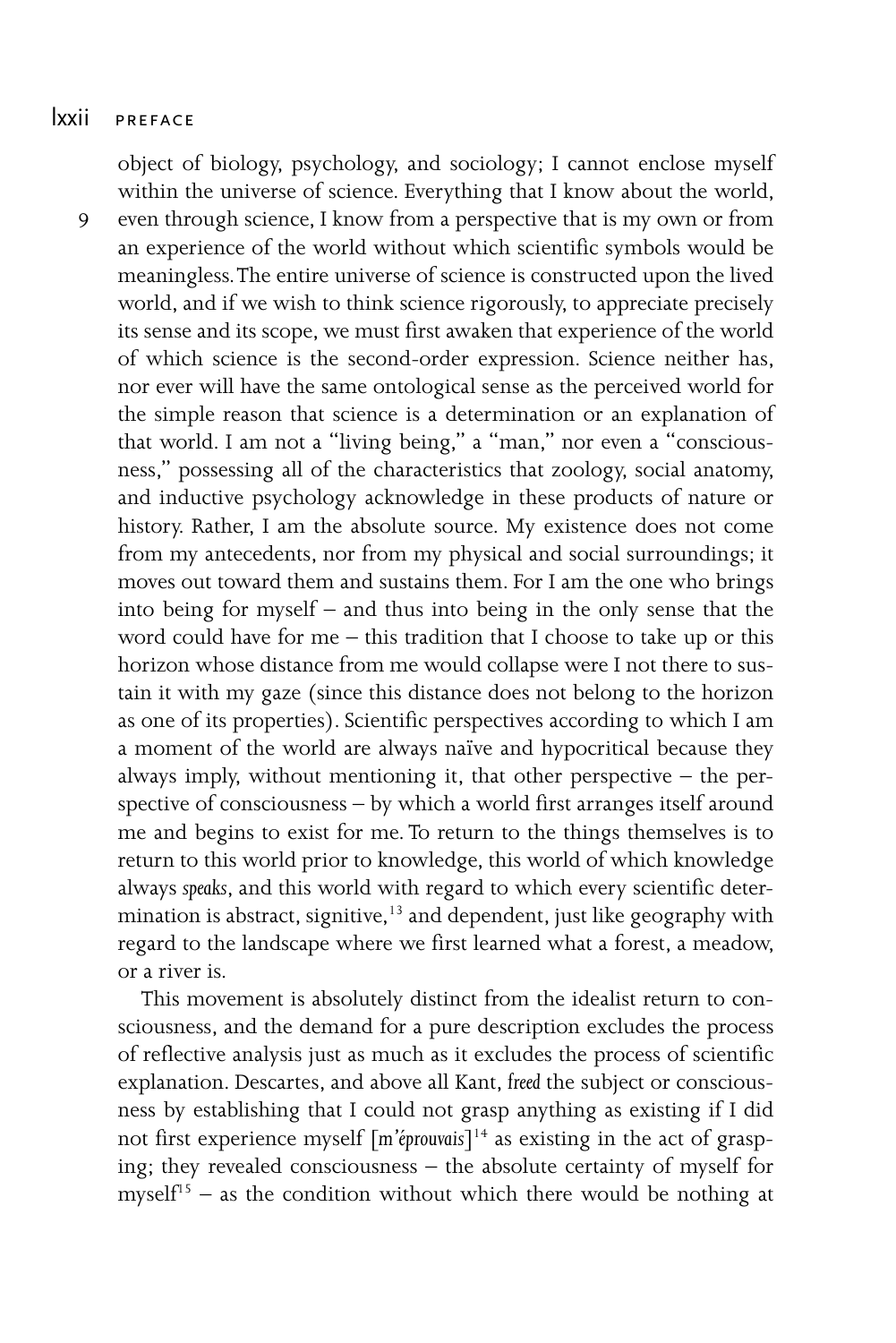object of biology, psychology, and sociology; I cannot enclose myself within the universe of science. Everything that I know about the world, even through science, I know from a perspective that is my own or from an experience of the world without which scientific symbols would be meaningless. The entire universe of science is constructed upon the lived world, and if we wish to think science rigorously, to appreciate precisely its sense and its scope, we must first awaken that experience of the world of which science is the second-order expression. Science neither has, nor ever will have the same ontological sense as the perceived world for the simple reason that science is a determination or an explanation of that world. I am not a "living being," a "man," nor even a "consciousness," possessing all of the characteristics that zoology, social anatomy, and inductive psychology acknowledge in these products of nature or history. Rather, I am the absolute source. My existence does not come from my antecedents, nor from my physical and social surroundings; it moves out toward them and sustains them. For I am the one who brings into being for myself – and thus into being in the only sense that the word could have for me – this tradition that I choose to take up or this horizon whose distance from me would collapse were I not there to sustain it with my gaze (since this distance does not belong to the horizon as one of its properties). Scientific perspectives according to which I am a moment of the world are always naïve and hypocritical because they always imply, without mentioning it, that other perspective – the perspective of consciousness – by which a world first arranges itself around me and begins to exist for me. To return to the things themselves is to return to this world prior to knowledge, this world of which knowledge always *speaks*, and this world with regard to which every scientific determination is abstract, signitive,[13] and dependent, just like geography with regard to the landscape where we first learned what a forest, a meadow, or a river is.

This movement is absolutely distinct from the idealist return to consciousness, and the demand for a pure description excludes the process of reflective analysis just as much as it excludes the process of scientific explanation. Descartes, and above all Kant, *freed* the subject or consciousness by establishing that I could not grasp anything as existing if I did not first experience myself [*m'éprouvais*][14] as existing in the act of grasping; they revealed consciousness – the absolute certainty of myself for myself[15] – as the condition without which there would be nothing at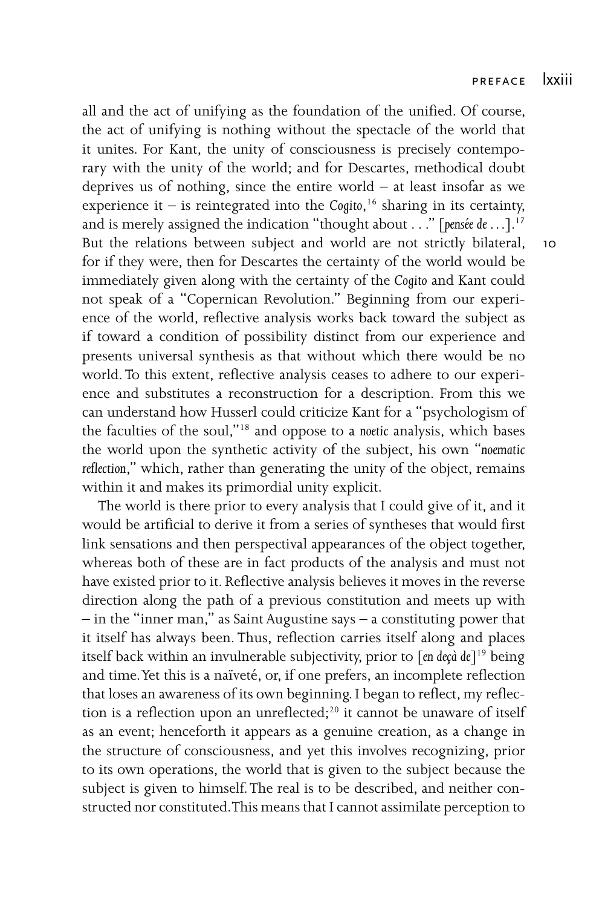all and the act of unifying as the foundation of the unified. Of course, the act of unifying is nothing without the spectacle of the world that it unites. For Kant, the unity of consciousness is precisely contemporary with the unity of the world; and for Descartes, methodical doubt deprives us of nothing, since the entire world – at least insofar as we experience it – is reintegrated into the *Cogito*,[16] sharing in its certainty, and is merely assigned the indication "thought about . . ." [*pensée de . . .*].[17] But the relations between subject and world are not strictly bilateral, for if they were, then for Descartes the certainty of the world would be immediately given along with the certainty of the *Cogito* and Kant could not speak of a "Copernican Revolution." Beginning from our experience of the world, reflective analysis works back toward the subject as if toward a condition of possibility distinct from our experience and presents universal synthesis as that without which there would be no world. To this extent, reflective analysis ceases to adhere to our experience and substitutes a reconstruction for a description. From this we can understand how Husserl could criticize Kant for a "psychologism of the faculties of the soul,"[18] and oppose to a *noetic* analysis, which bases the world upon the synthetic activity of the subject, his own "*noematic reflection*," which, rather than generating the unity of the object, remains within it and makes its primordial unity explicit.

The world is there prior to every analysis that I could give of it, and it would be artificial to derive it from a series of syntheses that would first link sensations and then perspectival appearances of the object together, whereas both of these are in fact products of the analysis and must not have existed prior to it. Reflective analysis believes it moves in the reverse direction along the path of a previous constitution and meets up with – in the "inner man," as Saint Augustine says – a constituting power that it itself has always been. Thus, reflection carries itself along and places itself back within an invulnerable subjectivity, prior to [*en deçà de*][19] being and time. Yet this is a naïveté, or, if one prefers, an incomplete reflection that loses an awareness of its own beginning. I began to reflect, my reflection is a reflection upon an unreflected;[20] it cannot be unaware of itself as an event; henceforth it appears as a genuine creation, as a change in the structure of consciousness, and yet this involves recognizing, prior to its own operations, the world that is given to the subject because the subject is given to himself. The real is to be described, and neither constructed nor constituted. This means that I cannot assimilate perception to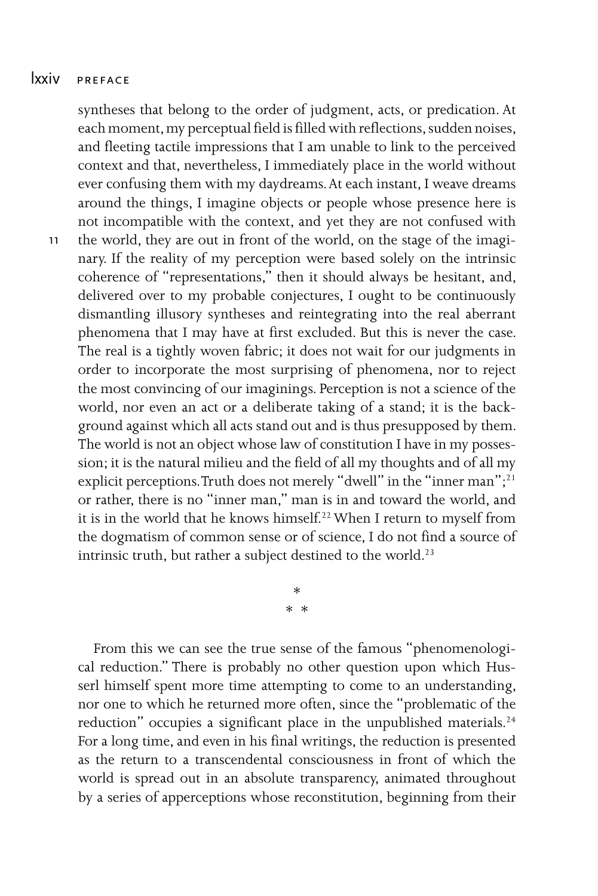syntheses that belong to the order of judgment, acts, or predication. At each moment, my perceptual field is filled with reflections, sudden noises, and fleeting tactile impressions that I am unable to link to the perceived context and that, nevertheless, I immediately place in the world without ever confusing them with my daydreams. At each instant, I weave dreams around the things, I imagine objects or people whose presence here is not incompatible with the context, and yet they are not confused with the world, they are out in front of the world, on the stage of the imaginary. If the reality of my perception were based solely on the intrinsic coherence of "representations," then it should always be hesitant, and, delivered over to my probable conjectures, I ought to be continuously dismantling illusory syntheses and reintegrating into the real aberrant phenomena that I may have at first excluded. But this is never the case. The real is a tightly woven fabric; it does not wait for our judgments in order to incorporate the most surprising of phenomena, nor to reject the most convincing of our imaginings. Perception is not a science of the world, nor even an act or a deliberate taking of a stand; it is the background against which all acts stand out and is thus presupposed by them. The world is not an object whose law of constitution I have in my possession; it is the natural milieu and the field of all my thoughts and of all my explicit perceptions. Truth does not merely "dwell" in the "inner man";[21] or rather, there is no "inner man," man is in and toward the world, and it is in the world that he knows himself.[22] When I return to myself from the dogmatism of common sense or of science, I do not find a source of intrinsic truth, but rather a subject destined to the world.[23]

*
* *

From this we can see the true sense of the famous "phenomenological reduction." There is probably no other question upon which Husserl himself spent more time attempting to come to an understanding, nor one to which he returned more often, since the "problematic of the reduction" occupies a significant place in the unpublished materials.[24] For a long time, and even in his final writings, the reduction is presented as the return to a transcendental consciousness in front of which the world is spread out in an absolute transparency, animated throughout by a series of apperceptions whose reconstitution, beginning from their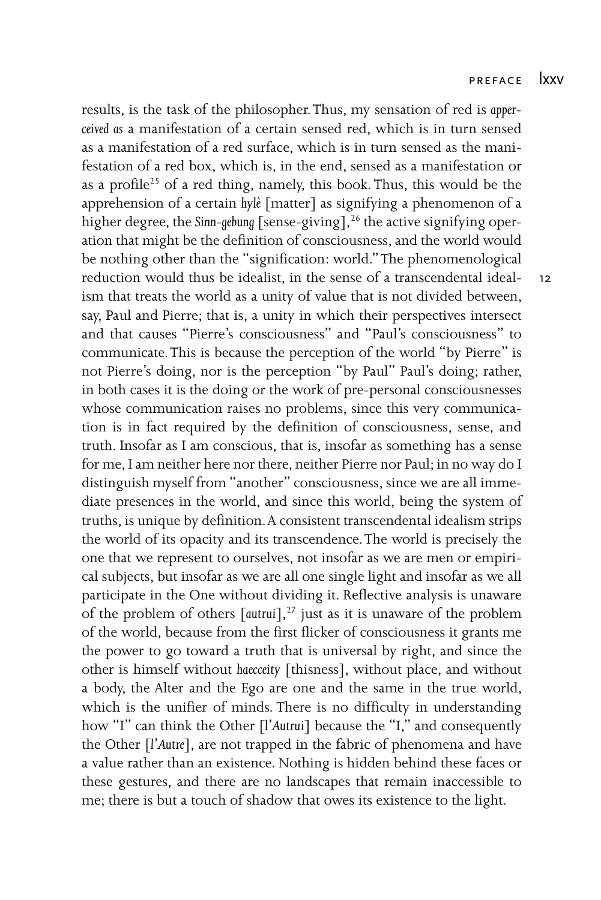results, is the task of the philosopher. Thus, my sensation of red is *apperceived as* a manifestation of a certain sensed red, which is in turn sensed as a manifestation of a red surface, which is in turn sensed as the manifestation of a red box, which is, in the end, sensed as a manifestation or as a profile[25] of a red thing, namely, this book. Thus, this would be the apprehension of a certain *hylè* [matter] as signifying a phenomenon of a higher degree, the *Sinn-gebung* [sense-giving],[26] the active signifying operation that might be the definition of consciousness, and the world would be nothing other than the "signification: world." The phenomenological reduction would thus be idealist, in the sense of a transcendental idealism that treats the world as a unity of value that is not divided between, say, Paul and Pierre; that is, a unity in which their perspectives intersect and that causes "Pierre's consciousness" and "Paul's consciousness" to communicate. This is because the perception of the world "by Pierre" is not Pierre's doing, nor is the perception "by Paul" Paul's doing; rather, in both cases it is the doing or the work of pre-personal consciousnesses whose communication raises no problems, since this very communication is in fact required by the definition of consciousness, sense, and truth. Insofar as I am conscious, that is, insofar as something has a sense for me, I am neither here nor there, neither Pierre nor Paul; in no way do I distinguish myself from "another" consciousness, since we are all immediate presences in the world, and since this world, being the system of truths, is unique by definition. A consistent transcendental idealism strips the world of its opacity and its transcendence. The world is precisely the one that we represent to ourselves, not insofar as we are men or empirical subjects, but insofar as we are all one single light and insofar as we all participate in the One without dividing it. Reflective analysis is unaware of the problem of others [*autrui*],[27] just as it is unaware of the problem of the world, because from the first flicker of consciousness it grants me the power to go toward a truth that is universal by right, and since the other is himself without *haecceity* [thisness], without place, and without a body, the Alter and the Ego are one and the same in the true world, which is the unifier of minds. There is no difficulty in understanding how "I" can think the Other [*l'Autrui*] because the "I," and consequently the Other [*l'Autre*], are not trapped in the fabric of phenomena and have a value rather than an existence. Nothing is hidden behind these faces or these gestures, and there are no landscapes that remain inaccessible to me; there is but a touch of shadow that owes its existence to the light.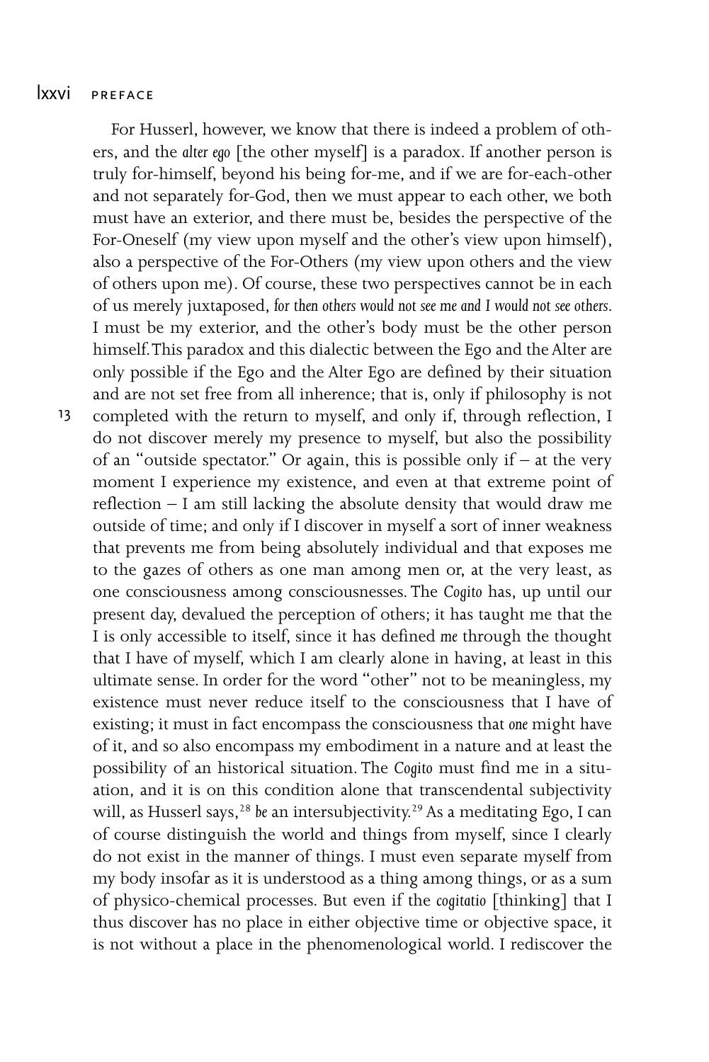For Husserl, however, we know that there is indeed a problem of others, and the *alter ego* [the other myself] is a paradox. If another person is truly for-himself, beyond his being for-me, and if we are for-each-other and not separately for-God, then we must appear to each other, we both must have an exterior, and there must be, besides the perspective of the For-Oneself (my view upon myself and the other's view upon himself), also a perspective of the For-Others (my view upon others and the view of others upon me). Of course, these two perspectives cannot be in each of us merely juxtaposed, *for then others would not see me and I would not see others*. I must be my exterior, and the other's body must be the other person himself. This paradox and this dialectic between the Ego and the Alter are only possible if the Ego and the Alter Ego are defined by their situation and are not set free from all inherence; that is, only if philosophy is not completed with the return to myself, and only if, through reflection, I do not discover merely my presence to myself, but also the possibility of an "outside spectator." Or again, this is possible only if – at the very moment I experience my existence, and even at that extreme point of reflection – I am still lacking the absolute density that would draw me outside of time; and only if I discover in myself a sort of inner weakness that prevents me from being absolutely individual and that exposes me to the gazes of others as one man among men or, at the very least, as one consciousness among consciousnesses. The *Cogito* has, up until our present day, devalued the perception of others; it has taught me that the I is only accessible to itself, since it has defined *me* through the thought that I have of myself, which I am clearly alone in having, at least in this ultimate sense. In order for the word "other" not to be meaningless, my existence must never reduce itself to the consciousness that I have of existing; it must in fact encompass the consciousness that *one* might have of it, and so also encompass my embodiment in a nature and at least the possibility of an historical situation. The *Cogito* must find me in a situation, and it is on this condition alone that transcendental subjectivity will, as Husserl says,[28] *be* an intersubjectivity.[29] As a meditating Ego, I can of course distinguish the world and things from myself, since I clearly do not exist in the manner of things. I must even separate myself from my body insofar as it is understood as a thing among things, or as a sum of physico-chemical processes. But even if the *cogitatio* [thinking] that I thus discover has no place in either objective time or objective space, it is not without a place in the phenomenological world. I rediscover the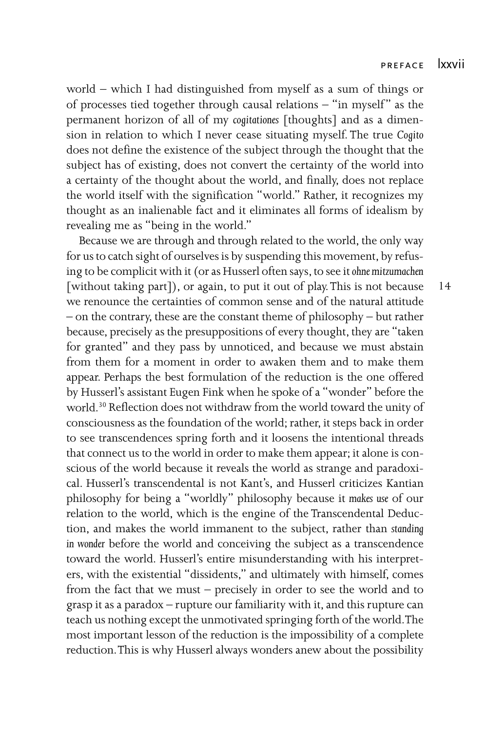world – which I had distinguished from myself as a sum of things or of processes tied together through causal relations – "in myself" as the permanent horizon of all of my *cogitationes* [thoughts] and as a dimension in relation to which I never cease situating myself. The true *Cogito* does not define the existence of the subject through the thought that the subject has of existing, does not convert the certainty of the world into a certainty of the thought about the world, and finally, does not replace the world itself with the signification "world." Rather, it recognizes my thought as an inalienable fact and it eliminates all forms of idealism by revealing me as "being in the world."

Because we are through and through related to the world, the only way for us to catch sight of ourselves is by suspending this movement, by refusing to be complicit with it (or as Husserl often says, to see it *ohne mitzumachen* [without taking part]), or again, to put it out of play. This is not because we renounce the certainties of common sense and of the natural attitude – on the contrary, these are the constant theme of philosophy – but rather because, precisely as the presuppositions of every thought, they are "taken for granted" and they pass by unnoticed, and because we must abstain from them for a moment in order to awaken them and to make them appear. Perhaps the best formulation of the reduction is the one offered by Husserl's assistant Eugen Fink when he spoke of a "wonder" before the world.[30] Reflection does not withdraw from the world toward the unity of consciousness as the foundation of the world; rather, it steps back in order to see transcendences spring forth and it loosens the intentional threads that connect us to the world in order to make them appear; it alone is conscious of the world because it reveals the world as strange and paradoxical. Husserl's transcendental is not Kant's, and Husserl criticizes Kantian philosophy for being a "worldly" philosophy because it *makes use* of our relation to the world, which is the engine of the Transcendental Deduction, and makes the world immanent to the subject, rather than *standing in wonder* before the world and conceiving the subject as a transcendence toward the world. Husserl's entire misunderstanding with his interpreters, with the existential "dissidents," and ultimately with himself, comes from the fact that we must – precisely in order to see the world and to grasp it as a paradox – rupture our familiarity with it, and this rupture can teach us nothing except the unmotivated springing forth of the world. The most important lesson of the reduction is the impossibility of a complete reduction. This is why Husserl always wonders anew about the possibility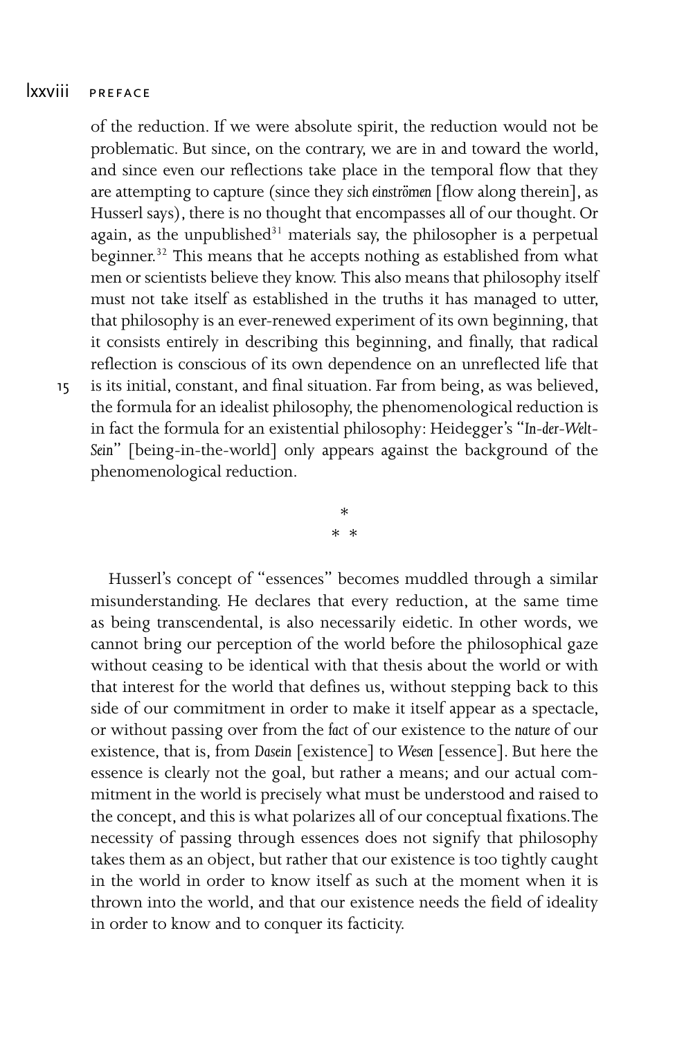of the reduction. If we were absolute spirit, the reduction would not be problematic. But since, on the contrary, we are in and toward the world, and since even our reflections take place in the temporal flow that they are attempting to capture (since they *sich einströmen* [flow along therein], as Husserl says), there is no thought that encompasses all of our thought. Or again, as the unpublished[31] materials say, the philosopher is a perpetual beginner.[32] This means that he accepts nothing as established from what men or scientists believe they know. This also means that philosophy itself must not take itself as established in the truths it has managed to utter, that philosophy is an ever-renewed experiment of its own beginning, that it consists entirely in describing this beginning, and finally, that radical reflection is conscious of its own dependence on an unreflected life that is its initial, constant, and final situation. Far from being, as was believed, the formula for an idealist philosophy, the phenomenological reduction is in fact the formula for an existential philosophy: Heidegger's "*In-der-Welt-Sein*" [being-in-the-world] only appears against the background of the phenomenological reduction.

\*
\* \*

Husserl's concept of "essences" becomes muddled through a similar misunderstanding. He declares that every reduction, at the same time as being transcendental, is also necessarily eidetic. In other words, we cannot bring our perception of the world before the philosophical gaze without ceasing to be identical with that thesis about the world or with that interest for the world that defines us, without stepping back to this side of our commitment in order to make it itself appear as a spectacle, or without passing over from the *fact* of our existence to the *nature* of our existence, that is, from *Dasein* [existence] to *Wesen* [essence]. But here the essence is clearly not the goal, but rather a means; and our actual commitment in the world is precisely what must be understood and raised to the concept, and this is what polarizes all of our conceptual fixations. The necessity of passing through essences does not signify that philosophy takes them as an object, but rather that our existence is too tightly caught in the world in order to know itself as such at the moment when it is thrown into the world, and that our existence needs the field of ideality in order to know and to conquer its facticity.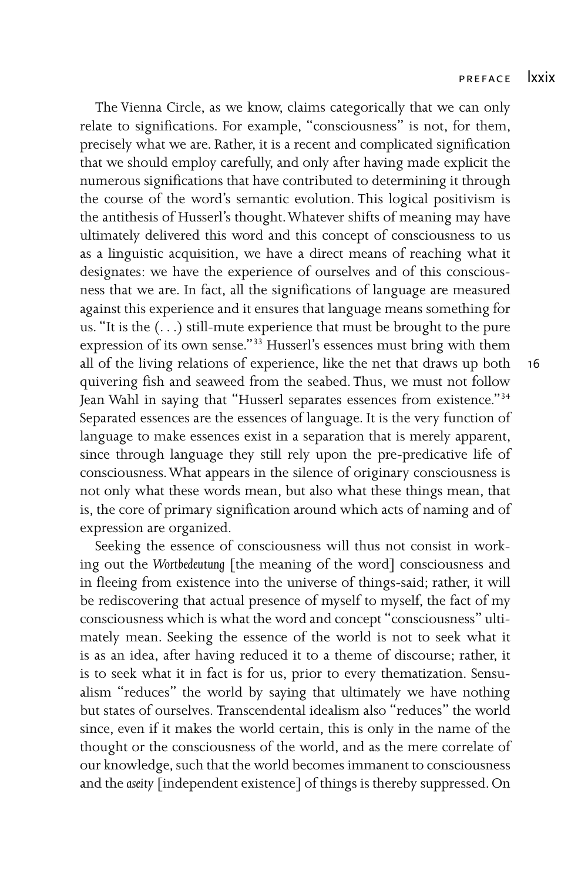The Vienna Circle, as we know, claims categorically that we can only relate to significations. For example, "consciousness" is not, for them, precisely what we are. Rather, it is a recent and complicated signification that we should employ carefully, and only after having made explicit the numerous significations that have contributed to determining it through the course of the word's semantic evolution. This logical positivism is the antithesis of Husserl's thought. Whatever shifts of meaning may have ultimately delivered this word and this concept of consciousness to us as a linguistic acquisition, we have a direct means of reaching what it designates: we have the experience of ourselves and of this consciousness that we are. In fact, all the significations of language are measured against this experience and it ensures that language means something for us. "It is the (. . .) still-mute experience that must be brought to the pure expression of its own sense."[33] Husserl's essences must bring with them all of the living relations of experience, like the net that draws up both quivering fish and seaweed from the seabed. Thus, we must not follow Jean Wahl in saying that "Husserl separates essences from existence."[34] Separated essences are the essences of language. It is the very function of language to make essences exist in a separation that is merely apparent, since through language they still rely upon the pre-predicative life of consciousness. What appears in the silence of originary consciousness is not only what these words mean, but also what these things mean, that is, the core of primary signification around which acts of naming and of expression are organized.

Seeking the essence of consciousness will thus not consist in working out the *Wortbedeutung* [the meaning of the word] consciousness and in fleeing from existence into the universe of things-said; rather, it will be rediscovering that actual presence of myself to myself, the fact of my consciousness which is what the word and concept "consciousness" ultimately mean. Seeking the essence of the world is not to seek what it is as an idea, after having reduced it to a theme of discourse; rather, it is to seek what it in fact is for us, prior to every thematization. Sensualism "reduces" the world by saying that ultimately we have nothing but states of ourselves. Transcendental idealism also "reduces" the world since, even if it makes the world certain, this is only in the name of the thought or the consciousness of the world, and as the mere correlate of our knowledge, such that the world becomes immanent to consciousness and the *aseity* [independent existence] of things is thereby suppressed. On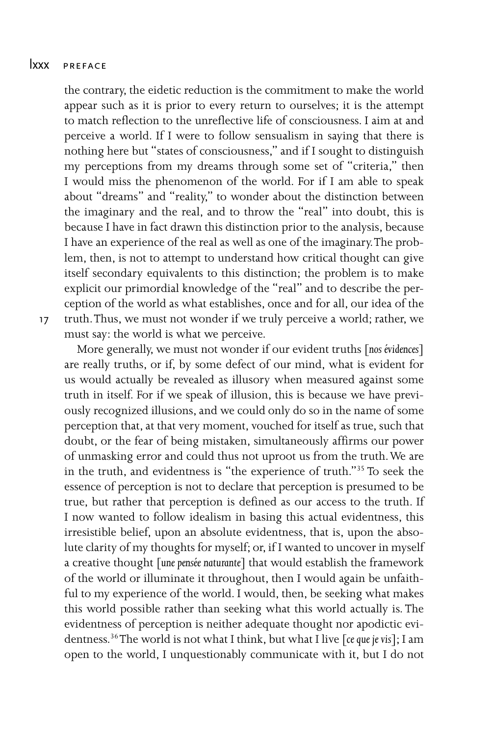the contrary, the eidetic reduction is the commitment to make the world appear such as it is prior to every return to ourselves; it is the attempt to match reflection to the unreflective life of consciousness. I aim at and perceive a world. If I were to follow sensualism in saying that there is nothing here but "states of consciousness," and if I sought to distinguish my perceptions from my dreams through some set of "criteria," then I would miss the phenomenon of the world. For if I am able to speak about "dreams" and "reality," to wonder about the distinction between the imaginary and the real, and to throw the "real" into doubt, this is because I have in fact drawn this distinction prior to the analysis, because I have an experience of the real as well as one of the imaginary. The problem, then, is not to attempt to understand how critical thought can give itself secondary equivalents to this distinction; the problem is to make explicit our primordial knowledge of the "real" and to describe the perception of the world as what establishes, once and for all, our idea of the truth. Thus, we must not wonder if we truly perceive a world; rather, we must say: the world is what we perceive.

More generally, we must not wonder if our evident truths [*nos évidences*] are really truths, or if, by some defect of our mind, what is evident for us would actually be revealed as illusory when measured against some truth in itself. For if we speak of illusion, this is because we have previously recognized illusions, and we could only do so in the name of some perception that, at that very moment, vouched for itself as true, such that doubt, or the fear of being mistaken, simultaneously affirms our power of unmasking error and could thus not uproot us from the truth. We are in the truth, and evidentness is "the experience of truth."[35] To seek the essence of perception is not to declare that perception is presumed to be true, but rather that perception is defined as our access to the truth. If I now wanted to follow idealism in basing this actual evidentness, this irresistible belief, upon an absolute evidentness, that is, upon the absolute clarity of my thoughts for myself; or, if I wanted to uncover in myself a creative thought [*une pensée naturante*] that would establish the framework of the world or illuminate it throughout, then I would again be unfaithful to my experience of the world. I would, then, be seeking what makes this world possible rather than seeking what this world actually is. The evidentness of perception is neither adequate thought nor apodictic evidentness.[36] The world is not what I think, but what I live [*ce que je vis*]; I am open to the world, I unquestionably communicate with it, but I do not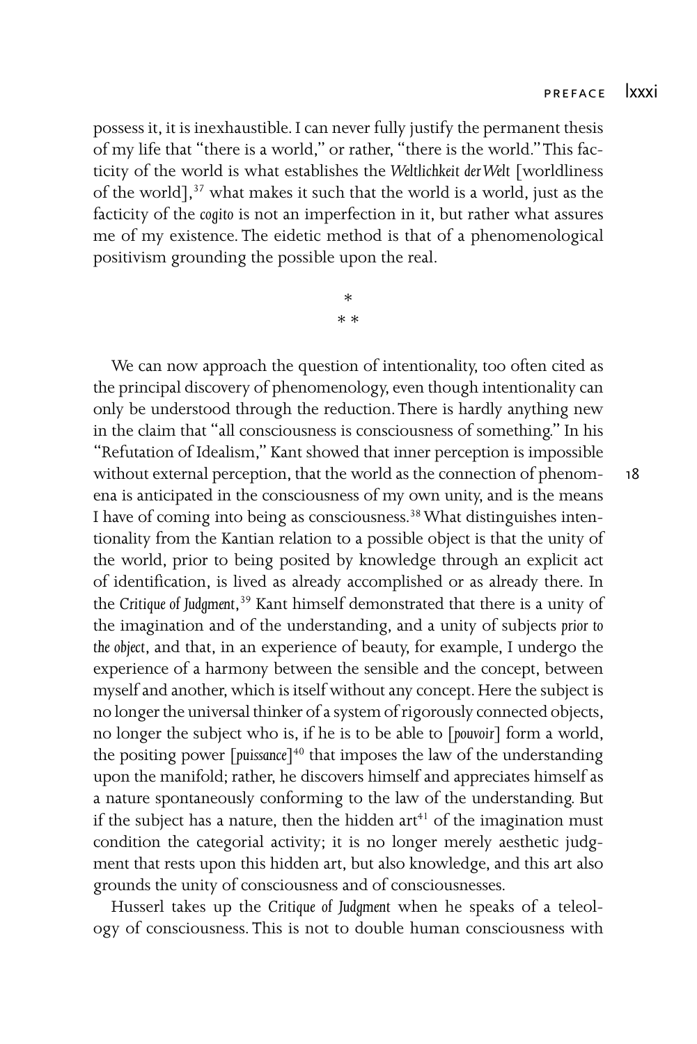possess it, it is inexhaustible. I can never fully justify the permanent thesis of my life that "there is a world," or rather, "there is the world." This facticity of the world is what establishes the *Weltlichkeit der Welt* [worldliness of the world],[37] what makes it such that the world is a world, just as the facticity of the *cogito* is not an imperfection in it, but rather what assures me of my existence. The eidetic method is that of a phenomenological positivism grounding the possible upon the real.

\*
\* \*

We can now approach the question of intentionality, too often cited as the principal discovery of phenomenology, even though intentionality can only be understood through the reduction. There is hardly anything new in the claim that "all consciousness is consciousness of something." In his "Refutation of Idealism," Kant showed that inner perception is impossible without external perception, that the world as the connection of phenomena is anticipated in the consciousness of my own unity, and is the means I have of coming into being as consciousness.[38] What distinguishes intentionality from the Kantian relation to a possible object is that the unity of the world, prior to being posited by knowledge through an explicit act of identification, is lived as already accomplished or as already there. In the *Critique of Judgment*,[39] Kant himself demonstrated that there is a unity of the imagination and of the understanding, and a unity of subjects *prior to the object*, and that, in an experience of beauty, for example, I undergo the experience of a harmony between the sensible and the concept, between myself and another, which is itself without any concept. Here the subject is no longer the universal thinker of a system of rigorously connected objects, no longer the subject who is, if he is to be able to [*pouvoir*] form a world, the positing power [*puissance*][40] that imposes the law of the understanding upon the manifold; rather, he discovers himself and appreciates himself as a nature spontaneously conforming to the law of the understanding. But if the subject has a nature, then the hidden art[41] of the imagination must condition the categorial activity; it is no longer merely aesthetic judgment that rests upon this hidden art, but also knowledge, and this art also grounds the unity of consciousness and of consciousnesses.

Husserl takes up the *Critique of Judgment* when he speaks of a teleology of consciousness. This is not to double human consciousness with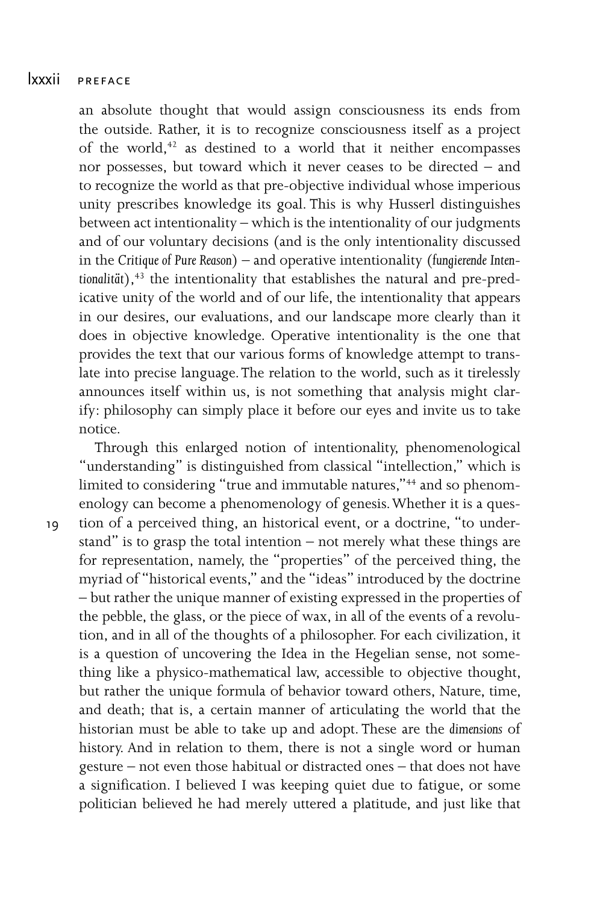an absolute thought that would assign consciousness its ends from the outside. Rather, it is to recognize consciousness itself as a project of the world,[42] as destined to a world that it neither encompasses nor possesses, but toward which it never ceases to be directed – and to recognize the world as that pre-objective individual whose imperious unity prescribes knowledge its goal. This is why Husserl distinguishes between act intentionality – which is the intentionality of our judgments and of our voluntary decisions (and is the only intentionality discussed in the *Critique of Pure Reason*) – and operative intentionality (*fungierende Intentionalität*),[43] the intentionality that establishes the natural and pre-predicative unity of the world and of our life, the intentionality that appears in our desires, our evaluations, and our landscape more clearly than it does in objective knowledge. Operative intentionality is the one that provides the text that our various forms of knowledge attempt to translate into precise language. The relation to the world, such as it tirelessly announces itself within us, is not something that analysis might clarify: philosophy can simply place it before our eyes and invite us to take notice.

Through this enlarged notion of intentionality, phenomenological "understanding" is distinguished from classical "intellection," which is limited to considering "true and immutable natures,"[44] and so phenomenology can become a phenomenology of genesis. Whether it is a question of a perceived thing, an historical event, or a doctrine, "to understand" is to grasp the total intention – not merely what these things are for representation, namely, the "properties" of the perceived thing, the myriad of "historical events," and the "ideas" introduced by the doctrine – but rather the unique manner of existing expressed in the properties of the pebble, the glass, or the piece of wax, in all of the events of a revolution, and in all of the thoughts of a philosopher. For each civilization, it is a question of uncovering the Idea in the Hegelian sense, not something like a physico-mathematical law, accessible to objective thought, but rather the unique formula of behavior toward others, Nature, time, and death; that is, a certain manner of articulating the world that the historian must be able to take up and adopt. These are the *dimensions* of history. And in relation to them, there is not a single word or human gesture – not even those habitual or distracted ones – that does not have a signification. I believed I was keeping quiet due to fatigue, or some politician believed he had merely uttered a platitude, and just like that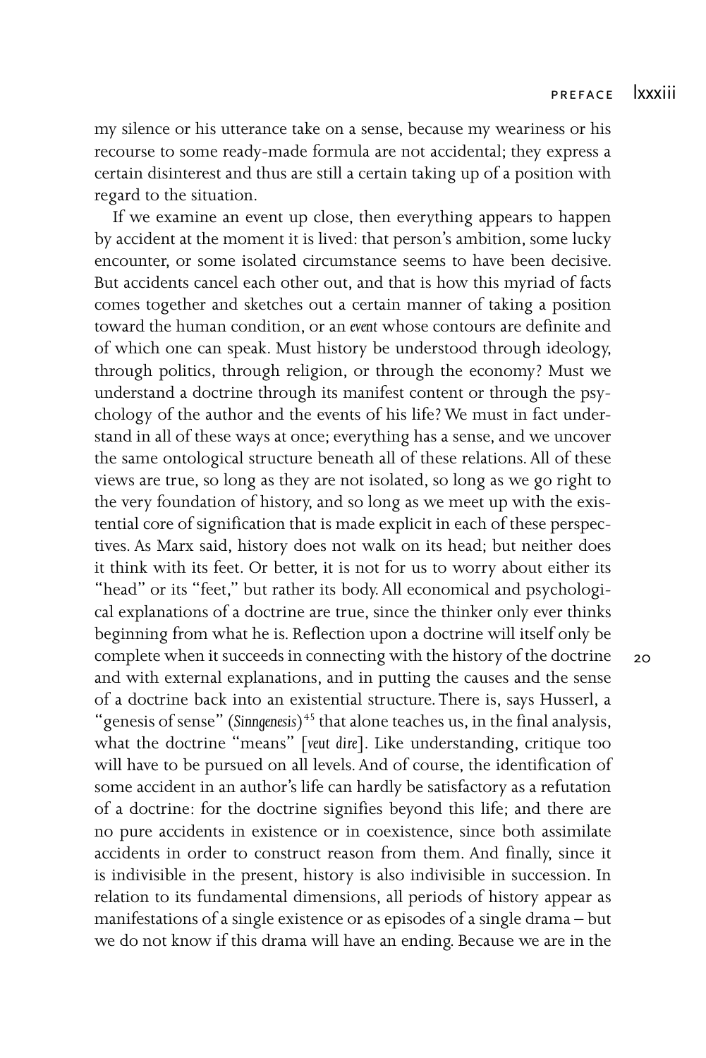my silence or his utterance take on a sense, because my weariness or his recourse to some ready-made formula are not accidental; they express a certain disinterest and thus are still a certain taking up of a position with regard to the situation.

If we examine an event up close, then everything appears to happen by accident at the moment it is lived: that person's ambition, some lucky encounter, or some isolated circumstance seems to have been decisive. But accidents cancel each other out, and that is how this myriad of facts comes together and sketches out a certain manner of taking a position toward the human condition, or an *event* whose contours are definite and of which one can speak. Must history be understood through ideology, through politics, through religion, or through the economy? Must we understand a doctrine through its manifest content or through the psychology of the author and the events of his life? We must in fact understand in all of these ways at once; everything has a sense, and we uncover the same ontological structure beneath all of these relations. All of these views are true, so long as they are not isolated, so long as we go right to the very foundation of history, and so long as we meet up with the existential core of signification that is made explicit in each of these perspectives. As Marx said, history does not walk on its head; but neither does it think with its feet. Or better, it is not for us to worry about either its "head" or its "feet," but rather its body. All economical and psychological explanations of a doctrine are true, since the thinker only ever thinks beginning from what he is. Reflection upon a doctrine will itself only be complete when it succeeds in connecting with the history of the doctrine and with external explanations, and in putting the causes and the sense of a doctrine back into an existential structure. There is, says Husserl, a "genesis of sense" (*Sinngenesis*)[45] that alone teaches us, in the final analysis, what the doctrine "means" [*veut dire*]. Like understanding, critique too will have to be pursued on all levels. And of course, the identification of some accident in an author's life can hardly be satisfactory as a refutation of a doctrine: for the doctrine signifies beyond this life; and there are no pure accidents in existence or in coexistence, since both assimilate accidents in order to construct reason from them. And finally, since it is indivisible in the present, history is also indivisible in succession. In relation to its fundamental dimensions, all periods of history appear as manifestations of a single existence or as episodes of a single drama – but we do not know if this drama will have an ending. Because we are in the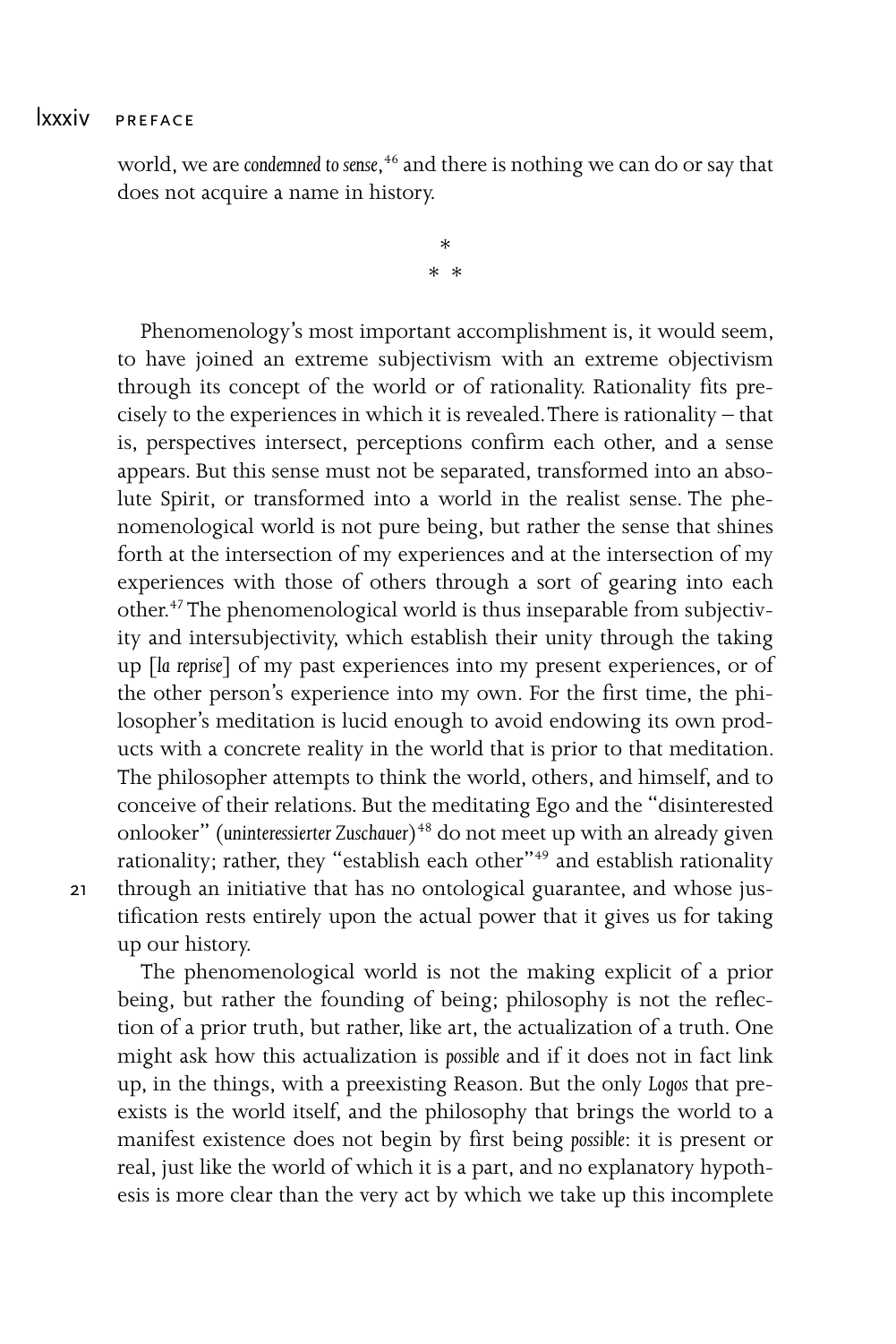world, we are *condemned to sense*,[46] and there is nothing we can do or say that does not acquire a name in history.

\*

\* \*

Phenomenology's most important accomplishment is, it would seem, to have joined an extreme subjectivism with an extreme objectivism through its concept of the world or of rationality. Rationality fits precisely to the experiences in which it is revealed. There is rationality – that is, perspectives intersect, perceptions confirm each other, and a sense appears. But this sense must not be separated, transformed into an absolute Spirit, or transformed into a world in the realist sense. The phenomenological world is not pure being, but rather the sense that shines forth at the intersection of my experiences and at the intersection of my experiences with those of others through a sort of gearing into each other.[47] The phenomenological world is thus inseparable from subjectivity and intersubjectivity, which establish their unity through the taking up [*la reprise*] of my past experiences into my present experiences, or of the other person's experience into my own. For the first time, the philosopher's meditation is lucid enough to avoid endowing its own products with a concrete reality in the world that is prior to that meditation. The philosopher attempts to think the world, others, and himself, and to conceive of their relations. But the meditating Ego and the "disinterested onlooker" (*uninteressierter Zuschauer*)[48] do not meet up with an already given rationality; rather, they "establish each other"[49] and establish rationality through an initiative that has no ontological guarantee, and whose justification rests entirely upon the actual power that it gives us for taking up our history.

The phenomenological world is not the making explicit of a prior being, but rather the founding of being; philosophy is not the reflection of a prior truth, but rather, like art, the actualization of a truth. One might ask how this actualization is *possible* and if it does not in fact link up, in the things, with a preexisting Reason. But the only *Logos* that preexists is the world itself, and the philosophy that brings the world to a manifest existence does not begin by first being *possible*: it is present or real, just like the world of which it is a part, and no explanatory hypothesis is more clear than the very act by which we take up this incomplete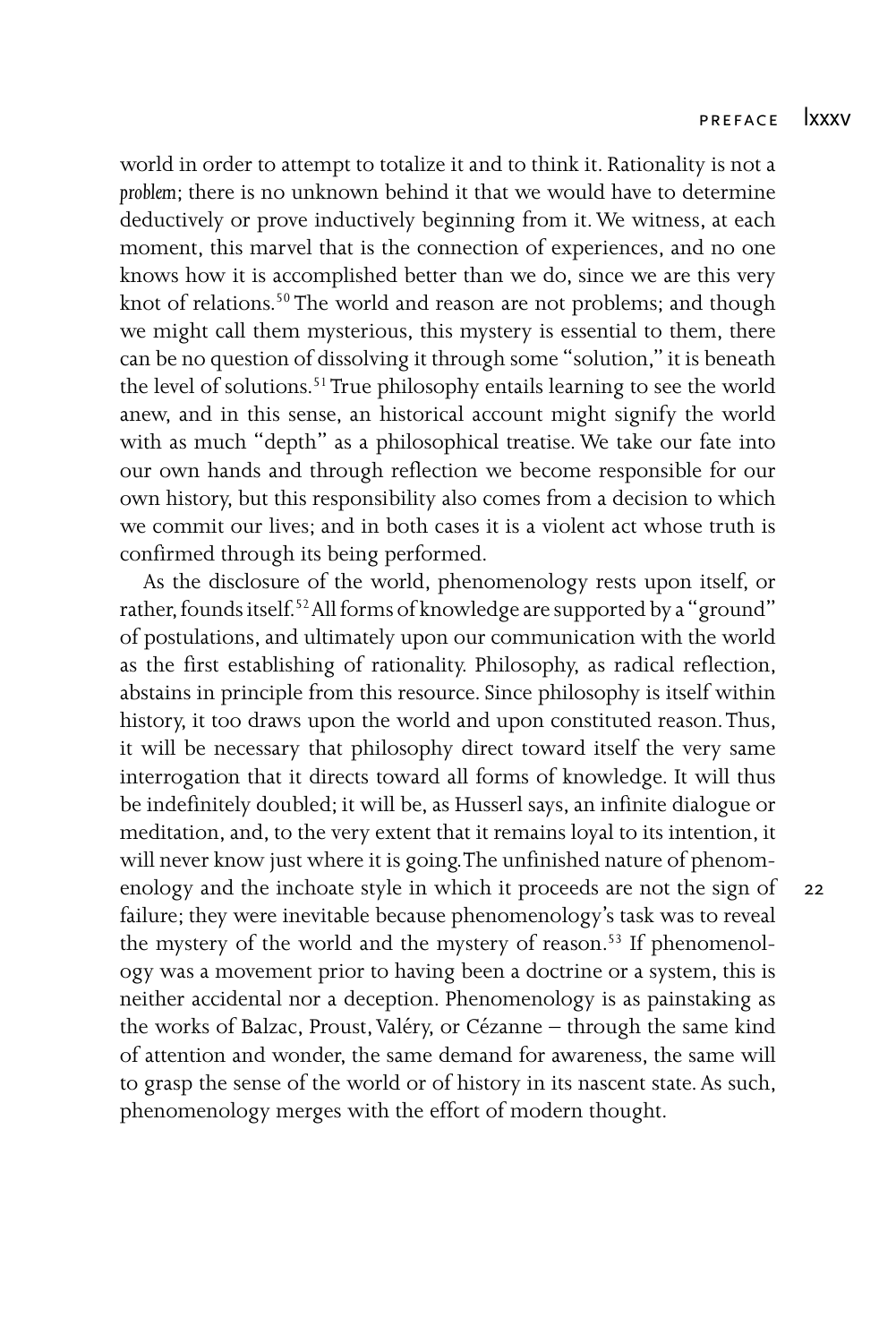world in order to attempt to totalize it and to think it. Rationality is not a *problem*; there is no unknown behind it that we would have to determine deductively or prove inductively beginning from it. We witness, at each moment, this marvel that is the connection of experiences, and no one knows how it is accomplished better than we do, since we are this very knot of relations.[50] The world and reason are not problems; and though we might call them mysterious, this mystery is essential to them, there can be no question of dissolving it through some "solution," it is beneath the level of solutions.[51] True philosophy entails learning to see the world anew, and in this sense, an historical account might signify the world with as much "depth" as a philosophical treatise. We take our fate into our own hands and through reflection we become responsible for our own history, but this responsibility also comes from a decision to which we commit our lives; and in both cases it is a violent act whose truth is confirmed through its being performed.

As the disclosure of the world, phenomenology rests upon itself, or rather, founds itself.[52] All forms of knowledge are supported by a "ground" of postulations, and ultimately upon our communication with the world as the first establishing of rationality. Philosophy, as radical reflection, abstains in principle from this resource. Since philosophy is itself within history, it too draws upon the world and upon constituted reason. Thus, it will be necessary that philosophy direct toward itself the very same interrogation that it directs toward all forms of knowledge. It will thus be indefinitely doubled; it will be, as Husserl says, an infinite dialogue or meditation, and, to the very extent that it remains loyal to its intention, it will never know just where it is going. The unfinished nature of phenomenology and the inchoate style in which it proceeds are not the sign of failure; they were inevitable because phenomenology's task was to reveal the mystery of the world and the mystery of reason.[53] If phenomenology was a movement prior to having been a doctrine or a system, this is neither accidental nor a deception. Phenomenology is as painstaking as the works of Balzac, Proust, Valéry, or Cézanne – through the same kind of attention and wonder, the same demand for awareness, the same will to grasp the sense of the world or of history in its nascent state. As such, phenomenology merges with the effort of modern thought.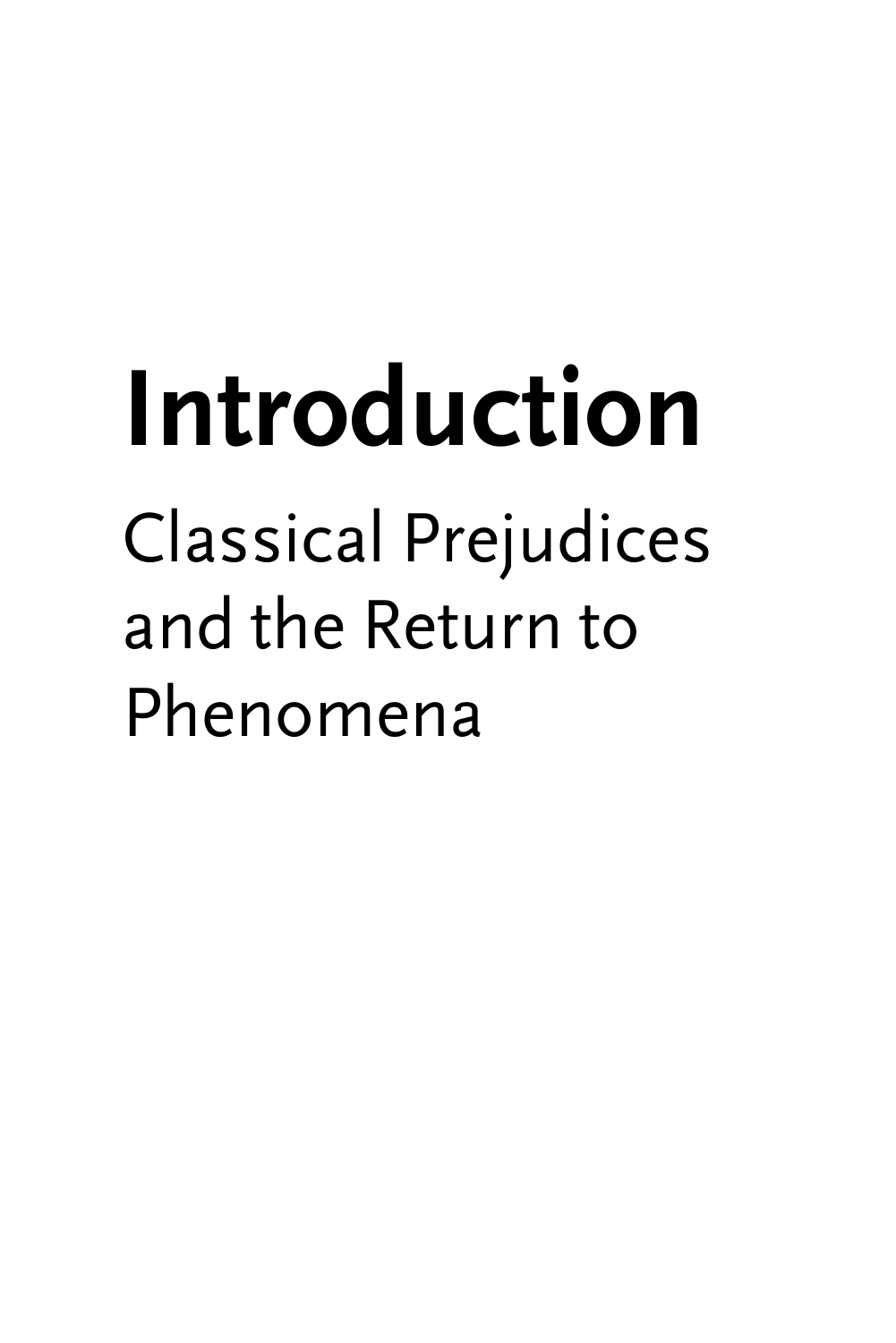# Introduction

## Classical Prejudices and the Return to Phenomena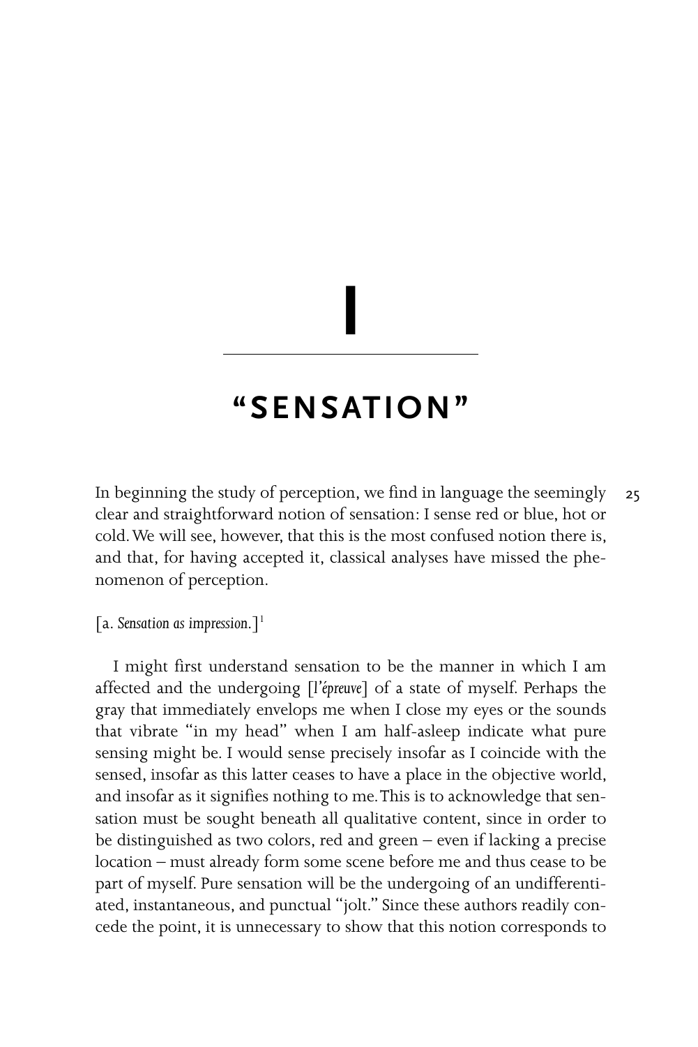# I

## "SENSATION"

In beginning the study of perception, we find in language the seemingly clear and straightforward notion of sensation: I sense red or blue, hot or cold. We will see, however, that this is the most confused notion there is, and that, for having accepted it, classical analyses have missed the phenomenon of perception.

[a. *Sensation as impression.*][1]

I might first understand sensation to be the manner in which I am affected and the undergoing [*l'épreuve*] of a state of myself. Perhaps the gray that immediately envelops me when I close my eyes or the sounds that vibrate "in my head" when I am half-asleep indicate what pure sensing might be. I would sense precisely insofar as I coincide with the sensed, insofar as this latter ceases to have a place in the objective world, and insofar as it signifies nothing to me. This is to acknowledge that sensation must be sought beneath all qualitative content, since in order to be distinguished as two colors, red and green – even if lacking a precise location – must already form some scene before me and thus cease to be part of myself. Pure sensation will be the undergoing of an undifferentiated, instantaneous, and punctual "jolt." Since these authors readily concede the point, it is unnecessary to show that this notion corresponds to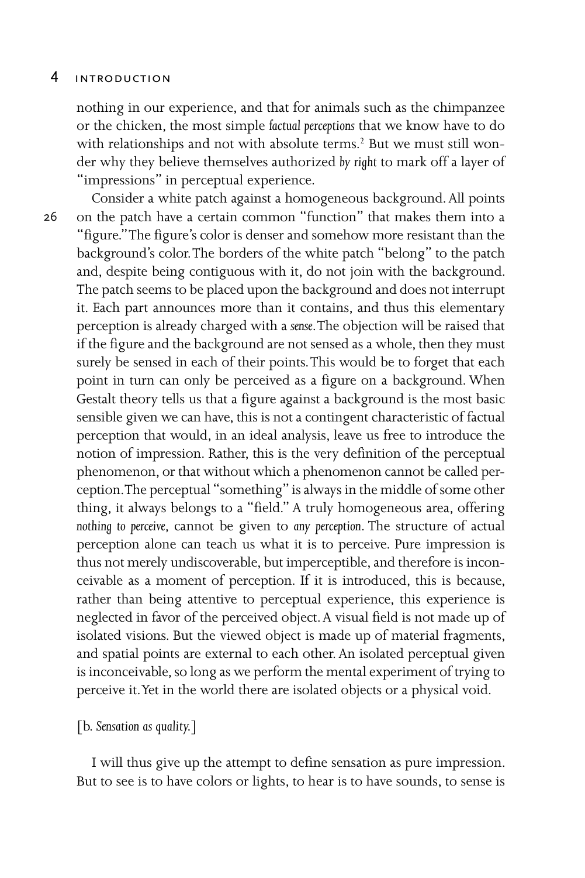nothing in our experience, and that for animals such as the chimpanzee or the chicken, the most simple *factual perceptions* that we know have to do with relationships and not with absolute terms.[2] But we must still wonder why they believe themselves authorized *by right* to mark off a layer of "impressions" in perceptual experience.

Consider a white patch against a homogeneous background. All points on the patch have a certain common "function" that makes them into a "figure." The figure's color is denser and somehow more resistant than the background's color. The borders of the white patch "belong" to the patch and, despite being contiguous with it, do not join with the background. The patch seems to be placed upon the background and does not interrupt it. Each part announces more than it contains, and thus this elementary perception is already charged with a *sense*. The objection will be raised that if the figure and the background are not sensed as a whole, then they must surely be sensed in each of their points. This would be to forget that each point in turn can only be perceived as a figure on a background. When Gestalt theory tells us that a figure against a background is the most basic sensible given we can have, this is not a contingent characteristic of factual perception that would, in an ideal analysis, leave us free to introduce the notion of impression. Rather, this is the very definition of the perceptual phenomenon, or that without which a phenomenon cannot be called perception. The perceptual "something" is always in the middle of some other thing, it always belongs to a "field." A truly homogeneous area, offering *nothing to perceive*, cannot be given to *any perception*. The structure of actual perception alone can teach us what it is to perceive. Pure impression is thus not merely undiscoverable, but imperceptible, and therefore is inconceivable as a moment of perception. If it is introduced, this is because, rather than being attentive to perceptual experience, this experience is neglected in favor of the perceived object. A visual field is not made up of isolated visions. But the viewed object is made up of material fragments, and spatial points are external to each other. An isolated perceptual given is inconceivable, so long as we perform the mental experiment of trying to perceive it. Yet in the world there are isolated objects or a physical void.

[b. *Sensation as quality.*]

I will thus give up the attempt to define sensation as pure impression. But to see is to have colors or lights, to hear is to have sounds, to sense is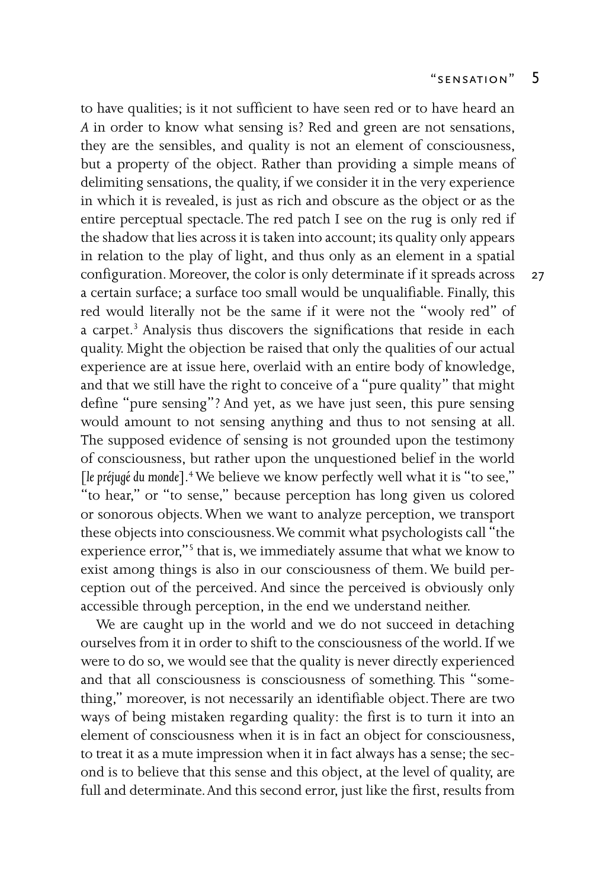to have qualities; is it not sufficient to have seen red or to have heard an *A* in order to know what sensing is? Red and green are not sensations, they are the sensibles, and quality is not an element of consciousness, but a property of the object. Rather than providing a simple means of delimiting sensations, the quality, if we consider it in the very experience in which it is revealed, is just as rich and obscure as the object or as the entire perceptual spectacle. The red patch I see on the rug is only red if the shadow that lies across it is taken into account; its quality only appears in relation to the play of light, and thus only as an element in a spatial configuration. Moreover, the color is only determinate if it spreads across a certain surface; a surface too small would be unqualifiable. Finally, this red would literally not be the same if it were not the "wooly red" of a carpet.[3] Analysis thus discovers the significations that reside in each quality. Might the objection be raised that only the qualities of our actual experience are at issue here, overlaid with an entire body of knowledge, and that we still have the right to conceive of a "pure quality" that might define "pure sensing"? And yet, as we have just seen, this pure sensing would amount to not sensing anything and thus to not sensing at all. The supposed evidence of sensing is not grounded upon the testimony of consciousness, but rather upon the unquestioned belief in the world [*le préjugé du monde*].[4] We believe we know perfectly well what it is "to see," "to hear," or "to sense," because perception has long given us colored or sonorous objects. When we want to analyze perception, we transport these objects into consciousness. We commit what psychologists call "the experience error,"[5] that is, we immediately assume that what we know to exist among things is also in our consciousness of them. We build perception out of the perceived. And since the perceived is obviously only accessible through perception, in the end we understand neither.

We are caught up in the world and we do not succeed in detaching ourselves from it in order to shift to the consciousness of the world. If we were to do so, we would see that the quality is never directly experienced and that all consciousness is consciousness of something. This "something," moreover, is not necessarily an identifiable object. There are two ways of being mistaken regarding quality: the first is to turn it into an element of consciousness when it is in fact an object for consciousness, to treat it as a mute impression when it in fact always has a sense; the second is to believe that this sense and this object, at the level of quality, are full and determinate. And this second error, just like the first, results from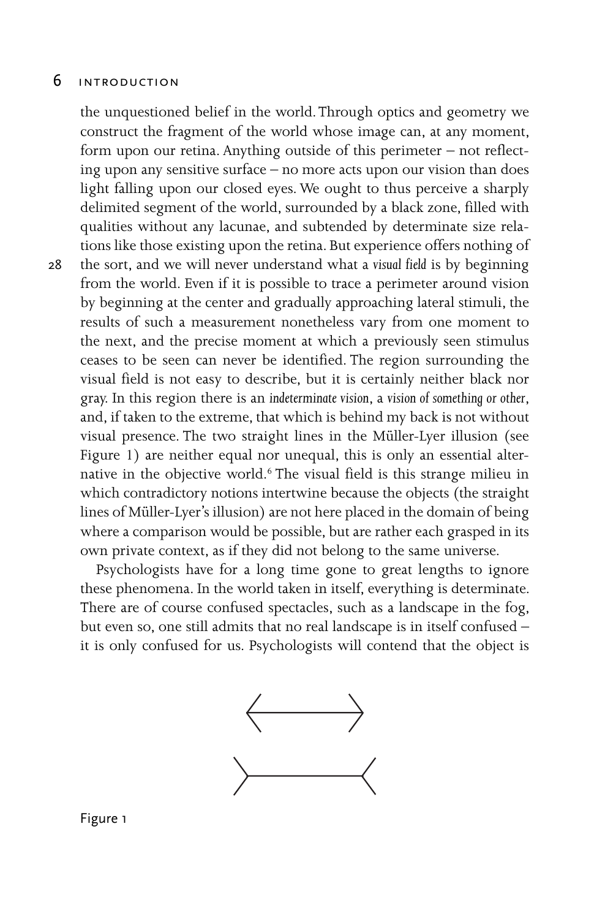the unquestioned belief in the world. Through optics and geometry we construct the fragment of the world whose image can, at any moment, form upon our retina. Anything outside of this perimeter – not reflecting upon any sensitive surface – no more acts upon our vision than does light falling upon our closed eyes. We ought to thus perceive a sharply delimited segment of the world, surrounded by a black zone, filled with qualities without any lacunae, and subtended by determinate size relations like those existing upon the retina. But experience offers nothing of the sort, and we will never understand what a *visual field* is by beginning from the world. Even if it is possible to trace a perimeter around vision by beginning at the center and gradually approaching lateral stimuli, the results of such a measurement nonetheless vary from one moment to the next, and the precise moment at which a previously seen stimulus ceases to be seen can never be identified. The region surrounding the visual field is not easy to describe, but it is certainly neither black nor gray. In this region there is an *indeterminate vision*, a *vision of something or other*, and, if taken to the extreme, that which is behind my back is not without visual presence. The two straight lines in the Müller-Lyer illusion (see Figure 1) are neither equal nor unequal, this is only an essential alternative in the objective world.[6] The visual field is this strange milieu in which contradictory notions intertwine because the objects (the straight lines of Müller-Lyer's illusion) are not here placed in the domain of being where a comparison would be possible, but are rather each grasped in its own private context, as if they did not belong to the same universe.

Psychologists have for a long time gone to great lengths to ignore these phenomena. In the world taken in itself, everything is determinate. There are of course confused spectacles, such as a landscape in the fog, but even so, one still admits that no real landscape is in itself confused – it is only confused for us. Psychologists will contend that the object is

Figure 1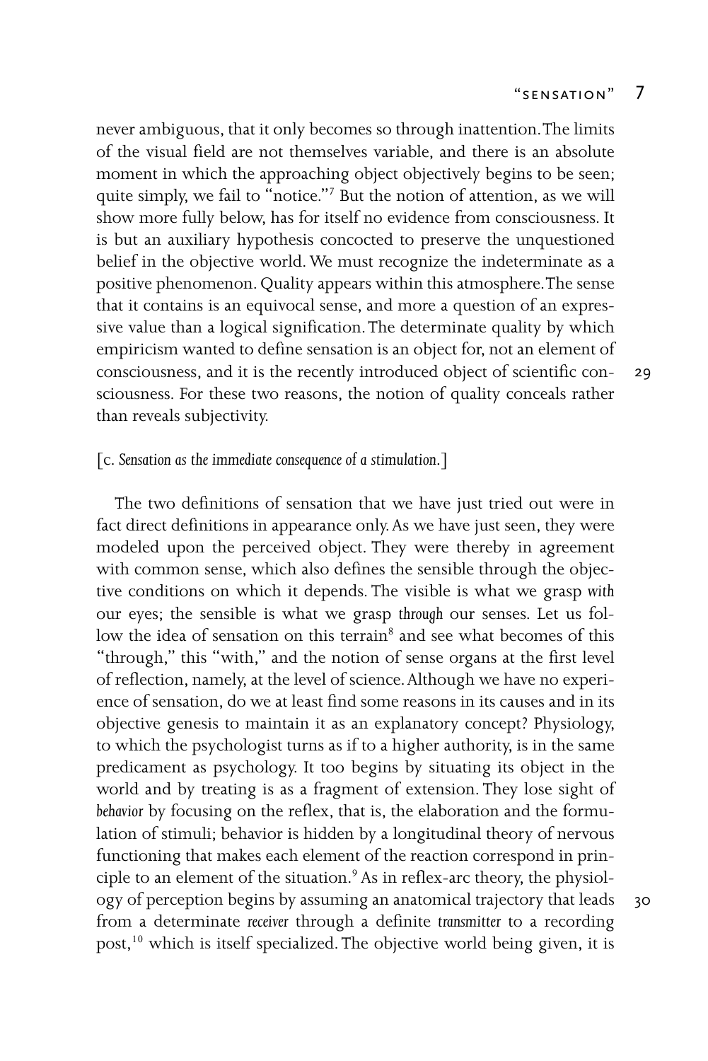never ambiguous, that it only becomes so through inattention. The limits of the visual field are not themselves variable, and there is an absolute moment in which the approaching object objectively begins to be seen; quite simply, we fail to "notice."[7] But the notion of attention, as we will show more fully below, has for itself no evidence from consciousness. It is but an auxiliary hypothesis concocted to preserve the unquestioned belief in the objective world. We must recognize the indeterminate as a positive phenomenon. Quality appears within this atmosphere. The sense that it contains is an equivocal sense, and more a question of an expressive value than a logical signification. The determinate quality by which empiricism wanted to define sensation is an object for, not an element of consciousness, and it is the recently introduced object of scientific consciousness. For these two reasons, the notion of quality conceals rather than reveals subjectivity.

[c. *Sensation as the immediate consequence of a stimulation.*]

The two definitions of sensation that we have just tried out were in fact direct definitions in appearance only. As we have just seen, they were modeled upon the perceived object. They were thereby in agreement with common sense, which also defines the sensible through the objective conditions on which it depends. The visible is what we grasp *with* our eyes; the sensible is what we grasp *through* our senses. Let us follow the idea of sensation on this terrain[8] and see what becomes of this "through," this "with," and the notion of sense organs at the first level of reflection, namely, at the level of science. Although we have no experience of sensation, do we at least find some reasons in its causes and in its objective genesis to maintain it as an explanatory concept? Physiology, to which the psychologist turns as if to a higher authority, is in the same predicament as psychology. It too begins by situating its object in the world and by treating is as a fragment of extension. They lose sight of *behavior* by focusing on the reflex, that is, the elaboration and the formulation of stimuli; behavior is hidden by a longitudinal theory of nervous functioning that makes each element of the reaction correspond in principle to an element of the situation.[9] As in reflex-arc theory, the physiology of perception begins by assuming an anatomical trajectory that leads from a determinate *receiver* through a definite *transmitter* to a recording post,[10] which is itself specialized. The objective world being given, it is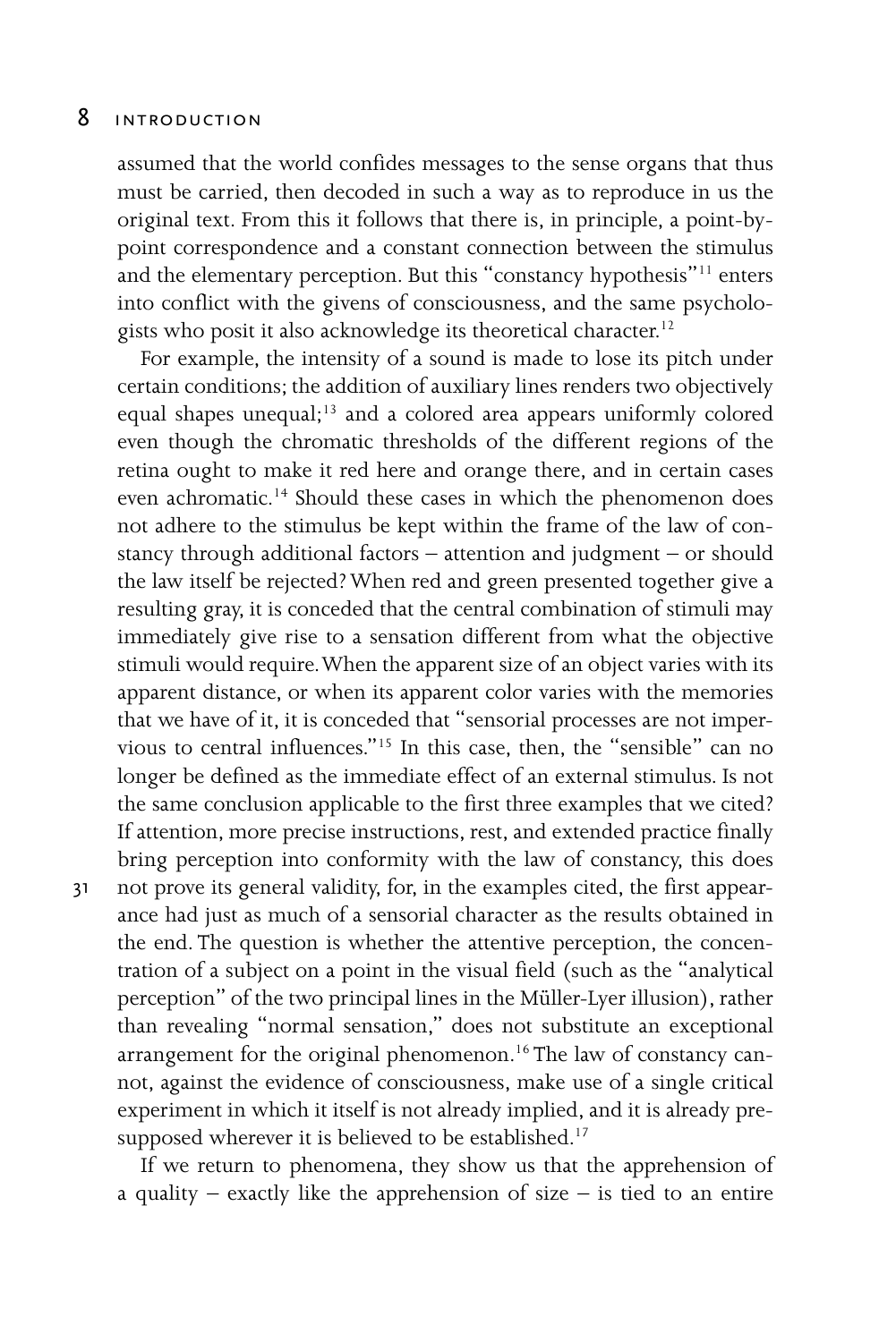assumed that the world confides messages to the sense organs that thus must be carried, then decoded in such a way as to reproduce in us the original text. From this it follows that there is, in principle, a point-by-point correspondence and a constant connection between the stimulus and the elementary perception. But this "constancy hypothesis"[11] enters into conflict with the givens of consciousness, and the same psychologists who posit it also acknowledge its theoretical character.[12]

For example, the intensity of a sound is made to lose its pitch under certain conditions; the addition of auxiliary lines renders two objectively equal shapes unequal;[13] and a colored area appears uniformly colored even though the chromatic thresholds of the different regions of the retina ought to make it red here and orange there, and in certain cases even achromatic.[14] Should these cases in which the phenomenon does not adhere to the stimulus be kept within the frame of the law of constancy through additional factors – attention and judgment – or should the law itself be rejected? When red and green presented together give a resulting gray, it is conceded that the central combination of stimuli may immediately give rise to a sensation different from what the objective stimuli would require. When the apparent size of an object varies with its apparent distance, or when its apparent color varies with the memories that we have of it, it is conceded that "sensorial processes are not impervious to central influences."[15] In this case, then, the "sensible" can no longer be defined as the immediate effect of an external stimulus. Is not the same conclusion applicable to the first three examples that we cited? If attention, more precise instructions, rest, and extended practice finally bring perception into conformity with the law of constancy, this does not prove its general validity, for, in the examples cited, the first appearance had just as much of a sensorial character as the results obtained in the end. The question is whether the attentive perception, the concentration of a subject on a point in the visual field (such as the "analytical perception" of the two principal lines in the Müller-Lyer illusion), rather than revealing "normal sensation," does not substitute an exceptional arrangement for the original phenomenon.[16] The law of constancy cannot, against the evidence of consciousness, make use of a single critical experiment in which it itself is not already implied, and it is already presupposed wherever it is believed to be established.[17]

If we return to phenomena, they show us that the apprehension of a quality – exactly like the apprehension of size – is tied to an entire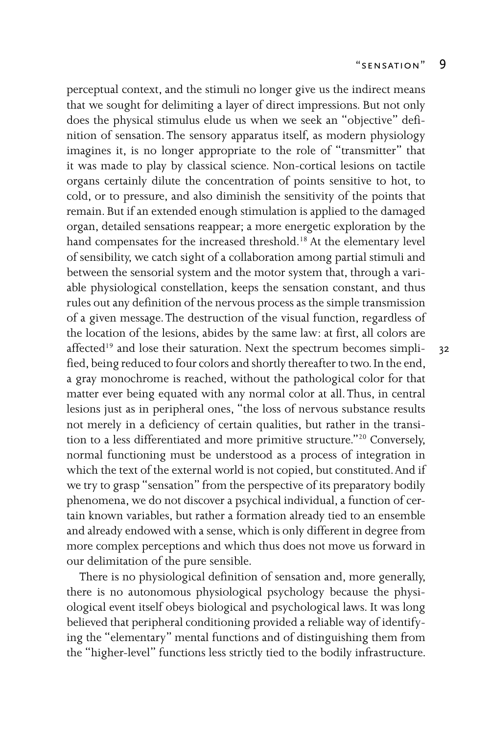perceptual context, and the stimuli no longer give us the indirect means that we sought for delimiting a layer of direct impressions. But not only does the physical stimulus elude us when we seek an "objective" definition of sensation. The sensory apparatus itself, as modern physiology imagines it, is no longer appropriate to the role of "transmitter" that it was made to play by classical science. Non-cortical lesions on tactile organs certainly dilute the concentration of points sensitive to hot, to cold, or to pressure, and also diminish the sensitivity of the points that remain. But if an extended enough stimulation is applied to the damaged organ, detailed sensations reappear; a more energetic exploration by the hand compensates for the increased threshold.[18] At the elementary level of sensibility, we catch sight of a collaboration among partial stimuli and between the sensorial system and the motor system that, through a variable physiological constellation, keeps the sensation constant, and thus rules out any definition of the nervous process as the simple transmission of a given message. The destruction of the visual function, regardless of the location of the lesions, abides by the same law: at first, all colors are affected[19] and lose their saturation. Next the spectrum becomes simplified, being reduced to four colors and shortly thereafter to two. In the end, a gray monochrome is reached, without the pathological color for that matter ever being equated with any normal color at all. Thus, in central lesions just as in peripheral ones, "the loss of nervous substance results not merely in a deficiency of certain qualities, but rather in the transition to a less differentiated and more primitive structure."[20] Conversely, normal functioning must be understood as a process of integration in which the text of the external world is not copied, but constituted. And if we try to grasp "sensation" from the perspective of its preparatory bodily phenomena, we do not discover a psychical individual, a function of certain known variables, but rather a formation already tied to an ensemble and already endowed with a sense, which is only different in degree from more complex perceptions and which thus does not move us forward in our delimitation of the pure sensible.

There is no physiological definition of sensation and, more generally, there is no autonomous physiological psychology because the physiological event itself obeys biological and psychological laws. It was long believed that peripheral conditioning provided a reliable way of identifying the "elementary" mental functions and of distinguishing them from the "higher-level" functions less strictly tied to the bodily infrastructure.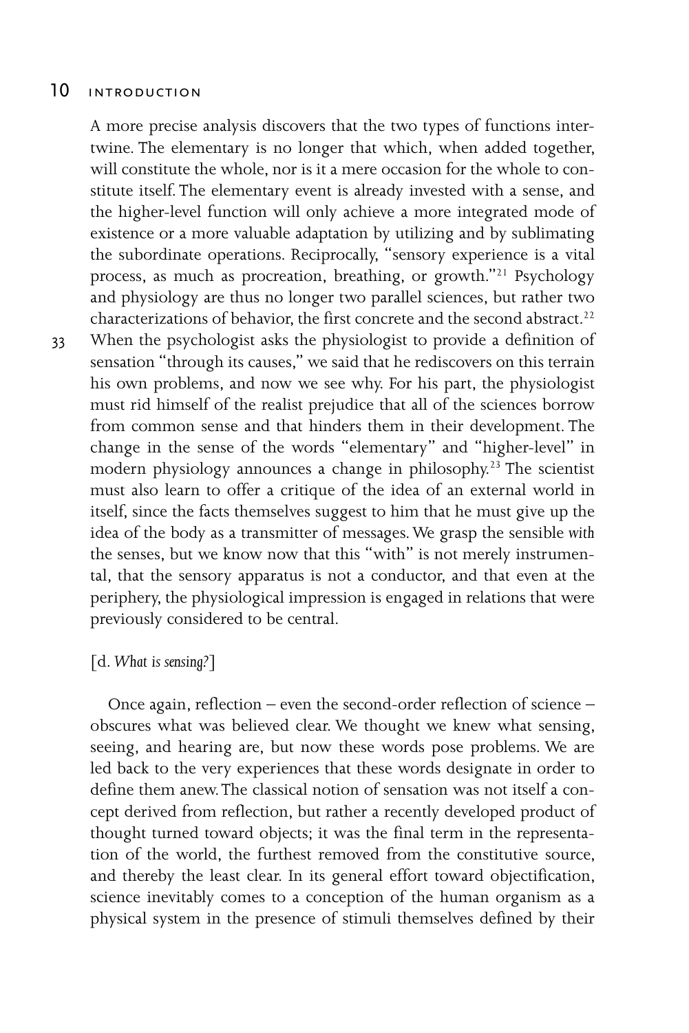A more precise analysis discovers that the two types of functions intertwine. The elementary is no longer that which, when added together, will constitute the whole, nor is it a mere occasion for the whole to constitute itself. The elementary event is already invested with a sense, and the higher-level function will only achieve a more integrated mode of existence or a more valuable adaptation by utilizing and by sublimating the subordinate operations. Reciprocally, "sensory experience is a vital process, as much as procreation, breathing, or growth."[21] Psychology and physiology are thus no longer two parallel sciences, but rather two characterizations of behavior, the first concrete and the second abstract.[22] When the psychologist asks the physiologist to provide a definition of sensation "through its causes," we said that he rediscovers on this terrain his own problems, and now we see why. For his part, the physiologist must rid himself of the realist prejudice that all of the sciences borrow from common sense and that hinders them in their development. The change in the sense of the words "elementary" and "higher-level" in modern physiology announces a change in philosophy.[23] The scientist must also learn to offer a critique of the idea of an external world in itself, since the facts themselves suggest to him that he must give up the idea of the body as a transmitter of messages. We grasp the sensible *with* the senses, but we know now that this "with" is not merely instrumental, that the sensory apparatus is not a conductor, and that even at the periphery, the physiological impression is engaged in relations that were previously considered to be central.

[d. *What is sensing?*]

Once again, reflection – even the second-order reflection of science – obscures what was believed clear. We thought we knew what sensing, seeing, and hearing are, but now these words pose problems. We are led back to the very experiences that these words designate in order to define them anew. The classical notion of sensation was not itself a concept derived from reflection, but rather a recently developed product of thought turned toward objects; it was the final term in the representation of the world, the furthest removed from the constitutive source, and thereby the least clear. In its general effort toward objectification, science inevitably comes to a conception of the human organism as a physical system in the presence of stimuli themselves defined by their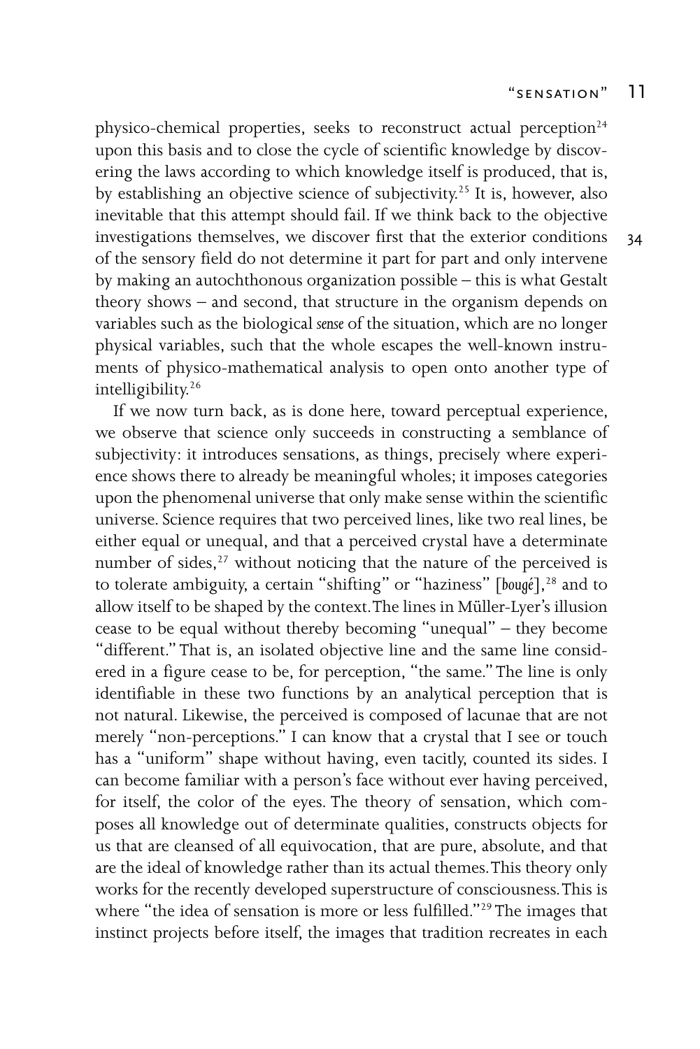physico-chemical properties, seeks to reconstruct actual perception[24] upon this basis and to close the cycle of scientific knowledge by discovering the laws according to which knowledge itself is produced, that is, by establishing an objective science of subjectivity.[25] It is, however, also inevitable that this attempt should fail. If we think back to the objective investigations themselves, we discover first that the exterior conditions of the sensory field do not determine it part for part and only intervene by making an autochthonous organization possible – this is what Gestalt theory shows – and second, that structure in the organism depends on variables such as the biological *sense* of the situation, which are no longer physical variables, such that the whole escapes the well-known instruments of physico-mathematical analysis to open onto another type of intelligibility.[26]

If we now turn back, as is done here, toward perceptual experience, we observe that science only succeeds in constructing a semblance of subjectivity: it introduces sensations, as things, precisely where experience shows there to already be meaningful wholes; it imposes categories upon the phenomenal universe that only make sense within the scientific universe. Science requires that two perceived lines, like two real lines, be either equal or unequal, and that a perceived crystal have a determinate number of sides,[27] without noticing that the nature of the perceived is to tolerate ambiguity, a certain "shifting" or "haziness" [*bougé*],[28] and to allow itself to be shaped by the context. The lines in Müller-Lyer's illusion cease to be equal without thereby becoming "unequal" – they become "different." That is, an isolated objective line and the same line considered in a figure cease to be, for perception, "the same." The line is only identifiable in these two functions by an analytical perception that is not natural. Likewise, the perceived is composed of lacunae that are not merely "non-perceptions." I can know that a crystal that I see or touch has a "uniform" shape without having, even tacitly, counted its sides. I can become familiar with a person's face without ever having perceived, for itself, the color of the eyes. The theory of sensation, which composes all knowledge out of determinate qualities, constructs objects for us that are cleansed of all equivocation, that are pure, absolute, and that are the ideal of knowledge rather than its actual themes. This theory only works for the recently developed superstructure of consciousness. This is where "the idea of sensation is more or less fulfilled."[29] The images that instinct projects before itself, the images that tradition recreates in each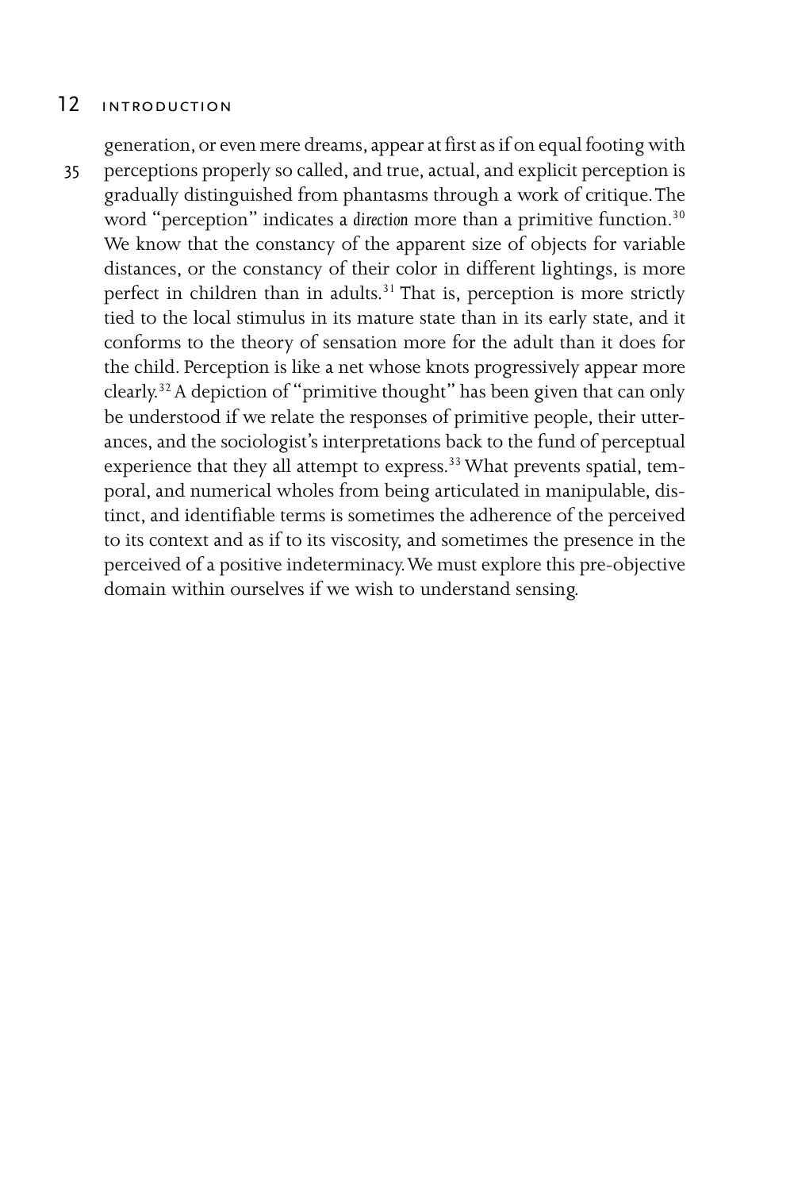generation, or even mere dreams, appear at first as if on equal footing with perceptions properly so called, and true, actual, and explicit perception is gradually distinguished from phantasms through a work of critique. The word "perception" indicates a *direction* more than a primitive function.[30] We know that the constancy of the apparent size of objects for variable distances, or the constancy of their color in different lightings, is more perfect in children than in adults.[31] That is, perception is more strictly tied to the local stimulus in its mature state than in its early state, and it conforms to the theory of sensation more for the adult than it does for the child. Perception is like a net whose knots progressively appear more clearly.[32] A depiction of "primitive thought" has been given that can only be understood if we relate the responses of primitive people, their utterances, and the sociologist's interpretations back to the fund of perceptual experience that they all attempt to express.[33] What prevents spatial, temporal, and numerical wholes from being articulated in manipulable, distinct, and identifiable terms is sometimes the adherence of the perceived to its context and as if to its viscosity, and sometimes the presence in the perceived of a positive indeterminacy. We must explore this pre-objective domain within ourselves if we wish to understand sensing.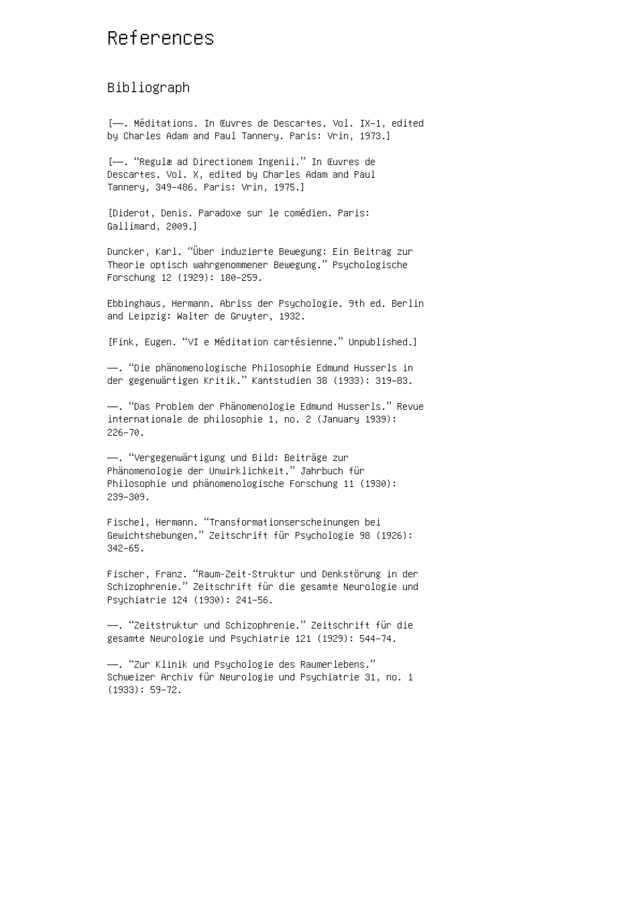# References

## Bibliograph

[——. Méditations. In Œuvres de Descartes. Vol. IX-1, edited by Charles Adam and Paul Tannery. Paris: Vrin, 1973.]

[——. “Regulæ ad Directionem Ingenii.” In Œuvres de Descartes. Vol. X, edited by Charles Adam and Paul Tannery, 349–486. Paris: Vrin, 1975.]

[Diderot, Denis. Paradoxe sur le comédien. Paris: Gallimard, 2009.]

Duncker, Karl. “Über induzierte Bewegung: Ein Beitrag zur Theorie optisch wahrgenommener Bewegung.” Psychologische Forschung 12 (1929): 180–259.

Ebbinghaus, Hermann. Abriss der Psychologie. 9th ed. Berlin and Leipzig: Walter de Gruyter, 1932.

[Fink, Eugen. “VI e Méditation cartésienne.” Unpublished.]

——. “Die phänomenologische Philosophie Edmund Husserls in der gegenwärtigen Kritik.” Kantstudien 38 (1933): 319–83.

——. “Das Problem der Phänomenologie Edmund Husserls.” Revue internationale de philosophie 1, no. 2 (January 1939): 226–70.

——. “Vergegenwärtigung und Bild: Beiträge zur Phänomenologie der Unwirklichkeit.” Jahrbuch für Philosophie und phänomenologische Forschung 11 (1930): 239–309.

Fischel, Hermann. “Transformationserscheinungen bei Gewichtshebungen.” Zeitschrift für Psychologie 98 (1926): 342–65.

Fischer, Franz. “Raum-Zeit-Struktur und Denkstörung in der Schizophrenie.” Zeitschrift für die gesamte Neurologie und Psychiatrie 124 (1930): 241–56.

——. “Zeitstruktur und Schizophrenie.” Zeitschrift für die gesamte Neurologie und Psychiatrie 121 (1929): 544–74.

——. “Zur Klinik und Psychologie des Raumerlebens.” Schweizer Archiv für Neurologie und Psychiatrie 31, no. 1 (1933): 59–72.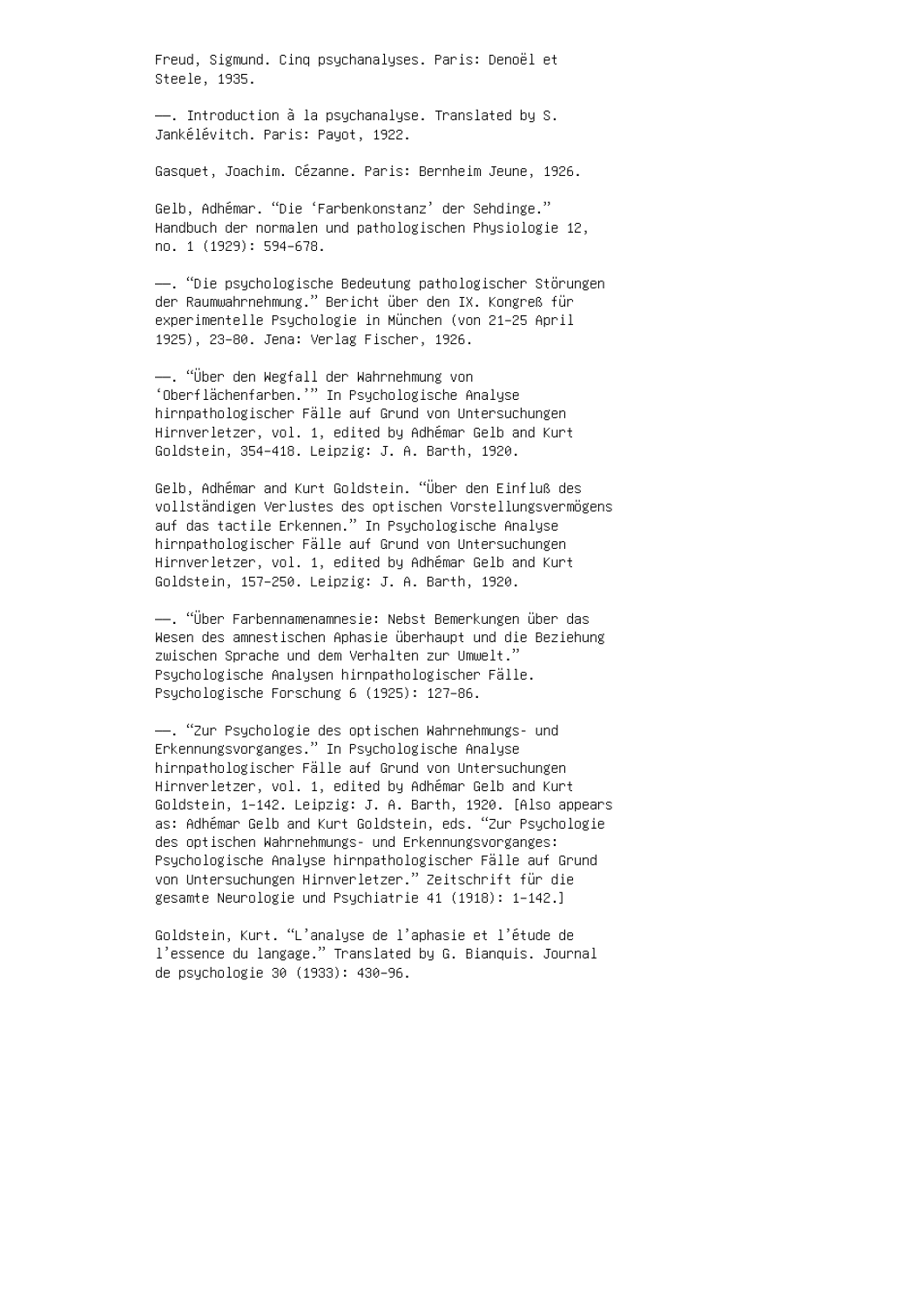Freud, Sigmund. Cinq psychanalyses. Paris: Denoël et Steele, 1935.

———. Introduction à la psychanalyse. Translated by S. Jankélévitch. Paris: Payot, 1922.

Gasquet, Joachim. Cézanne. Paris: Bernheim Jeune, 1926.

Gelb, Adhémar. “Die ‘Farbenkonstanz’ der Sehdinge.” Handbuch der normalen und pathologischen Physiologie 12, no. 1 (1929): 594–678.

———. “Die psychologische Bedeutung pathologischer Störungen der Raumwahrnehmung.” Bericht über den IX. Kongreß für experimentelle Psychologie in München (von 21–25 April 1925), 23–80. Jena: Verlag Fischer, 1926.

———. “Über den Wegfall der Wahrnehmung von ‘Oberflächenfarben.’” In Psychologische Analyse hirnpathologischer Fälle auf Grund von Untersuchungen Hirnverletzer, vol. 1, edited by Adhémar Gelb and Kurt Goldstein, 354–418. Leipzig: J. A. Barth, 1920.

Gelb, Adhémar and Kurt Goldstein. “Über den Einfluß des vollständigen Verlustes des optischen Vorstellungsvermögens auf das tactile Erkennen.” In Psychologische Analyse hirnpathologischer Fälle auf Grund von Untersuchungen Hirnverletzer, vol. 1, edited by Adhémar Gelb and Kurt Goldstein, 157–250. Leipzig: J. A. Barth, 1920.

———. “Über Farbennamenamnesie: Nebst Bemerkungen über das Wesen des amnestischen Aphasie überhaupt und die Beziehung zwischen Sprache und dem Verhalten zur Umwelt.” Psychologische Analysen hirnpathologischer Fälle. Psychologische Forschung 6 (1925): 127–86.

———. “Zur Psychologie des optischen Wahrnehmungs- und Erkennungsvorganges.” In Psychologische Analyse hirnpathologischer Fälle auf Grund von Untersuchungen Hirnverletzer, vol. 1, edited by Adhémar Gelb and Kurt Goldstein, 1–142. Leipzig: J. A. Barth, 1920. [Also appears as: Adhémar Gelb and Kurt Goldstein, eds. “Zur Psychologie des optischen Wahrnehmungs- und Erkennungsvorganges: Psychologische Analyse hirnpathologischer Fälle auf Grund von Untersuchungen Hirnverletzer.” Zeitschrift für die gesamte Neurologie und Psychiatrie 41 (1918): 1–142.]

Goldstein, Kurt. “L’analyse de l’aphasie et l’étude de l’essence du langage.” Translated by G. Bianquis. Journal de psychologie 30 (1933): 430–96.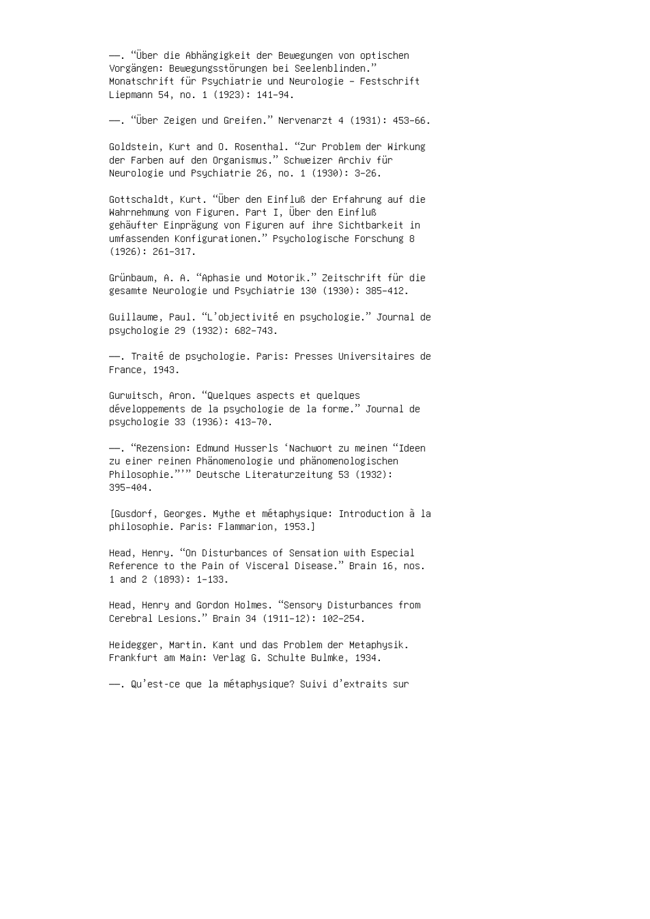———. "Über die Abhängigkeit der Bewegungen von optischen Vorgängen: Bewegungsstörungen bei Seelenblinden." Monatschrift für Psychiatrie und Neurologie – Festschrift Liepmann 54, no. 1 (1923): 141–94.

———. "Über Zeigen und Greifen." Nervenarzt 4 (1931): 453–66.

Goldstein, Kurt and O. Rosenthal. "Zur Problem der Wirkung der Farben auf den Organismus." Schweizer Archiv für Neurologie und Psychiatrie 26, no. 1 (1930): 3–26.

Gottschaldt, Kurt. "Über den Einfluß der Erfahrung auf die Wahrnehmung von Figuren. Part I, Über den Einfluß gehäufter Einprägung von Figuren auf ihre Sichtbarkeit in umfassenden Konfigurationen." Psychologische Forschung 8 (1926): 261–317.

Grünbaum, A. A. "Aphasie und Motorik." Zeitschrift für die gesamte Neurologie und Psychiatrie 130 (1930): 385–412.

Guillaume, Paul. "L'objectivité en psychologie." Journal de psychologie 29 (1932): 682–743.

———. Traité de psychologie. Paris: Presses Universitaires de France, 1943.

Gurwitsch, Aron. "Quelques aspects et quelques développements de la psychologie de la forme." Journal de psychologie 33 (1936): 413–70.

———. "Rezension: Edmund Husserls 'Nachwort zu meinen "Ideen zu einer reinen Phänomenologie und phänomenologischen Philosophie."'" Deutsche Literaturzeitung 53 (1932): 395–404.

[Gusdorf, Georges. Mythe et métaphysique: Introduction à la philosophie. Paris: Flammarion, 1953.]

Head, Henry. "On Disturbances of Sensation with Especial Reference to the Pain of Visceral Disease." Brain 16, nos. 1 and 2 (1893): 1–133.

Head, Henry and Gordon Holmes. "Sensory Disturbances from Cerebral Lesions." Brain 34 (1911–12): 102–254.

Heidegger, Martin. Kant und das Problem der Metaphysik. Frankfurt am Main: Verlag G. Schulte Bulmke, 1934.

———. Qu'est-ce que la métaphysique? Suivi d'extraits sur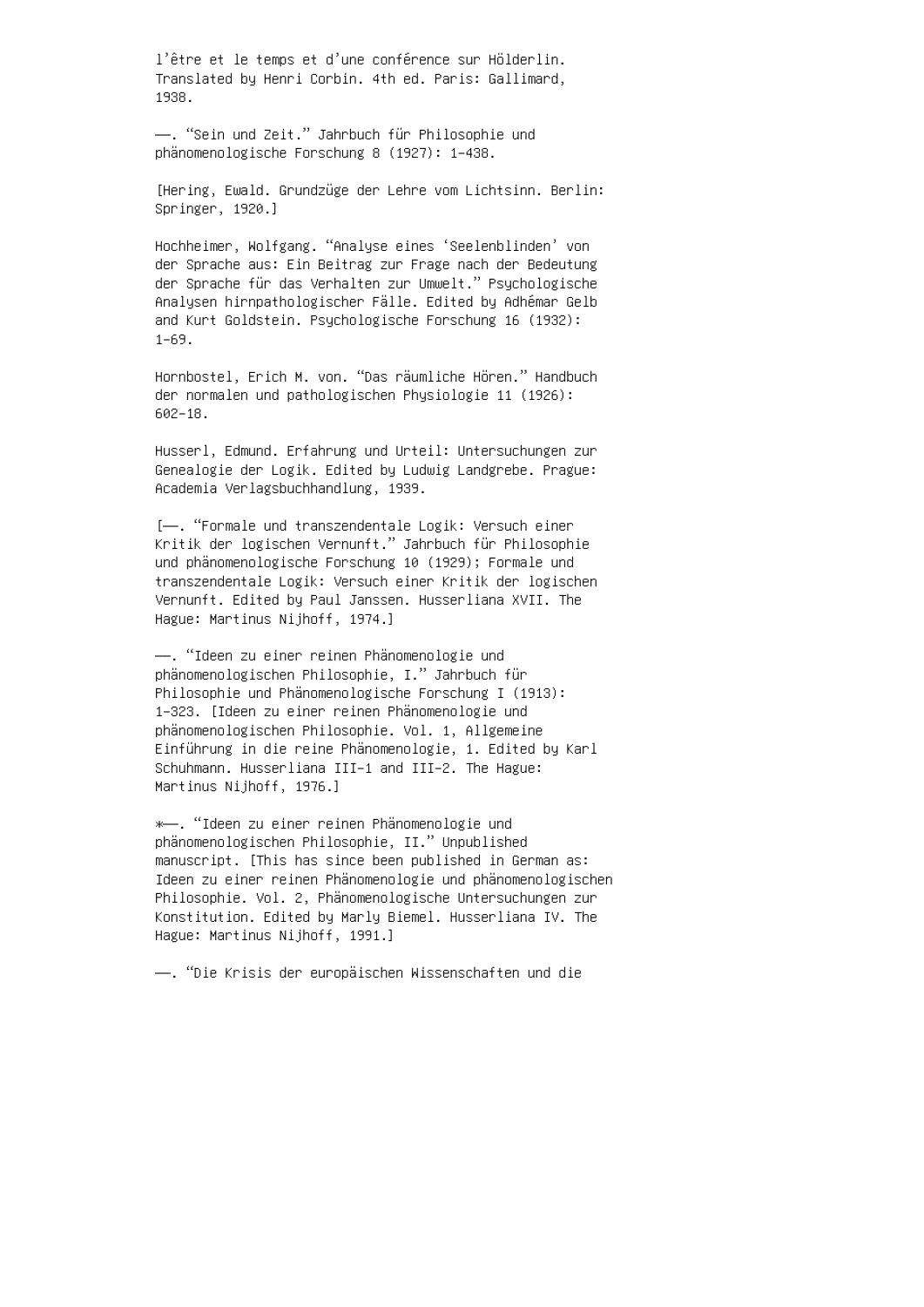l'être et le temps et d'une conférence sur Hölderlin. Translated by Henri Corbin. 4th ed. Paris: Gallimard, 1938.

——. "Sein und Zeit." Jahrbuch für Philosophie und phänomenologische Forschung 8 (1927): 1–438.

[Hering, Ewald. Grundzüge der Lehre vom Lichtsinn. Berlin: Springer, 1920.]

Hochheimer, Wolfgang. "Analyse eines 'Seelenblinden' von der Sprache aus: Ein Beitrag zur Frage nach der Bedeutung der Sprache für das Verhalten zur Umwelt." Psychologische Analysen hirnpathologischer Fälle. Edited by Adhémar Gelb and Kurt Goldstein. Psychologische Forschung 16 (1932): 1–69.

Hornbostel, Erich M. von. "Das räumliche Hören." Handbuch der normalen und pathologischen Physiologie 11 (1926): 602–18.

Husserl, Edmund. Erfahrung und Urteil: Untersuchungen zur Genealogie der Logik. Edited by Ludwig Landgrebe. Prague: Academia Verlagsbuchhandlung, 1939.

[——. "Formale und transzendentale Logik: Versuch einer Kritik der logischen Vernunft." Jahrbuch für Philosophie und phänomenologische Forschung 10 (1929); Formale und transzendentale Logik: Versuch einer Kritik der logischen Vernunft. Edited by Paul Janssen. Husserliana XVII. The Hague: Martinus Nijhoff, 1974.]

——. "Ideen zu einer reinen Phänomenologie und phänomenologischen Philosophie, I." Jahrbuch für Philosophie und Phänomenologische Forschung I (1913): 1–323. [Ideen zu einer reinen Phänomenologie und phänomenologischen Philosophie. Vol. 1, Allgemeine Einführung in die reine Phänomenologie, 1. Edited by Karl Schuhmann. Husserliana III-1 and III-2. The Hague: Martinus Nijhoff, 1976.]

*——. "Ideen zu einer reinen Phänomenologie und phänomenologischen Philosophie, II." Unpublished manuscript. [This has since been published in German as: Ideen zu einer reinen Phänomenologie und phänomenologischen Philosophie. Vol. 2, Phänomenologische Untersuchungen zur Konstitution. Edited by Marly Biemel. Husserliana IV. The Hague: Martinus Nijhoff, 1991.]

——. "Die Krisis der europäischen Wissenschaften und die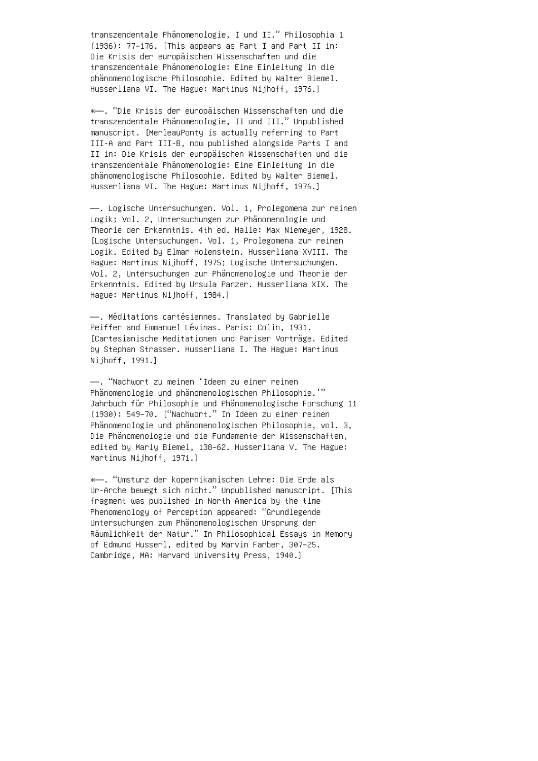transzendentale Phänomenologie, I und II." Philosophia 1 (1936): 77–176. [This appears as Part I and Part II in: Die Krisis der europäischen Wissenschaften und die transzendentale Phänomenologie: Eine Einleitung in die phänomenologische Philosophie. Edited by Walter Biemel. Husserliana VI. The Hague: Martinus Nijhoff, 1976.]

*——. "Die Krisis der europäischen Wissenschaften und die transzendentale Phänomenologie, II und III." Unpublished manuscript. [MerleauPonty is actually referring to Part III-A and Part III-B, now published alongside Parts I and II in: Die Krisis der europäischen Wissenschaften und die transzendentale Phänomenologie: Eine Einleitung in die phänomenologische Philosophie. Edited by Walter Biemel. Husserliana VI. The Hague: Martinus Nijhoff, 1976.]

——. Logische Untersuchungen. Vol. 1, Prolegomena zur reinen Logik; Vol. 2, Untersuchungen zur Phänomenologie und Theorie der Erkenntnis. 4th ed. Halle: Max Niemeyer, 1928. [Logische Untersuchungen. Vol. 1, Prolegomena zur reinen Logik. Edited by Elmar Holenstein. Husserliana XVIII. The Hague: Martinus Nijhoff, 1975; Logische Untersuchungen. Vol. 2, Untersuchungen zur Phänomenologie und Theorie der Erkenntnis. Edited by Ursula Panzer. Husserliana XIX. The Hague: Martinus Nijhoff, 1984.]

——. Méditations cartésiennes. Translated by Gabrielle Peiffer and Emmanuel Lévinas. Paris: Colin, 1931. [Cartesianische Meditationen und Pariser Vorträge. Edited by Stephan Strasser. Husserliana I. The Hague: Martinus Nijhoff, 1991.]

——. "Nachwort zu meinen 'Ideen zu einer reinen Phänomenologie und phänomenologischen Philosophie.'" Jahrbuch für Philosophie und Phänomenologische Forschung 11 (1930): 549–70. ["Nachwort." In Ideen zu einer reinen Phänomenologie und phänomenologischen Philosophie, vol. 3, Die Phänomenologie und die Fundamente der Wissenschaften, edited by Marly Biemel, 138–62. Husserliana V. The Hague: Martinus Nijhoff, 1971.]

*——. "Umsturz der kopernikanischen Lehre: Die Erde als Ur-Arche bewegt sich nicht." Unpublished manuscript. [This fragment was published in North America by the time Phenomenology of Perception appeared: "Grundlegende Untersuchungen zum Phänomenologischen Ursprung der Räumlichkeit der Natur." In Philosophical Essays in Memory of Edmund Husserl, edited by Marvin Farber, 307–25. Cambridge, MA: Harvard University Press, 1940.]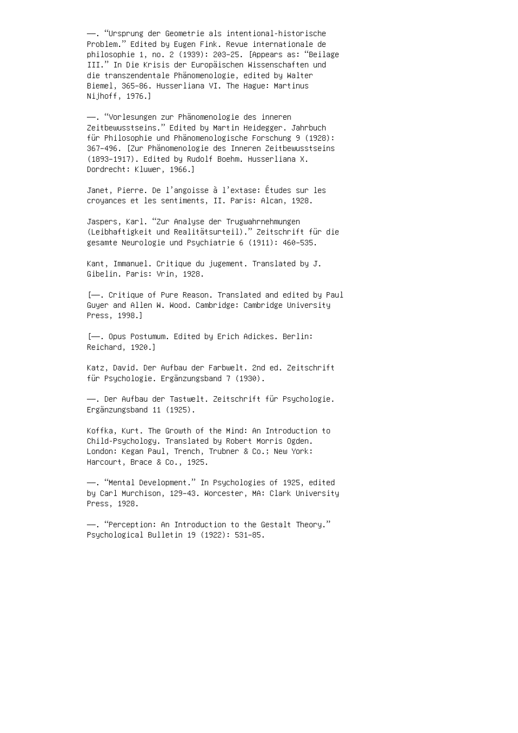——. "Ursprung der Geometrie als intentional-historische Problem." Edited by Eugen Fink. Revue internationale de philosophie 1, no. 2 (1939): 203–25. [Appears as: "Beilage III." In Die Krisis der Europäischen Wissenschaften und die transzendentale Phänomenologie, edited by Walter Biemel, 365–86. Husserliana VI. The Hague: Martinus Nijhoff, 1976.]

——. "Vorlesungen zur Phänomenologie des inneren Zeitbewusstseins." Edited by Martin Heidegger. Jahrbuch für Philosophie und Phänomenologische Forschung 9 (1928): 367–496. [Zur Phänomenologie des Inneren Zeitbewusstseins (1893–1917). Edited by Rudolf Boehm. Husserliana X. Dordrecht: Kluwer, 1966.]

Janet, Pierre. De l'angoisse à l'extase: Études sur les croyances et les sentiments, II. Paris: Alcan, 1928.

Jaspers, Karl. "Zur Analyse der Trugwahrnehmungen (Leibhaftigkeit und Realitätsurteil)." Zeitschrift für die gesamte Neurologie und Psychiatrie 6 (1911): 460–535.

Kant, Immanuel. Critique du jugement. Translated by J. Gibelin. Paris: Vrin, 1928.

[——. Critique of Pure Reason. Translated and edited by Paul Guyer and Allen W. Wood. Cambridge: Cambridge University Press, 1998.]

[——. Opus Postumum. Edited by Erich Adickes. Berlin: Reichard, 1920.]

Katz, David. Der Aufbau der Farbwelt. 2nd ed. Zeitschrift für Psychologie. Ergänzungsband 7 (1930).

——. Der Aufbau der Tastwelt. Zeitschrift für Psychologie. Ergänzungsband 11 (1925).

Koffka, Kurt. The Growth of the Mind: An Introduction to Child-Psychology. Translated by Robert Morris Ogden. London: Kegan Paul, Trench, Trubner & Co.; New York: Harcourt, Brace & Co., 1925.

——. "Mental Development." In Psychologies of 1925, edited by Carl Murchison, 129–43. Worcester, MA: Clark University Press, 1928.

——. "Perception: An Introduction to the Gestalt Theory." Psychological Bulletin 19 (1922): 531–85.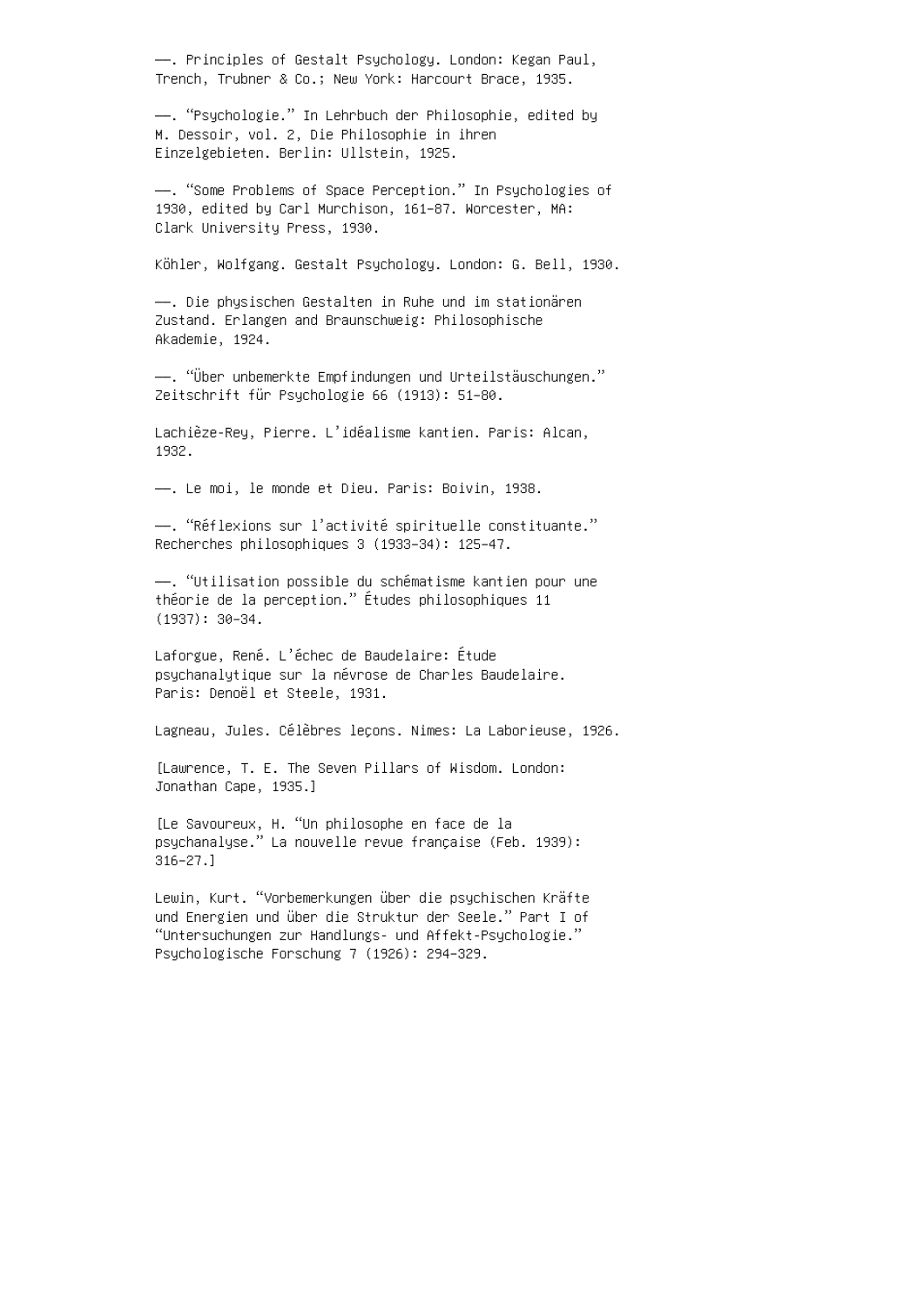——. Principles of Gestalt Psychology. London: Kegan Paul, Trench, Trubner & Co.; New York: Harcourt Brace, 1935.

——. “Psychologie.” In Lehrbuch der Philosophie, edited by M. Dessoir, vol. 2, Die Philosophie in ihren Einzelgebieten. Berlin: Ullstein, 1925.

——. “Some Problems of Space Perception.” In Psychologies of 1930, edited by Carl Murchison, 161–87. Worcester, MA: Clark University Press, 1930.

Köhler, Wolfgang. Gestalt Psychology. London: G. Bell, 1930.

——. Die physischen Gestalten in Ruhe und im stationären Zustand. Erlangen and Braunschweig: Philosophische Akademie, 1924.

——. “Über unbemerkte Empfindungen und Urteilstäuschungen.” Zeitschrift für Psychologie 66 (1913): 51–80.

Lachièze-Rey, Pierre. L’idéalisme kantien. Paris: Alcan, 1932.

——. Le moi, le monde et Dieu. Paris: Boivin, 1938.

——. “Réflexions sur l’activité spirituelle constituante.” Recherches philosophiques 3 (1933–34): 125–47.

——. “Utilisation possible du schématisme kantien pour une théorie de la perception.” Études philosophiques 11 (1937): 30–34.

Laforgue, René. L’échec de Baudelaire: Étude psychanalytique sur la névrose de Charles Baudelaire. Paris: Denoël et Steele, 1931.

Lagneau, Jules. Célèbres leçons. Nimes: La Laborieuse, 1926.

[Lawrence, T. E. The Seven Pillars of Wisdom. London: Jonathan Cape, 1935.]

[Le Savoureux, H. “Un philosophe en face de la psychanalyse.” La nouvelle revue française (Feb. 1939): 316–27.]

Lewin, Kurt. “Vorbemerkungen über die psychischen Kräfte und Energien und über die Struktur der Seele.” Part I of “Untersuchungen zur Handlungs- und Affekt-Psychologie.” Psychologische Forschung 7 (1926): 294–329.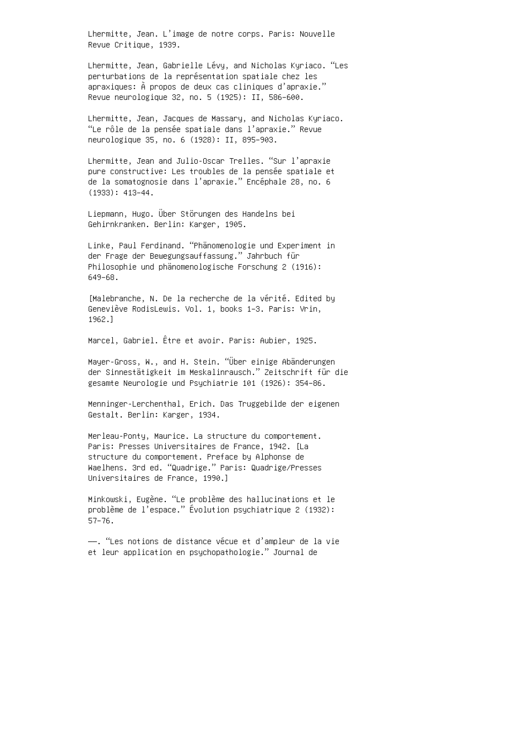Lhermitte, Jean. L'image de notre corps. Paris: Nouvelle Revue Critique, 1939.

Lhermitte, Jean, Gabrielle Lévy, and Nicholas Kyriaco. "Les perturbations de la représentation spatiale chez les apraxiques: À propos de deux cas cliniques d'apraxie." Revue neurologique 32, no. 5 (1925): II, 586–600.

Lhermitte, Jean, Jacques de Massary, and Nicholas Kyriaco. "Le rôle de la pensée spatiale dans l'apraxie." Revue neurologique 35, no. 6 (1928): II, 895–903.

Lhermitte, Jean and Julio-Oscar Trelles. "Sur l'apraxie pure constructive: Les troubles de la pensée spatiale et de la somatognosie dans l'apraxie." Encéphale 28, no. 6 (1933): 413–44.

Liepmann, Hugo. Über Störungen des Handelns bei Gehirnkranken. Berlin: Karger, 1905.

Linke, Paul Ferdinand. "Phänomenologie und Experiment in der Frage der Bewegungsauffassung." Jahrbuch für Philosophie und phänomenologische Forschung 2 (1916): 649–68.

[Malebranche, N. De la recherche de la vérité. Edited by Geneviève RodisLewis. Vol. 1, books 1–3. Paris: Vrin, 1962.]

Marcel, Gabriel. Être et avoir. Paris: Aubier, 1925.

Mayer-Gross, W., and H. Stein. "Über einige Abänderungen der Sinnestätigkeit im Meskalinrausch." Zeitschrift für die gesamte Neurologie und Psychiatrie 101 (1926): 354–86.

Menninger-Lerchenthal, Erich. Das Truggebilde der eigenen Gestalt. Berlin: Karger, 1934.

Merleau-Ponty, Maurice. La structure du comportement. Paris: Presses Universitaires de France, 1942. [La structure du comportement. Preface by Alphonse de Waelhens. 3rd ed. "Quadrige." Paris: Quadrige/Presses Universitaires de France, 1990.]

Minkowski, Eugène. "Le problème des hallucinations et le problème de l'espace." Évolution psychiatrique 2 (1932): 57–76.

——. "Les notions de distance vécue et d'ampleur de la vie et leur application en psychopathologie." Journal de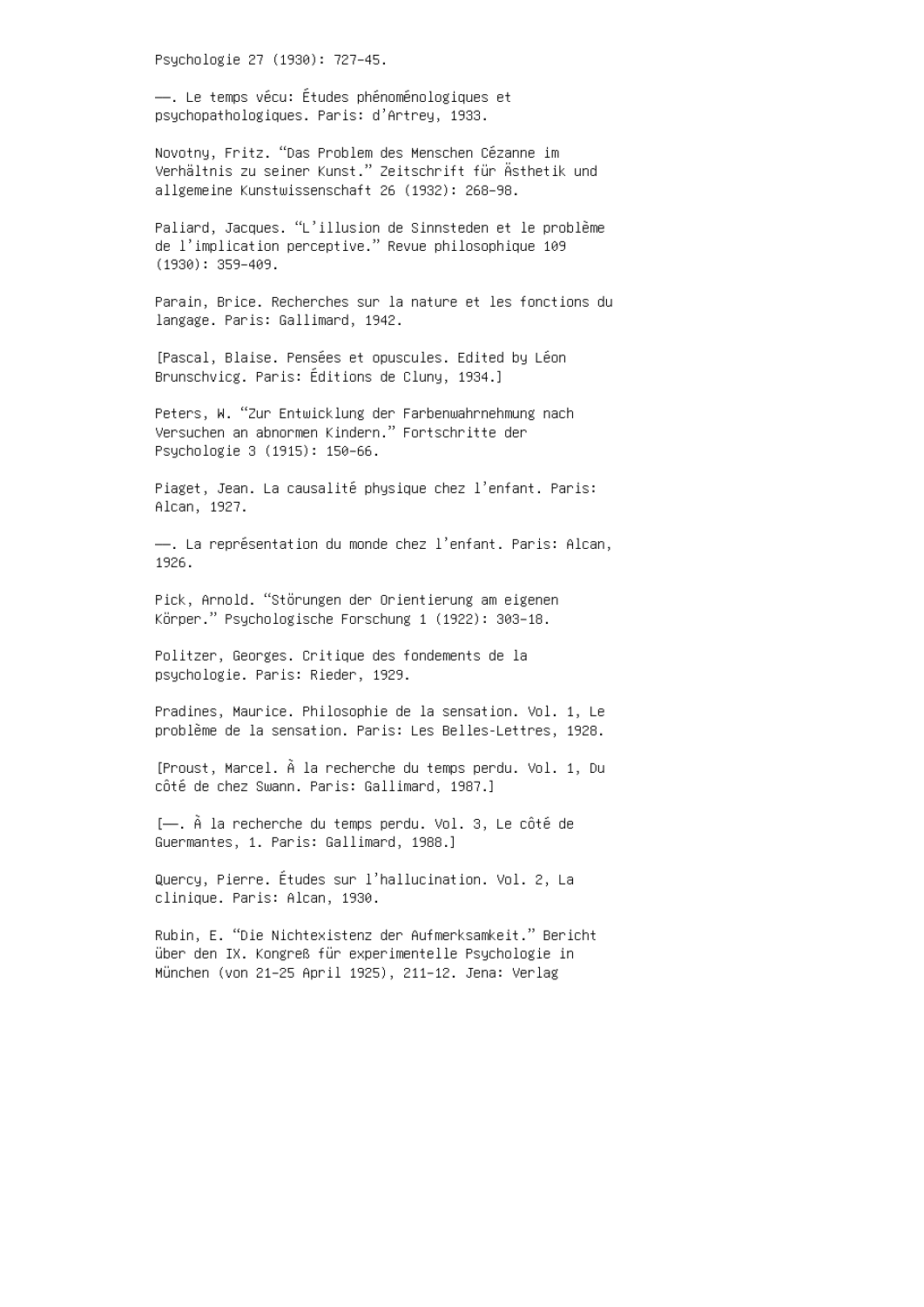Psychologie 27 (1930): 727–45.

——. Le temps vécu: Études phénoménologiques et psychopathologiques. Paris: d'Artrey, 1933.

Novotny, Fritz. "Das Problem des Menschen Cézanne im Verhältnis zu seiner Kunst." Zeitschrift für Ästhetik und allgemeine Kunstwissenschaft 26 (1932): 268–98.

Paliard, Jacques. "L'illusion de Sinnsteden et le problème de l'implication perceptive." Revue philosophique 109 (1930): 359–409.

Parain, Brice. Recherches sur la nature et les fonctions du langage. Paris: Gallimard, 1942.

[Pascal, Blaise. Pensées et opuscules. Edited by Léon Brunschvicg. Paris: Éditions de Cluny, 1934.]

Peters, W. "Zur Entwicklung der Farbenwahrnehmung nach Versuchen an abnormen Kindern." Fortschritte der Psychologie 3 (1915): 150–66.

Piaget, Jean. La causalité physique chez l'enfant. Paris: Alcan, 1927.

——. La représentation du monde chez l'enfant. Paris: Alcan, 1926.

Pick, Arnold. "Störungen der Orientierung am eigenen Körper." Psychologische Forschung 1 (1922): 303–18.

Politzer, Georges. Critique des fondements de la psychologie. Paris: Rieder, 1929.

Pradines, Maurice. Philosophie de la sensation. Vol. 1, Le problème de la sensation. Paris: Les Belles-Lettres, 1928.

[Proust, Marcel. À la recherche du temps perdu. Vol. 1, Du côté de chez Swann. Paris: Gallimard, 1987.]

[——. À la recherche du temps perdu. Vol. 3, Le côté de Guermantes, 1. Paris: Gallimard, 1988.]

Quercy, Pierre. Études sur l'hallucination. Vol. 2, La clinique. Paris: Alcan, 1930.

Rubin, E. "Die Nichtexistenz der Aufmerksamkeit." Bericht über den IX. Kongreß für experimentelle Psychologie in München (von 21–25 April 1925), 211–12. Jena: Verlag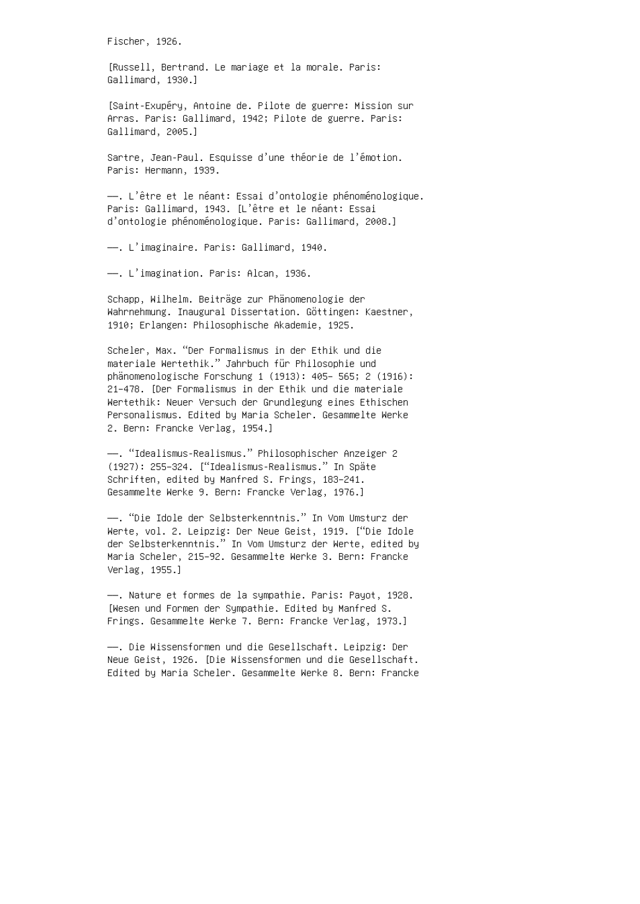Fischer, 1926.

[Russell, Bertrand. Le mariage et la morale. Paris: Gallimard, 1930.]

[Saint-Exupéry, Antoine de. Pilote de guerre: Mission sur Arras. Paris: Gallimard, 1942; Pilote de guerre. Paris: Gallimard, 2005.]

Sartre, Jean-Paul. Esquisse d'une théorie de l'émotion. Paris: Hermann, 1939.

——. L'être et le néant: Essai d'ontologie phénoménologique. Paris: Gallimard, 1943. [L'être et le néant: Essai d'ontologie phénoménologique. Paris: Gallimard, 2008.]

——. L'imaginaire. Paris: Gallimard, 1940.

——. L'imagination. Paris: Alcan, 1936.

Schapp, Wilhelm. Beiträge zur Phänomenologie der Wahrnehmung. Inaugural Dissertation. Göttingen: Kaestner, 1910; Erlangen: Philosophische Akademie, 1925.

Scheler, Max. "Der Formalismus in der Ethik und die materiale Wertethik." Jahrbuch für Philosophie und phänomenologische Forschung 1 (1913): 405– 565; 2 (1916): 21–478. [Der Formalismus in der Ethik und die materiale Wertethik: Neuer Versuch der Grundlegung eines Ethischen Personalismus. Edited by Maria Scheler. Gesammelte Werke 2. Bern: Francke Verlag, 1954.]

——. "Idealismus-Realismus." Philosophischer Anzeiger 2 (1927): 255–324. ["Idealismus-Realismus." In Späte Schriften, edited by Manfred S. Frings, 183–241. Gesammelte Werke 9. Bern: Francke Verlag, 1976.]

——. "Die Idole der Selbsterkenntnis." In Vom Umsturz der Werte, vol. 2. Leipzig: Der Neue Geist, 1919. ["Die Idole der Selbsterkenntnis." In Vom Umsturz der Werte, edited by Maria Scheler, 215–92. Gesammelte Werke 3. Bern: Francke Verlag, 1955.]

——. Nature et formes de la sympathie. Paris: Payot, 1928. [Wesen und Formen der Sympathie. Edited by Manfred S. Frings. Gesammelte Werke 7. Bern: Francke Verlag, 1973.]

——. Die Wissensformen und die Gesellschaft. Leipzig: Der Neue Geist, 1926. [Die Wissensformen und die Gesellschaft. Edited by Maria Scheler. Gesammelte Werke 8. Bern: Francke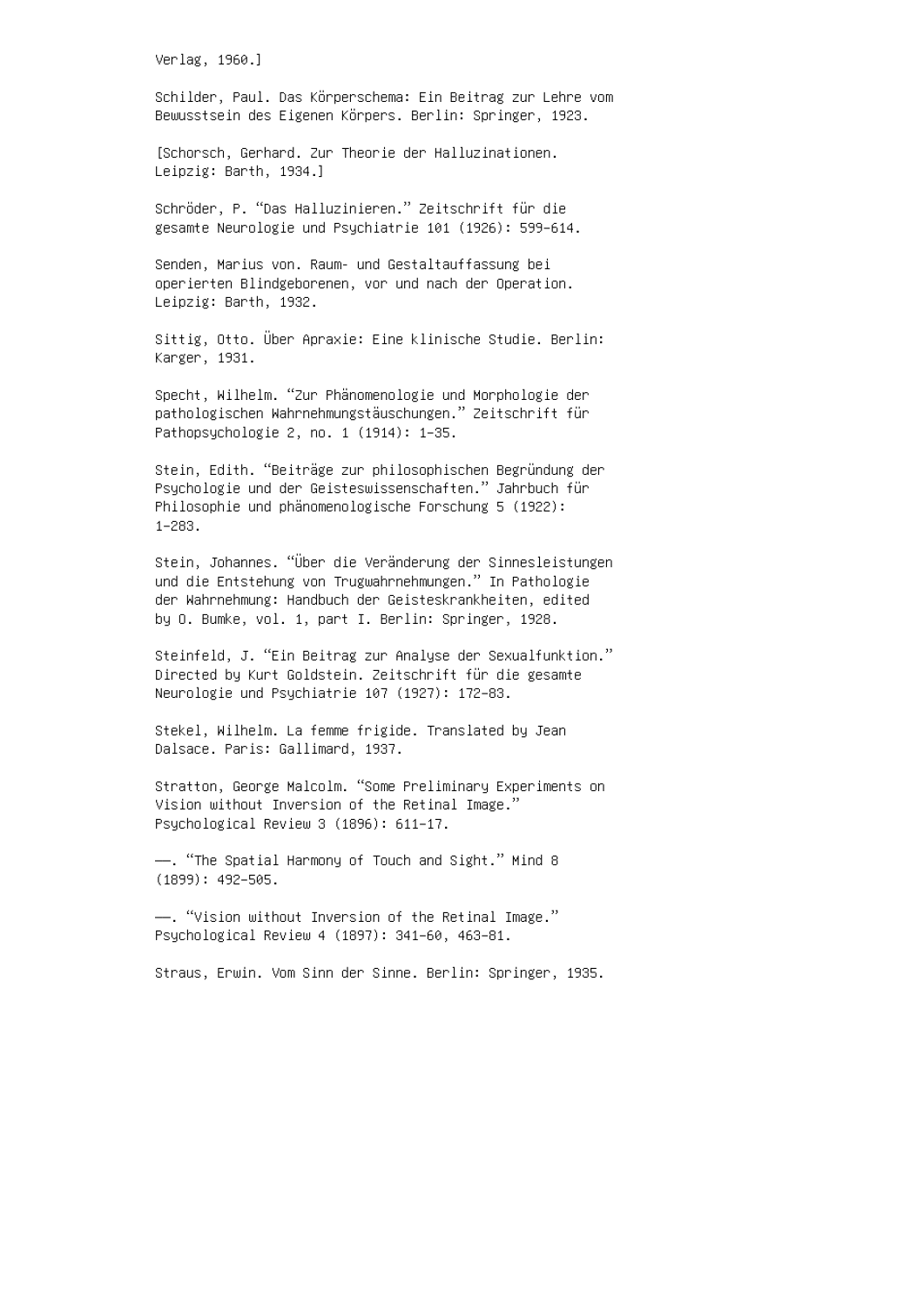Verlag, 1960.]

Schilder, Paul. Das Körperschema: Ein Beitrag zur Lehre vom Bewusstsein des Eigenen Körpers. Berlin: Springer, 1923.

[Schorsch, Gerhard. Zur Theorie der Halluzinationen. Leipzig: Barth, 1934.]

Schröder, P. "Das Halluzinieren." Zeitschrift für die gesamte Neurologie und Psychiatrie 101 (1926): 599–614.

Senden, Marius von. Raum- und Gestaltauffassung bei operierten Blindgeborenen, vor und nach der Operation. Leipzig: Barth, 1932.

Sittig, Otto. Über Apraxie: Eine klinische Studie. Berlin: Karger, 1931.

Specht, Wilhelm. "Zur Phänomenologie und Morphologie der pathologischen Wahrnehmungstäuschungen." Zeitschrift für Pathopsychologie 2, no. 1 (1914): 1–35.

Stein, Edith. "Beiträge zur philosophischen Begründung der Psychologie und der Geisteswissenschaften." Jahrbuch für Philosophie und phänomenologische Forschung 5 (1922): 1–283.

Stein, Johannes. "Über die Veränderung der Sinnesleistungen und die Entstehung von Trugwahrnehmungen." In Pathologie der Wahrnehmung: Handbuch der Geisteskrankheiten, edited by O. Bumke, vol. 1, part I. Berlin: Springer, 1928.

Steinfeld, J. "Ein Beitrag zur Analyse der Sexualfunktion." Directed by Kurt Goldstein. Zeitschrift für die gesamte Neurologie und Psychiatrie 107 (1927): 172–83.

Stekel, Wilhelm. La femme frigide. Translated by Jean Dalsace. Paris: Gallimard, 1937.

Stratton, George Malcolm. "Some Preliminary Experiments on Vision without Inversion of the Retinal Image." Psychological Review 3 (1896): 611–17.

———. "The Spatial Harmony of Touch and Sight." Mind 8 (1899): 492–505.

———. "Vision without Inversion of the Retinal Image." Psychological Review 4 (1897): 341–60, 463–81.

Straus, Erwin. Vom Sinn der Sinne. Berlin: Springer, 1935.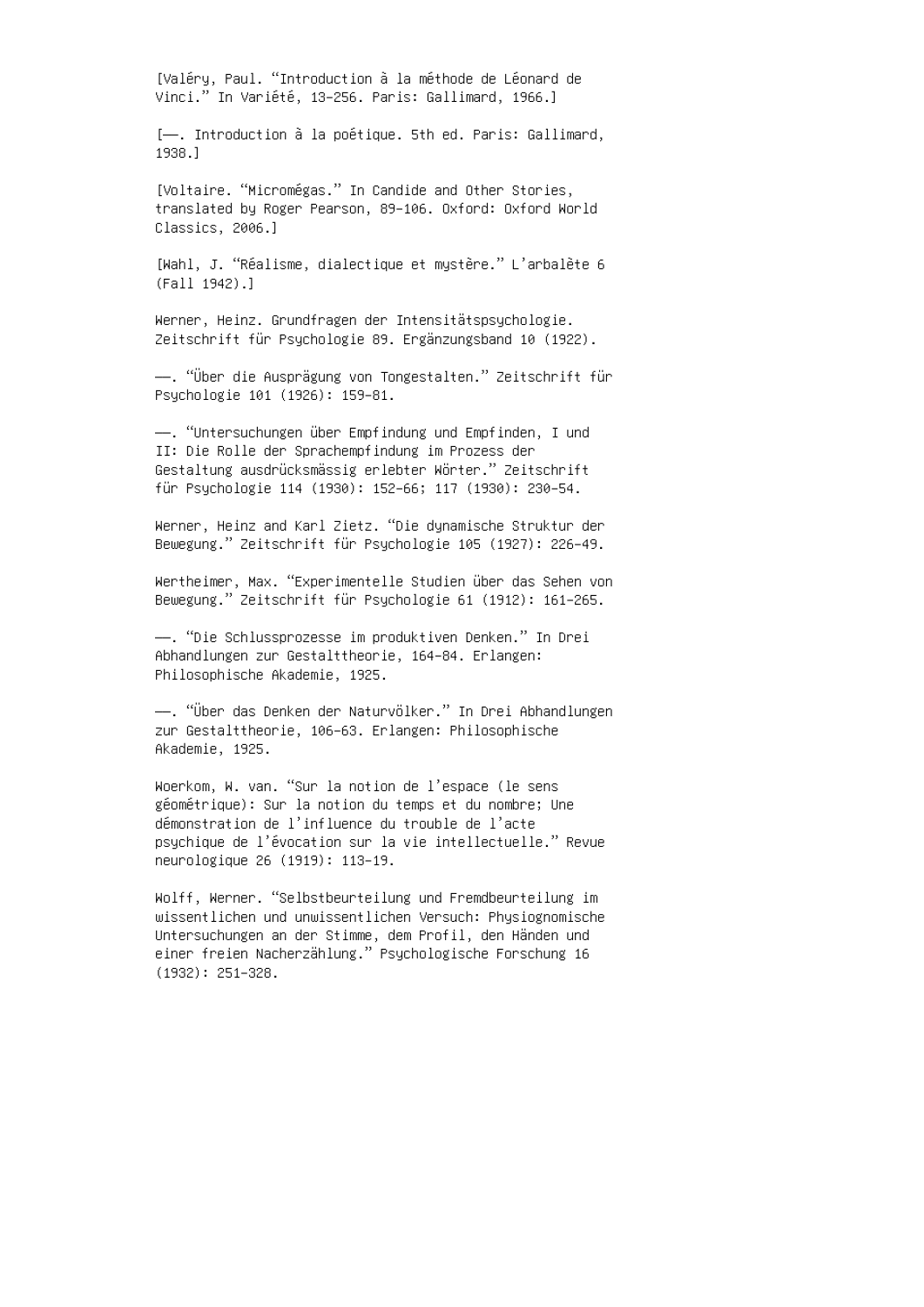[Valéry, Paul. "Introduction à la méthode de Léonard de Vinci." In Variété, 13–256. Paris: Gallimard, 1966.]

[———. Introduction à la poétique. 5th ed. Paris: Gallimard, 1938.]

[Voltaire. "Micromégas." In Candide and Other Stories, translated by Roger Pearson, 89–106. Oxford: Oxford World Classics, 2006.]

[Wahl, J. "Réalisme, dialectique et mystère." L'arbalète 6 (Fall 1942).]

Werner, Heinz. Grundfragen der Intensitätspsychologie. Zeitschrift für Psychologie 89. Ergänzungsband 10 (1922).

———. "Über die Ausprägung von Tongestalten." Zeitschrift für Psychologie 101 (1926): 159–81.

———. "Untersuchungen über Empfindung und Empfinden, I und II: Die Rolle der Sprachempfindung im Prozess der Gestaltung ausdrücksmässig erlebter Wörter." Zeitschrift für Psychologie 114 (1930): 152–66; 117 (1930): 230–54.

Werner, Heinz and Karl Zietz. "Die dynamische Struktur der Bewegung." Zeitschrift für Psychologie 105 (1927): 226–49.

Wertheimer, Max. "Experimentelle Studien über das Sehen von Bewegung." Zeitschrift für Psychologie 61 (1912): 161–265.

———. "Die Schlussprozesse im produktiven Denken." In Drei Abhandlungen zur Gestalttheorie, 164–84. Erlangen: Philosophische Akademie, 1925.

———. "Über das Denken der Naturvölker." In Drei Abhandlungen zur Gestalttheorie, 106–63. Erlangen: Philosophische Akademie, 1925.

Woerkom, W. van. "Sur la notion de l'espace (le sens géométrique): Sur la notion du temps et du nombre; Une démonstration de l'influence du trouble de l'acte psychique de l'évocation sur la vie intellectuelle." Revue neurologique 26 (1919): 113–19.

Wolff, Werner. "Selbstbeurteilung und Fremdbeurteilung im wissentlichen und unwissentlichen Versuch: Physiognomische Untersuchungen an der Stimme, dem Profil, den Händen und einer freien Nacherzählung." Psychologische Forschung 16 (1932): 251–328.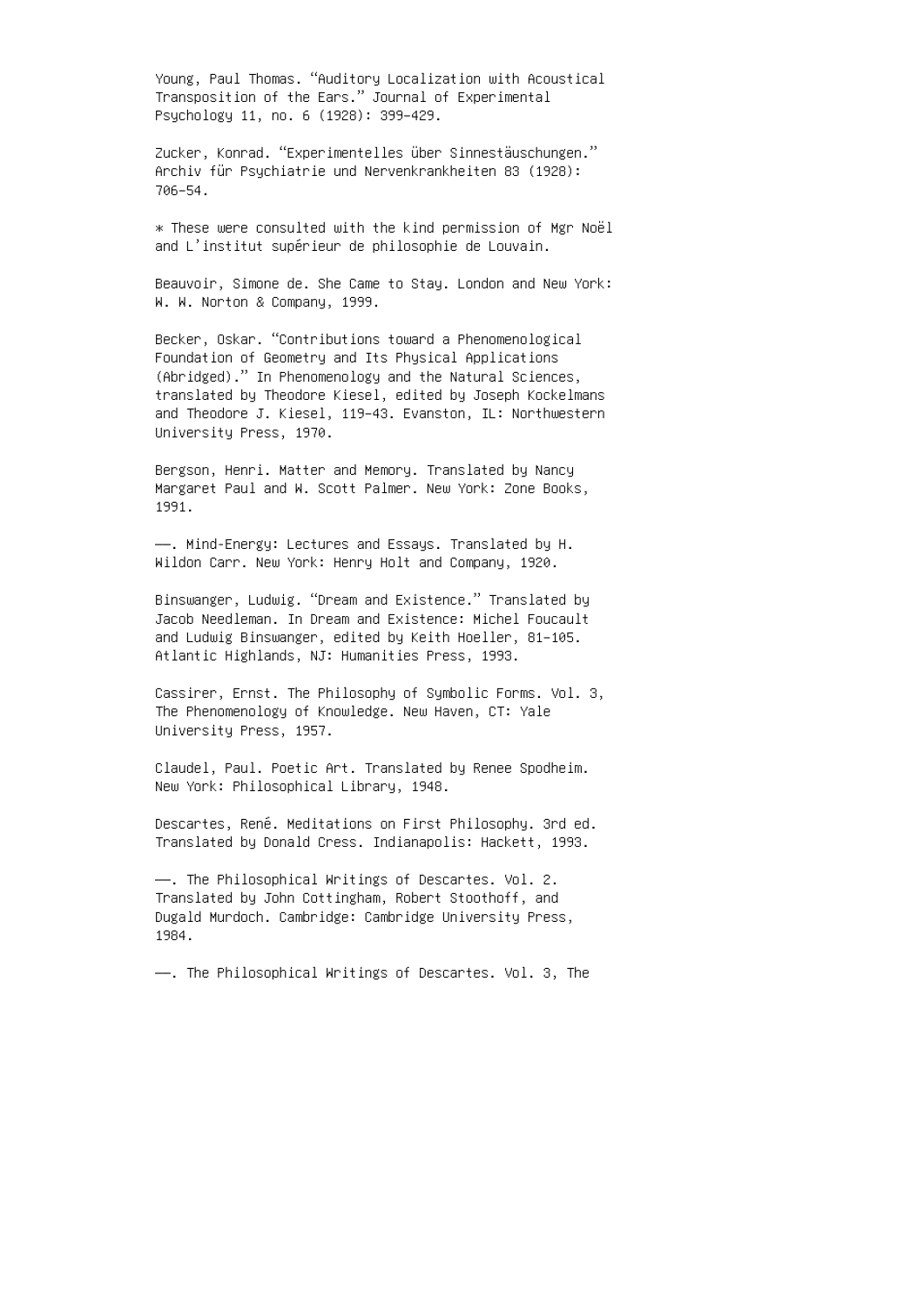Young, Paul Thomas. “Auditory Localization with Acoustical Transposition of the Ears.” Journal of Experimental Psychology 11, no. 6 (1928): 399–429.

Zucker, Konrad. “Experimentelles über Sinnestäuschungen.” Archiv für Psychiatrie und Nervenkrankheiten 83 (1928): 706–54.

* These were consulted with the kind permission of Mgr Noël and L’institut supérieur de philosophie de Louvain.

Beauvoir, Simone de. She Came to Stay. London and New York: W. W. Norton & Company, 1999.

Becker, Oskar. “Contributions toward a Phenomenological Foundation of Geometry and Its Physical Applications (Abridged).” In Phenomenology and the Natural Sciences, translated by Theodore Kiesel, edited by Joseph Kockelmans and Theodore J. Kiesel, 119–43. Evanston, IL: Northwestern University Press, 1970.

Bergson, Henri. Matter and Memory. Translated by Nancy Margaret Paul and W. Scott Palmer. New York: Zone Books, 1991.

——. Mind-Energy: Lectures and Essays. Translated by H. Wildon Carr. New York: Henry Holt and Company, 1920.

Binswanger, Ludwig. “Dream and Existence.” Translated by Jacob Needleman. In Dream and Existence: Michel Foucault and Ludwig Binswanger, edited by Keith Hoeller, 81–105. Atlantic Highlands, NJ: Humanities Press, 1993.

Cassirer, Ernst. The Philosophy of Symbolic Forms. Vol. 3, The Phenomenology of Knowledge. New Haven, CT: Yale University Press, 1957.

Claudel, Paul. Poetic Art. Translated by Renee Spodheim. New York: Philosophical Library, 1948.

Descartes, René. Meditations on First Philosophy. 3rd ed. Translated by Donald Cress. Indianapolis: Hackett, 1993.

——. The Philosophical Writings of Descartes. Vol. 2. Translated by John Cottingham, Robert Stoothoff, and Dugald Murdoch. Cambridge: Cambridge University Press, 1984.

——. The Philosophical Writings of Descartes. Vol. 3, The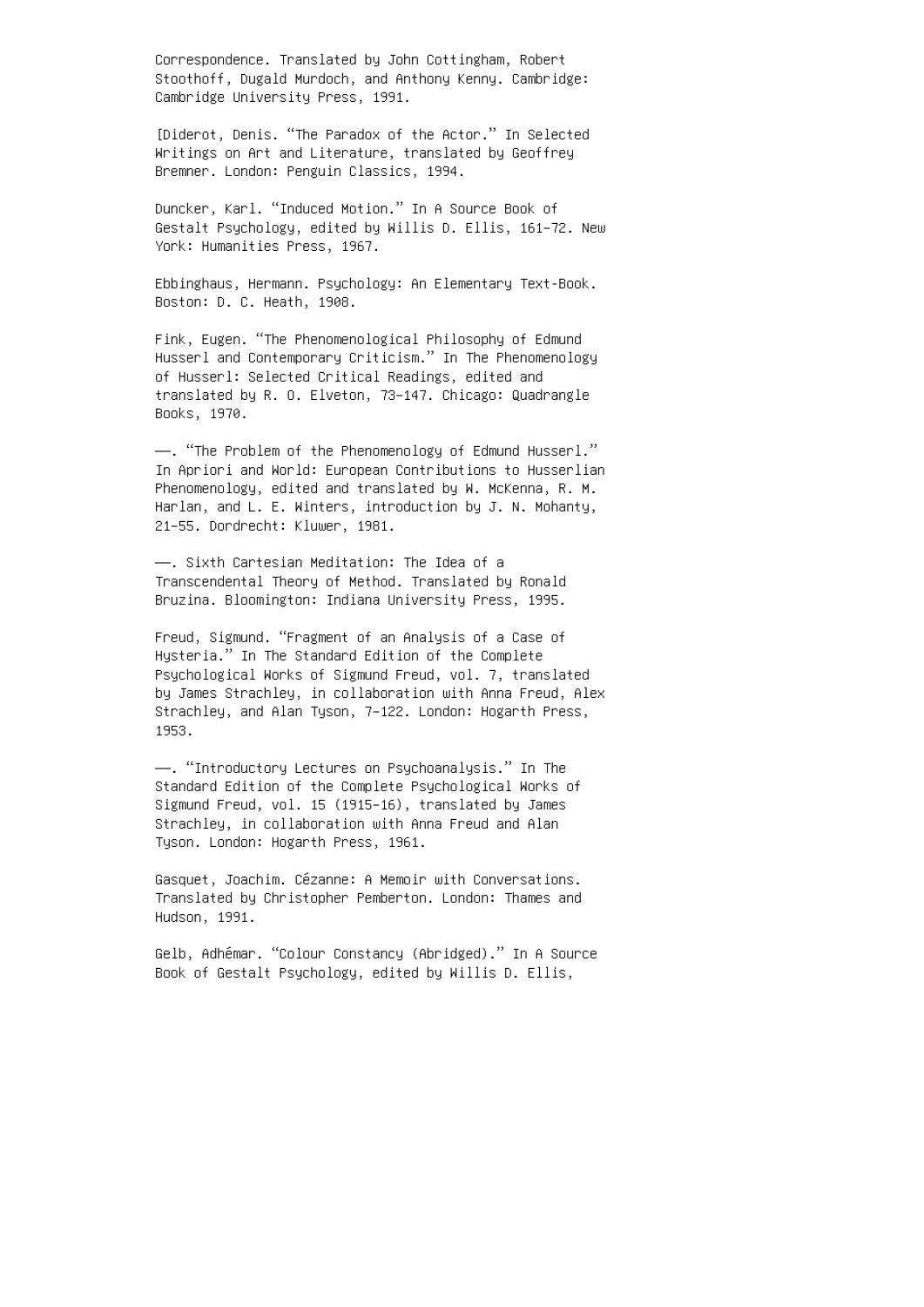Correspondence. Translated by John Cottingham, Robert Stoothoff, Dugald Murdoch, and Anthony Kenny. Cambridge: Cambridge University Press, 1991.

[Diderot, Denis. “The Paradox of the Actor.” In Selected Writings on Art and Literature, translated by Geoffrey Bremner. London: Penguin Classics, 1994.

Duncker, Karl. “Induced Motion.” In A Source Book of Gestalt Psychology, edited by Willis D. Ellis, 161–72. New York: Humanities Press, 1967.

Ebbinghaus, Hermann. Psychology: An Elementary Text-Book. Boston: D. C. Heath, 1908.

Fink, Eugen. “The Phenomenological Philosophy of Edmund Husserl and Contemporary Criticism.” In The Phenomenology of Husserl: Selected Critical Readings, edited and translated by R. O. Elveton, 73–147. Chicago: Quadrangle Books, 1970.

———. “The Problem of the Phenomenology of Edmund Husserl.” In Apriori and World: European Contributions to Husserlian Phenomenology, edited and translated by W. McKenna, R. M. Harlan, and L. E. Winters, introduction by J. N. Mohanty, 21–55. Dordrecht: Kluwer, 1981.

———. Sixth Cartesian Meditation: The Idea of a Transcendental Theory of Method. Translated by Ronald Bruzina. Bloomington: Indiana University Press, 1995.

Freud, Sigmund. “Fragment of an Analysis of a Case of Hysteria.” In The Standard Edition of the Complete Psychological Works of Sigmund Freud, vol. 7, translated by James Strachley, in collaboration with Anna Freud, Alex Strachley, and Alan Tyson, 7–122. London: Hogarth Press, 1953.

———. “Introductory Lectures on Psychoanalysis.” In The Standard Edition of the Complete Psychological Works of Sigmund Freud, vol. 15 (1915–16), translated by James Strachley, in collaboration with Anna Freud and Alan Tyson. London: Hogarth Press, 1961.

Gasquet, Joachim. Cézanne: A Memoir with Conversations. Translated by Christopher Pemberton. London: Thames and Hudson, 1991.

Gelb, Adhémar. “Colour Constancy (Abridged).” In A Source Book of Gestalt Psychology, edited by Willis D. Ellis,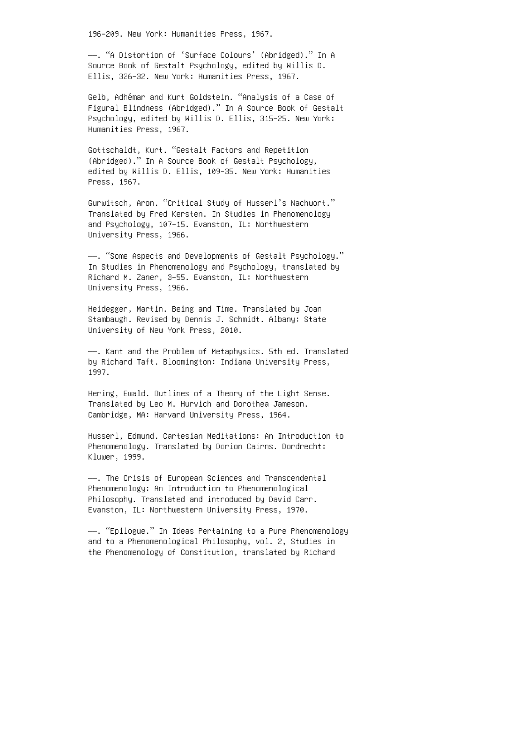196–209. New York: Humanities Press, 1967.

——. "A Distortion of 'Surface Colours' (Abridged)." In A Source Book of Gestalt Psychology, edited by Willis D. Ellis, 326–32. New York: Humanities Press, 1967.

Gelb, Adhémar and Kurt Goldstein. "Analysis of a Case of Figural Blindness (Abridged)." In A Source Book of Gestalt Psychology, edited by Willis D. Ellis, 315–25. New York: Humanities Press, 1967.

Gottschaldt, Kurt. "Gestalt Factors and Repetition (Abridged)." In A Source Book of Gestalt Psychology, edited by Willis D. Ellis, 109–35. New York: Humanities Press, 1967.

Gurwitsch, Aron. "Critical Study of Husserl's Nachwort." Translated by Fred Kersten. In Studies in Phenomenology and Psychology, 107–15. Evanston, IL: Northwestern University Press, 1966.

——. "Some Aspects and Developments of Gestalt Psychology." In Studies in Phenomenology and Psychology, translated by Richard M. Zaner, 3–55. Evanston, IL: Northwestern University Press, 1966.

Heidegger, Martin. Being and Time. Translated by Joan Stambaugh. Revised by Dennis J. Schmidt. Albany: State University of New York Press, 2010.

——. Kant and the Problem of Metaphysics. 5th ed. Translated by Richard Taft. Bloomington: Indiana University Press, 1997.

Hering, Ewald. Outlines of a Theory of the Light Sense. Translated by Leo M. Hurvich and Dorothea Jameson. Cambridge, MA: Harvard University Press, 1964.

Husserl, Edmund. Cartesian Meditations: An Introduction to Phenomenology. Translated by Dorion Cairns. Dordrecht: Kluwer, 1999.

——. The Crisis of European Sciences and Transcendental Phenomenology: An Introduction to Phenomenological Philosophy. Translated and introduced by David Carr. Evanston, IL: Northwestern University Press, 1970.

——. "Epilogue." In Ideas Pertaining to a Pure Phenomenology and to a Phenomenological Philosophy, vol. 2, Studies in the Phenomenology of Constitution, translated by Richard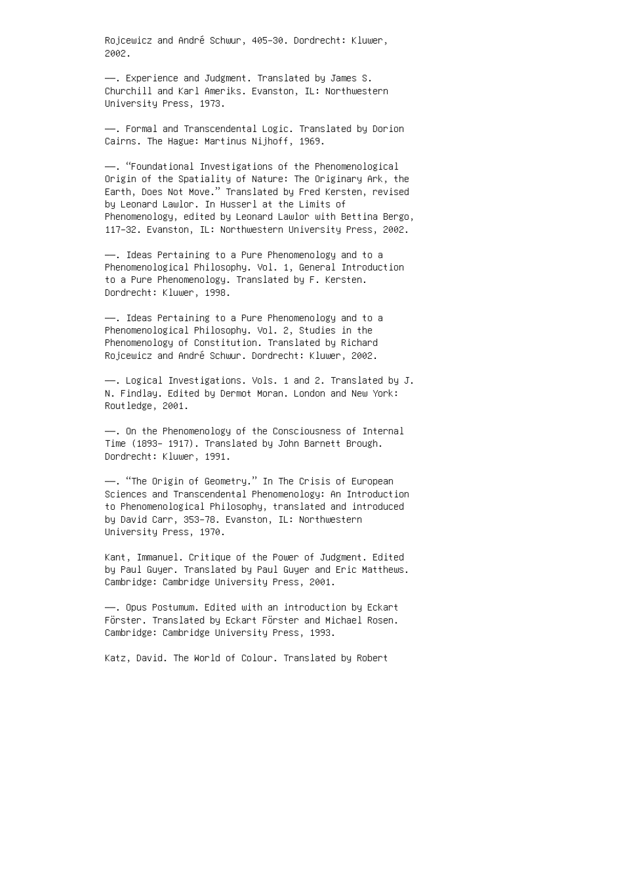Rojcewicz and André Schuwr, 405–30. Dordrecht: Kluwer, 2002.

——. Experience and Judgment. Translated by James S. Churchill and Karl Ameriks. Evanston, IL: Northwestern University Press, 1973.

——. Formal and Transcendental Logic. Translated by Dorion Cairns. The Hague: Martinus Nijhoff, 1969.

——. "Foundational Investigations of the Phenomenological Origin of the Spatiality of Nature: The Originary Ark, the Earth, Does Not Move." Translated by Fred Kersten, revised by Leonard Lawlor. In Husserl at the Limits of Phenomenology, edited by Leonard Lawlor with Bettina Bergo, 117–32. Evanston, IL: Northwestern University Press, 2002.

——. Ideas Pertaining to a Pure Phenomenology and to a Phenomenological Philosophy. Vol. 1, General Introduction to a Pure Phenomenology. Translated by F. Kersten. Dordrecht: Kluwer, 1998.

——. Ideas Pertaining to a Pure Phenomenology and to a Phenomenological Philosophy. Vol. 2, Studies in the Phenomenology of Constitution. Translated by Richard Rojcewicz and André Schuwr. Dordrecht: Kluwer, 2002.

——. Logical Investigations. Vols. 1 and 2. Translated by J. N. Findlay. Edited by Dermot Moran. London and New York: Routledge, 2001.

——. On the Phenomenology of the Consciousness of Internal Time (1893– 1917). Translated by John Barnett Brough. Dordrecht: Kluwer, 1991.

——. "The Origin of Geometry." In The Crisis of European Sciences and Transcendental Phenomenology: An Introduction to Phenomenological Philosophy, translated and introduced by David Carr, 353–78. Evanston, IL: Northwestern University Press, 1970.

Kant, Immanuel. Critique of the Power of Judgment. Edited by Paul Guyer. Translated by Paul Guyer and Eric Matthews. Cambridge: Cambridge University Press, 2001.

——. Opus Postumum. Edited with an introduction by Eckart Förster. Translated by Eckart Förster and Michael Rosen. Cambridge: Cambridge University Press, 1993.

Katz, David. The World of Colour. Translated by Robert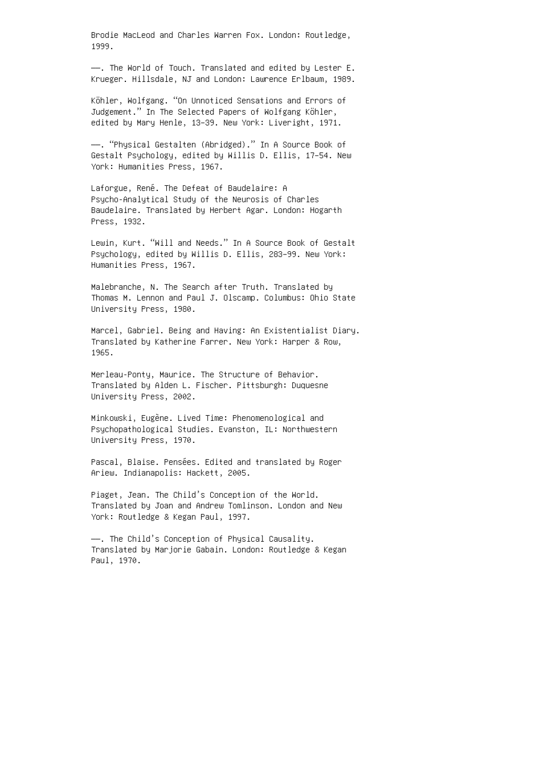Brodie MacLeod and Charles Warren Fox. London: Routledge, 1999.

——. The World of Touch. Translated and edited by Lester E. Krueger. Hillsdale, NJ and London: Lawrence Erlbaum, 1989.

Köhler, Wolfgang. "On Unnoticed Sensations and Errors of Judgement." In The Selected Papers of Wolfgang Köhler, edited by Mary Henle, 13–39. New York: Liveright, 1971.

——. "Physical Gestalten (Abridged)." In A Source Book of Gestalt Psychology, edited by Willis D. Ellis, 17–54. New York: Humanities Press, 1967.

Laforgue, René. The Defeat of Baudelaire: A Psycho-Analytical Study of the Neurosis of Charles Baudelaire. Translated by Herbert Agar. London: Hogarth Press, 1932.

Lewin, Kurt. "Will and Needs." In A Source Book of Gestalt Psychology, edited by Willis D. Ellis, 283–99. New York: Humanities Press, 1967.

Malebranche, N. The Search after Truth. Translated by Thomas M. Lennon and Paul J. Olscamp. Columbus: Ohio State University Press, 1980.

Marcel, Gabriel. Being and Having: An Existentialist Diary. Translated by Katherine Farrer. New York: Harper & Row, 1965.

Merleau-Ponty, Maurice. The Structure of Behavior. Translated by Alden L. Fischer. Pittsburgh: Duquesne University Press, 2002.

Minkowski, Eugène. Lived Time: Phenomenological and Psychopathological Studies. Evanston, IL: Northwestern University Press, 1970.

Pascal, Blaise. Pensées. Edited and translated by Roger Ariew. Indianapolis: Hackett, 2005.

Piaget, Jean. The Child's Conception of the World. Translated by Joan and Andrew Tomlinson. London and New York: Routledge & Kegan Paul, 1997.

——. The Child's Conception of Physical Causality. Translated by Marjorie Gabain. London: Routledge & Kegan Paul, 1970.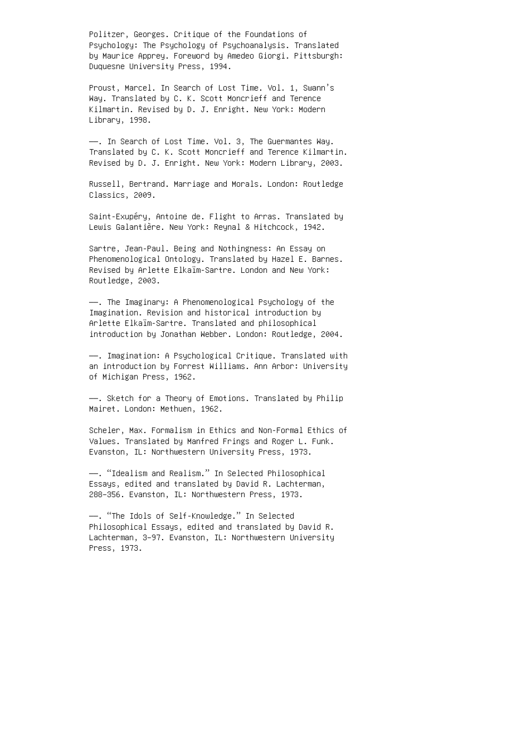Politzer, Georges. Critique of the Foundations of Psychology: The Psychology of Psychoanalysis. Translated by Maurice Apprey. Foreword by Amedeo Giorgi. Pittsburgh: Duquesne University Press, 1994.

Proust, Marcel. In Search of Lost Time. Vol. 1, Swann's Way. Translated by C. K. Scott Moncrieff and Terence Kilmartin. Revised by D. J. Enright. New York: Modern Library, 1998.

——. In Search of Lost Time. Vol. 3, The Guermantes Way. Translated by C. K. Scott Moncrieff and Terence Kilmartin. Revised by D. J. Enright. New York: Modern Library, 2003.

Russell, Bertrand. Marriage and Morals. London: Routledge Classics, 2009.

Saint-Exupéry, Antoine de. Flight to Arras. Translated by Lewis Galantière. New York: Reynal & Hitchcock, 1942.

Sartre, Jean-Paul. Being and Nothingness: An Essay on Phenomenological Ontology. Translated by Hazel E. Barnes. Revised by Arlette Elkaïm-Sartre. London and New York: Routledge, 2003.

——. The Imaginary: A Phenomenological Psychology of the Imagination. Revision and historical introduction by Arlette Elkaïm-Sartre. Translated and philosophical introduction by Jonathan Webber. London: Routledge, 2004.

——. Imagination: A Psychological Critique. Translated with an introduction by Forrest Williams. Ann Arbor: University of Michigan Press, 1962.

——. Sketch for a Theory of Emotions. Translated by Philip Mairet. London: Methuen, 1962.

Scheler, Max. Formalism in Ethics and Non-Formal Ethics of Values. Translated by Manfred Frings and Roger L. Funk. Evanston, IL: Northwestern University Press, 1973.

——. "Idealism and Realism." In Selected Philosophical Essays, edited and translated by David R. Lachterman, 288–356. Evanston, IL: Northwestern Press, 1973.

——. "The Idols of Self-Knowledge." In Selected Philosophical Essays, edited and translated by David R. Lachterman, 3–97. Evanston, IL: Northwestern University Press, 1973.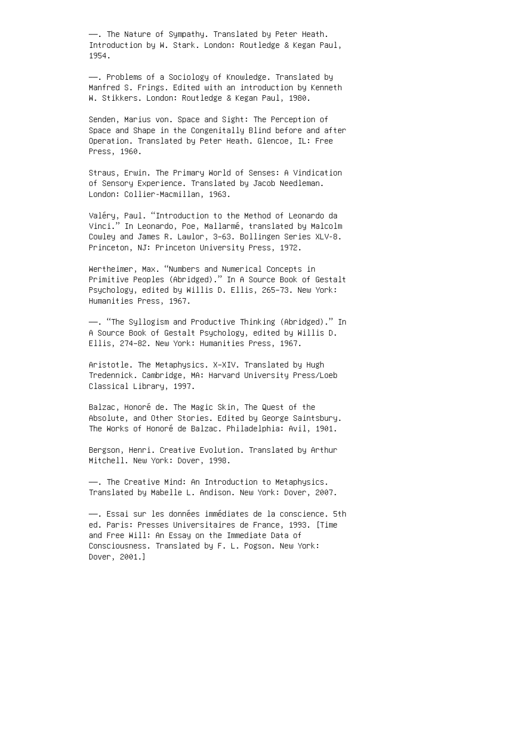——. The Nature of Sympathy. Translated by Peter Heath. Introduction by W. Stark. London: Routledge & Kegan Paul, 1954.

——. Problems of a Sociology of Knowledge. Translated by Manfred S. Frings. Edited with an introduction by Kenneth W. Stikkers. London: Routledge & Kegan Paul, 1980.

Senden, Marius von. Space and Sight: The Perception of Space and Shape in the Congenitally Blind before and after Operation. Translated by Peter Heath. Glencoe, IL: Free Press, 1960.

Straus, Erwin. The Primary World of Senses: A Vindication of Sensory Experience. Translated by Jacob Needleman. London: Collier-Macmillan, 1963.

Valéry, Paul. “Introduction to the Method of Leonardo da Vinci.” In Leonardo, Poe, Mallarmé, translated by Malcolm Cowley and James R. Lawlor, 3–63. Bollingen Series XLV-8. Princeton, NJ: Princeton University Press, 1972.

Wertheimer, Max. “Numbers and Numerical Concepts in Primitive Peoples (Abridged).” In A Source Book of Gestalt Psychology, edited by Willis D. Ellis, 265–73. New York: Humanities Press, 1967.

——. “The Syllogism and Productive Thinking (Abridged).” In A Source Book of Gestalt Psychology, edited by Willis D. Ellis, 274–82. New York: Humanities Press, 1967.

Aristotle. The Metaphysics. X–XIV. Translated by Hugh Tredennick. Cambridge, MA: Harvard University Press/Loeb Classical Library, 1997.

Balzac, Honoré de. The Magic Skin, The Quest of the Absolute, and Other Stories. Edited by George Saintsbury. The Works of Honoré de Balzac. Philadelphia: Avil, 1901.

Bergson, Henri. Creative Evolution. Translated by Arthur Mitchell. New York: Dover, 1998.

——. The Creative Mind: An Introduction to Metaphysics. Translated by Mabelle L. Andison. New York: Dover, 2007.

——. Essai sur les données immédiates de la conscience. 5th ed. Paris: Presses Universitaires de France, 1993. [Time and Free Will: An Essay on the Immediate Data of Consciousness. Translated by F. L. Pogson. New York: Dover, 2001.]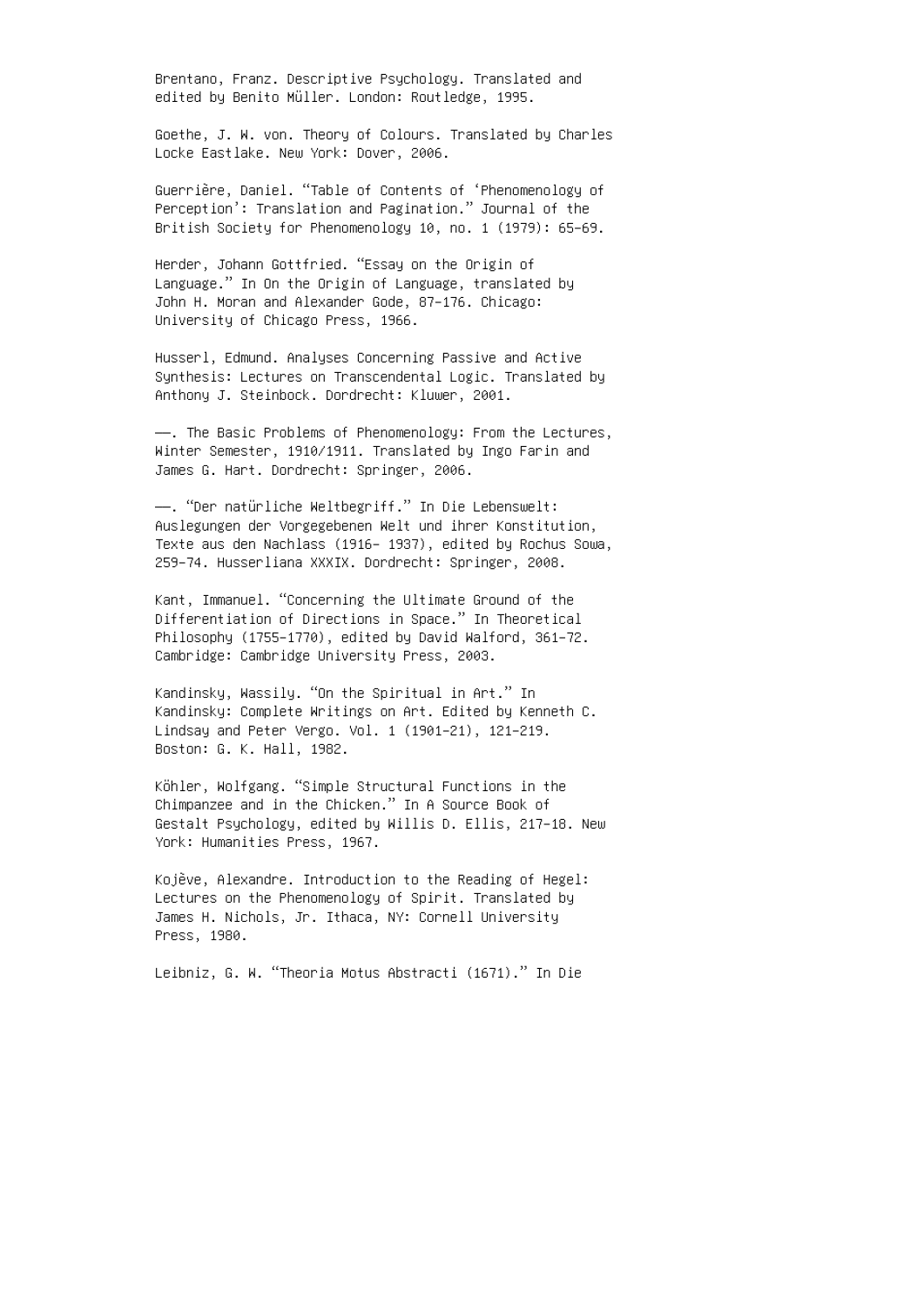Brentano, Franz. Descriptive Psychology. Translated and edited by Benito Müller. London: Routledge, 1995.

Goethe, J. W. von. Theory of Colours. Translated by Charles Locke Eastlake. New York: Dover, 2006.

Guerrière, Daniel. "Table of Contents of 'Phenomenology of Perception': Translation and Pagination." Journal of the British Society for Phenomenology 10, no. 1 (1979): 65–69.

Herder, Johann Gottfried. "Essay on the Origin of Language." In On the Origin of Language, translated by John H. Moran and Alexander Gode, 87–176. Chicago: University of Chicago Press, 1966.

Husserl, Edmund. Analyses Concerning Passive and Active Synthesis: Lectures on Transcendental Logic. Translated by Anthony J. Steinbock. Dordrecht: Kluwer, 2001.

——. The Basic Problems of Phenomenology: From the Lectures, Winter Semester, 1910/1911. Translated by Ingo Farin and James G. Hart. Dordrecht: Springer, 2006.

——. "Der natürliche Weltbegriff." In Die Lebenswelt: Auslegungen der Vorgegebenen Welt und ihrer Konstitution, Texte aus den Nachlass (1916– 1937), edited by Rochus Sowa, 259–74. Husserliana XXXIX. Dordrecht: Springer, 2008.

Kant, Immanuel. "Concerning the Ultimate Ground of the Differentiation of Directions in Space." In Theoretical Philosophy (1755–1770), edited by David Walford, 361–72. Cambridge: Cambridge University Press, 2003.

Kandinsky, Wassily. "On the Spiritual in Art." In Kandinsky: Complete Writings on Art. Edited by Kenneth C. Lindsay and Peter Vergo. Vol. 1 (1901–21), 121–219. Boston: G. K. Hall, 1982.

Köhler, Wolfgang. "Simple Structural Functions in the Chimpanzee and in the Chicken." In A Source Book of Gestalt Psychology, edited by Willis D. Ellis, 217–18. New York: Humanities Press, 1967.

Kojève, Alexandre. Introduction to the Reading of Hegel: Lectures on the Phenomenology of Spirit. Translated by James H. Nichols, Jr. Ithaca, NY: Cornell University Press, 1980.

Leibniz, G. W. "Theoria Motus Abstracti (1671)." In Die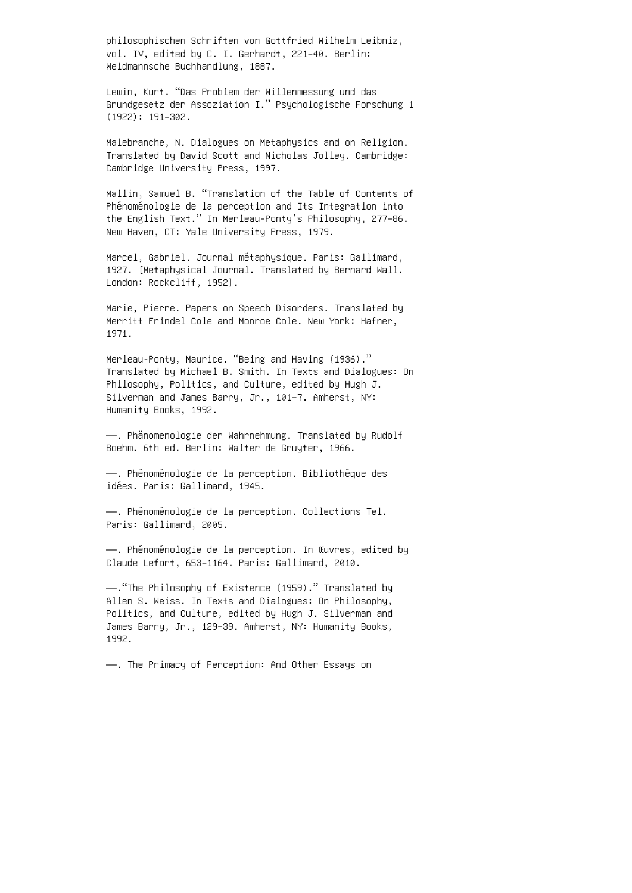philosophischen Schriften von Gottfried Wilhelm Leibniz, vol. IV, edited by C. I. Gerhardt, 221–40. Berlin: Weidmannsche Buchhandlung, 1887.

Lewin, Kurt. “Das Problem der Willenmessung und das Grundgesetz der Assoziation I.” Psychologische Forschung 1 (1922): 191–302.

Malebranche, N. Dialogues on Metaphysics and on Religion. Translated by David Scott and Nicholas Jolley. Cambridge: Cambridge University Press, 1997.

Mallin, Samuel B. “Translation of the Table of Contents of Phénoménologie de la perception and Its Integration into the English Text.” In Merleau-Ponty’s Philosophy, 277–86. New Haven, CT: Yale University Press, 1979.

Marcel, Gabriel. Journal métaphysique. Paris: Gallimard, 1927. [Metaphysical Journal. Translated by Bernard Wall. London: Rockcliff, 1952].

Marie, Pierre. Papers on Speech Disorders. Translated by Merritt Frindel Cole and Monroe Cole. New York: Hafner, 1971.

Merleau-Ponty, Maurice. “Being and Having (1936).” Translated by Michael B. Smith. In Texts and Dialogues: On Philosophy, Politics, and Culture, edited by Hugh J. Silverman and James Barry, Jr., 101–7. Amherst, NY: Humanity Books, 1992.

———. Phänomenologie der Wahrnehmung. Translated by Rudolf Boehm. 6th ed. Berlin: Walter de Gruyter, 1966.

———. Phénoménologie de la perception. Bibliothèque des idées. Paris: Gallimard, 1945.

———. Phénoménologie de la perception. Collections Tel. Paris: Gallimard, 2005.

———. Phénoménologie de la perception. In Œuvres, edited by Claude Lefort, 653–1164. Paris: Gallimard, 2010.

———.“The Philosophy of Existence (1959).” Translated by Allen S. Weiss. In Texts and Dialogues: On Philosophy, Politics, and Culture, edited by Hugh J. Silverman and James Barry, Jr., 129–39. Amherst, NY: Humanity Books, 1992.

———. The Primacy of Perception: And Other Essays on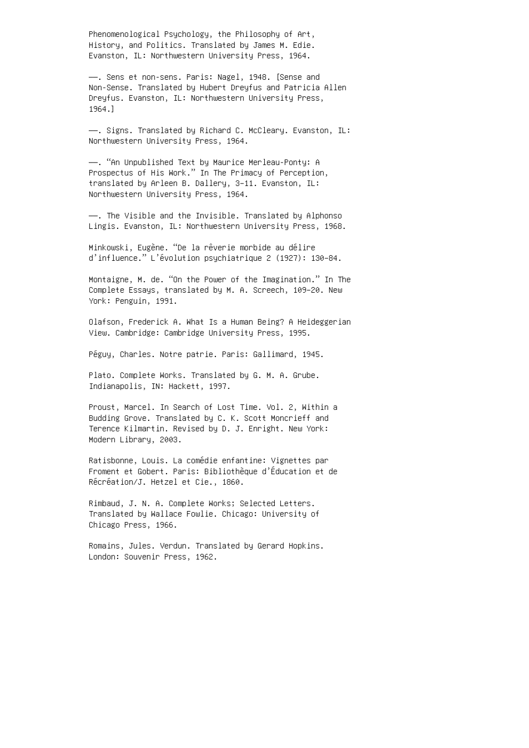Phenomenological Psychology, the Philosophy of Art, History, and Politics. Translated by James M. Edie. Evanston, IL: Northwestern University Press, 1964.

——. Sens et non-sens. Paris: Nagel, 1948. [Sense and Non-Sense. Translated by Hubert Dreyfus and Patricia Allen Dreyfus. Evanston, IL: Northwestern University Press, 1964.]

——. Signs. Translated by Richard C. McCleary. Evanston, IL: Northwestern University Press, 1964.

——. "An Unpublished Text by Maurice Merleau-Ponty: A Prospectus of His Work." In The Primacy of Perception, translated by Arleen B. Dallery, 3–11. Evanston, IL: Northwestern University Press, 1964.

——. The Visible and the Invisible. Translated by Alphonso Lingis. Evanston, IL: Northwestern University Press, 1968.

Minkowski, Eugène. "De la rêverie morbide au délire d'influence." L'évolution psychiatrique 2 (1927): 130–84.

Montaigne, M. de. "On the Power of the Imagination." In The Complete Essays, translated by M. A. Screech, 109–20. New York: Penguin, 1991.

Olafson, Frederick A. What Is a Human Being? A Heideggerian View. Cambridge: Cambridge University Press, 1995.

Péguy, Charles. Notre patrie. Paris: Gallimard, 1945.

Plato. Complete Works. Translated by G. M. A. Grube. Indianapolis, IN: Hackett, 1997.

Proust, Marcel. In Search of Lost Time. Vol. 2, Within a Budding Grove. Translated by C. K. Scott Moncrieff and Terence Kilmartin. Revised by D. J. Enright. New York: Modern Library, 2003.

Ratisbonne, Louis. La comédie enfantine: Vignettes par Froment et Gobert. Paris: Bibliothèque d'Éducation et de Récréation/J. Hetzel et Cie., 1860.

Rimbaud, J. N. A. Complete Works; Selected Letters. Translated by Wallace Fowlie. Chicago: University of Chicago Press, 1966.

Romains, Jules. Verdun. Translated by Gerard Hopkins. London: Souvenir Press, 1962.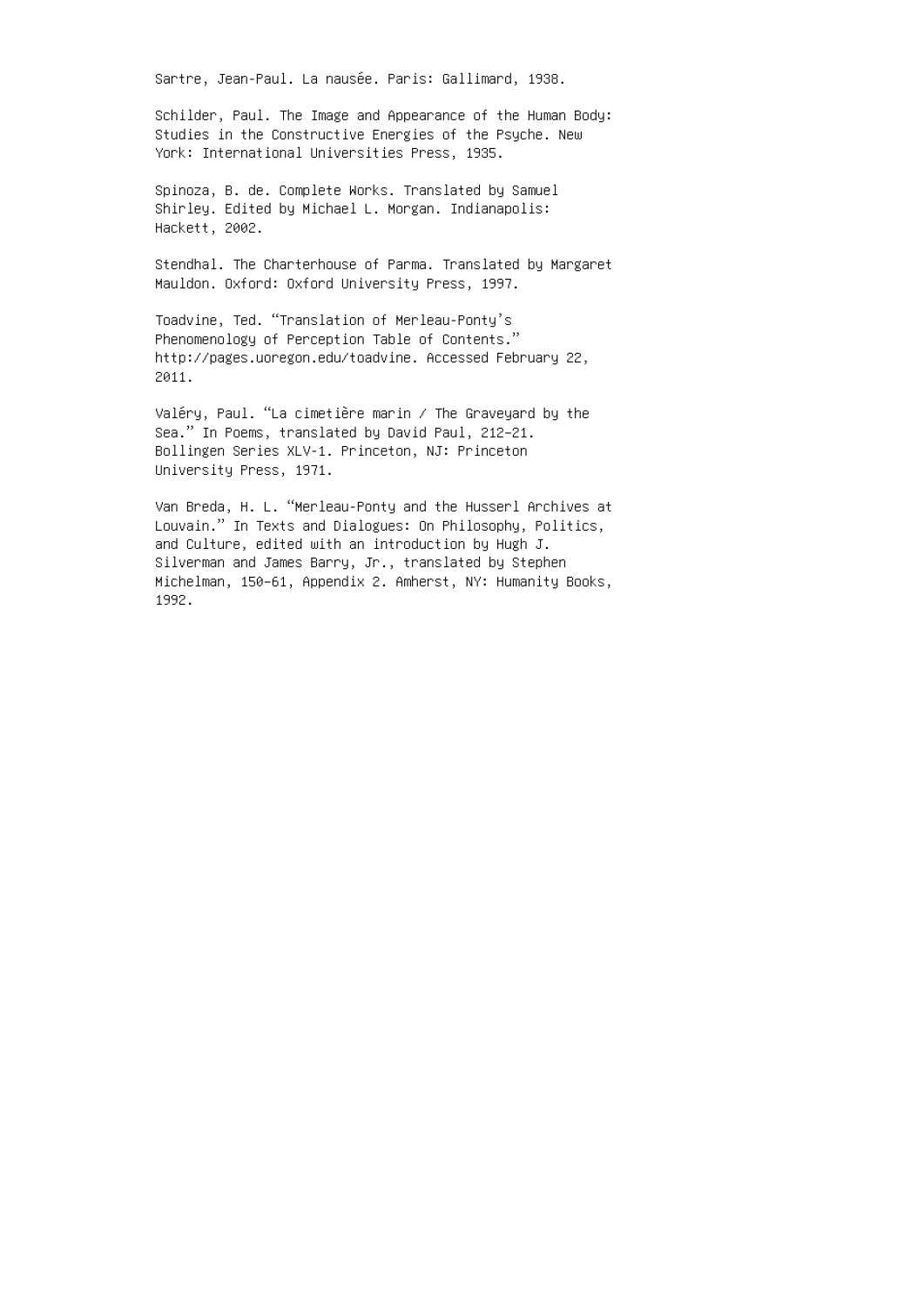Sartre, Jean-Paul. La nausée. Paris: Gallimard, 1938.

Schilder, Paul. The Image and Appearance of the Human Body: Studies in the Constructive Energies of the Psyche. New York: International Universities Press, 1935.

Spinoza, B. de. Complete Works. Translated by Samuel Shirley. Edited by Michael L. Morgan. Indianapolis: Hackett, 2002.

Stendhal. The Charterhouse of Parma. Translated by Margaret Mauldon. Oxford: Oxford University Press, 1997.

Toadvine, Ted. "Translation of Merleau-Ponty's Phenomenology of Perception Table of Contents." http://pages.uoregon.edu/toadvine. Accessed February 22, 2011.

Valéry, Paul. "La cimetière marin / The Graveyard by the Sea." In Poems, translated by David Paul, 212–21. Bollingen Series XLV-1. Princeton, NJ: Princeton University Press, 1971.

Van Breda, H. L. "Merleau-Ponty and the Husserl Archives at Louvain." In Texts and Dialogues: On Philosophy, Politics, and Culture, edited with an introduction by Hugh J. Silverman and James Barry, Jr., translated by Stephen Michelman, 150–61, Appendix 2. Amherst, NY: Humanity Books, 1992.